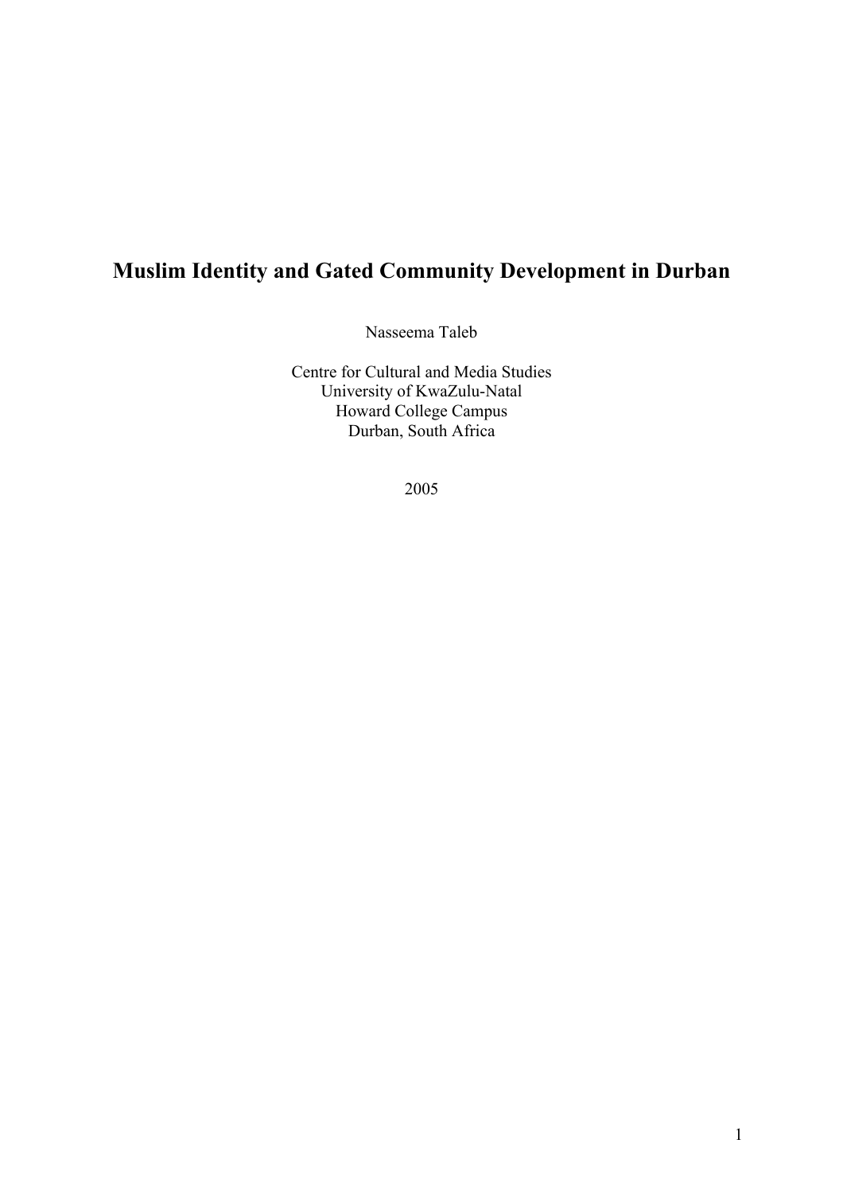# Muslim Identity and Gated Community Development in Durban

Nasseema Taleb

Centre for Cultural and Media Studies
University of KwaZulu-Natal
Howard College Campus
Durban, South Africa

2005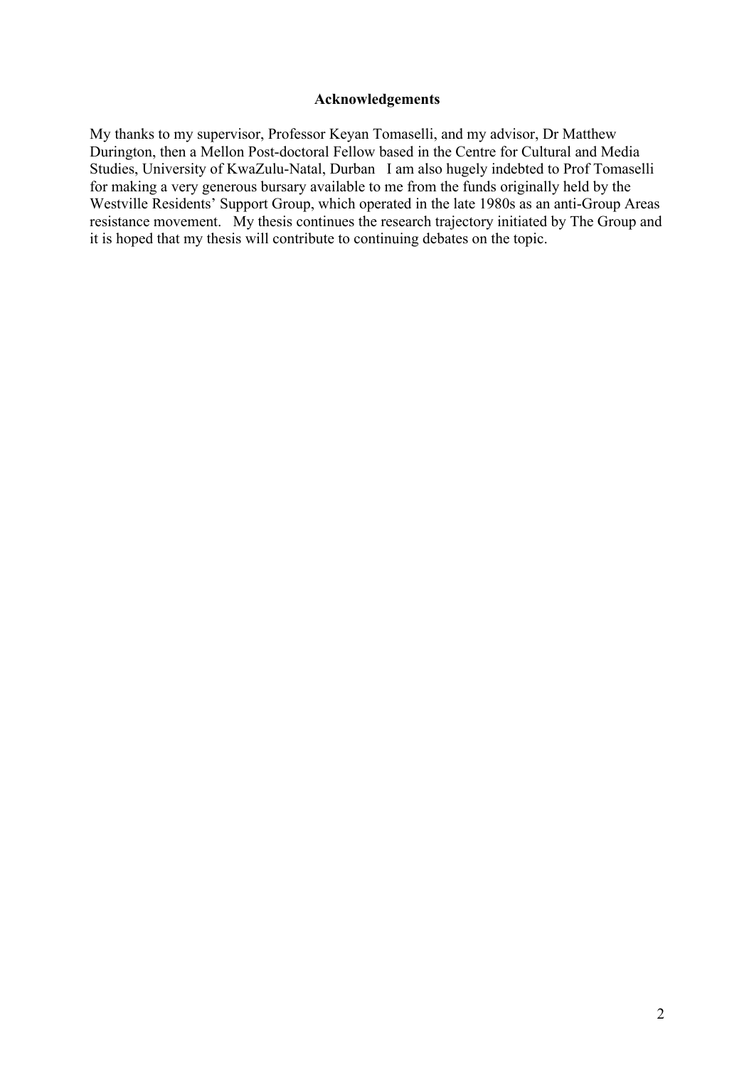## Acknowledgements

My thanks to my supervisor, Professor Keyan Tomaselli, and my advisor, Dr Matthew Durington, then a Mellon Post-doctoral Fellow based in the Centre for Cultural and Media Studies, University of KwaZulu-Natal, Durban   I am also hugely indebted to Prof Tomaselli for making a very generous bursary available to me from the funds originally held by the Westville Residents' Support Group, which operated in the late 1980s as an anti-Group Areas resistance movement.   My thesis continues the research trajectory initiated by The Group and it is hoped that my thesis will contribute to continuing debates on the topic.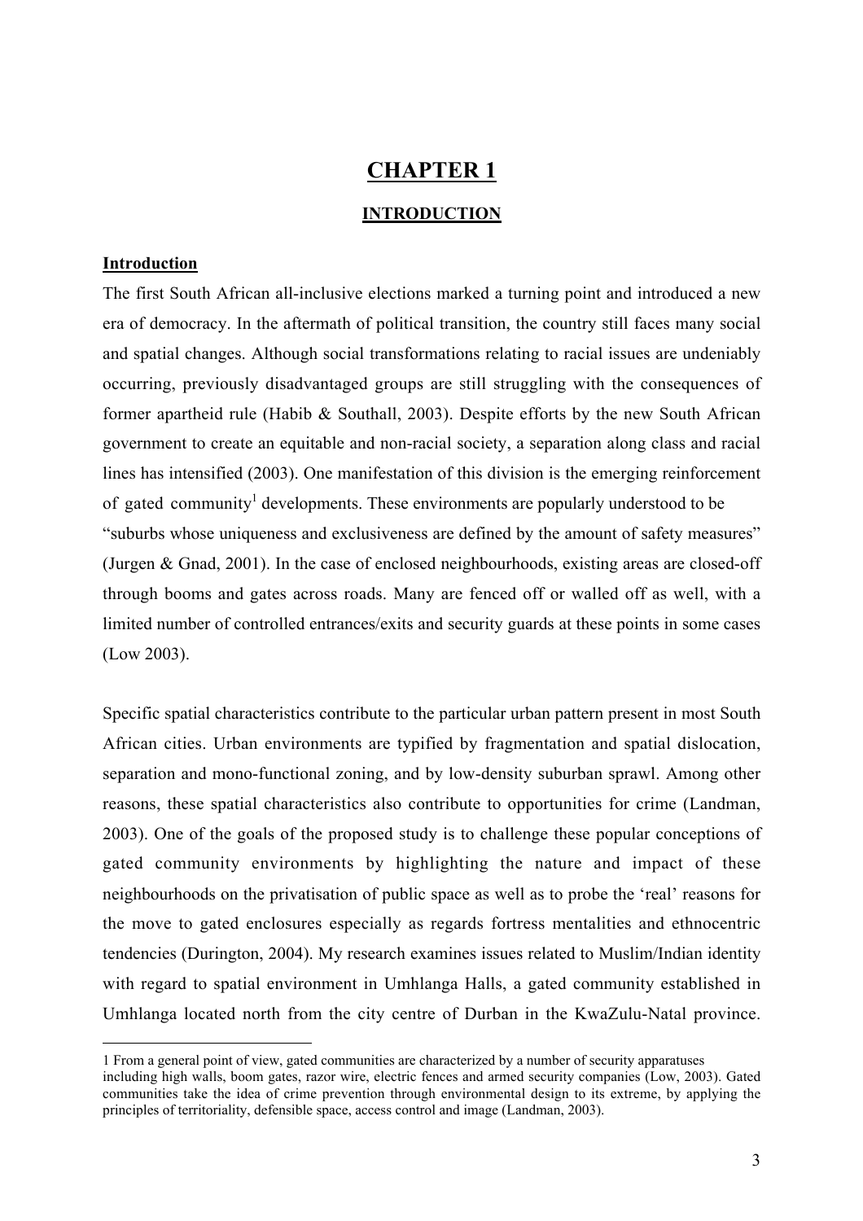# CHAPTER 1

## INTRODUCTION

### Introduction

The first South African all-inclusive elections marked a turning point and introduced a new era of democracy. In the aftermath of political transition, the country still faces many social and spatial changes. Although social transformations relating to racial issues are undeniably occurring, previously disadvantaged groups are still struggling with the consequences of former apartheid rule (Habib & Southall, 2003). Despite efforts by the new South African government to create an equitable and non-racial society, a separation along class and racial lines has intensified (2003). One manifestation of this division is the emerging reinforcement of gated community[1] developments. These environments are popularly understood to be "suburbs whose uniqueness and exclusiveness are defined by the amount of safety measures" (Jurgen & Gnad, 2001). In the case of enclosed neighbourhoods, existing areas are closed-off through booms and gates across roads. Many are fenced off or walled off as well, with a limited number of controlled entrances/exits and security guards at these points in some cases (Low 2003).

Specific spatial characteristics contribute to the particular urban pattern present in most South African cities. Urban environments are typified by fragmentation and spatial dislocation, separation and mono-functional zoning, and by low-density suburban sprawl. Among other reasons, these spatial characteristics also contribute to opportunities for crime (Landman, 2003). One of the goals of the proposed study is to challenge these popular conceptions of gated community environments by highlighting the nature and impact of these neighbourhoods on the privatisation of public space as well as to probe the 'real' reasons for the move to gated enclosures especially as regards fortress mentalities and ethnocentric tendencies (Durington, 2004). My research examines issues related to Muslim/Indian identity with regard to spatial environment in Umhlanga Halls, a gated community established in Umhlanga located north from the city centre of Durban in the KwaZulu-Natal province.

---

1 From a general point of view, gated communities are characterized by a number of security apparatuses including high walls, boom gates, razor wire, electric fences and armed security companies (Low, 2003). Gated communities take the idea of crime prevention through environmental design to its extreme, by applying the principles of territoriality, defensible space, access control and image (Landman, 2003).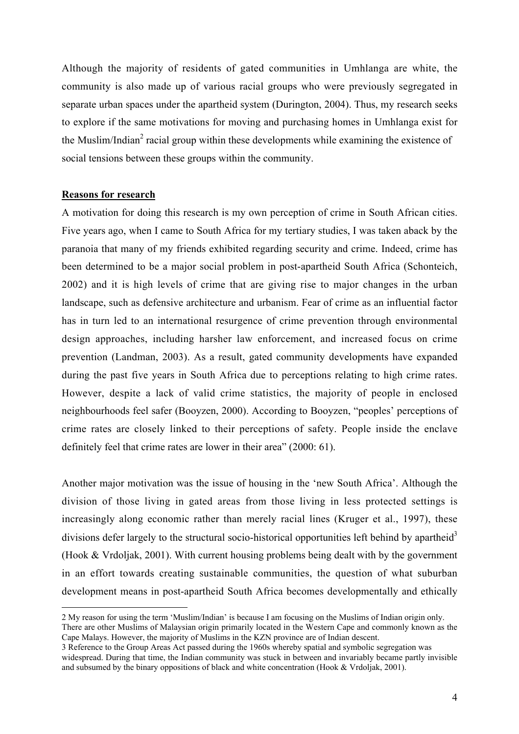Although the majority of residents of gated communities in Umhlanga are white, the community is also made up of various racial groups who were previously segregated in separate urban spaces under the apartheid system (Durington, 2004). Thus, my research seeks to explore if the same motivations for moving and purchasing homes in Umhlanga exist for the Muslim/Indian[2] racial group within these developments while examining the existence of social tensions between these groups within the community.

**Reasons for research**

A motivation for doing this research is my own perception of crime in South African cities. Five years ago, when I came to South Africa for my tertiary studies, I was taken aback by the paranoia that many of my friends exhibited regarding security and crime. Indeed, crime has been determined to be a major social problem in post-apartheid South Africa (Schonteich, 2002) and it is high levels of crime that are giving rise to major changes in the urban landscape, such as defensive architecture and urbanism. Fear of crime as an influential factor has in turn led to an international resurgence of crime prevention through environmental design approaches, including harsher law enforcement, and increased focus on crime prevention (Landman, 2003). As a result, gated community developments have expanded during the past five years in South Africa due to perceptions relating to high crime rates. However, despite a lack of valid crime statistics, the majority of people in enclosed neighbourhoods feel safer (Booyzen, 2000). According to Booyzen, "peoples' perceptions of crime rates are closely linked to their perceptions of safety. People inside the enclave definitely feel that crime rates are lower in their area" (2000: 61).

Another major motivation was the issue of housing in the 'new South Africa'. Although the division of those living in gated areas from those living in less protected settings is increasingly along economic rather than merely racial lines (Kruger et al., 1997), these divisions defer largely to the structural socio-historical opportunities left behind by apartheid[3] (Hook & Vrdoljak, 2001). With current housing problems being dealt with by the government in an effort towards creating sustainable communities, the question of what suburban development means in post-apartheid South Africa becomes developmentally and ethically

---

2 My reason for using the term 'Muslim/Indian' is because I am focusing on the Muslims of Indian origin only. There are other Muslims of Malaysian origin primarily located in the Western Cape and commonly known as the Cape Malays. However, the majority of Muslims in the KZN province are of Indian descent.

3 Reference to the Group Areas Act passed during the 1960s whereby spatial and symbolic segregation was widespread. During that time, the Indian community was stuck in between and invariably became partly invisible and subsumed by the binary oppositions of black and white concentration (Hook & Vrdoljak, 2001).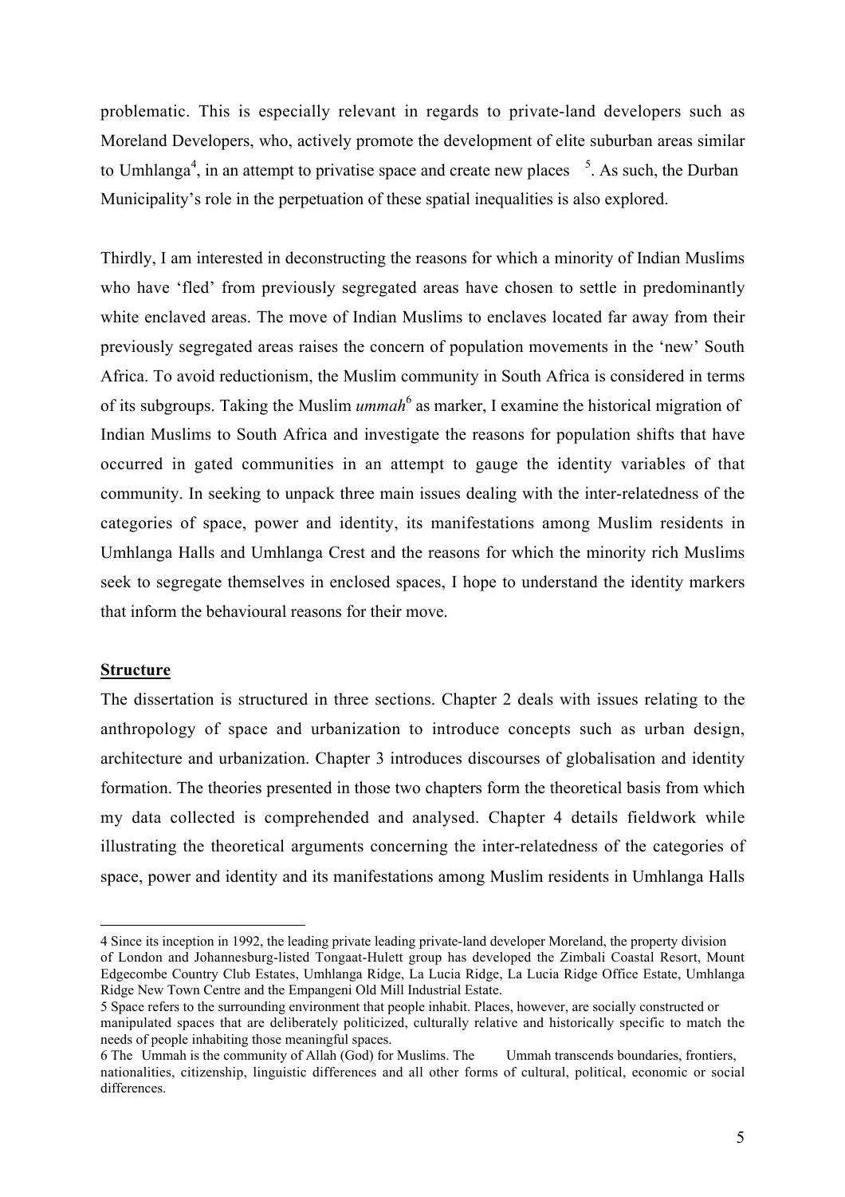problematic. This is especially relevant in regards to private-land developers such as Moreland Developers, who, actively promote the development of elite suburban areas similar to Umhlanga[4], in an attempt to privatise space and create new places [5]. As such, the Durban Municipality's role in the perpetuation of these spatial inequalities is also explored.

Thirdly, I am interested in deconstructing the reasons for which a minority of Indian Muslims who have 'fled' from previously segregated areas have chosen to settle in predominantly white enclaved areas. The move of Indian Muslims to enclaves located far away from their previously segregated areas raises the concern of population movements in the 'new' South Africa. To avoid reductionism, the Muslim community in South Africa is considered in terms of its subgroups. Taking the Muslim *ummah*[6] as marker, I examine the historical migration of Indian Muslims to South Africa and investigate the reasons for population shifts that have occurred in gated communities in an attempt to gauge the identity variables of that community. In seeking to unpack three main issues dealing with the inter-relatedness of the categories of space, power and identity, its manifestations among Muslim residents in Umhlanga Halls and Umhlanga Crest and the reasons for which the minority rich Muslims seek to segregate themselves in enclosed spaces, I hope to understand the identity markers that inform the behavioural reasons for their move.

**Structure**

The dissertation is structured in three sections. Chapter 2 deals with issues relating to the anthropology of space and urbanization to introduce concepts such as urban design, architecture and urbanization. Chapter 3 introduces discourses of globalisation and identity formation. The theories presented in those two chapters form the theoretical basis from which my data collected is comprehended and analysed. Chapter 4 details fieldwork while illustrating the theoretical arguments concerning the inter-relatedness of the categories of space, power and identity and its manifestations among Muslim residents in Umhlanga Halls

---

4 Since its inception in 1992, the leading private leading private-land developer Moreland, the property division of London and Johannesburg-listed Tongaat-Hulett group has developed the Zimbali Coastal Resort, Mount Edgecombe Country Club Estates, Umhlanga Ridge, La Lucia Ridge, La Lucia Ridge Office Estate, Umhlanga Ridge New Town Centre and the Empangeni Old Mill Industrial Estate.

5 Space refers to the surrounding environment that people inhabit. Places, however, are socially constructed or manipulated spaces that are deliberately politicized, culturally relative and historically specific to match the needs of people inhabiting those meaningful spaces.

6 The Ummah is the community of Allah (God) for Muslims. The Ummah transcends boundaries, frontiers, nationalities, citizenship, linguistic differences and all other forms of cultural, political, economic or social differences.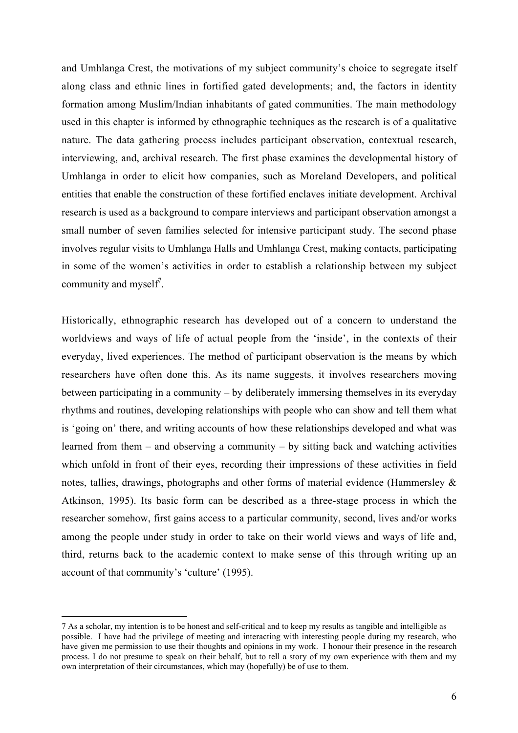and Umhlanga Crest, the motivations of my subject community's choice to segregate itself along class and ethnic lines in fortified gated developments; and, the factors in identity formation among Muslim/Indian inhabitants of gated communities. The main methodology used in this chapter is informed by ethnographic techniques as the research is of a qualitative nature. The data gathering process includes participant observation, contextual research, interviewing, and, archival research. The first phase examines the developmental history of Umhlanga in order to elicit how companies, such as Moreland Developers, and political entities that enable the construction of these fortified enclaves initiate development. Archival research is used as a background to compare interviews and participant observation amongst a small number of seven families selected for intensive participant study. The second phase involves regular visits to Umhlanga Halls and Umhlanga Crest, making contacts, participating in some of the women's activities in order to establish a relationship between my subject community and myself[7].

Historically, ethnographic research has developed out of a concern to understand the worldviews and ways of life of actual people from the 'inside', in the contexts of their everyday, lived experiences. The method of participant observation is the means by which researchers have often done this. As its name suggests, it involves researchers moving between participating in a community – by deliberately immersing themselves in its everyday rhythms and routines, developing relationships with people who can show and tell them what is 'going on' there, and writing accounts of how these relationships developed and what was learned from them – and observing a community – by sitting back and watching activities which unfold in front of their eyes, recording their impressions of these activities in field notes, tallies, drawings, photographs and other forms of material evidence (Hammersley & Atkinson, 1995). Its basic form can be described as a three-stage process in which the researcher somehow, first gains access to a particular community, second, lives and/or works among the people under study in order to take on their world views and ways of life and, third, returns back to the academic context to make sense of this through writing up an account of that community's 'culture' (1995).

---

7 As a scholar, my intention is to be honest and self-critical and to keep my results as tangible and intelligible as possible. I have had the privilege of meeting and interacting with interesting people during my research, who have given me permission to use their thoughts and opinions in my work. I honour their presence in the research process. I do not presume to speak on their behalf, but to tell a story of my own experience with them and my own interpretation of their circumstances, which may (hopefully) be of use to them.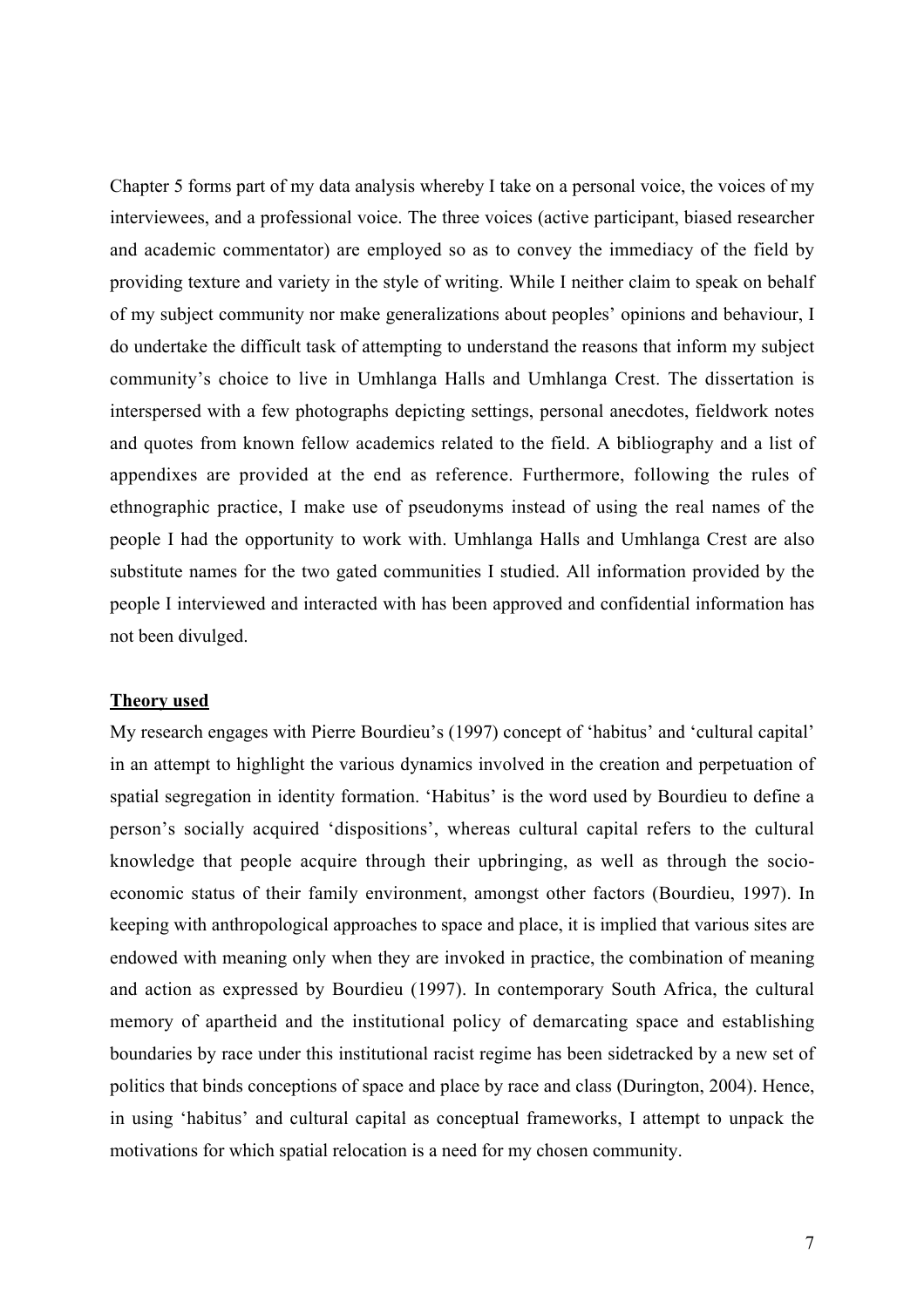Chapter 5 forms part of my data analysis whereby I take on a personal voice, the voices of my interviewees, and a professional voice. The three voices (active participant, biased researcher and academic commentator) are employed so as to convey the immediacy of the field by providing texture and variety in the style of writing. While I neither claim to speak on behalf of my subject community nor make generalizations about peoples' opinions and behaviour, I do undertake the difficult task of attempting to understand the reasons that inform my subject community's choice to live in Umhlanga Halls and Umhlanga Crest. The dissertation is interspersed with a few photographs depicting settings, personal anecdotes, fieldwork notes and quotes from known fellow academics related to the field. A bibliography and a list of appendixes are provided at the end as reference. Furthermore, following the rules of ethnographic practice, I make use of pseudonyms instead of using the real names of the people I had the opportunity to work with. Umhlanga Halls and Umhlanga Crest are also substitute names for the two gated communities I studied. All information provided by the people I interviewed and interacted with has been approved and confidential information has not been divulged.

**Theory used**

My research engages with Pierre Bourdieu's (1997) concept of 'habitus' and 'cultural capital' in an attempt to highlight the various dynamics involved in the creation and perpetuation of spatial segregation in identity formation. 'Habitus' is the word used by Bourdieu to define a person's socially acquired 'dispositions', whereas cultural capital refers to the cultural knowledge that people acquire through their upbringing, as well as through the socio-economic status of their family environment, amongst other factors (Bourdieu, 1997). In keeping with anthropological approaches to space and place, it is implied that various sites are endowed with meaning only when they are invoked in practice, the combination of meaning and action as expressed by Bourdieu (1997). In contemporary South Africa, the cultural memory of apartheid and the institutional policy of demarcating space and establishing boundaries by race under this institutional racist regime has been sidetracked by a new set of politics that binds conceptions of space and place by race and class (Durington, 2004). Hence, in using 'habitus' and cultural capital as conceptual frameworks, I attempt to unpack the motivations for which spatial relocation is a need for my chosen community.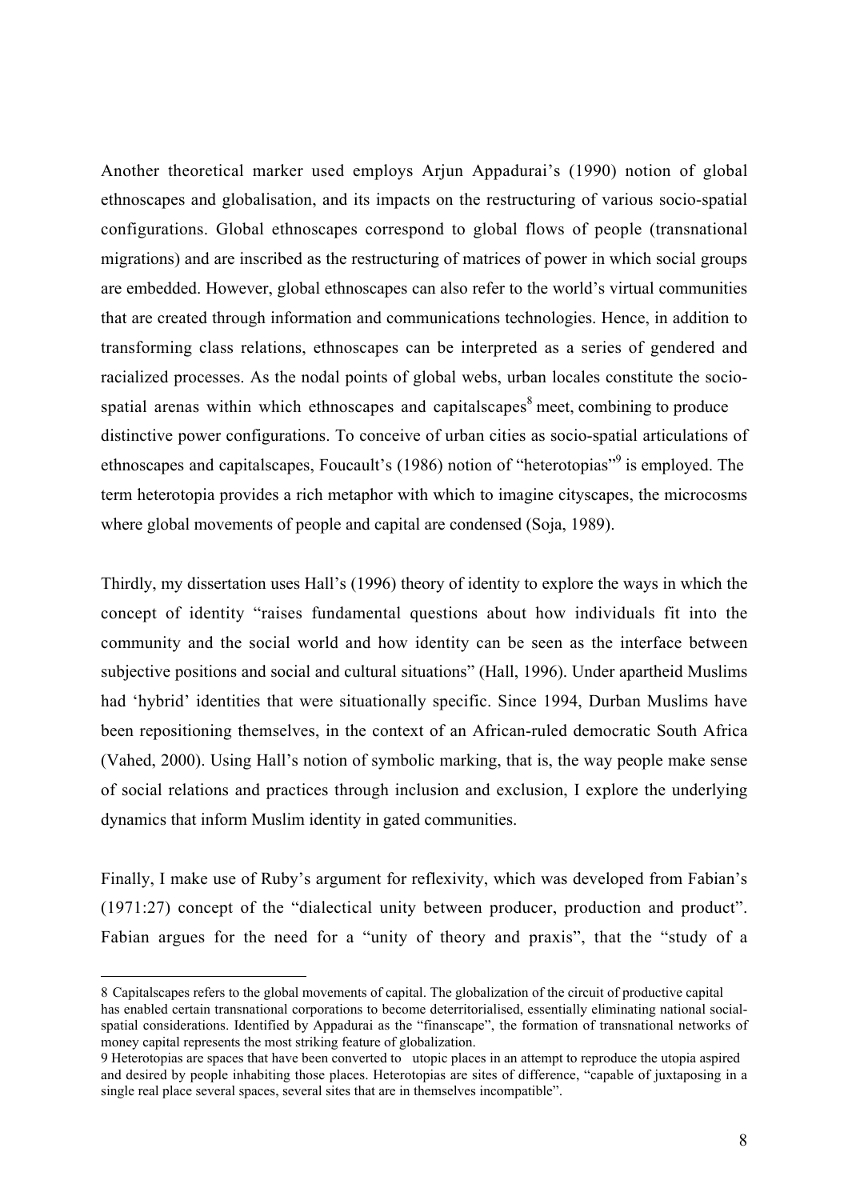Another theoretical marker used employs Arjun Appadurai's (1990) notion of global ethnoscapes and globalisation, and its impacts on the restructuring of various socio-spatial configurations. Global ethnoscapes correspond to global flows of people (transnational migrations) and are inscribed as the restructuring of matrices of power in which social groups are embedded. However, global ethnoscapes can also refer to the world's virtual communities that are created through information and communications technologies. Hence, in addition to transforming class relations, ethnoscapes can be interpreted as a series of gendered and racialized processes. As the nodal points of global webs, urban locales constitute the socio-spatial arenas within which ethnoscapes and capitalscapes[8] meet, combining to produce distinctive power configurations. To conceive of urban cities as socio-spatial articulations of ethnoscapes and capitalscapes, Foucault's (1986) notion of "heterotopias"[9] is employed. The term heterotopia provides a rich metaphor with which to imagine cityscapes, the microcosms where global movements of people and capital are condensed (Soja, 1989).

Thirdly, my dissertation uses Hall's (1996) theory of identity to explore the ways in which the concept of identity "raises fundamental questions about how individuals fit into the community and the social world and how identity can be seen as the interface between subjective positions and social and cultural situations" (Hall, 1996). Under apartheid Muslims had 'hybrid' identities that were situationally specific. Since 1994, Durban Muslims have been repositioning themselves, in the context of an African-ruled democratic South Africa (Vahed, 2000). Using Hall's notion of symbolic marking, that is, the way people make sense of social relations and practices through inclusion and exclusion, I explore the underlying dynamics that inform Muslim identity in gated communities.

Finally, I make use of Ruby's argument for reflexivity, which was developed from Fabian's (1971:27) concept of the "dialectical unity between producer, production and product". Fabian argues for the need for a "unity of theory and praxis", that the "study of a

---

8 Capitalscapes refers to the global movements of capital. The globalization of the circuit of productive capital has enabled certain transnational corporations to become deterritorialised, essentially eliminating national social-spatial considerations. Identified by Appadurai as the "finanscape", the formation of transnational networks of money capital represents the most striking feature of globalization.

9 Heterotopias are spaces that have been converted to utopic places in an attempt to reproduce the utopia aspired and desired by people inhabiting those places. Heterotopias are sites of difference, "capable of juxtaposing in a single real place several spaces, several sites that are in themselves incompatible".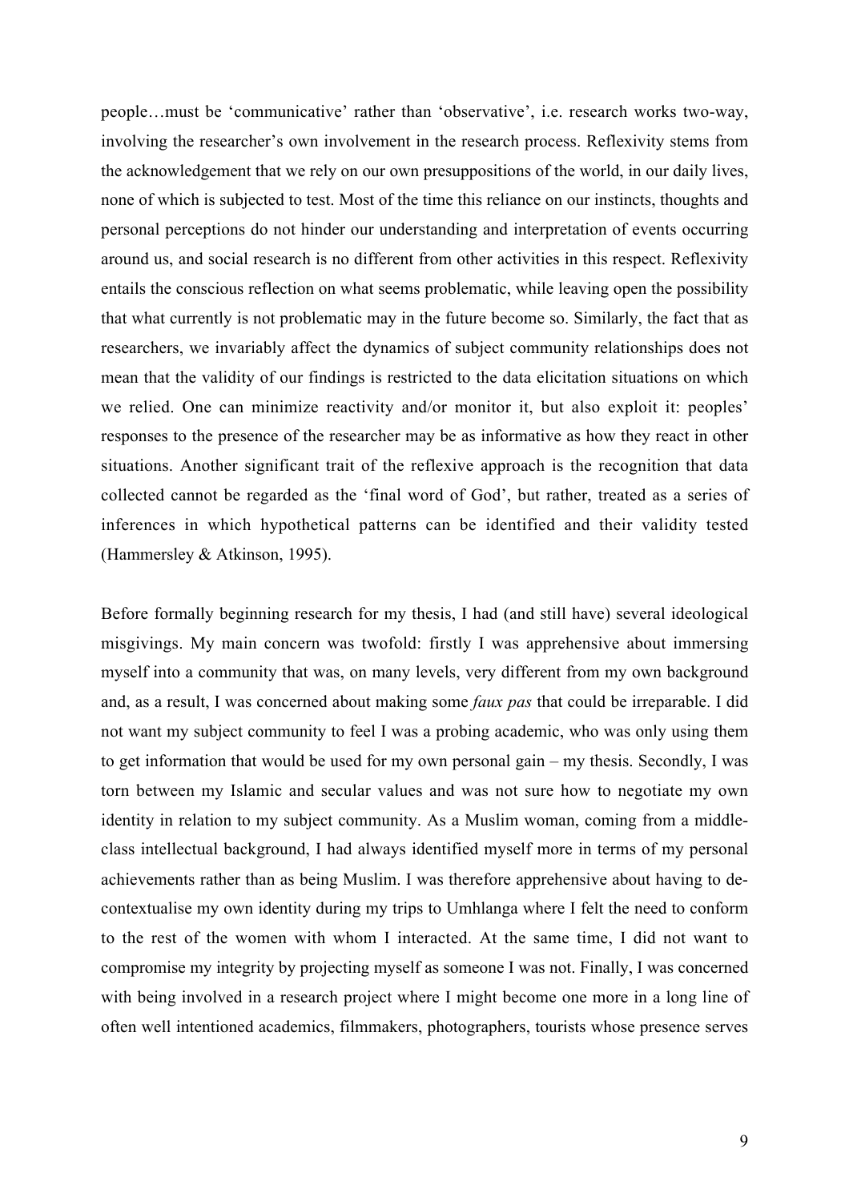people…must be 'communicative' rather than 'observative', i.e. research works two-way, involving the researcher's own involvement in the research process. Reflexivity stems from the acknowledgement that we rely on our own presuppositions of the world, in our daily lives, none of which is subjected to test. Most of the time this reliance on our instincts, thoughts and personal perceptions do not hinder our understanding and interpretation of events occurring around us, and social research is no different from other activities in this respect. Reflexivity entails the conscious reflection on what seems problematic, while leaving open the possibility that what currently is not problematic may in the future become so. Similarly, the fact that as researchers, we invariably affect the dynamics of subject community relationships does not mean that the validity of our findings is restricted to the data elicitation situations on which we relied. One can minimize reactivity and/or monitor it, but also exploit it: peoples' responses to the presence of the researcher may be as informative as how they react in other situations. Another significant trait of the reflexive approach is the recognition that data collected cannot be regarded as the 'final word of God', but rather, treated as a series of inferences in which hypothetical patterns can be identified and their validity tested (Hammersley & Atkinson, 1995).

Before formally beginning research for my thesis, I had (and still have) several ideological misgivings. My main concern was twofold: firstly I was apprehensive about immersing myself into a community that was, on many levels, very different from my own background and, as a result, I was concerned about making some *faux pas* that could be irreparable. I did not want my subject community to feel I was a probing academic, who was only using them to get information that would be used for my own personal gain – my thesis. Secondly, I was torn between my Islamic and secular values and was not sure how to negotiate my own identity in relation to my subject community. As a Muslim woman, coming from a middle-class intellectual background, I had always identified myself more in terms of my personal achievements rather than as being Muslim. I was therefore apprehensive about having to de-contextualise my own identity during my trips to Umhlanga where I felt the need to conform to the rest of the women with whom I interacted. At the same time, I did not want to compromise my integrity by projecting myself as someone I was not. Finally, I was concerned with being involved in a research project where I might become one more in a long line of often well intentioned academics, filmmakers, photographers, tourists whose presence serves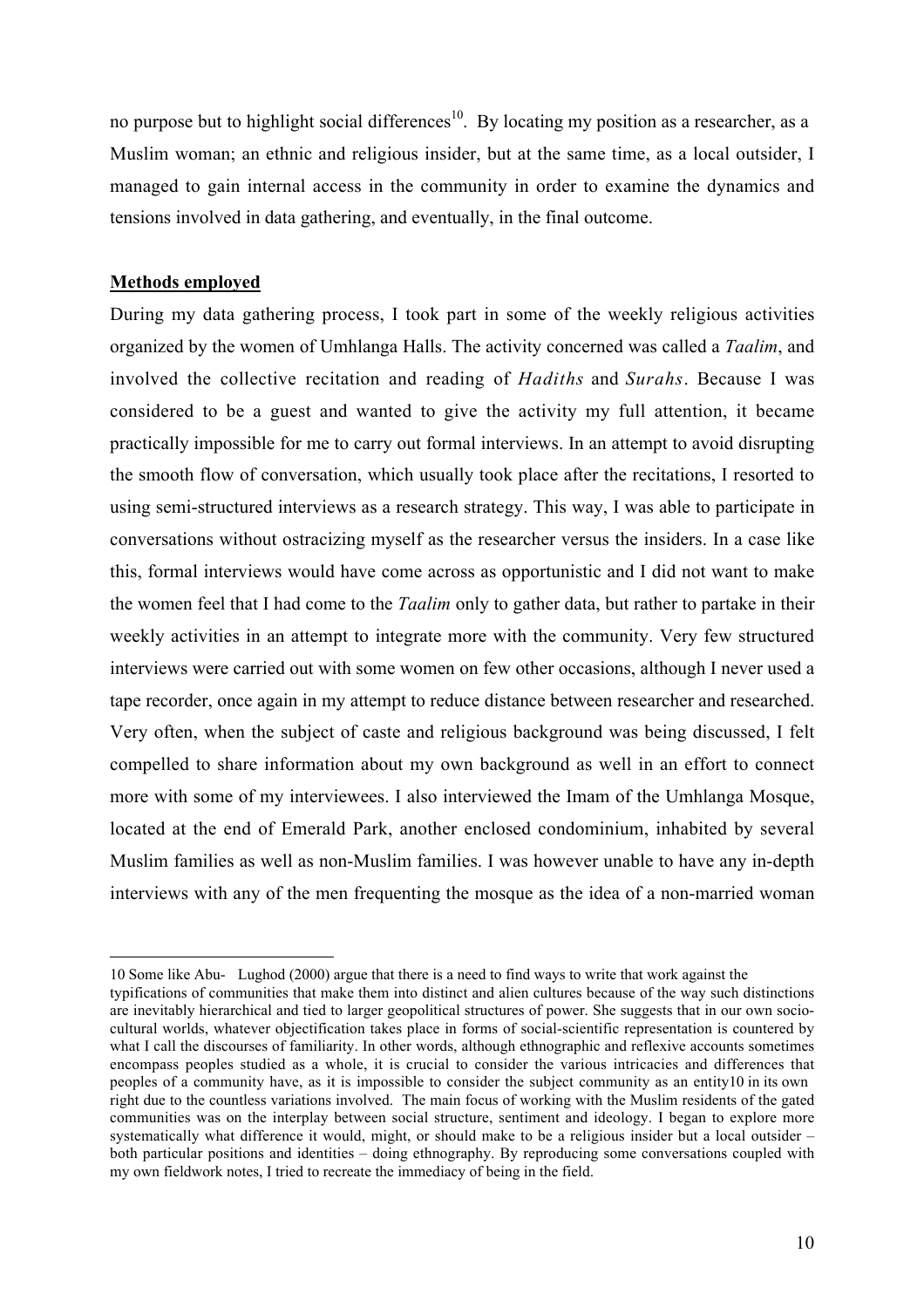no purpose but to highlight social differences[10]. By locating my position as a researcher, as a Muslim woman; an ethnic and religious insider, but at the same time, as a local outsider, I managed to gain internal access in the community in order to examine the dynamics and tensions involved in data gathering, and eventually, in the final outcome.

**Methods employed**

During my data gathering process, I took part in some of the weekly religious activities organized by the women of Umhlanga Halls. The activity concerned was called a *Taalim*, and involved the collective recitation and reading of *Hadiths* and *Surahs*. Because I was considered to be a guest and wanted to give the activity my full attention, it became practically impossible for me to carry out formal interviews. In an attempt to avoid disrupting the smooth flow of conversation, which usually took place after the recitations, I resorted to using semi-structured interviews as a research strategy. This way, I was able to participate in conversations without ostracizing myself as the researcher versus the insiders. In a case like this, formal interviews would have come across as opportunistic and I did not want to make the women feel that I had come to the *Taalim* only to gather data, but rather to partake in their weekly activities in an attempt to integrate more with the community. Very few structured interviews were carried out with some women on few other occasions, although I never used a tape recorder, once again in my attempt to reduce distance between researcher and researched. Very often, when the subject of caste and religious background was being discussed, I felt compelled to share information about my own background as well in an effort to connect more with some of my interviewees. I also interviewed the Imam of the Umhlanga Mosque, located at the end of Emerald Park, another enclosed condominium, inhabited by several Muslim families as well as non-Muslim families. I was however unable to have any in-depth interviews with any of the men frequenting the mosque as the idea of a non-married woman

---

10 Some like Abu- Lughod (2000) argue that there is a need to find ways to write that work against the typifications of communities that make them into distinct and alien cultures because of the way such distinctions are inevitably hierarchical and tied to larger geopolitical structures of power. She suggests that in our own socio-cultural worlds, whatever objectification takes place in forms of social-scientific representation is countered by what I call the discourses of familiarity. In other words, although ethnographic and reflexive accounts sometimes encompass peoples studied as a whole, it is crucial to consider the various intricacies and differences that peoples of a community have, as it is impossible to consider the subject community as an entity10 in its own right due to the countless variations involved. The main focus of working with the Muslim residents of the gated communities was on the interplay between social structure, sentiment and ideology. I began to explore more systematically what difference it would, might, or should make to be a religious insider but a local outsider – both particular positions and identities – doing ethnography. By reproducing some conversations coupled with my own fieldwork notes, I tried to recreate the immediacy of being in the field.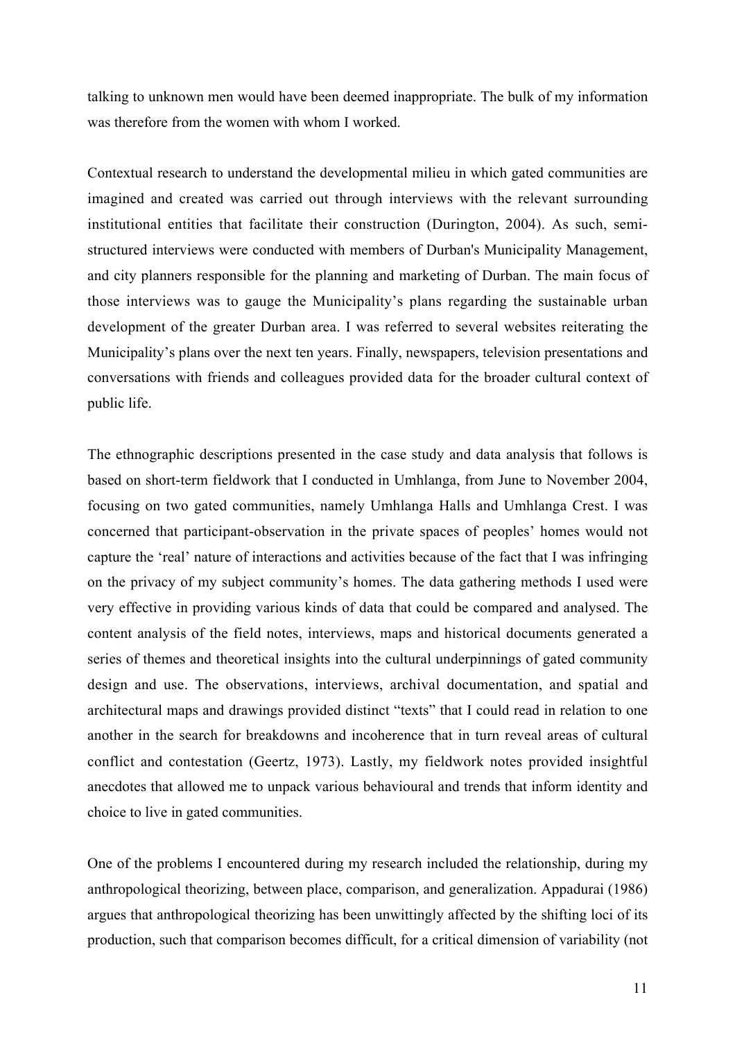talking to unknown men would have been deemed inappropriate. The bulk of my information was therefore from the women with whom I worked.

Contextual research to understand the developmental milieu in which gated communities are imagined and created was carried out through interviews with the relevant surrounding institutional entities that facilitate their construction (Durington, 2004). As such, semi-structured interviews were conducted with members of Durban's Municipality Management, and city planners responsible for the planning and marketing of Durban. The main focus of those interviews was to gauge the Municipality's plans regarding the sustainable urban development of the greater Durban area. I was referred to several websites reiterating the Municipality's plans over the next ten years. Finally, newspapers, television presentations and conversations with friends and colleagues provided data for the broader cultural context of public life.

The ethnographic descriptions presented in the case study and data analysis that follows is based on short-term fieldwork that I conducted in Umhlanga, from June to November 2004, focusing on two gated communities, namely Umhlanga Halls and Umhlanga Crest. I was concerned that participant-observation in the private spaces of peoples' homes would not capture the 'real' nature of interactions and activities because of the fact that I was infringing on the privacy of my subject community's homes. The data gathering methods I used were very effective in providing various kinds of data that could be compared and analysed. The content analysis of the field notes, interviews, maps and historical documents generated a series of themes and theoretical insights into the cultural underpinnings of gated community design and use. The observations, interviews, archival documentation, and spatial and architectural maps and drawings provided distinct "texts" that I could read in relation to one another in the search for breakdowns and incoherence that in turn reveal areas of cultural conflict and contestation (Geertz, 1973). Lastly, my fieldwork notes provided insightful anecdotes that allowed me to unpack various behavioural and trends that inform identity and choice to live in gated communities.

One of the problems I encountered during my research included the relationship, during my anthropological theorizing, between place, comparison, and generalization. Appadurai (1986) argues that anthropological theorizing has been unwittingly affected by the shifting loci of its production, such that comparison becomes difficult, for a critical dimension of variability (not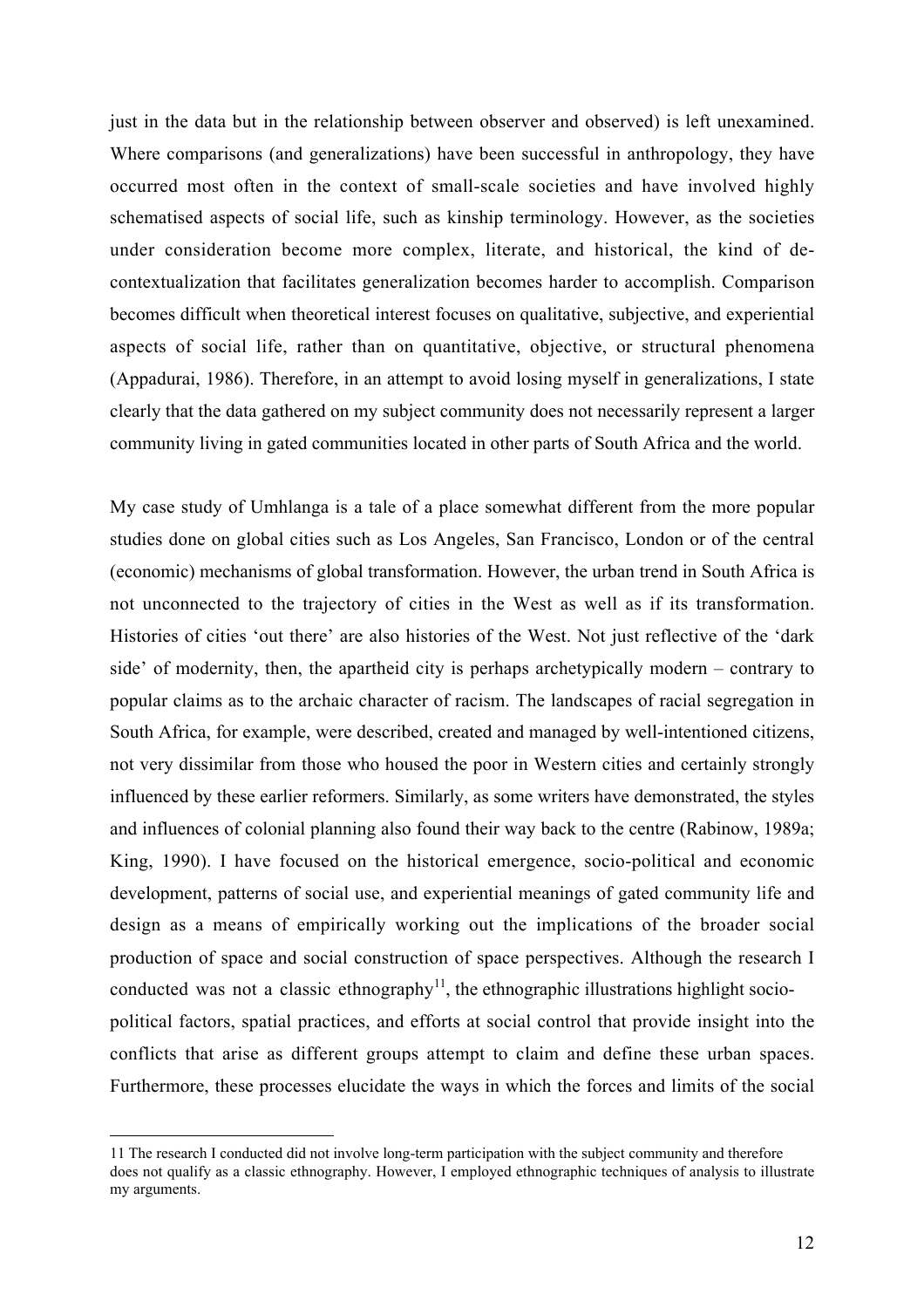just in the data but in the relationship between observer and observed) is left unexamined. Where comparisons (and generalizations) have been successful in anthropology, they have occurred most often in the context of small-scale societies and have involved highly schematised aspects of social life, such as kinship terminology. However, as the societies under consideration become more complex, literate, and historical, the kind of de-contextualization that facilitates generalization becomes harder to accomplish. Comparison becomes difficult when theoretical interest focuses on qualitative, subjective, and experiential aspects of social life, rather than on quantitative, objective, or structural phenomena (Appadurai, 1986). Therefore, in an attempt to avoid losing myself in generalizations, I state clearly that the data gathered on my subject community does not necessarily represent a larger community living in gated communities located in other parts of South Africa and the world.

My case study of Umhlanga is a tale of a place somewhat different from the more popular studies done on global cities such as Los Angeles, San Francisco, London or of the central (economic) mechanisms of global transformation. However, the urban trend in South Africa is not unconnected to the trajectory of cities in the West as well as if its transformation. Histories of cities 'out there' are also histories of the West. Not just reflective of the 'dark side' of modernity, then, the apartheid city is perhaps archetypically modern – contrary to popular claims as to the archaic character of racism. The landscapes of racial segregation in South Africa, for example, were described, created and managed by well-intentioned citizens, not very dissimilar from those who housed the poor in Western cities and certainly strongly influenced by these earlier reformers. Similarly, as some writers have demonstrated, the styles and influences of colonial planning also found their way back to the centre (Rabinow, 1989a; King, 1990). I have focused on the historical emergence, socio-political and economic development, patterns of social use, and experiential meanings of gated community life and design as a means of empirically working out the implications of the broader social production of space and social construction of space perspectives. Although the research I conducted was not a classic ethnography[11], the ethnographic illustrations highlight socio-political factors, spatial practices, and efforts at social control that provide insight into the conflicts that arise as different groups attempt to claim and define these urban spaces. Furthermore, these processes elucidate the ways in which the forces and limits of the social

---

11 The research I conducted did not involve long-term participation with the subject community and therefore does not qualify as a classic ethnography. However, I employed ethnographic techniques of analysis to illustrate my arguments.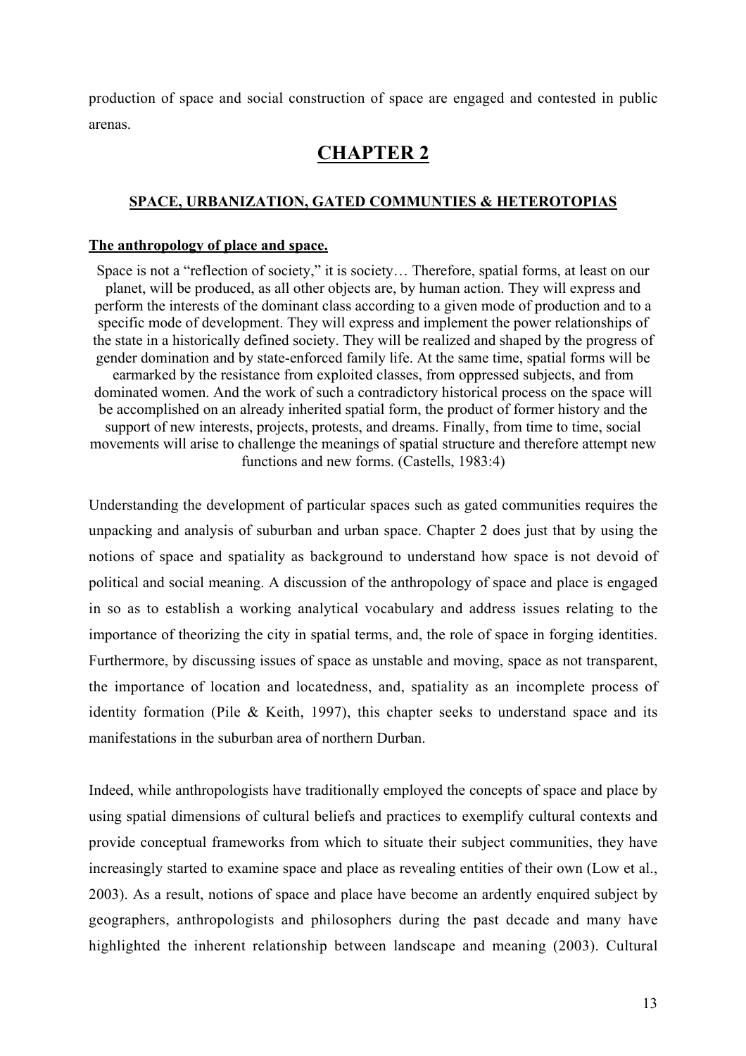production of space and social construction of space are engaged and contested in public arenas.

# CHAPTER 2

## SPACE, URBANIZATION, GATED COMMUNTIES & HETEROTOPIAS

### The anthropology of place and space.

> Space is not a "reflection of society," it is society… Therefore, spatial forms, at least on our planet, will be produced, as all other objects are, by human action. They will express and perform the interests of the dominant class according to a given mode of production and to a specific mode of development. They will express and implement the power relationships of the state in a historically defined society. They will be realized and shaped by the progress of gender domination and by state-enforced family life. At the same time, spatial forms will be earmarked by the resistance from exploited classes, from oppressed subjects, and from dominated women. And the work of such a contradictory historical process on the space will be accomplished on an already inherited spatial form, the product of former history and the support of new interests, projects, protests, and dreams. Finally, from time to time, social movements will arise to challenge the meanings of spatial structure and therefore attempt new functions and new forms. (Castells, 1983:4)

Understanding the development of particular spaces such as gated communities requires the unpacking and analysis of suburban and urban space. Chapter 2 does just that by using the notions of space and spatiality as background to understand how space is not devoid of political and social meaning. A discussion of the anthropology of space and place is engaged in so as to establish a working analytical vocabulary and address issues relating to the importance of theorizing the city in spatial terms, and, the role of space in forging identities. Furthermore, by discussing issues of space as unstable and moving, space as not transparent, the importance of location and locatedness, and, spatiality as an incomplete process of identity formation (Pile & Keith, 1997), this chapter seeks to understand space and its manifestations in the suburban area of northern Durban.

Indeed, while anthropologists have traditionally employed the concepts of space and place by using spatial dimensions of cultural beliefs and practices to exemplify cultural contexts and provide conceptual frameworks from which to situate their subject communities, they have increasingly started to examine space and place as revealing entities of their own (Low et al., 2003). As a result, notions of space and place have become an ardently enquired subject by geographers, anthropologists and philosophers during the past decade and many have highlighted the inherent relationship between landscape and meaning (2003). Cultural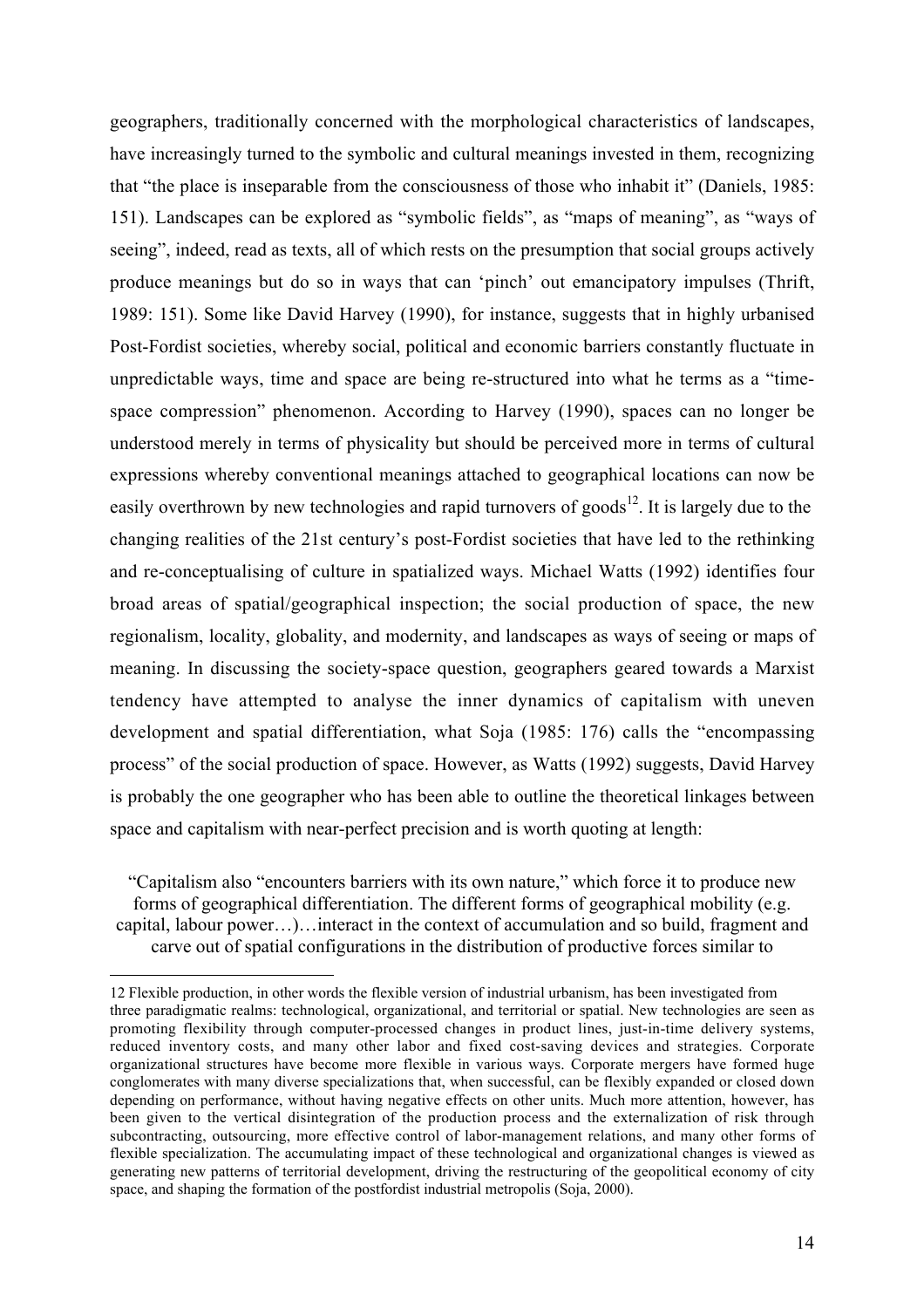geographers, traditionally concerned with the morphological characteristics of landscapes, have increasingly turned to the symbolic and cultural meanings invested in them, recognizing that "the place is inseparable from the consciousness of those who inhabit it" (Daniels, 1985: 151). Landscapes can be explored as "symbolic fields", as "maps of meaning", as "ways of seeing", indeed, read as texts, all of which rests on the presumption that social groups actively produce meanings but do so in ways that can 'pinch' out emancipatory impulses (Thrift, 1989: 151). Some like David Harvey (1990), for instance, suggests that in highly urbanised Post-Fordist societies, whereby social, political and economic barriers constantly fluctuate in unpredictable ways, time and space are being re-structured into what he terms as a "time-space compression" phenomenon. According to Harvey (1990), spaces can no longer be understood merely in terms of physicality but should be perceived more in terms of cultural expressions whereby conventional meanings attached to geographical locations can now be easily overthrown by new technologies and rapid turnovers of goods[12]. It is largely due to the changing realities of the 21st century's post-Fordist societies that have led to the rethinking and re-conceptualising of culture in spatialized ways. Michael Watts (1992) identifies four broad areas of spatial/geographical inspection; the social production of space, the new regionalism, locality, globality, and modernity, and landscapes as ways of seeing or maps of meaning. In discussing the society-space question, geographers geared towards a Marxist tendency have attempted to analyse the inner dynamics of capitalism with uneven development and spatial differentiation, what Soja (1985: 176) calls the "encompassing process" of the social production of space. However, as Watts (1992) suggests, David Harvey is probably the one geographer who has been able to outline the theoretical linkages between space and capitalism with near-perfect precision and is worth quoting at length:

> "Capitalism also "encounters barriers with its own nature," which force it to produce new forms of geographical differentiation. The different forms of geographical mobility (e.g. capital, labour power…)…interact in the context of accumulation and so build, fragment and carve out of spatial configurations in the distribution of productive forces similar to

---

12 Flexible production, in other words the flexible version of industrial urbanism, has been investigated from three paradigmatic realms: technological, organizational, and territorial or spatial. New technologies are seen as promoting flexibility through computer-processed changes in product lines, just-in-time delivery systems, reduced inventory costs, and many other labor and fixed cost-saving devices and strategies. Corporate organizational structures have become more flexible in various ways. Corporate mergers have formed huge conglomerates with many diverse specializations that, when successful, can be flexibly expanded or closed down depending on performance, without having negative effects on other units. Much more attention, however, has been given to the vertical disintegration of the production process and the externalization of risk through subcontracting, outsourcing, more effective control of labor-management relations, and many other forms of flexible specialization. The accumulating impact of these technological and organizational changes is viewed as generating new patterns of territorial development, driving the restructuring of the geopolitical economy of city space, and shaping the formation of the postfordist industrial metropolis (Soja, 2000).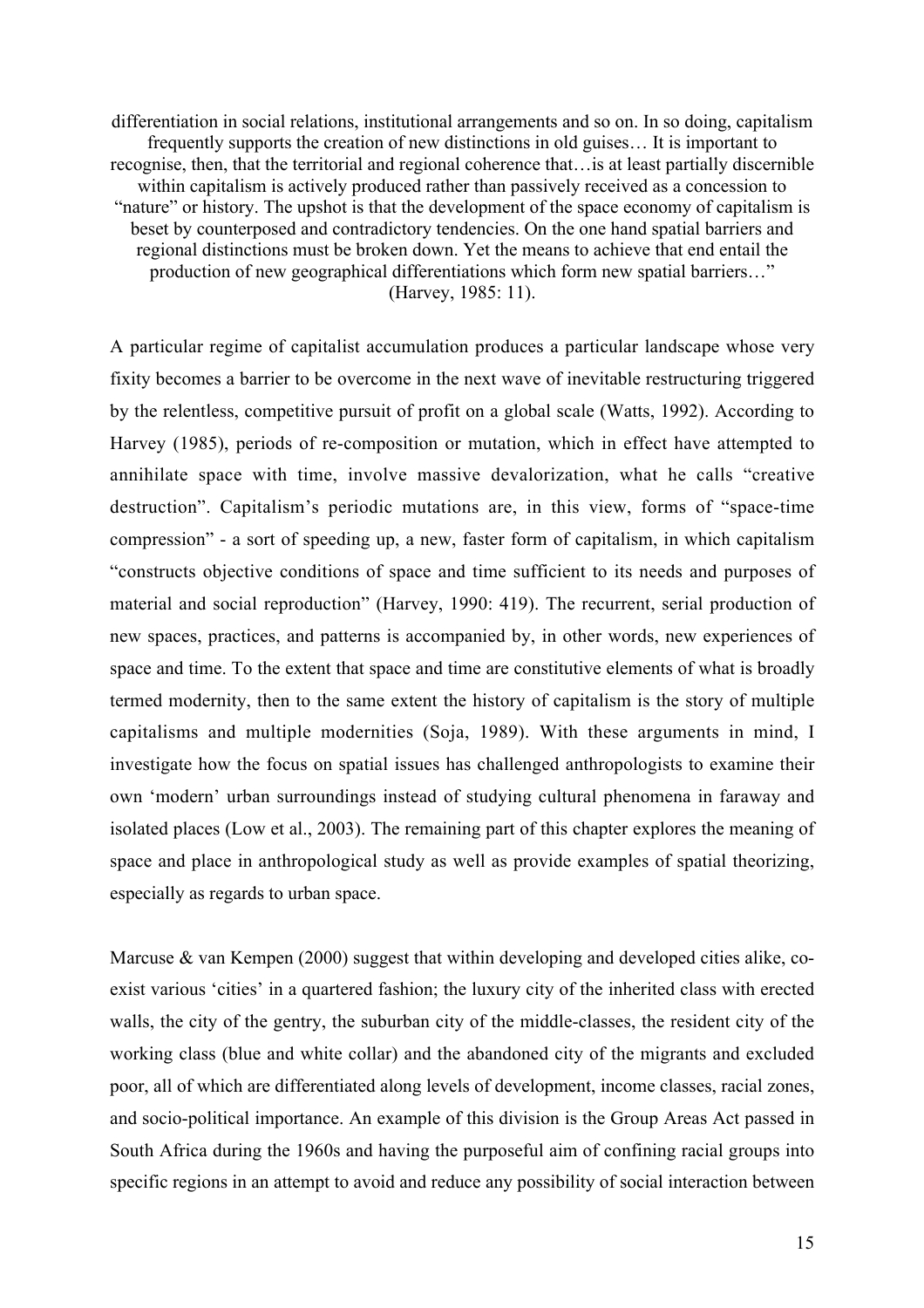differentiation in social relations, institutional arrangements and so on. In so doing, capitalism frequently supports the creation of new distinctions in old guises… It is important to recognise, then, that the territorial and regional coherence that…is at least partially discernible within capitalism is actively produced rather than passively received as a concession to "nature" or history. The upshot is that the development of the space economy of capitalism is beset by counterposed and contradictory tendencies. On the one hand spatial barriers and regional distinctions must be broken down. Yet the means to achieve that end entail the production of new geographical differentiations which form new spatial barriers…" (Harvey, 1985: 11).

A particular regime of capitalist accumulation produces a particular landscape whose very fixity becomes a barrier to be overcome in the next wave of inevitable restructuring triggered by the relentless, competitive pursuit of profit on a global scale (Watts, 1992). According to Harvey (1985), periods of re-composition or mutation, which in effect have attempted to annihilate space with time, involve massive devalorization, what he calls "creative destruction". Capitalism's periodic mutations are, in this view, forms of "space-time compression" - a sort of speeding up, a new, faster form of capitalism, in which capitalism "constructs objective conditions of space and time sufficient to its needs and purposes of material and social reproduction" (Harvey, 1990: 419). The recurrent, serial production of new spaces, practices, and patterns is accompanied by, in other words, new experiences of space and time. To the extent that space and time are constitutive elements of what is broadly termed modernity, then to the same extent the history of capitalism is the story of multiple capitalisms and multiple modernities (Soja, 1989). With these arguments in mind, I investigate how the focus on spatial issues has challenged anthropologists to examine their own 'modern' urban surroundings instead of studying cultural phenomena in faraway and isolated places (Low et al., 2003). The remaining part of this chapter explores the meaning of space and place in anthropological study as well as provide examples of spatial theorizing, especially as regards to urban space.

Marcuse & van Kempen (2000) suggest that within developing and developed cities alike, co-exist various 'cities' in a quartered fashion; the luxury city of the inherited class with erected walls, the city of the gentry, the suburban city of the middle-classes, the resident city of the working class (blue and white collar) and the abandoned city of the migrants and excluded poor, all of which are differentiated along levels of development, income classes, racial zones, and socio-political importance. An example of this division is the Group Areas Act passed in South Africa during the 1960s and having the purposeful aim of confining racial groups into specific regions in an attempt to avoid and reduce any possibility of social interaction between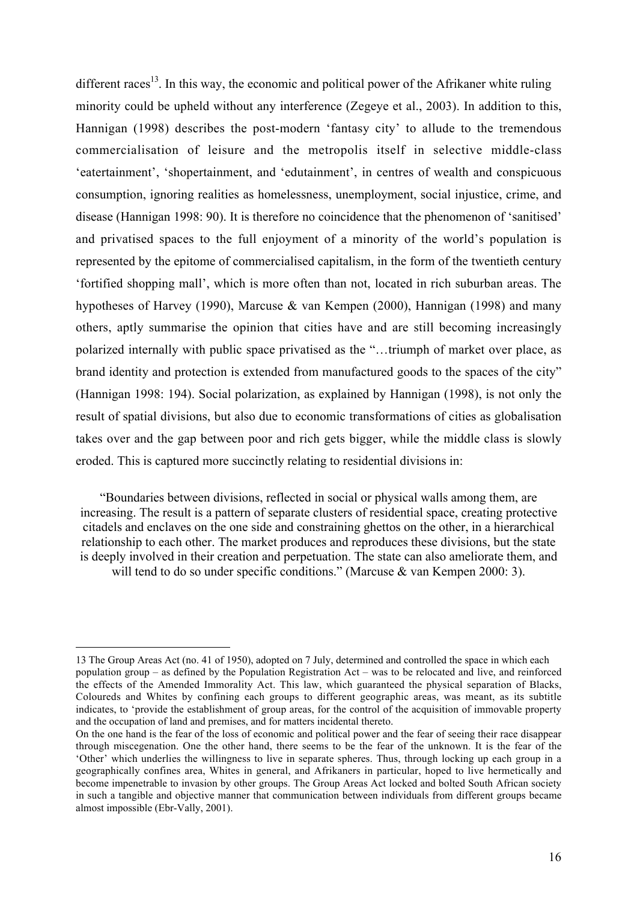different races[13]. In this way, the economic and political power of the Afrikaner white ruling minority could be upheld without any interference (Zegeye et al., 2003). In addition to this, Hannigan (1998) describes the post-modern 'fantasy city' to allude to the tremendous commercialisation of leisure and the metropolis itself in selective middle-class 'eatertainment', 'shopertainment, and 'edutainment', in centres of wealth and conspicuous consumption, ignoring realities as homelessness, unemployment, social injustice, crime, and disease (Hannigan 1998: 90). It is therefore no coincidence that the phenomenon of 'sanitised' and privatised spaces to the full enjoyment of a minority of the world's population is represented by the epitome of commercialised capitalism, in the form of the twentieth century 'fortified shopping mall', which is more often than not, located in rich suburban areas. The hypotheses of Harvey (1990), Marcuse & van Kempen (2000), Hannigan (1998) and many others, aptly summarise the opinion that cities have and are still becoming increasingly polarized internally with public space privatised as the "…triumph of market over place, as brand identity and protection is extended from manufactured goods to the spaces of the city" (Hannigan 1998: 194). Social polarization, as explained by Hannigan (1998), is not only the result of spatial divisions, but also due to economic transformations of cities as globalisation takes over and the gap between poor and rich gets bigger, while the middle class is slowly eroded. This is captured more succinctly relating to residential divisions in:

> "Boundaries between divisions, reflected in social or physical walls among them, are increasing. The result is a pattern of separate clusters of residential space, creating protective citadels and enclaves on the one side and constraining ghettos on the other, in a hierarchical relationship to each other. The market produces and reproduces these divisions, but the state is deeply involved in their creation and perpetuation. The state can also ameliorate them, and will tend to do so under specific conditions." (Marcuse & van Kempen 2000: 3).

---

13 The Group Areas Act (no. 41 of 1950), adopted on 7 July, determined and controlled the space in which each population group – as defined by the Population Registration Act – was to be relocated and live, and reinforced the effects of the Amended Immorality Act. This law, which guaranteed the physical separation of Blacks, Coloureds and Whites by confining each groups to different geographic areas, was meant, as its subtitle indicates, to 'provide the establishment of group areas, for the control of the acquisition of immovable property and the occupation of land and premises, and for matters incidental thereto.

On the one hand is the fear of the loss of economic and political power and the fear of seeing their race disappear through miscegenation. One the other hand, there seems to be the fear of the unknown. It is the fear of the 'Other' which underlies the willingness to live in separate spheres. Thus, through locking up each group in a geographically confines area, Whites in general, and Afrikaners in particular, hoped to live hermetically and become impenetrable to invasion by other groups. The Group Areas Act locked and bolted South African society in such a tangible and objective manner that communication between individuals from different groups became almost impossible (Ebr-Vally, 2001).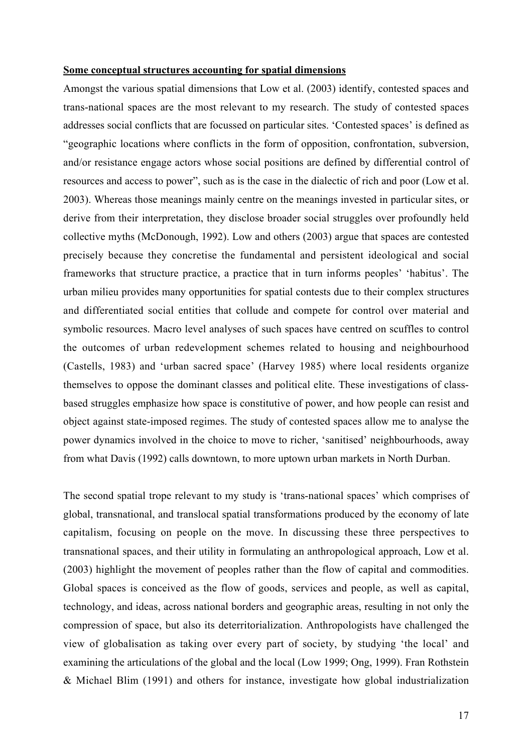**Some conceptual structures accounting for spatial dimensions**

Amongst the various spatial dimensions that Low et al. (2003) identify, contested spaces and trans-national spaces are the most relevant to my research. The study of contested spaces addresses social conflicts that are focussed on particular sites. 'Contested spaces' is defined as "geographic locations where conflicts in the form of opposition, confrontation, subversion, and/or resistance engage actors whose social positions are defined by differential control of resources and access to power", such as is the case in the dialectic of rich and poor (Low et al. 2003). Whereas those meanings mainly centre on the meanings invested in particular sites, or derive from their interpretation, they disclose broader social struggles over profoundly held collective myths (McDonough, 1992). Low and others (2003) argue that spaces are contested precisely because they concretise the fundamental and persistent ideological and social frameworks that structure practice, a practice that in turn informs peoples' 'habitus'. The urban milieu provides many opportunities for spatial contests due to their complex structures and differentiated social entities that collude and compete for control over material and symbolic resources. Macro level analyses of such spaces have centred on scuffles to control the outcomes of urban redevelopment schemes related to housing and neighbourhood (Castells, 1983) and 'urban sacred space' (Harvey 1985) where local residents organize themselves to oppose the dominant classes and political elite. These investigations of class-based struggles emphasize how space is constitutive of power, and how people can resist and object against state-imposed regimes. The study of contested spaces allow me to analyse the power dynamics involved in the choice to move to richer, 'sanitised' neighbourhoods, away from what Davis (1992) calls downtown, to more uptown urban markets in North Durban.

The second spatial trope relevant to my study is 'trans-national spaces' which comprises of global, transnational, and translocal spatial transformations produced by the economy of late capitalism, focusing on people on the move. In discussing these three perspectives to transnational spaces, and their utility in formulating an anthropological approach, Low et al. (2003) highlight the movement of peoples rather than the flow of capital and commodities. Global spaces is conceived as the flow of goods, services and people, as well as capital, technology, and ideas, across national borders and geographic areas, resulting in not only the compression of space, but also its deterritorialization. Anthropologists have challenged the view of globalisation as taking over every part of society, by studying 'the local' and examining the articulations of the global and the local (Low 1999; Ong, 1999). Fran Rothstein & Michael Blim (1991) and others for instance, investigate how global industrialization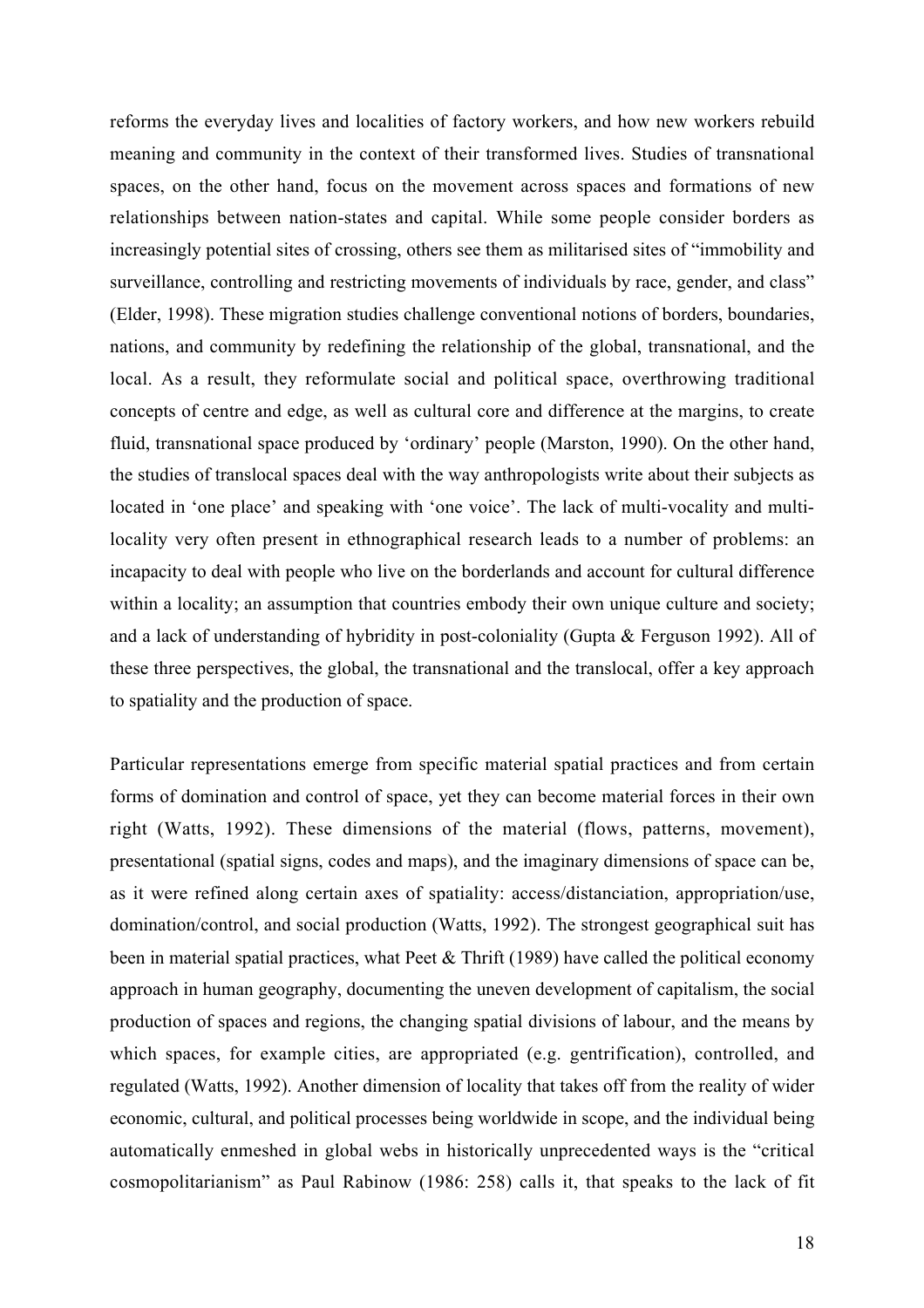reforms the everyday lives and localities of factory workers, and how new workers rebuild meaning and community in the context of their transformed lives. Studies of transnational spaces, on the other hand, focus on the movement across spaces and formations of new relationships between nation-states and capital. While some people consider borders as increasingly potential sites of crossing, others see them as militarised sites of "immobility and surveillance, controlling and restricting movements of individuals by race, gender, and class" (Elder, 1998). These migration studies challenge conventional notions of borders, boundaries, nations, and community by redefining the relationship of the global, transnational, and the local. As a result, they reformulate social and political space, overthrowing traditional concepts of centre and edge, as well as cultural core and difference at the margins, to create fluid, transnational space produced by 'ordinary' people (Marston, 1990). On the other hand, the studies of translocal spaces deal with the way anthropologists write about their subjects as located in 'one place' and speaking with 'one voice'. The lack of multi-vocality and multi-locality very often present in ethnographical research leads to a number of problems: an incapacity to deal with people who live on the borderlands and account for cultural difference within a locality; an assumption that countries embody their own unique culture and society; and a lack of understanding of hybridity in post-coloniality (Gupta & Ferguson 1992). All of these three perspectives, the global, the transnational and the translocal, offer a key approach to spatiality and the production of space.

Particular representations emerge from specific material spatial practices and from certain forms of domination and control of space, yet they can become material forces in their own right (Watts, 1992). These dimensions of the material (flows, patterns, movement), presentational (spatial signs, codes and maps), and the imaginary dimensions of space can be, as it were refined along certain axes of spatiality: access/distanciation, appropriation/use, domination/control, and social production (Watts, 1992). The strongest geographical suit has been in material spatial practices, what Peet & Thrift (1989) have called the political economy approach in human geography, documenting the uneven development of capitalism, the social production of spaces and regions, the changing spatial divisions of labour, and the means by which spaces, for example cities, are appropriated (e.g. gentrification), controlled, and regulated (Watts, 1992). Another dimension of locality that takes off from the reality of wider economic, cultural, and political processes being worldwide in scope, and the individual being automatically enmeshed in global webs in historically unprecedented ways is the "critical cosmopolitarianism" as Paul Rabinow (1986: 258) calls it, that speaks to the lack of fit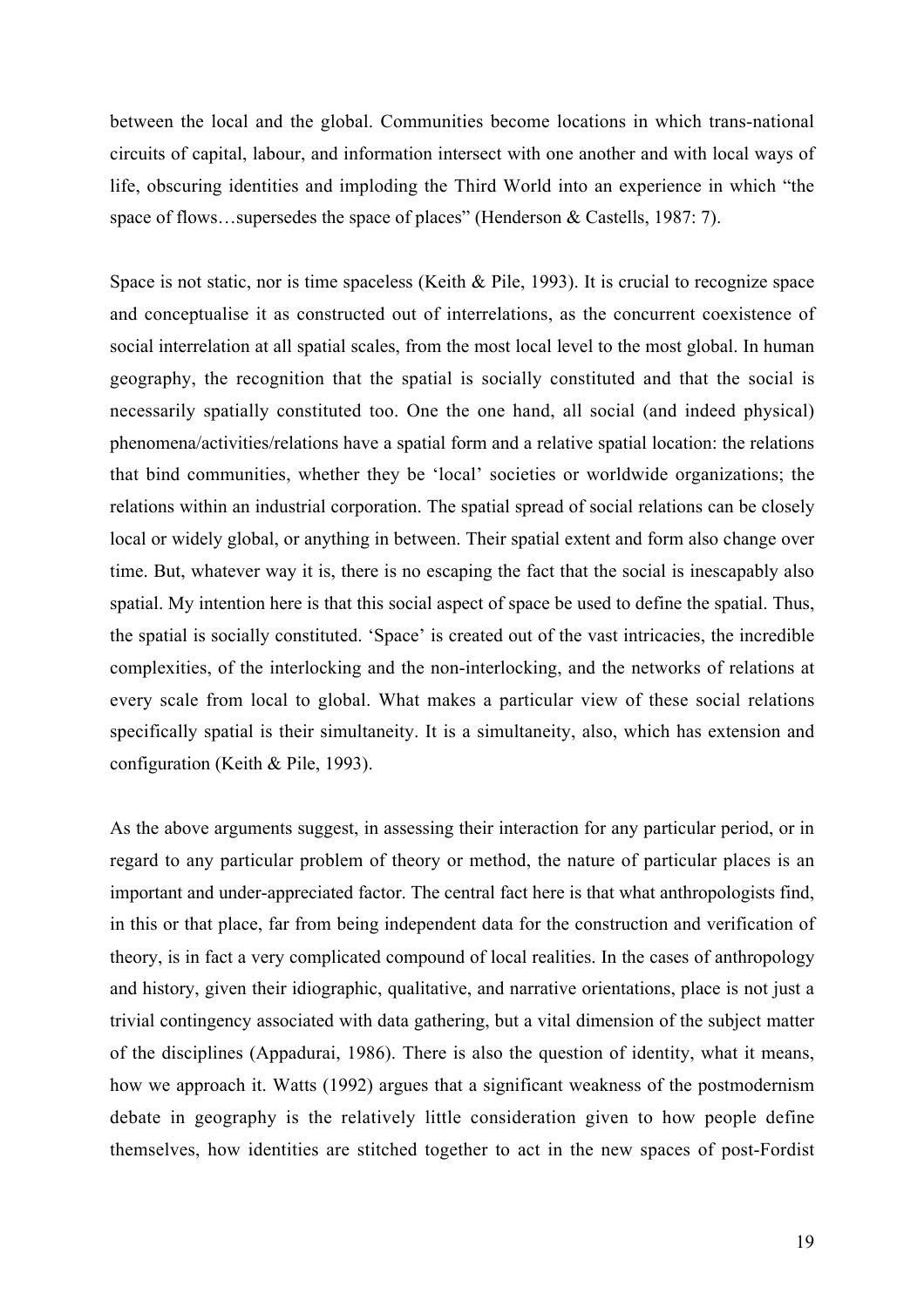between the local and the global. Communities become locations in which trans-national circuits of capital, labour, and information intersect with one another and with local ways of life, obscuring identities and imploding the Third World into an experience in which "the space of flows…supersedes the space of places" (Henderson & Castells, 1987: 7).

Space is not static, nor is time spaceless (Keith & Pile, 1993). It is crucial to recognize space and conceptualise it as constructed out of interrelations, as the concurrent coexistence of social interrelation at all spatial scales, from the most local level to the most global. In human geography, the recognition that the spatial is socially constituted and that the social is necessarily spatially constituted too. One the one hand, all social (and indeed physical) phenomena/activities/relations have a spatial form and a relative spatial location: the relations that bind communities, whether they be 'local' societies or worldwide organizations; the relations within an industrial corporation. The spatial spread of social relations can be closely local or widely global, or anything in between. Their spatial extent and form also change over time. But, whatever way it is, there is no escaping the fact that the social is inescapably also spatial. My intention here is that this social aspect of space be used to define the spatial. Thus, the spatial is socially constituted. 'Space' is created out of the vast intricacies, the incredible complexities, of the interlocking and the non-interlocking, and the networks of relations at every scale from local to global. What makes a particular view of these social relations specifically spatial is their simultaneity. It is a simultaneity, also, which has extension and configuration (Keith & Pile, 1993).

As the above arguments suggest, in assessing their interaction for any particular period, or in regard to any particular problem of theory or method, the nature of particular places is an important and under-appreciated factor. The central fact here is that what anthropologists find, in this or that place, far from being independent data for the construction and verification of theory, is in fact a very complicated compound of local realities. In the cases of anthropology and history, given their idiographic, qualitative, and narrative orientations, place is not just a trivial contingency associated with data gathering, but a vital dimension of the subject matter of the disciplines (Appadurai, 1986). There is also the question of identity, what it means, how we approach it. Watts (1992) argues that a significant weakness of the postmodernism debate in geography is the relatively little consideration given to how people define themselves, how identities are stitched together to act in the new spaces of post-Fordist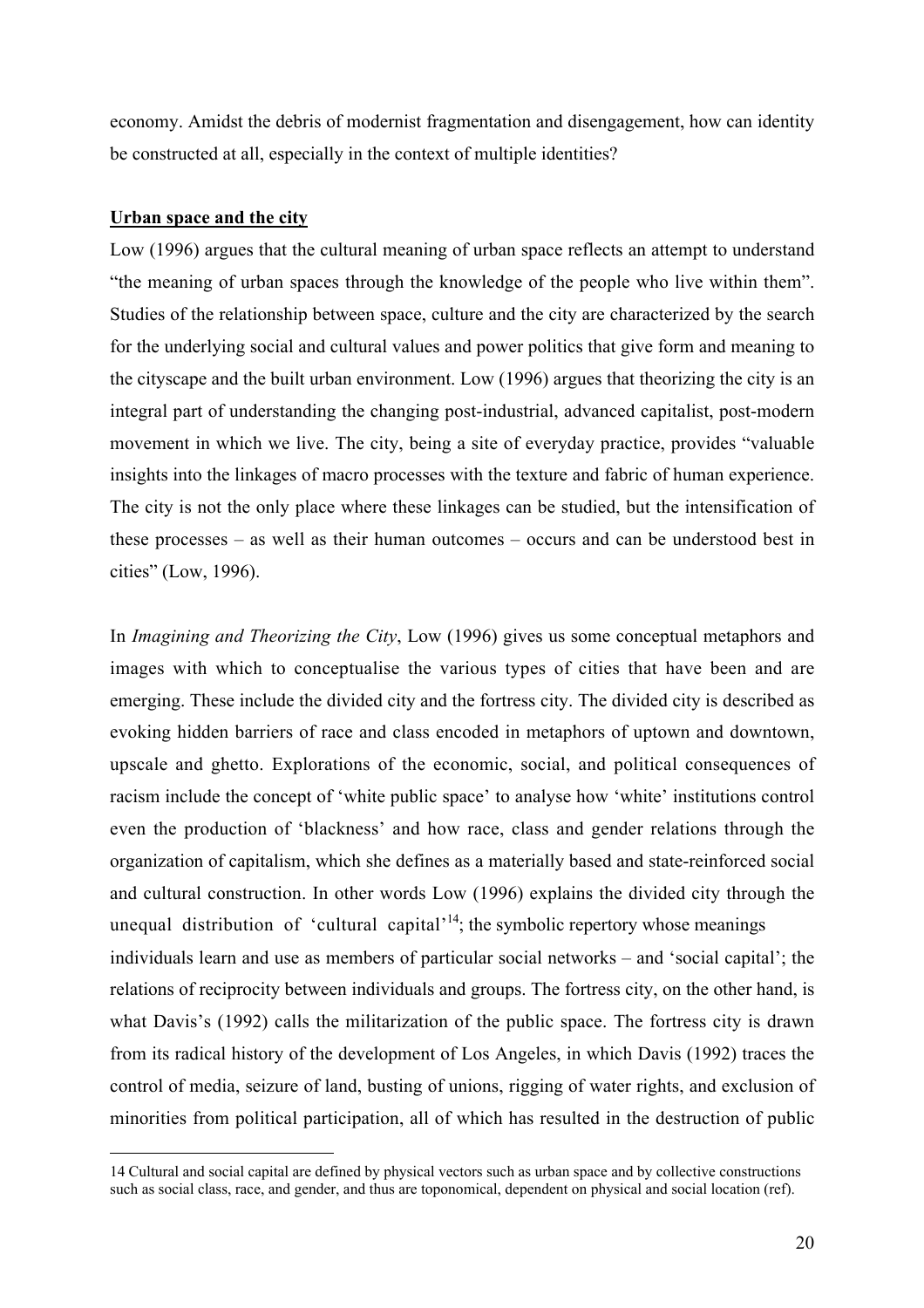economy. Amidst the debris of modernist fragmentation and disengagement, how can identity be constructed at all, especially in the context of multiple identities?

**Urban space and the city**

Low (1996) argues that the cultural meaning of urban space reflects an attempt to understand "the meaning of urban spaces through the knowledge of the people who live within them". Studies of the relationship between space, culture and the city are characterized by the search for the underlying social and cultural values and power politics that give form and meaning to the cityscape and the built urban environment. Low (1996) argues that theorizing the city is an integral part of understanding the changing post-industrial, advanced capitalist, post-modern movement in which we live. The city, being a site of everyday practice, provides "valuable insights into the linkages of macro processes with the texture and fabric of human experience. The city is not the only place where these linkages can be studied, but the intensification of these processes – as well as their human outcomes – occurs and can be understood best in cities" (Low, 1996).

In *Imagining and Theorizing the City*, Low (1996) gives us some conceptual metaphors and images with which to conceptualise the various types of cities that have been and are emerging. These include the divided city and the fortress city. The divided city is described as evoking hidden barriers of race and class encoded in metaphors of uptown and downtown, upscale and ghetto. Explorations of the economic, social, and political consequences of racism include the concept of 'white public space' to analyse how 'white' institutions control even the production of 'blackness' and how race, class and gender relations through the organization of capitalism, which she defines as a materially based and state-reinforced social and cultural construction. In other words Low (1996) explains the divided city through the unequal distribution of 'cultural capital'[14]; the symbolic repertory whose meanings individuals learn and use as members of particular social networks – and 'social capital'; the relations of reciprocity between individuals and groups. The fortress city, on the other hand, is what Davis's (1992) calls the militarization of the public space. The fortress city is drawn from its radical history of the development of Los Angeles, in which Davis (1992) traces the control of media, seizure of land, busting of unions, rigging of water rights, and exclusion of minorities from political participation, all of which has resulted in the destruction of public

---

14 Cultural and social capital are defined by physical vectors such as urban space and by collective constructions such as social class, race, and gender, and thus are toponomical, dependent on physical and social location (ref).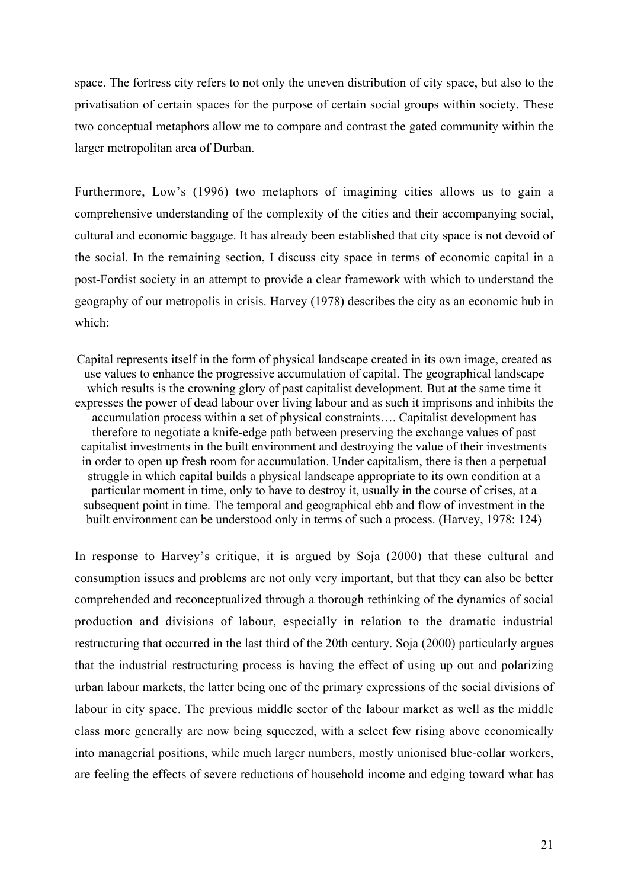space. The fortress city refers to not only the uneven distribution of city space, but also to the privatisation of certain spaces for the purpose of certain social groups within society. These two conceptual metaphors allow me to compare and contrast the gated community within the larger metropolitan area of Durban.

Furthermore, Low's (1996) two metaphors of imagining cities allows us to gain a comprehensive understanding of the complexity of the cities and their accompanying social, cultural and economic baggage. It has already been established that city space is not devoid of the social. In the remaining section, I discuss city space in terms of economic capital in a post-Fordist society in an attempt to provide a clear framework with which to understand the geography of our metropolis in crisis. Harvey (1978) describes the city as an economic hub in which:

> Capital represents itself in the form of physical landscape created in its own image, created as use values to enhance the progressive accumulation of capital. The geographical landscape which results is the crowning glory of past capitalist development. But at the same time it expresses the power of dead labour over living labour and as such it imprisons and inhibits the accumulation process within a set of physical constraints…. Capitalist development has therefore to negotiate a knife-edge path between preserving the exchange values of past capitalist investments in the built environment and destroying the value of their investments in order to open up fresh room for accumulation. Under capitalism, there is then a perpetual struggle in which capital builds a physical landscape appropriate to its own condition at a particular moment in time, only to have to destroy it, usually in the course of crises, at a subsequent point in time. The temporal and geographical ebb and flow of investment in the built environment can be understood only in terms of such a process. (Harvey, 1978: 124)

In response to Harvey's critique, it is argued by Soja (2000) that these cultural and consumption issues and problems are not only very important, but that they can also be better comprehended and reconceptualized through a thorough rethinking of the dynamics of social production and divisions of labour, especially in relation to the dramatic industrial restructuring that occurred in the last third of the 20th century. Soja (2000) particularly argues that the industrial restructuring process is having the effect of using up out and polarizing urban labour markets, the latter being one of the primary expressions of the social divisions of labour in city space. The previous middle sector of the labour market as well as the middle class more generally are now being squeezed, with a select few rising above economically into managerial positions, while much larger numbers, mostly unionised blue-collar workers, are feeling the effects of severe reductions of household income and edging toward what has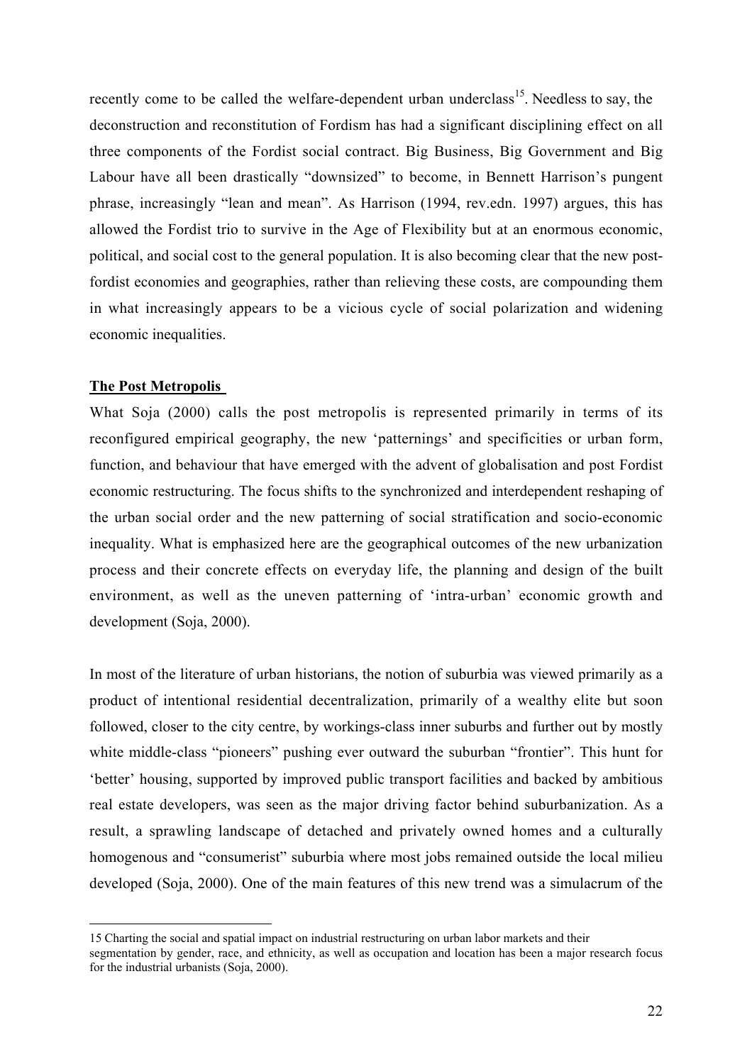recently come to be called the welfare-dependent urban underclass[15]. Needless to say, the deconstruction and reconstitution of Fordism has had a significant disciplining effect on all three components of the Fordist social contract. Big Business, Big Government and Big Labour have all been drastically "downsized" to become, in Bennett Harrison's pungent phrase, increasingly "lean and mean". As Harrison (1994, rev.edn. 1997) argues, this has allowed the Fordist trio to survive in the Age of Flexibility but at an enormous economic, political, and social cost to the general population. It is also becoming clear that the new post-fordist economies and geographies, rather than relieving these costs, are compounding them in what increasingly appears to be a vicious cycle of social polarization and widening economic inequalities.

## The Post Metropolis

What Soja (2000) calls the post metropolis is represented primarily in terms of its reconfigured empirical geography, the new 'patternings' and specificities or urban form, function, and behaviour that have emerged with the advent of globalisation and post Fordist economic restructuring. The focus shifts to the synchronized and interdependent reshaping of the urban social order and the new patterning of social stratification and socio-economic inequality. What is emphasized here are the geographical outcomes of the new urbanization process and their concrete effects on everyday life, the planning and design of the built environment, as well as the uneven patterning of 'intra-urban' economic growth and development (Soja, 2000).

In most of the literature of urban historians, the notion of suburbia was viewed primarily as a product of intentional residential decentralization, primarily of a wealthy elite but soon followed, closer to the city centre, by workings-class inner suburbs and further out by mostly white middle-class "pioneers" pushing ever outward the suburban "frontier". This hunt for 'better' housing, supported by improved public transport facilities and backed by ambitious real estate developers, was seen as the major driving factor behind suburbanization. As a result, a sprawling landscape of detached and privately owned homes and a culturally homogenous and "consumerist" suburbia where most jobs remained outside the local milieu developed (Soja, 2000). One of the main features of this new trend was a simulacrum of the

---

15 Charting the social and spatial impact on industrial restructuring on urban labor markets and their segmentation by gender, race, and ethnicity, as well as occupation and location has been a major research focus for the industrial urbanists (Soja, 2000).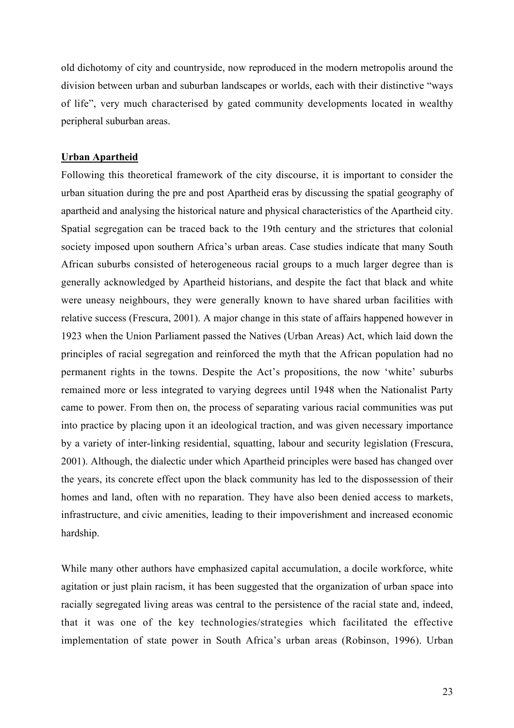old dichotomy of city and countryside, now reproduced in the modern metropolis around the division between urban and suburban landscapes or worlds, each with their distinctive "ways of life", very much characterised by gated community developments located in wealthy peripheral suburban areas.

## Urban Apartheid

Following this theoretical framework of the city discourse, it is important to consider the urban situation during the pre and post Apartheid eras by discussing the spatial geography of apartheid and analysing the historical nature and physical characteristics of the Apartheid city. Spatial segregation can be traced back to the 19th century and the strictures that colonial society imposed upon southern Africa's urban areas. Case studies indicate that many South African suburbs consisted of heterogeneous racial groups to a much larger degree than is generally acknowledged by Apartheid historians, and despite the fact that black and white were uneasy neighbours, they were generally known to have shared urban facilities with relative success (Frescura, 2001). A major change in this state of affairs happened however in 1923 when the Union Parliament passed the Natives (Urban Areas) Act, which laid down the principles of racial segregation and reinforced the myth that the African population had no permanent rights in the towns. Despite the Act's propositions, the now 'white' suburbs remained more or less integrated to varying degrees until 1948 when the Nationalist Party came to power. From then on, the process of separating various racial communities was put into practice by placing upon it an ideological traction, and was given necessary importance by a variety of inter-linking residential, squatting, labour and security legislation (Frescura, 2001). Although, the dialectic under which Apartheid principles were based has changed over the years, its concrete effect upon the black community has led to the dispossession of their homes and land, often with no reparation. They have also been denied access to markets, infrastructure, and civic amenities, leading to their impoverishment and increased economic hardship.

While many other authors have emphasized capital accumulation, a docile workforce, white agitation or just plain racism, it has been suggested that the organization of urban space into racially segregated living areas was central to the persistence of the racial state and, indeed, that it was one of the key technologies/strategies which facilitated the effective implementation of state power in South Africa's urban areas (Robinson, 1996). Urban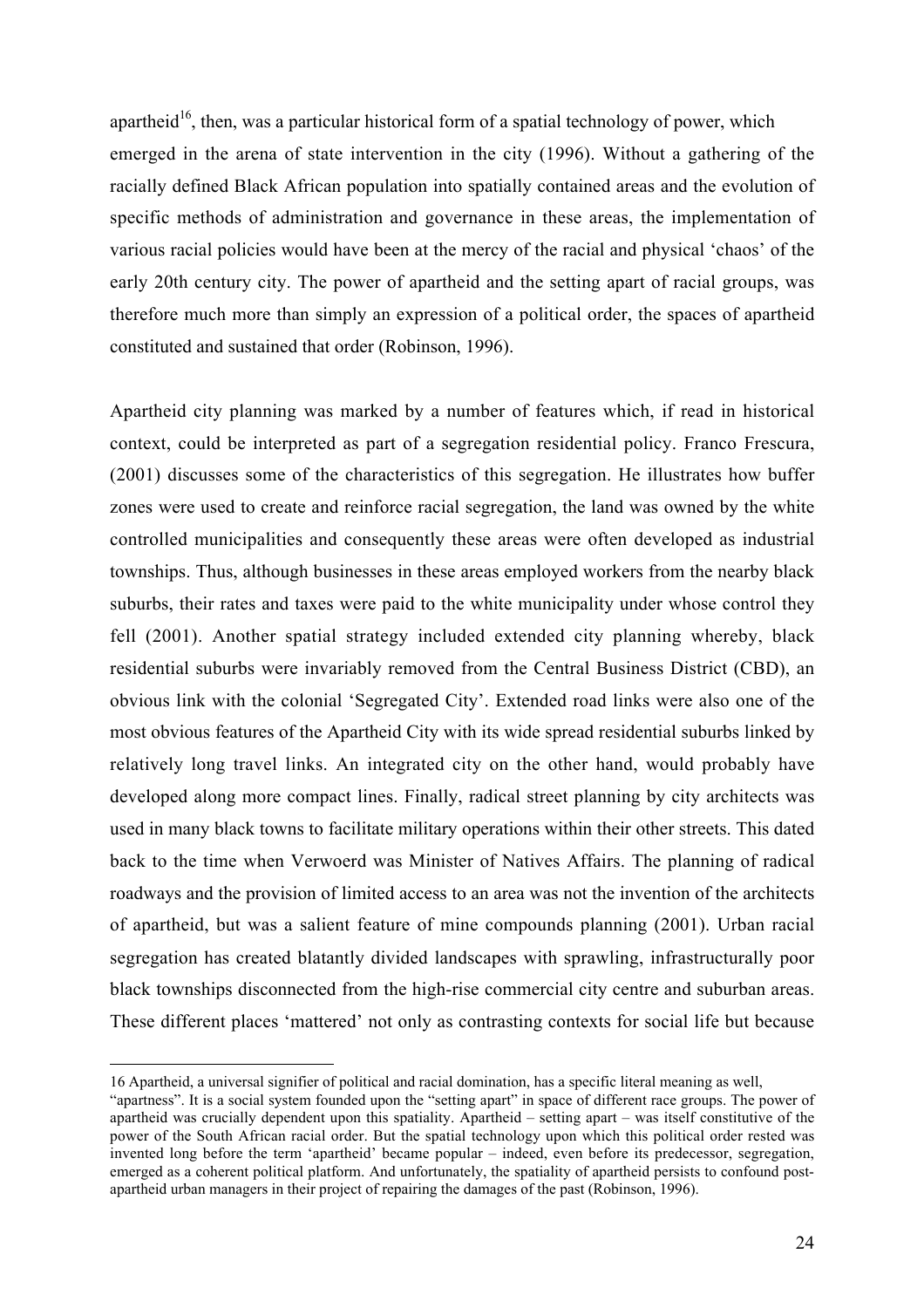apartheid[16], then, was a particular historical form of a spatial technology of power, which emerged in the arena of state intervention in the city (1996). Without a gathering of the racially defined Black African population into spatially contained areas and the evolution of specific methods of administration and governance in these areas, the implementation of various racial policies would have been at the mercy of the racial and physical 'chaos' of the early 20th century city. The power of apartheid and the setting apart of racial groups, was therefore much more than simply an expression of a political order, the spaces of apartheid constituted and sustained that order (Robinson, 1996).

Apartheid city planning was marked by a number of features which, if read in historical context, could be interpreted as part of a segregation residential policy. Franco Frescura, (2001) discusses some of the characteristics of this segregation. He illustrates how buffer zones were used to create and reinforce racial segregation, the land was owned by the white controlled municipalities and consequently these areas were often developed as industrial townships. Thus, although businesses in these areas employed workers from the nearby black suburbs, their rates and taxes were paid to the white municipality under whose control they fell (2001). Another spatial strategy included extended city planning whereby, black residential suburbs were invariably removed from the Central Business District (CBD), an obvious link with the colonial 'Segregated City'. Extended road links were also one of the most obvious features of the Apartheid City with its wide spread residential suburbs linked by relatively long travel links. An integrated city on the other hand, would probably have developed along more compact lines. Finally, radical street planning by city architects was used in many black towns to facilitate military operations within their other streets. This dated back to the time when Verwoerd was Minister of Natives Affairs. The planning of radical roadways and the provision of limited access to an area was not the invention of the architects of apartheid, but was a salient feature of mine compounds planning (2001). Urban racial segregation has created blatantly divided landscapes with sprawling, infrastructurally poor black townships disconnected from the high-rise commercial city centre and suburban areas. These different places 'mattered' not only as contrasting contexts for social life but because

---

16 Apartheid, a universal signifier of political and racial domination, has a specific literal meaning as well, "apartness". It is a social system founded upon the "setting apart" in space of different race groups. The power of apartheid was crucially dependent upon this spatiality. Apartheid – setting apart – was itself constitutive of the power of the South African racial order. But the spatial technology upon which this political order rested was invented long before the term 'apartheid' became popular – indeed, even before its predecessor, segregation, emerged as a coherent political platform. And unfortunately, the spatiality of apartheid persists to confound post-apartheid urban managers in their project of repairing the damages of the past (Robinson, 1996).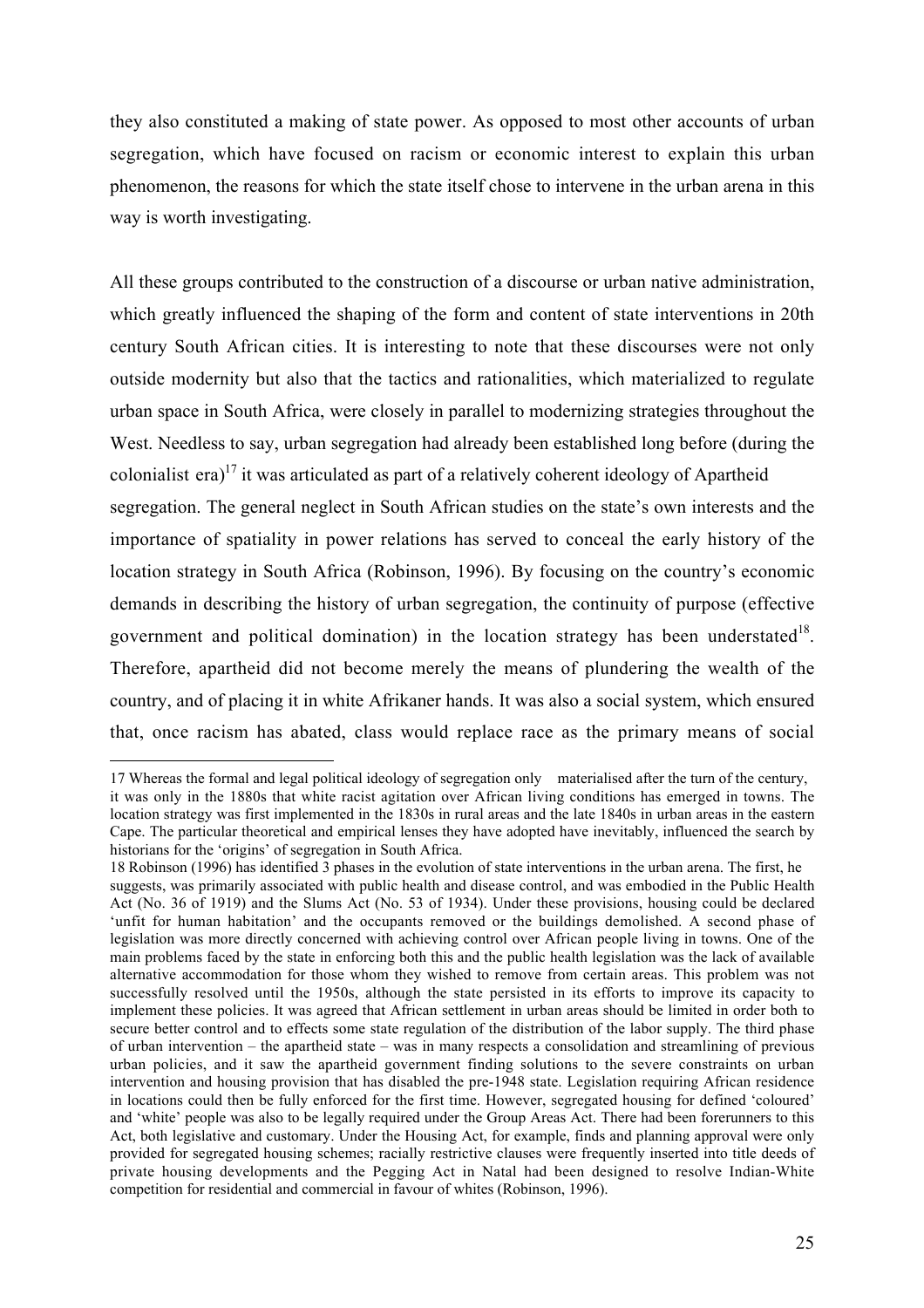they also constituted a making of state power. As opposed to most other accounts of urban segregation, which have focused on racism or economic interest to explain this urban phenomenon, the reasons for which the state itself chose to intervene in the urban arena in this way is worth investigating.

All these groups contributed to the construction of a discourse or urban native administration, which greatly influenced the shaping of the form and content of state interventions in 20th century South African cities. It is interesting to note that these discourses were not only outside modernity but also that the tactics and rationalities, which materialized to regulate urban space in South Africa, were closely in parallel to modernizing strategies throughout the West. Needless to say, urban segregation had already been established long before (during the colonialist era)[17] it was articulated as part of a relatively coherent ideology of Apartheid segregation. The general neglect in South African studies on the state's own interests and the importance of spatiality in power relations has served to conceal the early history of the location strategy in South Africa (Robinson, 1996). By focusing on the country's economic demands in describing the history of urban segregation, the continuity of purpose (effective government and political domination) in the location strategy has been understated[18]. Therefore, apartheid did not become merely the means of plundering the wealth of the country, and of placing it in white Afrikaner hands. It was also a social system, which ensured that, once racism has abated, class would replace race as the primary means of social

---

17 Whereas the formal and legal political ideology of segregation only materialised after the turn of the century, it was only in the 1880s that white racist agitation over African living conditions has emerged in towns. The location strategy was first implemented in the 1830s in rural areas and the late 1840s in urban areas in the eastern Cape. The particular theoretical and empirical lenses they have adopted have inevitably, influenced the search by historians for the 'origins' of segregation in South Africa.

18 Robinson (1996) has identified 3 phases in the evolution of state interventions in the urban arena. The first, he suggests, was primarily associated with public health and disease control, and was embodied in the Public Health Act (No. 36 of 1919) and the Slums Act (No. 53 of 1934). Under these provisions, housing could be declared 'unfit for human habitation' and the occupants removed or the buildings demolished. A second phase of legislation was more directly concerned with achieving control over African people living in towns. One of the main problems faced by the state in enforcing both this and the public health legislation was the lack of available alternative accommodation for those whom they wished to remove from certain areas. This problem was not successfully resolved until the 1950s, although the state persisted in its efforts to improve its capacity to implement these policies. It was agreed that African settlement in urban areas should be limited in order both to secure better control and to effects some state regulation of the distribution of the labor supply. The third phase of urban intervention – the apartheid state – was in many respects a consolidation and streamlining of previous urban policies, and it saw the apartheid government finding solutions to the severe constraints on urban intervention and housing provision that has disabled the pre-1948 state. Legislation requiring African residence in locations could then be fully enforced for the first time. However, segregated housing for defined 'coloured' and 'white' people was also to be legally required under the Group Areas Act. There had been forerunners to this Act, both legislative and customary. Under the Housing Act, for example, finds and planning approval were only provided for segregated housing schemes; racially restrictive clauses were frequently inserted into title deeds of private housing developments and the Pegging Act in Natal had been designed to resolve Indian-White competition for residential and commercial in favour of whites (Robinson, 1996).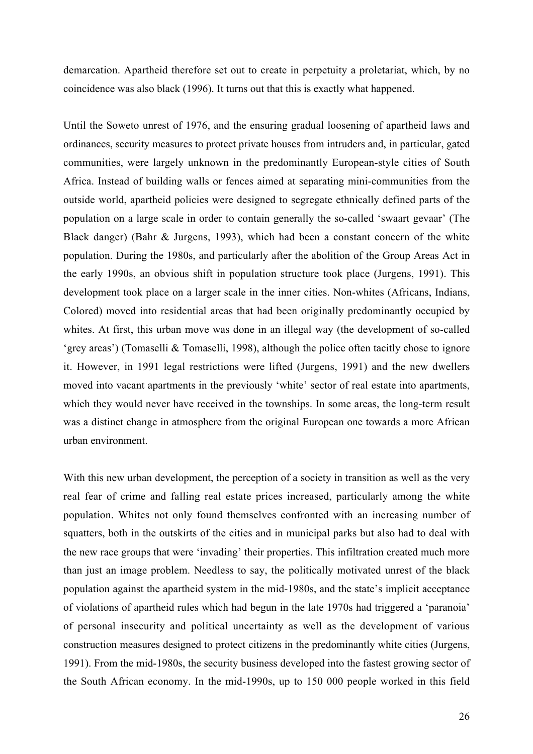demarcation. Apartheid therefore set out to create in perpetuity a proletariat, which, by no coincidence was also black (1996). It turns out that this is exactly what happened.

Until the Soweto unrest of 1976, and the ensuring gradual loosening of apartheid laws and ordinances, security measures to protect private houses from intruders and, in particular, gated communities, were largely unknown in the predominantly European-style cities of South Africa. Instead of building walls or fences aimed at separating mini-communities from the outside world, apartheid policies were designed to segregate ethnically defined parts of the population on a large scale in order to contain generally the so-called 'swaart gevaar' (The Black danger) (Bahr & Jurgens, 1993), which had been a constant concern of the white population. During the 1980s, and particularly after the abolition of the Group Areas Act in the early 1990s, an obvious shift in population structure took place (Jurgens, 1991). This development took place on a larger scale in the inner cities. Non-whites (Africans, Indians, Colored) moved into residential areas that had been originally predominantly occupied by whites. At first, this urban move was done in an illegal way (the development of so-called 'grey areas') (Tomaselli & Tomaselli, 1998), although the police often tacitly chose to ignore it. However, in 1991 legal restrictions were lifted (Jurgens, 1991) and the new dwellers moved into vacant apartments in the previously 'white' sector of real estate into apartments, which they would never have received in the townships. In some areas, the long-term result was a distinct change in atmosphere from the original European one towards a more African urban environment.

With this new urban development, the perception of a society in transition as well as the very real fear of crime and falling real estate prices increased, particularly among the white population. Whites not only found themselves confronted with an increasing number of squatters, both in the outskirts of the cities and in municipal parks but also had to deal with the new race groups that were 'invading' their properties. This infiltration created much more than just an image problem. Needless to say, the politically motivated unrest of the black population against the apartheid system in the mid-1980s, and the state's implicit acceptance of violations of apartheid rules which had begun in the late 1970s had triggered a 'paranoia' of personal insecurity and political uncertainty as well as the development of various construction measures designed to protect citizens in the predominantly white cities (Jurgens, 1991). From the mid-1980s, the security business developed into the fastest growing sector of the South African economy. In the mid-1990s, up to 150 000 people worked in this field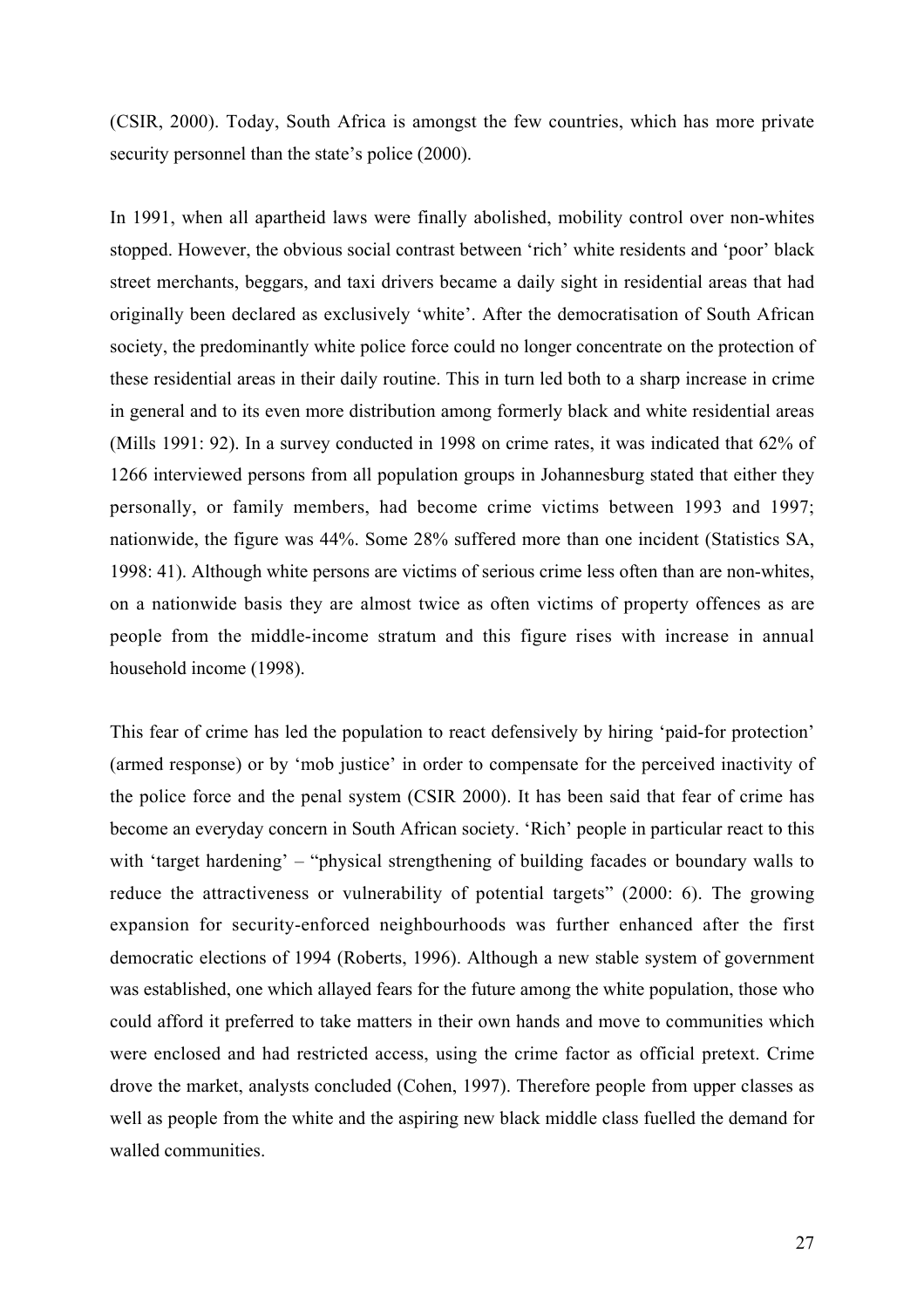(CSIR, 2000). Today, South Africa is amongst the few countries, which has more private security personnel than the state's police (2000).

In 1991, when all apartheid laws were finally abolished, mobility control over non-whites stopped. However, the obvious social contrast between 'rich' white residents and 'poor' black street merchants, beggars, and taxi drivers became a daily sight in residential areas that had originally been declared as exclusively 'white'. After the democratisation of South African society, the predominantly white police force could no longer concentrate on the protection of these residential areas in their daily routine. This in turn led both to a sharp increase in crime in general and to its even more distribution among formerly black and white residential areas (Mills 1991: 92). In a survey conducted in 1998 on crime rates, it was indicated that 62% of 1266 interviewed persons from all population groups in Johannesburg stated that either they personally, or family members, had become crime victims between 1993 and 1997; nationwide, the figure was 44%. Some 28% suffered more than one incident (Statistics SA, 1998: 41). Although white persons are victims of serious crime less often than are non-whites, on a nationwide basis they are almost twice as often victims of property offences as are people from the middle-income stratum and this figure rises with increase in annual household income (1998).

This fear of crime has led the population to react defensively by hiring 'paid-for protection' (armed response) or by 'mob justice' in order to compensate for the perceived inactivity of the police force and the penal system (CSIR 2000). It has been said that fear of crime has become an everyday concern in South African society. 'Rich' people in particular react to this with 'target hardening' – "physical strengthening of building facades or boundary walls to reduce the attractiveness or vulnerability of potential targets" (2000: 6). The growing expansion for security-enforced neighbourhoods was further enhanced after the first democratic elections of 1994 (Roberts, 1996). Although a new stable system of government was established, one which allayed fears for the future among the white population, those who could afford it preferred to take matters in their own hands and move to communities which were enclosed and had restricted access, using the crime factor as official pretext. Crime drove the market, analysts concluded (Cohen, 1997). Therefore people from upper classes as well as people from the white and the aspiring new black middle class fuelled the demand for walled communities.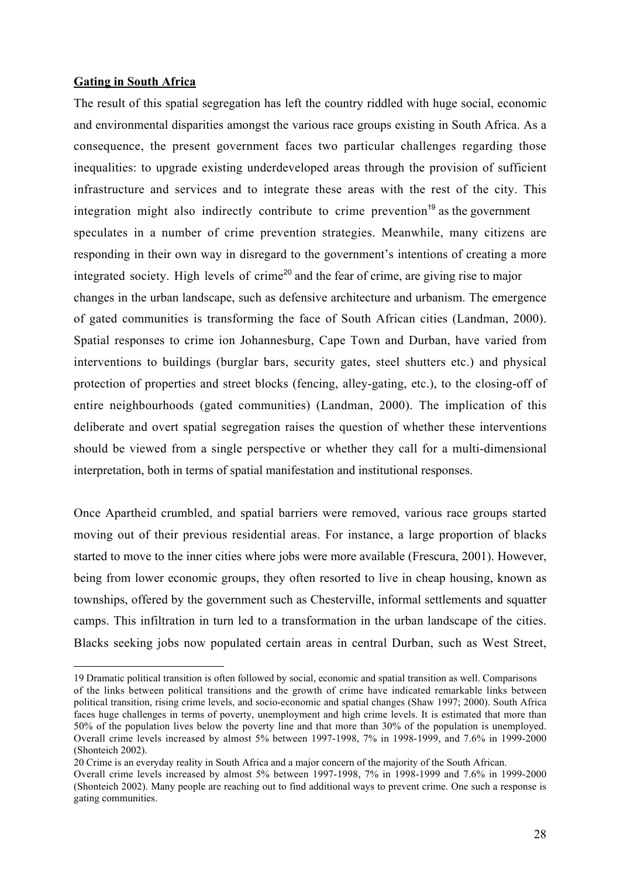**Gating in South Africa**

The result of this spatial segregation has left the country riddled with huge social, economic and environmental disparities amongst the various race groups existing in South Africa. As a consequence, the present government faces two particular challenges regarding those inequalities: to upgrade existing underdeveloped areas through the provision of sufficient infrastructure and services and to integrate these areas with the rest of the city. This integration might also indirectly contribute to crime prevention[19] as the government speculates in a number of crime prevention strategies. Meanwhile, many citizens are responding in their own way in disregard to the government's intentions of creating a more integrated society. High levels of crime[20] and the fear of crime, are giving rise to major changes in the urban landscape, such as defensive architecture and urbanism. The emergence of gated communities is transforming the face of South African cities (Landman, 2000). Spatial responses to crime ion Johannesburg, Cape Town and Durban, have varied from interventions to buildings (burglar bars, security gates, steel shutters etc.) and physical protection of properties and street blocks (fencing, alley-gating, etc.), to the closing-off of entire neighbourhoods (gated communities) (Landman, 2000). The implication of this deliberate and overt spatial segregation raises the question of whether these interventions should be viewed from a single perspective or whether they call for a multi-dimensional interpretation, both in terms of spatial manifestation and institutional responses.

Once Apartheid crumbled, and spatial barriers were removed, various race groups started moving out of their previous residential areas. For instance, a large proportion of blacks started to move to the inner cities where jobs were more available (Frescura, 2001). However, being from lower economic groups, they often resorted to live in cheap housing, known as townships, offered by the government such as Chesterville, informal settlements and squatter camps. This infiltration in turn led to a transformation in the urban landscape of the cities. Blacks seeking jobs now populated certain areas in central Durban, such as West Street,

---

19 Dramatic political transition is often followed by social, economic and spatial transition as well. Comparisons of the links between political transitions and the growth of crime have indicated remarkable links between political transition, rising crime levels, and socio-economic and spatial changes (Shaw 1997; 2000). South Africa faces huge challenges in terms of poverty, unemployment and high crime levels. It is estimated that more than 50% of the population lives below the poverty line and that more than 30% of the population is unemployed. Overall crime levels increased by almost 5% between 1997-1998, 7% in 1998-1999, and 7.6% in 1999-2000 (Shonteich 2002).

20 Crime is an everyday reality in South Africa and a major concern of the majority of the South African. Overall crime levels increased by almost 5% between 1997-1998, 7% in 1998-1999 and 7.6% in 1999-2000 (Shonteich 2002). Many people are reaching out to find additional ways to prevent crime. One such a response is gating communities.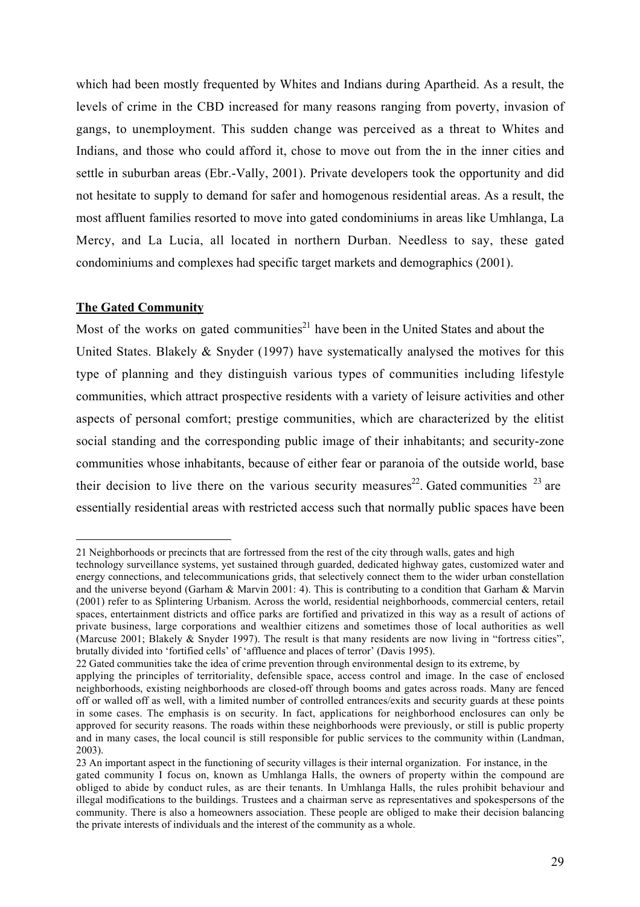which had been mostly frequented by Whites and Indians during Apartheid. As a result, the levels of crime in the CBD increased for many reasons ranging from poverty, invasion of gangs, to unemployment. This sudden change was perceived as a threat to Whites and Indians, and those who could afford it, chose to move out from the in the inner cities and settle in suburban areas (Ebr.-Vally, 2001). Private developers took the opportunity and did not hesitate to supply to demand for safer and homogenous residential areas. As a result, the most affluent families resorted to move into gated condominiums in areas like Umhlanga, La Mercy, and La Lucia, all located in northern Durban. Needless to say, these gated condominiums and complexes had specific target markets and demographics (2001).

**The Gated Community**

Most of the works on gated communities[21] have been in the United States and about the United States. Blakely & Snyder (1997) have systematically analysed the motives for this type of planning and they distinguish various types of communities including lifestyle communities, which attract prospective residents with a variety of leisure activities and other aspects of personal comfort; prestige communities, which are characterized by the elitist social standing and the corresponding public image of their inhabitants; and security-zone communities whose inhabitants, because of either fear or paranoia of the outside world, base their decision to live there on the various security measures[22]. Gated communities [23] are essentially residential areas with restricted access such that normally public spaces have been

---

21 Neighborhoods or precincts that are fortressed from the rest of the city through walls, gates and high technology surveillance systems, yet sustained through guarded, dedicated highway gates, customized water and energy connections, and telecommunications grids, that selectively connect them to the wider urban constellation and the universe beyond (Garham & Marvin 2001: 4). This is contributing to a condition that Garham & Marvin (2001) refer to as Splintering Urbanism. Across the world, residential neighborhoods, commercial centers, retail spaces, entertainment districts and office parks are fortified and privatized in this way as a result of actions of private business, large corporations and wealthier citizens and sometimes those of local authorities as well (Marcuse 2001; Blakely & Snyder 1997). The result is that many residents are now living in "fortress cities", brutally divided into 'fortified cells' of 'affluence and places of terror' (Davis 1995).

22 Gated communities take the idea of crime prevention through environmental design to its extreme, by applying the principles of territoriality, defensible space, access control and image. In the case of enclosed neighborhoods, existing neighborhoods are closed-off through booms and gates across roads. Many are fenced off or walled off as well, with a limited number of controlled entrances/exits and security guards at these points in some cases. The emphasis is on security. In fact, applications for neighborhood enclosures can only be approved for security reasons. The roads within these neighborhoods were previously, or still is public property and in many cases, the local council is still responsible for public services to the community within (Landman, 2003).

23 An important aspect in the functioning of security villages is their internal organization. For instance, in the gated community I focus on, known as Umhlanga Halls, the owners of property within the compound are obliged to abide by conduct rules, as are their tenants. In Umhlanga Halls, the rules prohibit behaviour and illegal modifications to the buildings. Trustees and a chairman serve as representatives and spokespersons of the community. There is also a homeowners association. These people are obliged to make their decision balancing the private interests of individuals and the interest of the community as a whole.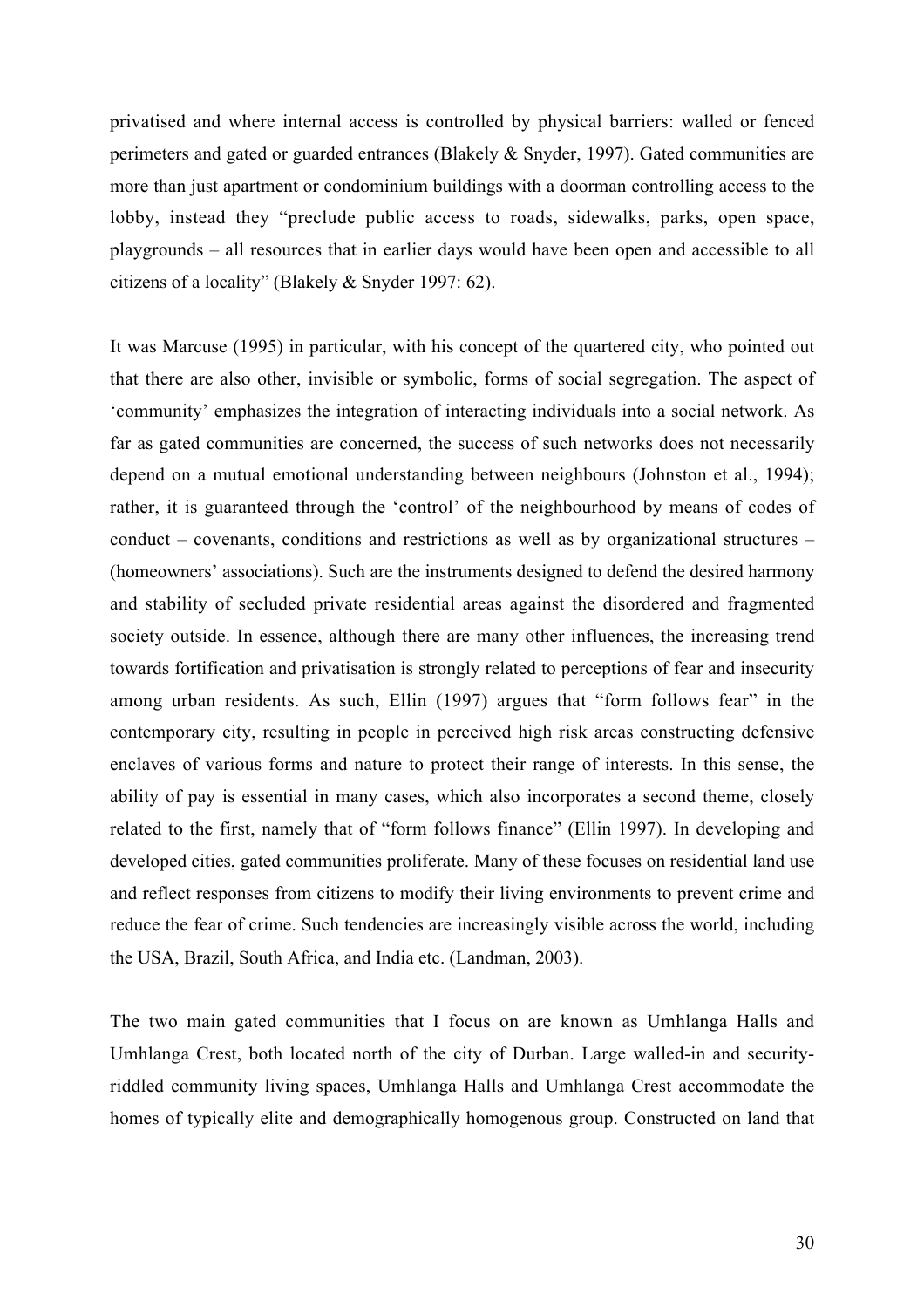privatised and where internal access is controlled by physical barriers: walled or fenced perimeters and gated or guarded entrances (Blakely & Snyder, 1997). Gated communities are more than just apartment or condominium buildings with a doorman controlling access to the lobby, instead they "preclude public access to roads, sidewalks, parks, open space, playgrounds – all resources that in earlier days would have been open and accessible to all citizens of a locality" (Blakely & Snyder 1997: 62).

It was Marcuse (1995) in particular, with his concept of the quartered city, who pointed out that there are also other, invisible or symbolic, forms of social segregation. The aspect of 'community' emphasizes the integration of interacting individuals into a social network. As far as gated communities are concerned, the success of such networks does not necessarily depend on a mutual emotional understanding between neighbours (Johnston et al., 1994); rather, it is guaranteed through the 'control' of the neighbourhood by means of codes of conduct – covenants, conditions and restrictions as well as by organizational structures – (homeowners' associations). Such are the instruments designed to defend the desired harmony and stability of secluded private residential areas against the disordered and fragmented society outside. In essence, although there are many other influences, the increasing trend towards fortification and privatisation is strongly related to perceptions of fear and insecurity among urban residents. As such, Ellin (1997) argues that "form follows fear" in the contemporary city, resulting in people in perceived high risk areas constructing defensive enclaves of various forms and nature to protect their range of interests. In this sense, the ability of pay is essential in many cases, which also incorporates a second theme, closely related to the first, namely that of "form follows finance" (Ellin 1997). In developing and developed cities, gated communities proliferate. Many of these focuses on residential land use and reflect responses from citizens to modify their living environments to prevent crime and reduce the fear of crime. Such tendencies are increasingly visible across the world, including the USA, Brazil, South Africa, and India etc. (Landman, 2003).

The two main gated communities that I focus on are known as Umhlanga Halls and Umhlanga Crest, both located north of the city of Durban. Large walled-in and security-riddled community living spaces, Umhlanga Halls and Umhlanga Crest accommodate the homes of typically elite and demographically homogenous group. Constructed on land that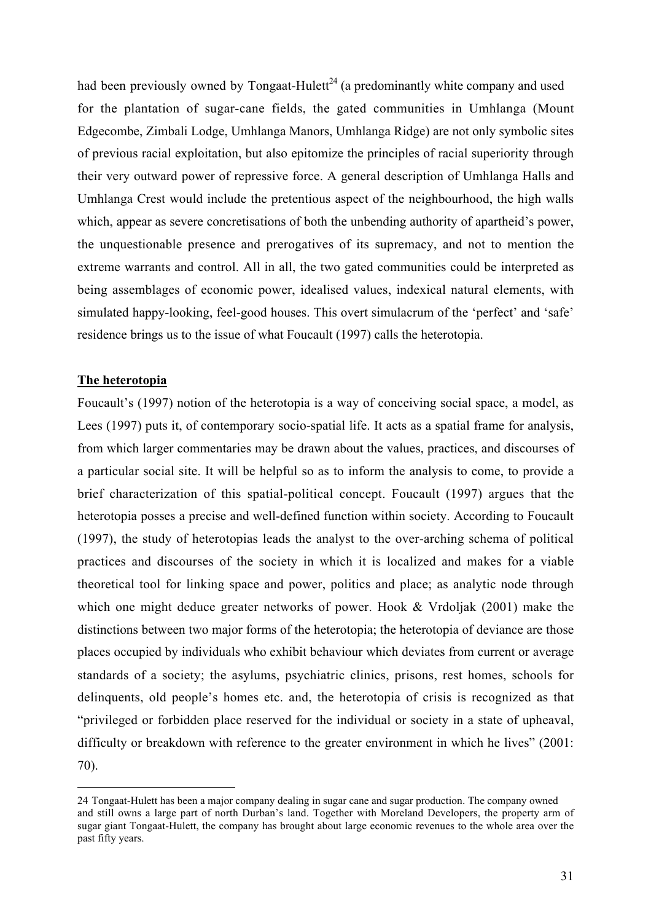had been previously owned by Tongaat-Hulett[24] (a predominantly white company and used for the plantation of sugar-cane fields, the gated communities in Umhlanga (Mount Edgecombe, Zimbali Lodge, Umhlanga Manors, Umhlanga Ridge) are not only symbolic sites of previous racial exploitation, but also epitomize the principles of racial superiority through their very outward power of repressive force. A general description of Umhlanga Halls and Umhlanga Crest would include the pretentious aspect of the neighbourhood, the high walls which, appear as severe concretisations of both the unbending authority of apartheid's power, the unquestionable presence and prerogatives of its supremacy, and not to mention the extreme warrants and control. All in all, the two gated communities could be interpreted as being assemblages of economic power, idealised values, indexical natural elements, with simulated happy-looking, feel-good houses. This overt simulacrum of the 'perfect' and 'safe' residence brings us to the issue of what Foucault (1997) calls the heterotopia.

## The heterotopia

Foucault's (1997) notion of the heterotopia is a way of conceiving social space, a model, as Lees (1997) puts it, of contemporary socio-spatial life. It acts as a spatial frame for analysis, from which larger commentaries may be drawn about the values, practices, and discourses of a particular social site. It will be helpful so as to inform the analysis to come, to provide a brief characterization of this spatial-political concept. Foucault (1997) argues that the heterotopia posses a precise and well-defined function within society. According to Foucault (1997), the study of heterotopias leads the analyst to the over-arching schema of political practices and discourses of the society in which it is localized and makes for a viable theoretical tool for linking space and power, politics and place; as analytic node through which one might deduce greater networks of power. Hook & Vrdoljak (2001) make the distinctions between two major forms of the heterotopia; the heterotopia of deviance are those places occupied by individuals who exhibit behaviour which deviates from current or average standards of a society; the asylums, psychiatric clinics, prisons, rest homes, schools for delinquents, old people's homes etc. and, the heterotopia of crisis is recognized as that "privileged or forbidden place reserved for the individual or society in a state of upheaval, difficulty or breakdown with reference to the greater environment in which he lives" (2001: 70).

---

24 Tongaat-Hulett has been a major company dealing in sugar cane and sugar production. The company owned and still owns a large part of north Durban's land. Together with Moreland Developers, the property arm of sugar giant Tongaat-Hulett, the company has brought about large economic revenues to the whole area over the past fifty years.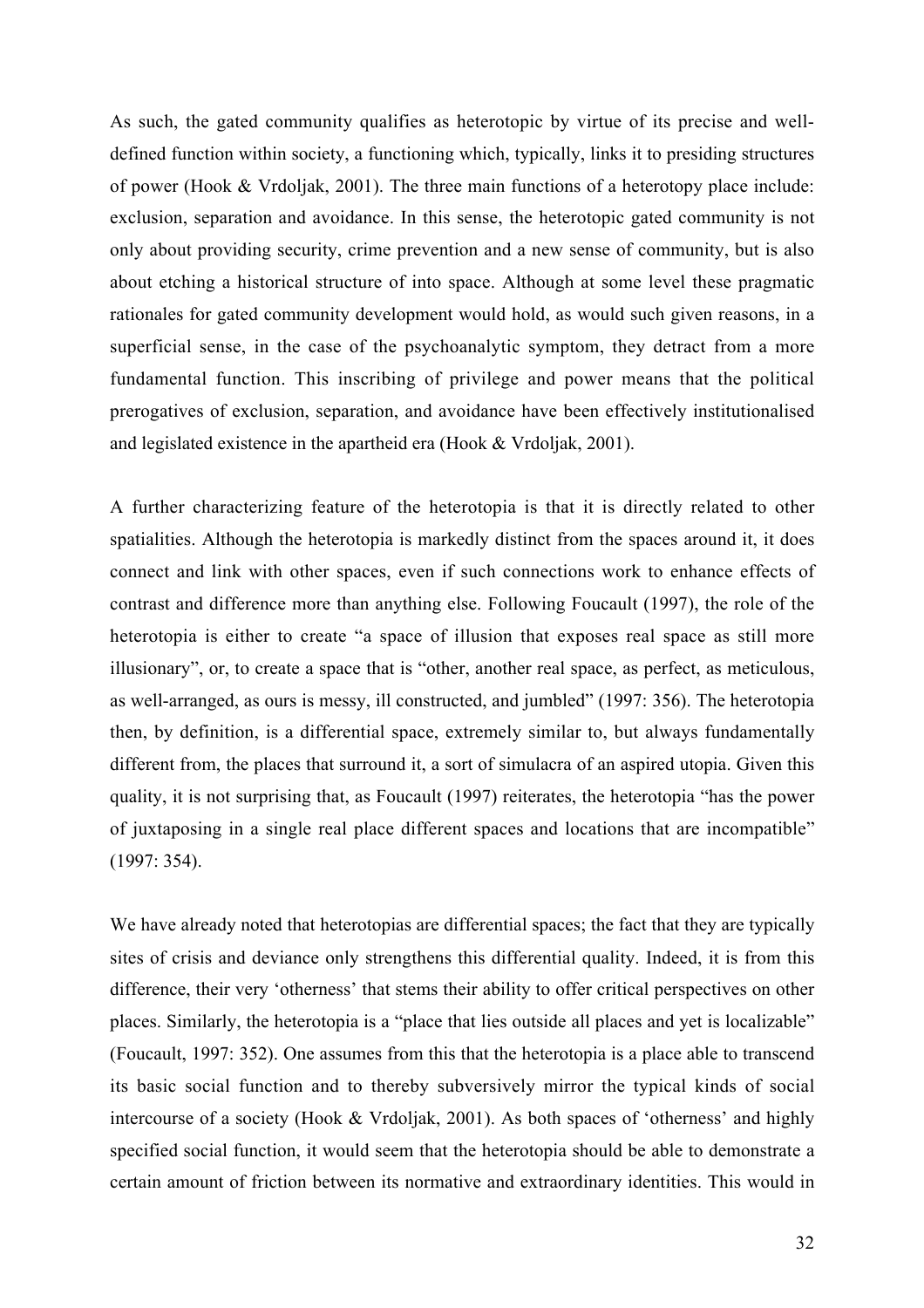As such, the gated community qualifies as heterotopic by virtue of its precise and well-defined function within society, a functioning which, typically, links it to presiding structures of power (Hook & Vrdoljak, 2001). The three main functions of a heterotopy place include: exclusion, separation and avoidance. In this sense, the heterotopic gated community is not only about providing security, crime prevention and a new sense of community, but is also about etching a historical structure of into space. Although at some level these pragmatic rationales for gated community development would hold, as would such given reasons, in a superficial sense, in the case of the psychoanalytic symptom, they detract from a more fundamental function. This inscribing of privilege and power means that the political prerogatives of exclusion, separation, and avoidance have been effectively institutionalised and legislated existence in the apartheid era (Hook & Vrdoljak, 2001).

A further characterizing feature of the heterotopia is that it is directly related to other spatialities. Although the heterotopia is markedly distinct from the spaces around it, it does connect and link with other spaces, even if such connections work to enhance effects of contrast and difference more than anything else. Following Foucault (1997), the role of the heterotopia is either to create "a space of illusion that exposes real space as still more illusionary", or, to create a space that is "other, another real space, as perfect, as meticulous, as well-arranged, as ours is messy, ill constructed, and jumbled" (1997: 356). The heterotopia then, by definition, is a differential space, extremely similar to, but always fundamentally different from, the places that surround it, a sort of simulacra of an aspired utopia. Given this quality, it is not surprising that, as Foucault (1997) reiterates, the heterotopia "has the power of juxtaposing in a single real place different spaces and locations that are incompatible" (1997: 354).

We have already noted that heterotopias are differential spaces; the fact that they are typically sites of crisis and deviance only strengthens this differential quality. Indeed, it is from this difference, their very 'otherness' that stems their ability to offer critical perspectives on other places. Similarly, the heterotopia is a "place that lies outside all places and yet is localizable" (Foucault, 1997: 352). One assumes from this that the heterotopia is a place able to transcend its basic social function and to thereby subversively mirror the typical kinds of social intercourse of a society (Hook & Vrdoljak, 2001). As both spaces of 'otherness' and highly specified social function, it would seem that the heterotopia should be able to demonstrate a certain amount of friction between its normative and extraordinary identities. This would in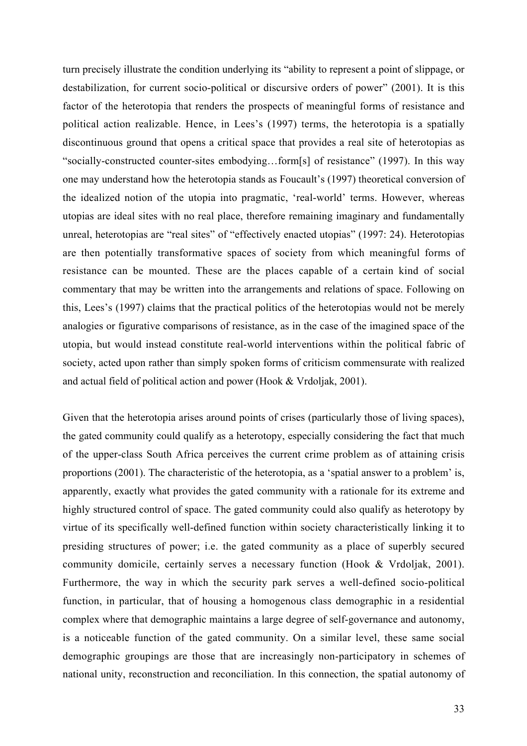turn precisely illustrate the condition underlying its "ability to represent a point of slippage, or destabilization, for current socio-political or discursive orders of power" (2001). It is this factor of the heterotopia that renders the prospects of meaningful forms of resistance and political action realizable. Hence, in Lees's (1997) terms, the heterotopia is a spatially discontinuous ground that opens a critical space that provides a real site of heterotopias as "socially-constructed counter-sites embodying…form[s] of resistance" (1997). In this way one may understand how the heterotopia stands as Foucault's (1997) theoretical conversion of the idealized notion of the utopia into pragmatic, 'real-world' terms. However, whereas utopias are ideal sites with no real place, therefore remaining imaginary and fundamentally unreal, heterotopias are "real sites" of "effectively enacted utopias" (1997: 24). Heterotopias are then potentially transformative spaces of society from which meaningful forms of resistance can be mounted. These are the places capable of a certain kind of social commentary that may be written into the arrangements and relations of space. Following on this, Lees's (1997) claims that the practical politics of the heterotopias would not be merely analogies or figurative comparisons of resistance, as in the case of the imagined space of the utopia, but would instead constitute real-world interventions within the political fabric of society, acted upon rather than simply spoken forms of criticism commensurate with realized and actual field of political action and power (Hook & Vrdoljak, 2001).

Given that the heterotopia arises around points of crises (particularly those of living spaces), the gated community could qualify as a heterotopy, especially considering the fact that much of the upper-class South Africa perceives the current crime problem as of attaining crisis proportions (2001). The characteristic of the heterotopia, as a 'spatial answer to a problem' is, apparently, exactly what provides the gated community with a rationale for its extreme and highly structured control of space. The gated community could also qualify as heterotopy by virtue of its specifically well-defined function within society characteristically linking it to presiding structures of power; i.e. the gated community as a place of superbly secured community domicile, certainly serves a necessary function (Hook & Vrdoljak, 2001). Furthermore, the way in which the security park serves a well-defined socio-political function, in particular, that of housing a homogenous class demographic in a residential complex where that demographic maintains a large degree of self-governance and autonomy, is a noticeable function of the gated community. On a similar level, these same social demographic groupings are those that are increasingly non-participatory in schemes of national unity, reconstruction and reconciliation. In this connection, the spatial autonomy of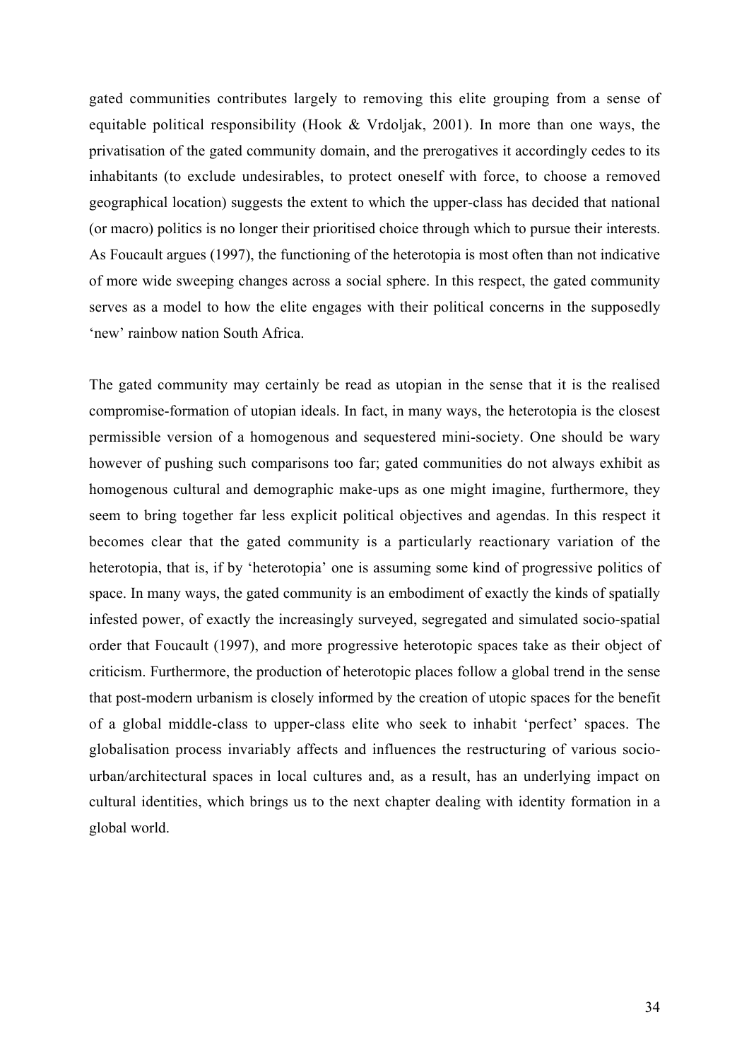gated communities contributes largely to removing this elite grouping from a sense of equitable political responsibility (Hook & Vrdoljak, 2001). In more than one ways, the privatisation of the gated community domain, and the prerogatives it accordingly cedes to its inhabitants (to exclude undesirables, to protect oneself with force, to choose a removed geographical location) suggests the extent to which the upper-class has decided that national (or macro) politics is no longer their prioritised choice through which to pursue their interests. As Foucault argues (1997), the functioning of the heterotopia is most often than not indicative of more wide sweeping changes across a social sphere. In this respect, the gated community serves as a model to how the elite engages with their political concerns in the supposedly 'new' rainbow nation South Africa.

The gated community may certainly be read as utopian in the sense that it is the realised compromise-formation of utopian ideals. In fact, in many ways, the heterotopia is the closest permissible version of a homogenous and sequestered mini-society. One should be wary however of pushing such comparisons too far; gated communities do not always exhibit as homogenous cultural and demographic make-ups as one might imagine, furthermore, they seem to bring together far less explicit political objectives and agendas. In this respect it becomes clear that the gated community is a particularly reactionary variation of the heterotopia, that is, if by 'heterotopia' one is assuming some kind of progressive politics of space. In many ways, the gated community is an embodiment of exactly the kinds of spatially infested power, of exactly the increasingly surveyed, segregated and simulated socio-spatial order that Foucault (1997), and more progressive heterotopic spaces take as their object of criticism. Furthermore, the production of heterotopic places follow a global trend in the sense that post-modern urbanism is closely informed by the creation of utopic spaces for the benefit of a global middle-class to upper-class elite who seek to inhabit 'perfect' spaces. The globalisation process invariably affects and influences the restructuring of various socio-urban/architectural spaces in local cultures and, as a result, has an underlying impact on cultural identities, which brings us to the next chapter dealing with identity formation in a global world.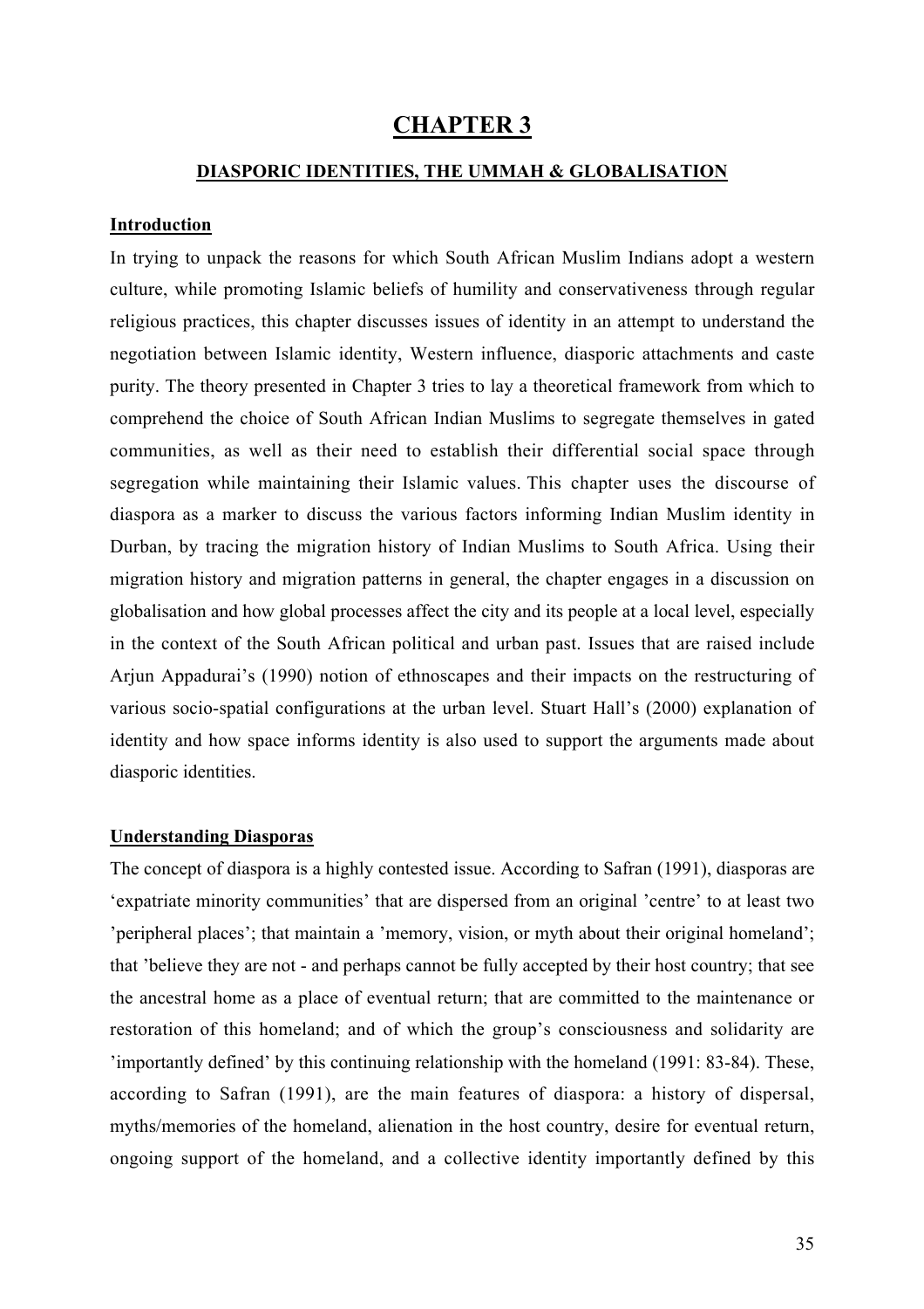# CHAPTER 3

## DIASPORIC IDENTITIES, THE UMMAH & GLOBALISATION

### Introduction

In trying to unpack the reasons for which South African Muslim Indians adopt a western culture, while promoting Islamic beliefs of humility and conservativeness through regular religious practices, this chapter discusses issues of identity in an attempt to understand the negotiation between Islamic identity, Western influence, diasporic attachments and caste purity. The theory presented in Chapter 3 tries to lay a theoretical framework from which to comprehend the choice of South African Indian Muslims to segregate themselves in gated communities, as well as their need to establish their differential social space through segregation while maintaining their Islamic values. This chapter uses the discourse of diaspora as a marker to discuss the various factors informing Indian Muslim identity in Durban, by tracing the migration history of Indian Muslims to South Africa. Using their migration history and migration patterns in general, the chapter engages in a discussion on globalisation and how global processes affect the city and its people at a local level, especially in the context of the South African political and urban past. Issues that are raised include Arjun Appadurai's (1990) notion of ethnoscapes and their impacts on the restructuring of various socio-spatial configurations at the urban level. Stuart Hall's (2000) explanation of identity and how space informs identity is also used to support the arguments made about diasporic identities.

### Understanding Diasporas

The concept of diaspora is a highly contested issue. According to Safran (1991), diasporas are 'expatriate minority communities' that are dispersed from an original 'centre' to at least two 'peripheral places'; that maintain a 'memory, vision, or myth about their original homeland'; that 'believe they are not - and perhaps cannot be fully accepted by their host country; that see the ancestral home as a place of eventual return; that are committed to the maintenance or restoration of this homeland; and of which the group's consciousness and solidarity are 'importantly defined' by this continuing relationship with the homeland (1991: 83-84). These, according to Safran (1991), are the main features of diaspora: a history of dispersal, myths/memories of the homeland, alienation in the host country, desire for eventual return, ongoing support of the homeland, and a collective identity importantly defined by this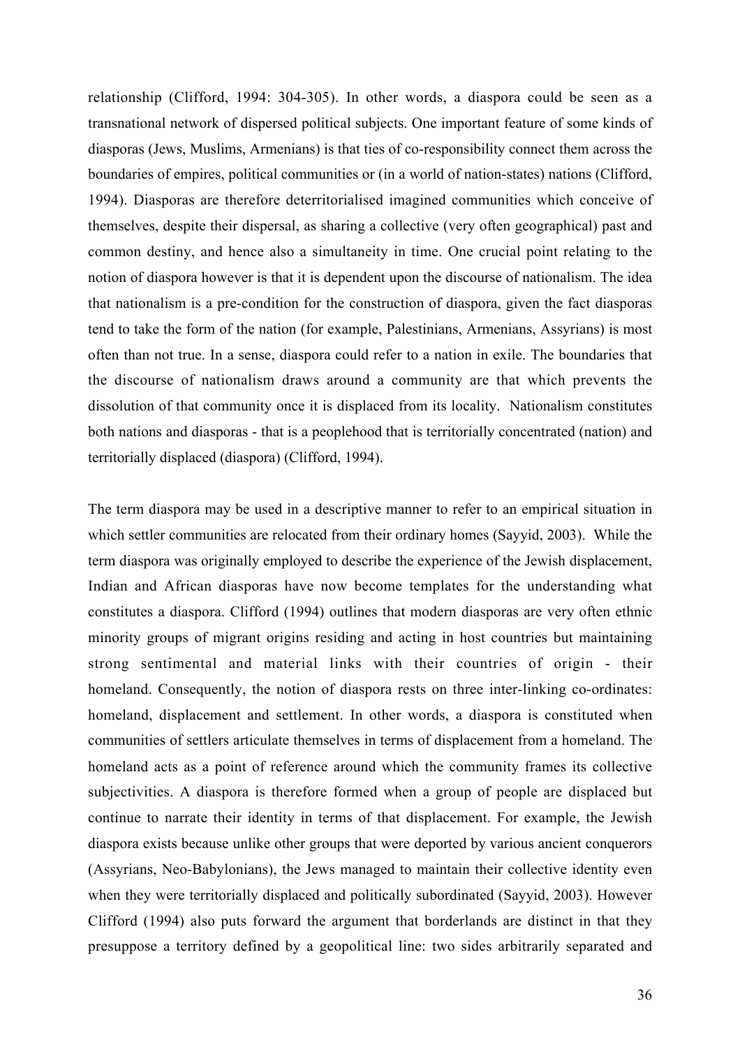relationship (Clifford, 1994: 304-305). In other words, a diaspora could be seen as a transnational network of dispersed political subjects. One important feature of some kinds of diasporas (Jews, Muslims, Armenians) is that ties of co-responsibility connect them across the boundaries of empires, political communities or (in a world of nation-states) nations (Clifford, 1994). Diasporas are therefore deterritorialised imagined communities which conceive of themselves, despite their dispersal, as sharing a collective (very often geographical) past and common destiny, and hence also a simultaneity in time. One crucial point relating to the notion of diaspora however is that it is dependent upon the discourse of nationalism. The idea that nationalism is a pre-condition for the construction of diaspora, given the fact diasporas tend to take the form of the nation (for example, Palestinians, Armenians, Assyrians) is most often than not true. In a sense, diaspora could refer to a nation in exile. The boundaries that the discourse of nationalism draws around a community are that which prevents the dissolution of that community once it is displaced from its locality. Nationalism constitutes both nations and diasporas - that is a peoplehood that is territorially concentrated (nation) and territorially displaced (diaspora) (Clifford, 1994).

The term diaspora may be used in a descriptive manner to refer to an empirical situation in which settler communities are relocated from their ordinary homes (Sayyid, 2003). While the term diaspora was originally employed to describe the experience of the Jewish displacement, Indian and African diasporas have now become templates for the understanding what constitutes a diaspora. Clifford (1994) outlines that modern diasporas are very often ethnic minority groups of migrant origins residing and acting in host countries but maintaining strong sentimental and material links with their countries of origin - their homeland. Consequently, the notion of diaspora rests on three inter-linking co-ordinates: homeland, displacement and settlement. In other words, a diaspora is constituted when communities of settlers articulate themselves in terms of displacement from a homeland. The homeland acts as a point of reference around which the community frames its collective subjectivities. A diaspora is therefore formed when a group of people are displaced but continue to narrate their identity in terms of that displacement. For example, the Jewish diaspora exists because unlike other groups that were deported by various ancient conquerors (Assyrians, Neo-Babylonians), the Jews managed to maintain their collective identity even when they were territorially displaced and politically subordinated (Sayyid, 2003). However Clifford (1994) also puts forward the argument that borderlands are distinct in that they presuppose a territory defined by a geopolitical line: two sides arbitrarily separated and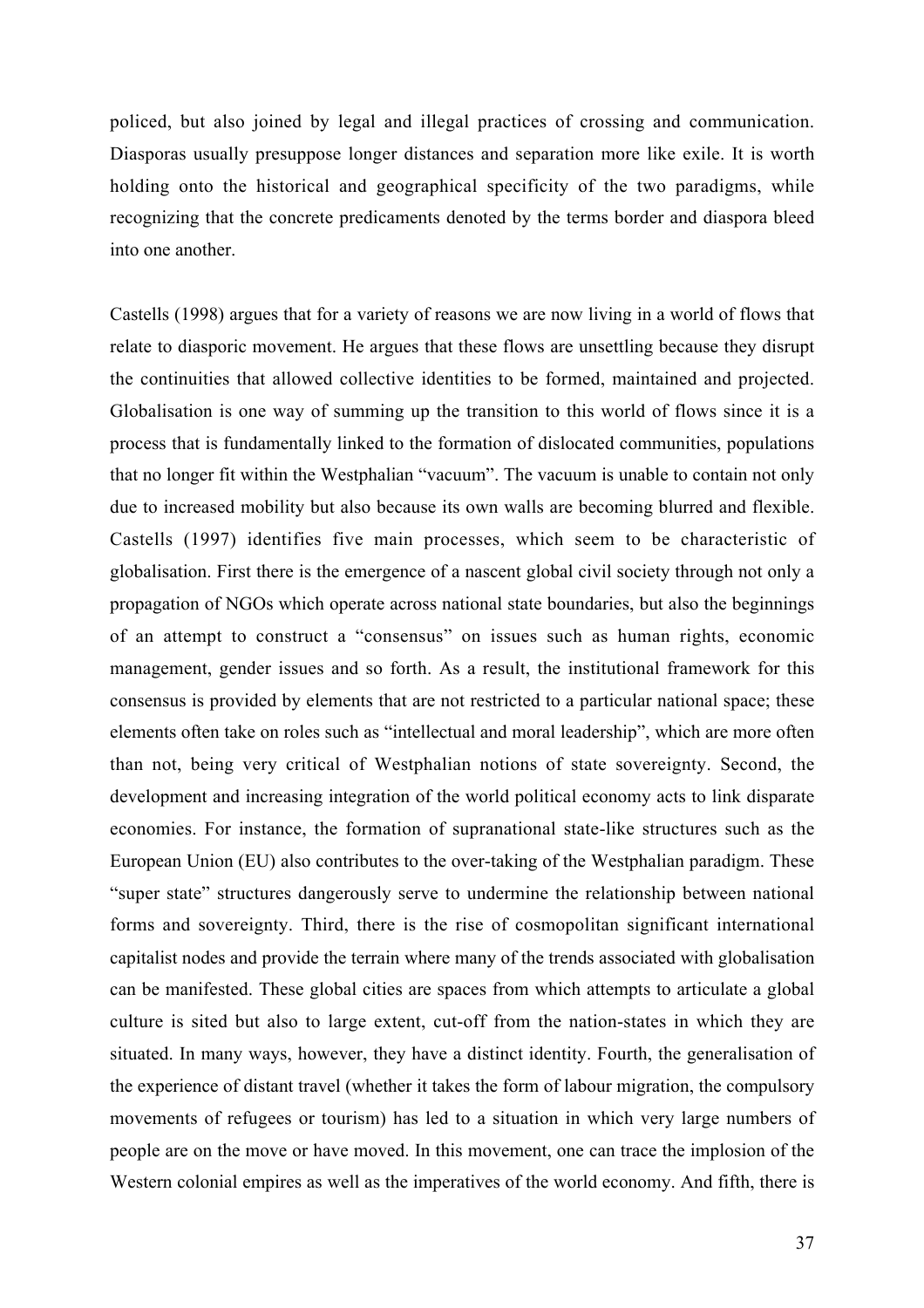policed, but also joined by legal and illegal practices of crossing and communication. Diasporas usually presuppose longer distances and separation more like exile. It is worth holding onto the historical and geographical specificity of the two paradigms, while recognizing that the concrete predicaments denoted by the terms border and diaspora bleed into one another.

Castells (1998) argues that for a variety of reasons we are now living in a world of flows that relate to diasporic movement. He argues that these flows are unsettling because they disrupt the continuities that allowed collective identities to be formed, maintained and projected. Globalisation is one way of summing up the transition to this world of flows since it is a process that is fundamentally linked to the formation of dislocated communities, populations that no longer fit within the Westphalian "vacuum". The vacuum is unable to contain not only due to increased mobility but also because its own walls are becoming blurred and flexible. Castells (1997) identifies five main processes, which seem to be characteristic of globalisation. First there is the emergence of a nascent global civil society through not only a propagation of NGOs which operate across national state boundaries, but also the beginnings of an attempt to construct a "consensus" on issues such as human rights, economic management, gender issues and so forth. As a result, the institutional framework for this consensus is provided by elements that are not restricted to a particular national space; these elements often take on roles such as "intellectual and moral leadership", which are more often than not, being very critical of Westphalian notions of state sovereignty. Second, the development and increasing integration of the world political economy acts to link disparate economies. For instance, the formation of supranational state-like structures such as the European Union (EU) also contributes to the over-taking of the Westphalian paradigm. These "super state" structures dangerously serve to undermine the relationship between national forms and sovereignty. Third, there is the rise of cosmopolitan significant international capitalist nodes and provide the terrain where many of the trends associated with globalisation can be manifested. These global cities are spaces from which attempts to articulate a global culture is sited but also to large extent, cut-off from the nation-states in which they are situated. In many ways, however, they have a distinct identity. Fourth, the generalisation of the experience of distant travel (whether it takes the form of labour migration, the compulsory movements of refugees or tourism) has led to a situation in which very large numbers of people are on the move or have moved. In this movement, one can trace the implosion of the Western colonial empires as well as the imperatives of the world economy. And fifth, there is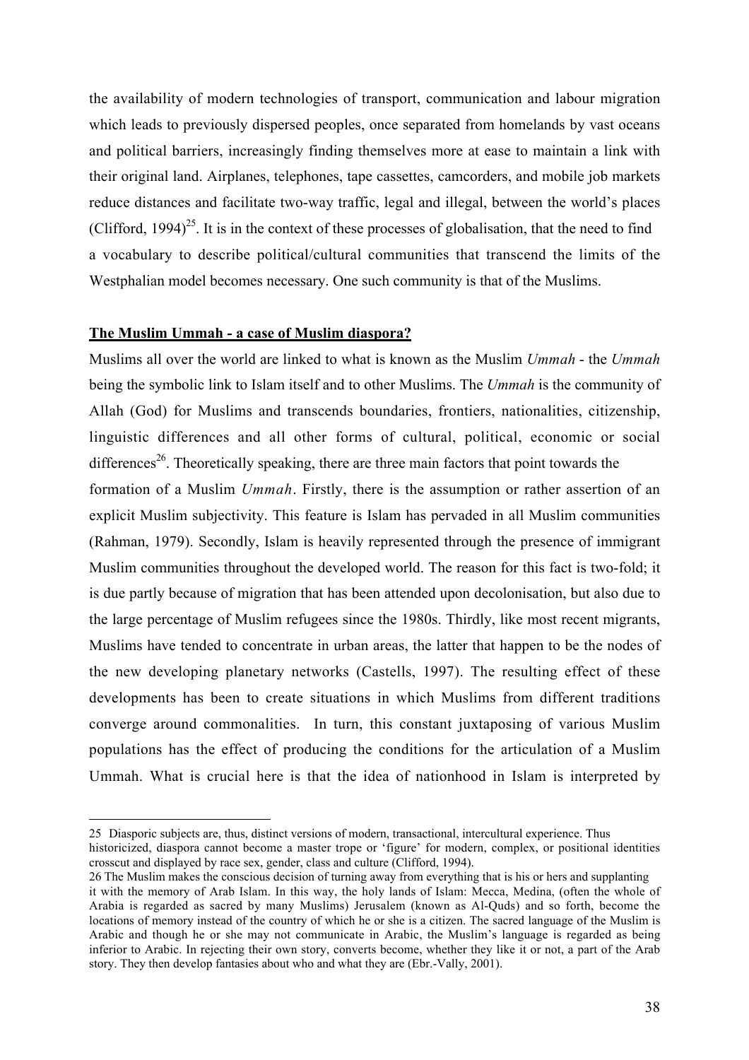the availability of modern technologies of transport, communication and labour migration which leads to previously dispersed peoples, once separated from homelands by vast oceans and political barriers, increasingly finding themselves more at ease to maintain a link with their original land. Airplanes, telephones, tape cassettes, camcorders, and mobile job markets reduce distances and facilitate two-way traffic, legal and illegal, between the world's places (Clifford, 1994)[25]. It is in the context of these processes of globalisation, that the need to find a vocabulary to describe political/cultural communities that transcend the limits of the Westphalian model becomes necessary. One such community is that of the Muslims.

**The Muslim Ummah - a case of Muslim diaspora?**

Muslims all over the world are linked to what is known as the Muslim *Ummah* - the *Ummah* being the symbolic link to Islam itself and to other Muslims. The *Ummah* is the community of Allah (God) for Muslims and transcends boundaries, frontiers, nationalities, citizenship, linguistic differences and all other forms of cultural, political, economic or social differences[26]. Theoretically speaking, there are three main factors that point towards the formation of a Muslim *Ummah*. Firstly, there is the assumption or rather assertion of an explicit Muslim subjectivity. This feature is Islam has pervaded in all Muslim communities (Rahman, 1979). Secondly, Islam is heavily represented through the presence of immigrant Muslim communities throughout the developed world. The reason for this fact is two-fold; it is due partly because of migration that has been attended upon decolonisation, but also due to the large percentage of Muslim refugees since the 1980s. Thirdly, like most recent migrants, Muslims have tended to concentrate in urban areas, the latter that happen to be the nodes of the new developing planetary networks (Castells, 1997). The resulting effect of these developments has been to create situations in which Muslims from different traditions converge around commonalities. In turn, this constant juxtaposing of various Muslim populations has the effect of producing the conditions for the articulation of a Muslim Ummah. What is crucial here is that the idea of nationhood in Islam is interpreted by

---

25 Diasporic subjects are, thus, distinct versions of modern, transactional, intercultural experience. Thus historicized, diaspora cannot become a master trope or 'figure' for modern, complex, or positional identities crosscut and displayed by race sex, gender, class and culture (Clifford, 1994).

26 The Muslim makes the conscious decision of turning away from everything that is his or hers and supplanting it with the memory of Arab Islam. In this way, the holy lands of Islam: Mecca, Medina, (often the whole of Arabia is regarded as sacred by many Muslims) Jerusalem (known as Al-Quds) and so forth, become the locations of memory instead of the country of which he or she is a citizen. The sacred language of the Muslim is Arabic and though he or she may not communicate in Arabic, the Muslim's language is regarded as being inferior to Arabic. In rejecting their own story, converts become, whether they like it or not, a part of the Arab story. They then develop fantasies about who and what they are (Ebr.-Vally, 2001).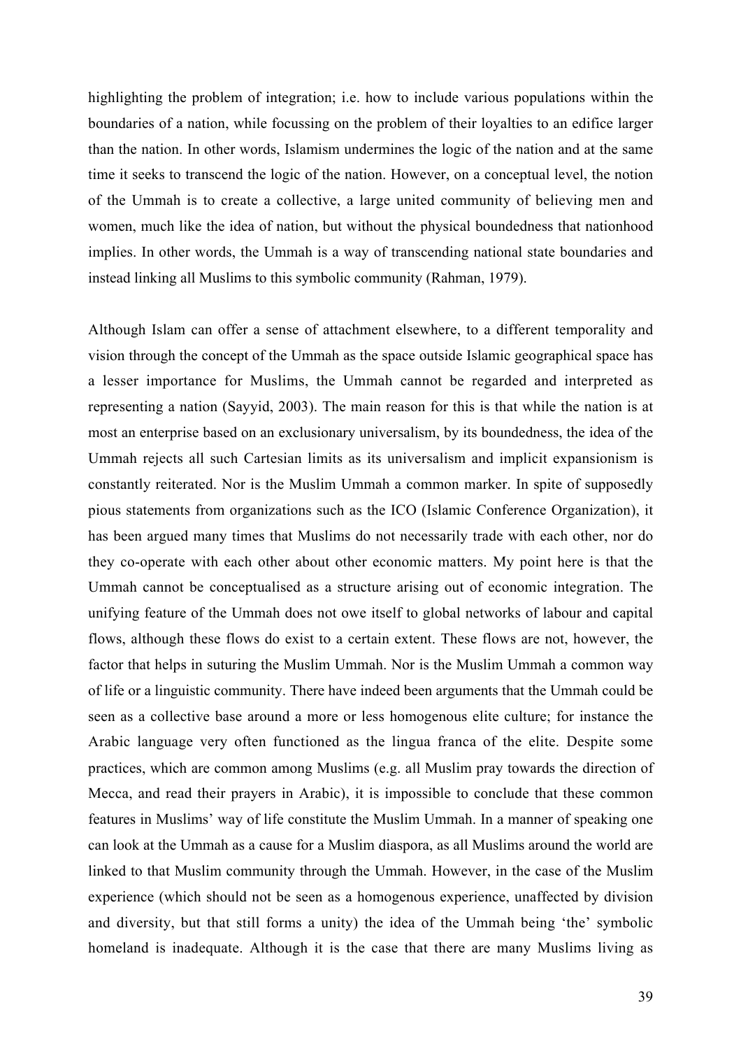highlighting the problem of integration; i.e. how to include various populations within the boundaries of a nation, while focussing on the problem of their loyalties to an edifice larger than the nation. In other words, Islamism undermines the logic of the nation and at the same time it seeks to transcend the logic of the nation. However, on a conceptual level, the notion of the Ummah is to create a collective, a large united community of believing men and women, much like the idea of nation, but without the physical boundedness that nationhood implies. In other words, the Ummah is a way of transcending national state boundaries and instead linking all Muslims to this symbolic community (Rahman, 1979).

Although Islam can offer a sense of attachment elsewhere, to a different temporality and vision through the concept of the Ummah as the space outside Islamic geographical space has a lesser importance for Muslims, the Ummah cannot be regarded and interpreted as representing a nation (Sayyid, 2003). The main reason for this is that while the nation is at most an enterprise based on an exclusionary universalism, by its boundedness, the idea of the Ummah rejects all such Cartesian limits as its universalism and implicit expansionism is constantly reiterated. Nor is the Muslim Ummah a common marker. In spite of supposedly pious statements from organizations such as the ICO (Islamic Conference Organization), it has been argued many times that Muslims do not necessarily trade with each other, nor do they co-operate with each other about other economic matters. My point here is that the Ummah cannot be conceptualised as a structure arising out of economic integration. The unifying feature of the Ummah does not owe itself to global networks of labour and capital flows, although these flows do exist to a certain extent. These flows are not, however, the factor that helps in suturing the Muslim Ummah. Nor is the Muslim Ummah a common way of life or a linguistic community. There have indeed been arguments that the Ummah could be seen as a collective base around a more or less homogenous elite culture; for instance the Arabic language very often functioned as the lingua franca of the elite. Despite some practices, which are common among Muslims (e.g. all Muslim pray towards the direction of Mecca, and read their prayers in Arabic), it is impossible to conclude that these common features in Muslims' way of life constitute the Muslim Ummah. In a manner of speaking one can look at the Ummah as a cause for a Muslim diaspora, as all Muslims around the world are linked to that Muslim community through the Ummah. However, in the case of the Muslim experience (which should not be seen as a homogenous experience, unaffected by division and diversity, but that still forms a unity) the idea of the Ummah being 'the' symbolic homeland is inadequate. Although it is the case that there are many Muslims living as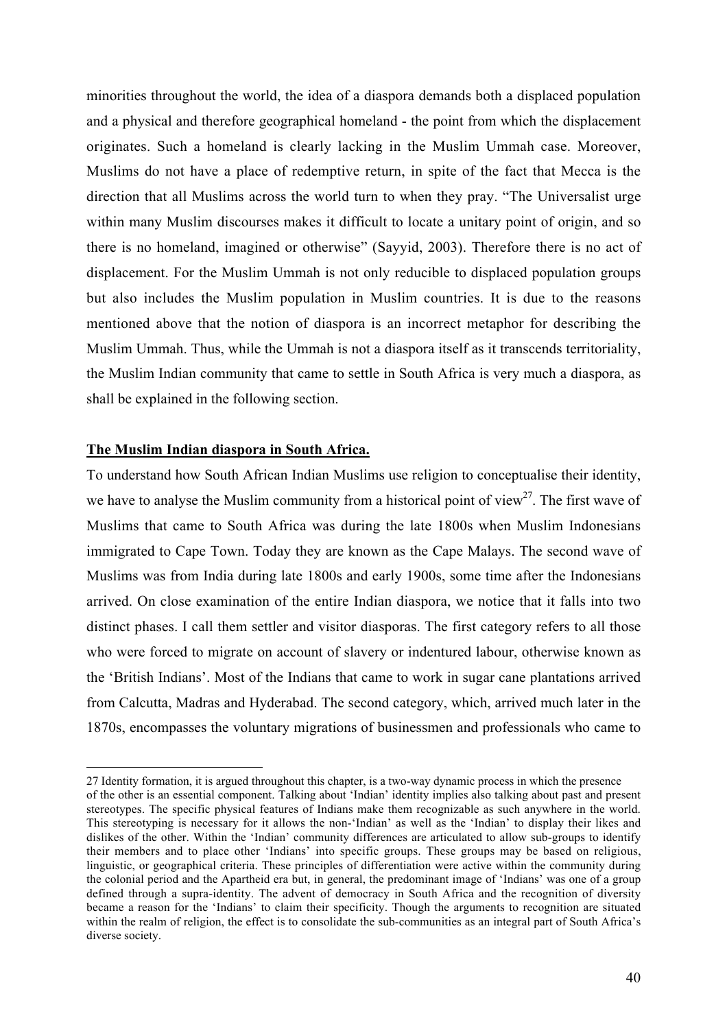minorities throughout the world, the idea of a diaspora demands both a displaced population and a physical and therefore geographical homeland - the point from which the displacement originates. Such a homeland is clearly lacking in the Muslim Ummah case. Moreover, Muslims do not have a place of redemptive return, in spite of the fact that Mecca is the direction that all Muslims across the world turn to when they pray. "The Universalist urge within many Muslim discourses makes it difficult to locate a unitary point of origin, and so there is no homeland, imagined or otherwise" (Sayyid, 2003). Therefore there is no act of displacement. For the Muslim Ummah is not only reducible to displaced population groups but also includes the Muslim population in Muslim countries. It is due to the reasons mentioned above that the notion of diaspora is an incorrect metaphor for describing the Muslim Ummah. Thus, while the Ummah is not a diaspora itself as it transcends territoriality, the Muslim Indian community that came to settle in South Africa is very much a diaspora, as shall be explained in the following section.

**The Muslim Indian diaspora in South Africa.**

To understand how South African Indian Muslims use religion to conceptualise their identity, we have to analyse the Muslim community from a historical point of view[27]. The first wave of Muslims that came to South Africa was during the late 1800s when Muslim Indonesians immigrated to Cape Town. Today they are known as the Cape Malays. The second wave of Muslims was from India during late 1800s and early 1900s, some time after the Indonesians arrived. On close examination of the entire Indian diaspora, we notice that it falls into two distinct phases. I call them settler and visitor diasporas. The first category refers to all those who were forced to migrate on account of slavery or indentured labour, otherwise known as the 'British Indians'. Most of the Indians that came to work in sugar cane plantations arrived from Calcutta, Madras and Hyderabad. The second category, which, arrived much later in the 1870s, encompasses the voluntary migrations of businessmen and professionals who came to

27 Identity formation, it is argued throughout this chapter, is a two-way dynamic process in which the presence of the other is an essential component. Talking about 'Indian' identity implies also talking about past and present stereotypes. The specific physical features of Indians make them recognizable as such anywhere in the world. This stereotyping is necessary for it allows the non-'Indian' as well as the 'Indian' to display their likes and dislikes of the other. Within the 'Indian' community differences are articulated to allow sub-groups to identify their members and to place other 'Indians' into specific groups. These groups may be based on religious, linguistic, or geographical criteria. These principles of differentiation were active within the community during the colonial period and the Apartheid era but, in general, the predominant image of 'Indians' was one of a group defined through a supra-identity. The advent of democracy in South Africa and the recognition of diversity became a reason for the 'Indians' to claim their specificity. Though the arguments to recognition are situated within the realm of religion, the effect is to consolidate the sub-communities as an integral part of South Africa's diverse society.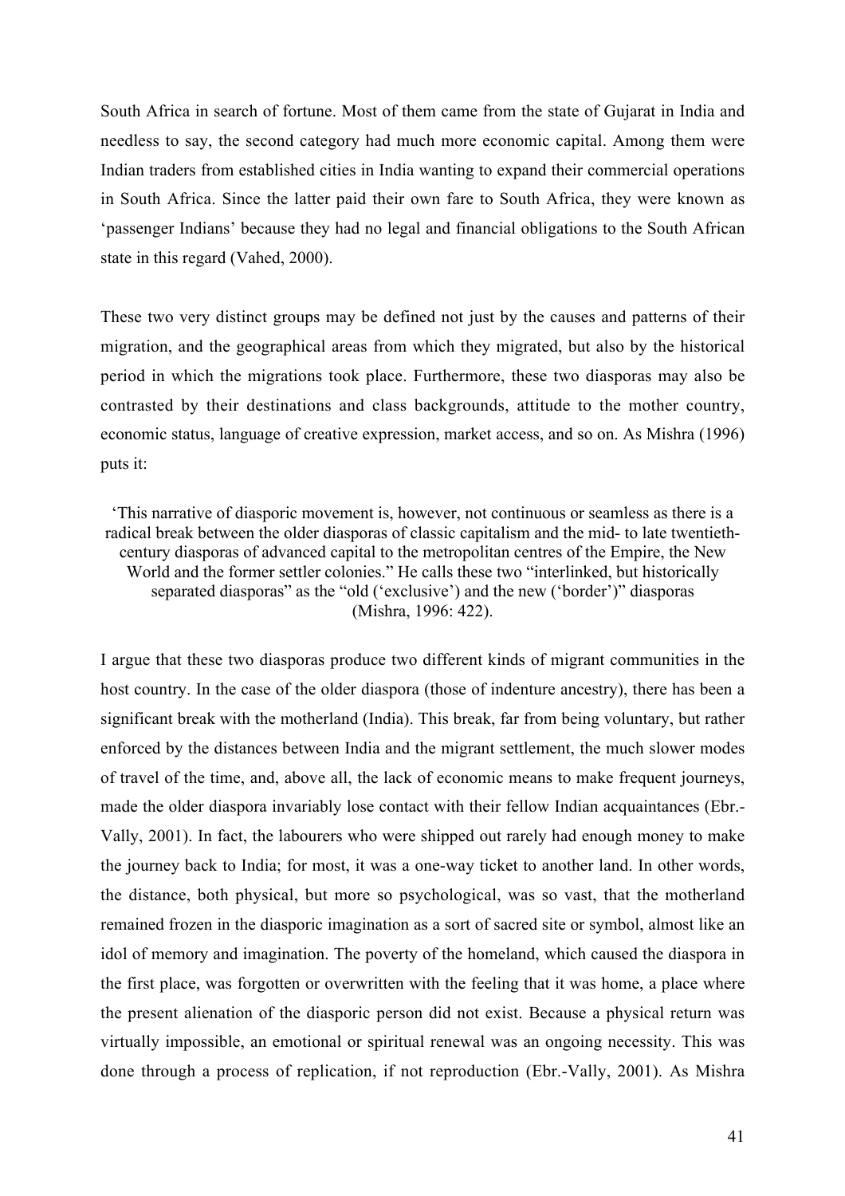South Africa in search of fortune. Most of them came from the state of Gujarat in India and needless to say, the second category had much more economic capital. Among them were Indian traders from established cities in India wanting to expand their commercial operations in South Africa. Since the latter paid their own fare to South Africa, they were known as 'passenger Indians' because they had no legal and financial obligations to the South African state in this regard (Vahed, 2000).

These two very distinct groups may be defined not just by the causes and patterns of their migration, and the geographical areas from which they migrated, but also by the historical period in which the migrations took place. Furthermore, these two diasporas may also be contrasted by their destinations and class backgrounds, attitude to the mother country, economic status, language of creative expression, market access, and so on. As Mishra (1996) puts it:

> 'This narrative of diasporic movement is, however, not continuous or seamless as there is a radical break between the older diasporas of classic capitalism and the mid- to late twentieth-century diasporas of advanced capital to the metropolitan centres of the Empire, the New World and the former settler colonies." He calls these two "interlinked, but historically separated diasporas" as the "old ('exclusive') and the new ('border')" diasporas (Mishra, 1996: 422).

I argue that these two diasporas produce two different kinds of migrant communities in the host country. In the case of the older diaspora (those of indenture ancestry), there has been a significant break with the motherland (India). This break, far from being voluntary, but rather enforced by the distances between India and the migrant settlement, the much slower modes of travel of the time, and, above all, the lack of economic means to make frequent journeys, made the older diaspora invariably lose contact with their fellow Indian acquaintances (Ebr.-Vally, 2001). In fact, the labourers who were shipped out rarely had enough money to make the journey back to India; for most, it was a one-way ticket to another land. In other words, the distance, both physical, but more so psychological, was so vast, that the motherland remained frozen in the diasporic imagination as a sort of sacred site or symbol, almost like an idol of memory and imagination. The poverty of the homeland, which caused the diaspora in the first place, was forgotten or overwritten with the feeling that it was home, a place where the present alienation of the diasporic person did not exist. Because a physical return was virtually impossible, an emotional or spiritual renewal was an ongoing necessity. This was done through a process of replication, if not reproduction (Ebr.-Vally, 2001). As Mishra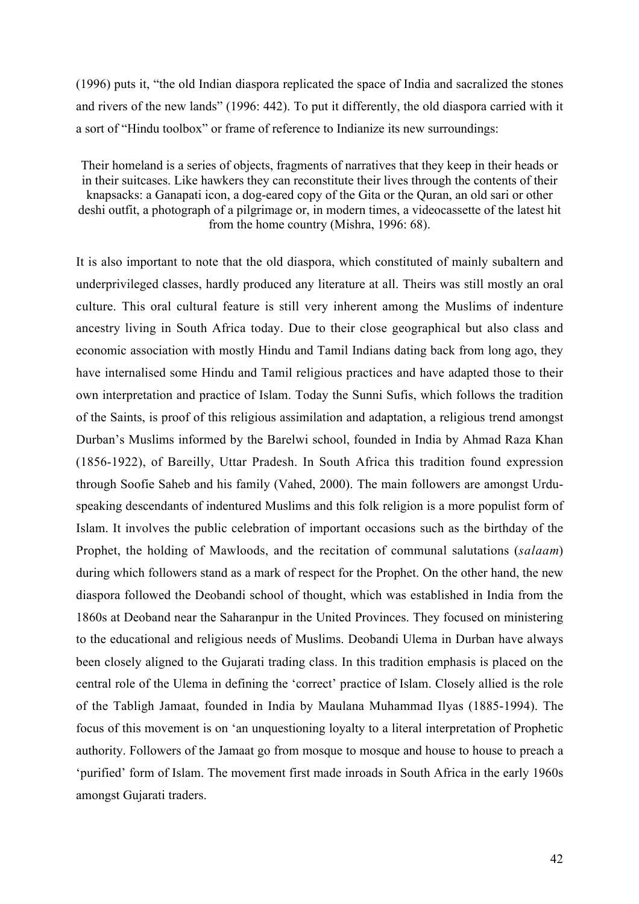(1996) puts it, "the old Indian diaspora replicated the space of India and sacralized the stones and rivers of the new lands" (1996: 442). To put it differently, the old diaspora carried with it a sort of "Hindu toolbox" or frame of reference to Indianize its new surroundings:

> Their homeland is a series of objects, fragments of narratives that they keep in their heads or in their suitcases. Like hawkers they can reconstitute their lives through the contents of their knapsacks: a Ganapati icon, a dog-eared copy of the Gita or the Quran, an old sari or other deshi outfit, a photograph of a pilgrimage or, in modern times, a videocassette of the latest hit from the home country (Mishra, 1996: 68).

It is also important to note that the old diaspora, which constituted of mainly subaltern and underprivileged classes, hardly produced any literature at all. Theirs was still mostly an oral culture. This oral cultural feature is still very inherent among the Muslims of indenture ancestry living in South Africa today. Due to their close geographical but also class and economic association with mostly Hindu and Tamil Indians dating back from long ago, they have internalised some Hindu and Tamil religious practices and have adapted those to their own interpretation and practice of Islam. Today the Sunni Sufis, which follows the tradition of the Saints, is proof of this religious assimilation and adaptation, a religious trend amongst Durban's Muslims informed by the Barelwi school, founded in India by Ahmad Raza Khan (1856-1922), of Bareilly, Uttar Pradesh. In South Africa this tradition found expression through Soofie Saheb and his family (Vahed, 2000). The main followers are amongst Urdu-speaking descendants of indentured Muslims and this folk religion is a more populist form of Islam. It involves the public celebration of important occasions such as the birthday of the Prophet, the holding of Mawloods, and the recitation of communal salutations (*salaam*) during which followers stand as a mark of respect for the Prophet. On the other hand, the new diaspora followed the Deobandi school of thought, which was established in India from the 1860s at Deoband near the Saharanpur in the United Provinces. They focused on ministering to the educational and religious needs of Muslims. Deobandi Ulema in Durban have always been closely aligned to the Gujarati trading class. In this tradition emphasis is placed on the central role of the Ulema in defining the 'correct' practice of Islam. Closely allied is the role of the Tabligh Jamaat, founded in India by Maulana Muhammad Ilyas (1885-1994). The focus of this movement is on 'an unquestioning loyalty to a literal interpretation of Prophetic authority. Followers of the Jamaat go from mosque to mosque and house to house to preach a 'purified' form of Islam. The movement first made inroads in South Africa in the early 1960s amongst Gujarati traders.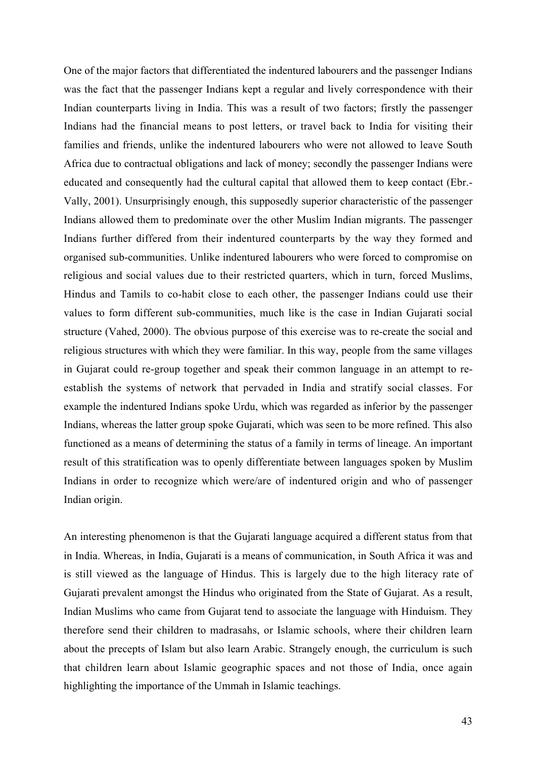One of the major factors that differentiated the indentured labourers and the passenger Indians was the fact that the passenger Indians kept a regular and lively correspondence with their Indian counterparts living in India. This was a result of two factors; firstly the passenger Indians had the financial means to post letters, or travel back to India for visiting their families and friends, unlike the indentured labourers who were not allowed to leave South Africa due to contractual obligations and lack of money; secondly the passenger Indians were educated and consequently had the cultural capital that allowed them to keep contact (Ebr.-Vally, 2001). Unsurprisingly enough, this supposedly superior characteristic of the passenger Indians allowed them to predominate over the other Muslim Indian migrants. The passenger Indians further differed from their indentured counterparts by the way they formed and organised sub-communities. Unlike indentured labourers who were forced to compromise on religious and social values due to their restricted quarters, which in turn, forced Muslims, Hindus and Tamils to co-habit close to each other, the passenger Indians could use their values to form different sub-communities, much like is the case in Indian Gujarati social structure (Vahed, 2000). The obvious purpose of this exercise was to re-create the social and religious structures with which they were familiar. In this way, people from the same villages in Gujarat could re-group together and speak their common language in an attempt to re-establish the systems of network that pervaded in India and stratify social classes. For example the indentured Indians spoke Urdu, which was regarded as inferior by the passenger Indians, whereas the latter group spoke Gujarati, which was seen to be more refined. This also functioned as a means of determining the status of a family in terms of lineage. An important result of this stratification was to openly differentiate between languages spoken by Muslim Indians in order to recognize which were/are of indentured origin and who of passenger Indian origin.

An interesting phenomenon is that the Gujarati language acquired a different status from that in India. Whereas, in India, Gujarati is a means of communication, in South Africa it was and is still viewed as the language of Hindus. This is largely due to the high literacy rate of Gujarati prevalent amongst the Hindus who originated from the State of Gujarat. As a result, Indian Muslims who came from Gujarat tend to associate the language with Hinduism. They therefore send their children to madrasahs, or Islamic schools, where their children learn about the precepts of Islam but also learn Arabic. Strangely enough, the curriculum is such that children learn about Islamic geographic spaces and not those of India, once again highlighting the importance of the Ummah in Islamic teachings.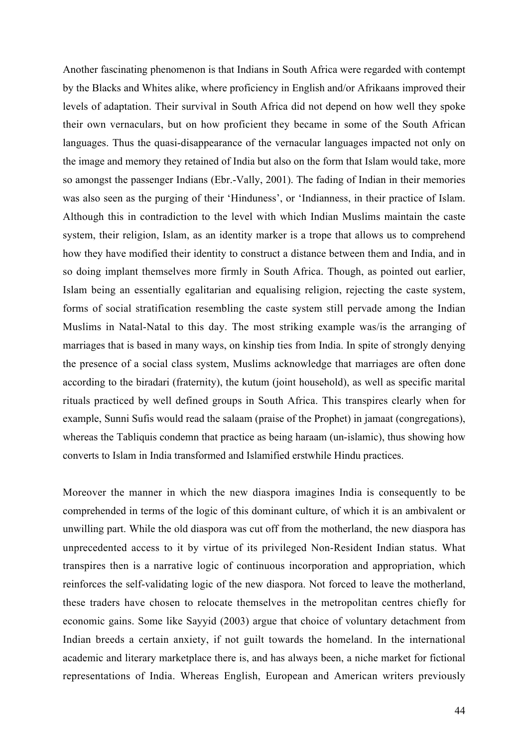Another fascinating phenomenon is that Indians in South Africa were regarded with contempt by the Blacks and Whites alike, where proficiency in English and/or Afrikaans improved their levels of adaptation. Their survival in South Africa did not depend on how well they spoke their own vernaculars, but on how proficient they became in some of the South African languages. Thus the quasi-disappearance of the vernacular languages impacted not only on the image and memory they retained of India but also on the form that Islam would take, more so amongst the passenger Indians (Ebr.-Vally, 2001). The fading of Indian in their memories was also seen as the purging of their 'Hinduness', or 'Indianness, in their practice of Islam. Although this in contradiction to the level with which Indian Muslims maintain the caste system, their religion, Islam, as an identity marker is a trope that allows us to comprehend how they have modified their identity to construct a distance between them and India, and in so doing implant themselves more firmly in South Africa. Though, as pointed out earlier, Islam being an essentially egalitarian and equalising religion, rejecting the caste system, forms of social stratification resembling the caste system still pervade among the Indian Muslims in Natal-Natal to this day. The most striking example was/is the arranging of marriages that is based in many ways, on kinship ties from India. In spite of strongly denying the presence of a social class system, Muslims acknowledge that marriages are often done according to the biradari (fraternity), the kutum (joint household), as well as specific marital rituals practiced by well defined groups in South Africa. This transpires clearly when for example, Sunni Sufis would read the salaam (praise of the Prophet) in jamaat (congregations), whereas the Tabliquis condemn that practice as being haraam (un-islamic), thus showing how converts to Islam in India transformed and Islamified erstwhile Hindu practices.

Moreover the manner in which the new diaspora imagines India is consequently to be comprehended in terms of the logic of this dominant culture, of which it is an ambivalent or unwilling part. While the old diaspora was cut off from the motherland, the new diaspora has unprecedented access to it by virtue of its privileged Non-Resident Indian status. What transpires then is a narrative logic of continuous incorporation and appropriation, which reinforces the self-validating logic of the new diaspora. Not forced to leave the motherland, these traders have chosen to relocate themselves in the metropolitan centres chiefly for economic gains. Some like Sayyid (2003) argue that choice of voluntary detachment from Indian breeds a certain anxiety, if not guilt towards the homeland. In the international academic and literary marketplace there is, and has always been, a niche market for fictional representations of India. Whereas English, European and American writers previously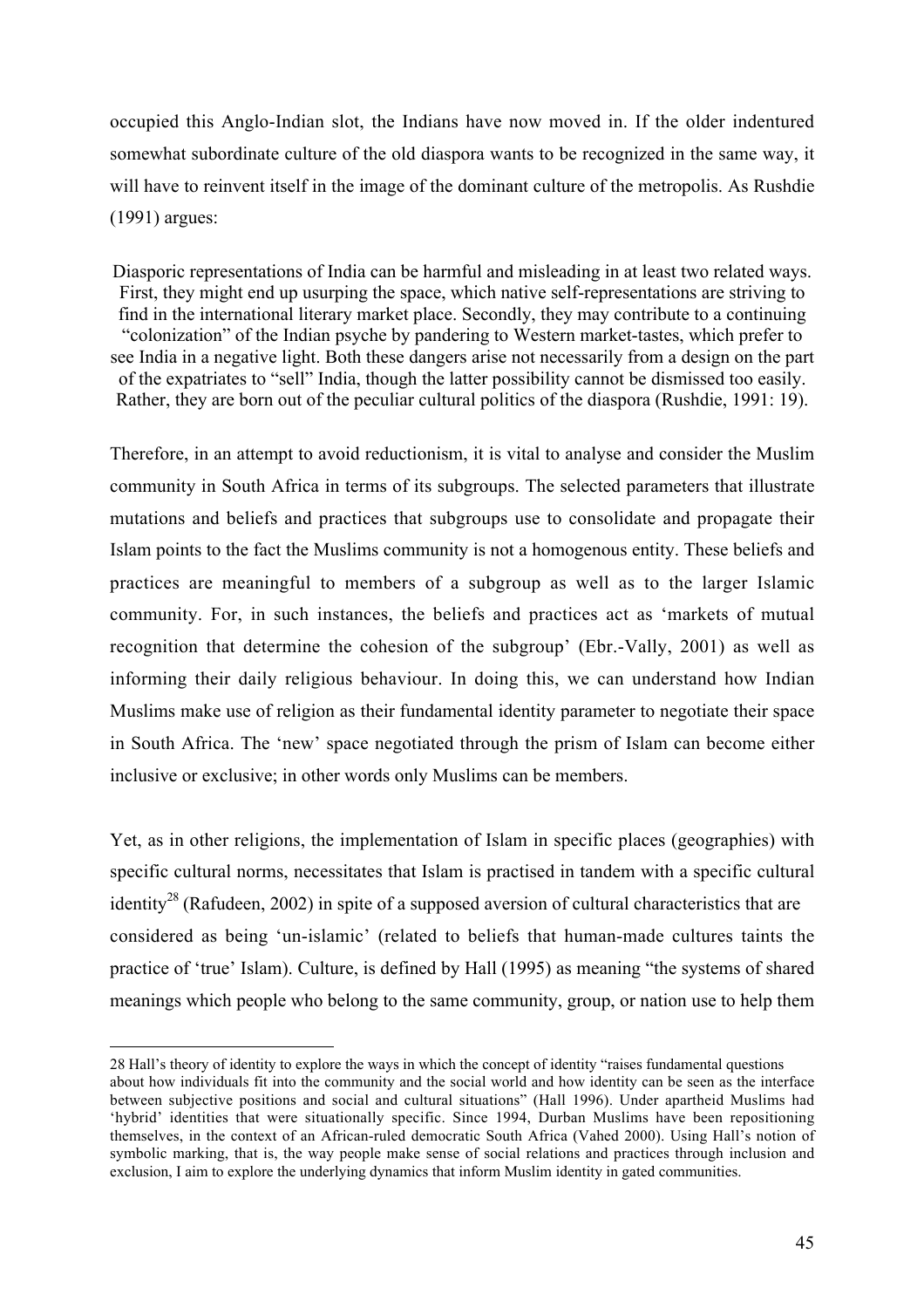occupied this Anglo-Indian slot, the Indians have now moved in. If the older indentured somewhat subordinate culture of the old diaspora wants to be recognized in the same way, it will have to reinvent itself in the image of the dominant culture of the metropolis. As Rushdie (1991) argues:

> Diasporic representations of India can be harmful and misleading in at least two related ways. First, they might end up usurping the space, which native self-representations are striving to find in the international literary market place. Secondly, they may contribute to a continuing "colonization" of the Indian psyche by pandering to Western market-tastes, which prefer to see India in a negative light. Both these dangers arise not necessarily from a design on the part of the expatriates to "sell" India, though the latter possibility cannot be dismissed too easily. Rather, they are born out of the peculiar cultural politics of the diaspora (Rushdie, 1991: 19).

Therefore, in an attempt to avoid reductionism, it is vital to analyse and consider the Muslim community in South Africa in terms of its subgroups. The selected parameters that illustrate mutations and beliefs and practices that subgroups use to consolidate and propagate their Islam points to the fact the Muslims community is not a homogenous entity. These beliefs and practices are meaningful to members of a subgroup as well as to the larger Islamic community. For, in such instances, the beliefs and practices act as 'markets of mutual recognition that determine the cohesion of the subgroup' (Ebr.-Vally, 2001) as well as informing their daily religious behaviour. In doing this, we can understand how Indian Muslims make use of religion as their fundamental identity parameter to negotiate their space in South Africa. The 'new' space negotiated through the prism of Islam can become either inclusive or exclusive; in other words only Muslims can be members.

Yet, as in other religions, the implementation of Islam in specific places (geographies) with specific cultural norms, necessitates that Islam is practised in tandem with a specific cultural identity[28] (Rafudeen, 2002) in spite of a supposed aversion of cultural characteristics that are considered as being 'un-islamic' (related to beliefs that human-made cultures taints the practice of 'true' Islam). Culture, is defined by Hall (1995) as meaning "the systems of shared meanings which people who belong to the same community, group, or nation use to help them

---

28 Hall's theory of identity to explore the ways in which the concept of identity "raises fundamental questions about how individuals fit into the community and the social world and how identity can be seen as the interface between subjective positions and social and cultural situations" (Hall 1996). Under apartheid Muslims had 'hybrid' identities that were situationally specific. Since 1994, Durban Muslims have been repositioning themselves, in the context of an African-ruled democratic South Africa (Vahed 2000). Using Hall's notion of symbolic marking, that is, the way people make sense of social relations and practices through inclusion and exclusion, I aim to explore the underlying dynamics that inform Muslim identity in gated communities.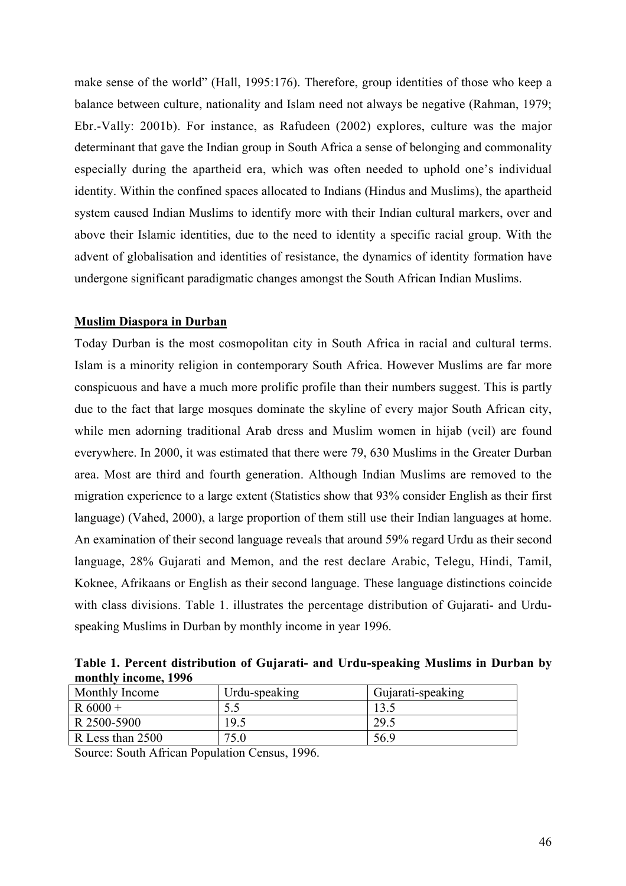make sense of the world" (Hall, 1995:176). Therefore, group identities of those who keep a balance between culture, nationality and Islam need not always be negative (Rahman, 1979; Ebr.-Vally: 2001b). For instance, as Rafudeen (2002) explores, culture was the major determinant that gave the Indian group in South Africa a sense of belonging and commonality especially during the apartheid era, which was often needed to uphold one's individual identity. Within the confined spaces allocated to Indians (Hindus and Muslims), the apartheid system caused Indian Muslims to identify more with their Indian cultural markers, over and above their Islamic identities, due to the need to identity a specific racial group. With the advent of globalisation and identities of resistance, the dynamics of identity formation have undergone significant paradigmatic changes amongst the South African Indian Muslims.

## Muslim Diaspora in Durban

Today Durban is the most cosmopolitan city in South Africa in racial and cultural terms. Islam is a minority religion in contemporary South Africa. However Muslims are far more conspicuous and have a much more prolific profile than their numbers suggest. This is partly due to the fact that large mosques dominate the skyline of every major South African city, while men adorning traditional Arab dress and Muslim women in hijab (veil) are found everywhere. In 2000, it was estimated that there were 79, 630 Muslims in the Greater Durban area. Most are third and fourth generation. Although Indian Muslims are removed to the migration experience to a large extent (Statistics show that 93% consider English as their first language) (Vahed, 2000), a large proportion of them still use their Indian languages at home. An examination of their second language reveals that around 59% regard Urdu as their second language, 28% Gujarati and Memon, and the rest declare Arabic, Telegu, Hindi, Tamil, Koknee, Afrikaans or English as their second language. These language distinctions coincide with class divisions. Table 1. illustrates the percentage distribution of Gujarati- and Urdu-speaking Muslims in Durban by monthly income in year 1996.

**Table 1. Percent distribution of Gujarati- and Urdu-speaking Muslims in Durban by monthly income, 1996**

| Monthly Income | Urdu-speaking | Gujarati-speaking |
|---|---|---|
| R 6000 + | 5.5 | 13.5 |
| R 2500-5900 | 19.5 | 29.5 |
| R Less than 2500 | 75.0 | 56.9 |

Source: South African Population Census, 1996.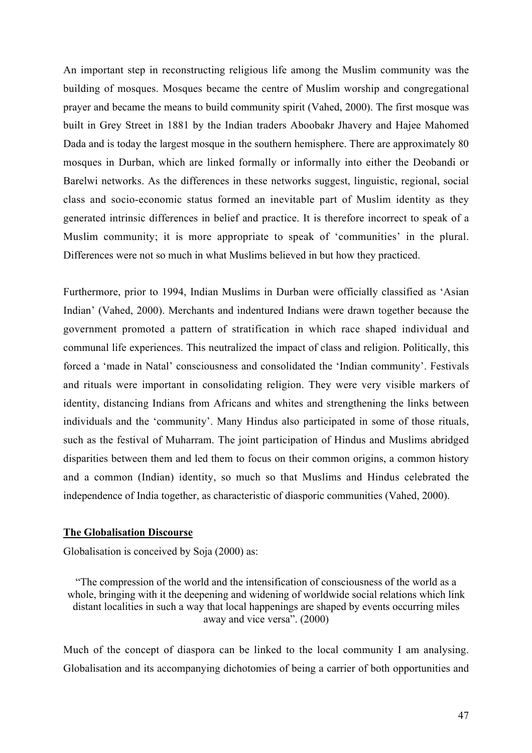An important step in reconstructing religious life among the Muslim community was the building of mosques. Mosques became the centre of Muslim worship and congregational prayer and became the means to build community spirit (Vahed, 2000). The first mosque was built in Grey Street in 1881 by the Indian traders Aboobakr Jhavery and Hajee Mahomed Dada and is today the largest mosque in the southern hemisphere. There are approximately 80 mosques in Durban, which are linked formally or informally into either the Deobandi or Barelwi networks. As the differences in these networks suggest, linguistic, regional, social class and socio-economic status formed an inevitable part of Muslim identity as they generated intrinsic differences in belief and practice. It is therefore incorrect to speak of a Muslim community; it is more appropriate to speak of 'communities' in the plural. Differences were not so much in what Muslims believed in but how they practiced.

Furthermore, prior to 1994, Indian Muslims in Durban were officially classified as 'Asian Indian' (Vahed, 2000). Merchants and indentured Indians were drawn together because the government promoted a pattern of stratification in which race shaped individual and communal life experiences. This neutralized the impact of class and religion. Politically, this forced a 'made in Natal' consciousness and consolidated the 'Indian community'. Festivals and rituals were important in consolidating religion. They were very visible markers of identity, distancing Indians from Africans and whites and strengthening the links between individuals and the 'community'. Many Hindus also participated in some of those rituals, such as the festival of Muharram. The joint participation of Hindus and Muslims abridged disparities between them and led them to focus on their common origins, a common history and a common (Indian) identity, so much so that Muslims and Hindus celebrated the independence of India together, as characteristic of diasporic communities (Vahed, 2000).

**The Globalisation Discourse**

Globalisation is conceived by Soja (2000) as:

> "The compression of the world and the intensification of consciousness of the world as a whole, bringing with it the deepening and widening of worldwide social relations which link distant localities in such a way that local happenings are shaped by events occurring miles away and vice versa". (2000)

Much of the concept of diaspora can be linked to the local community I am analysing. Globalisation and its accompanying dichotomies of being a carrier of both opportunities and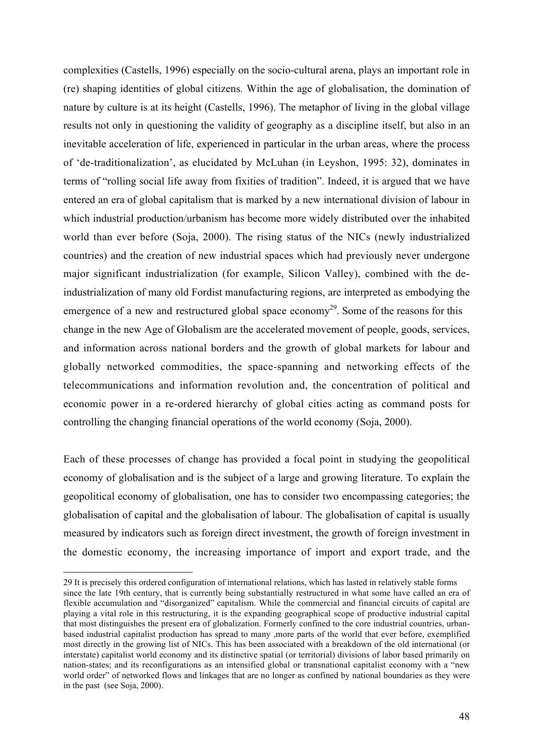complexities (Castells, 1996) especially on the socio-cultural arena, plays an important role in (re) shaping identities of global citizens. Within the age of globalisation, the domination of nature by culture is at its height (Castells, 1996). The metaphor of living in the global village results not only in questioning the validity of geography as a discipline itself, but also in an inevitable acceleration of life, experienced in particular in the urban areas, where the process of 'de-traditionalization', as elucidated by McLuhan (in Leyshon, 1995: 32), dominates in terms of "rolling social life away from fixities of tradition". Indeed, it is argued that we have entered an era of global capitalism that is marked by a new international division of labour in which industrial production/urbanism has become more widely distributed over the inhabited world than ever before (Soja, 2000). The rising status of the NICs (newly industrialized countries) and the creation of new industrial spaces which had previously never undergone major significant industrialization (for example, Silicon Valley), combined with the de-industrialization of many old Fordist manufacturing regions, are interpreted as embodying the emergence of a new and restructured global space economy[29]. Some of the reasons for this change in the new Age of Globalism are the accelerated movement of people, goods, services, and information across national borders and the growth of global markets for labour and globally networked commodities, the space-spanning and networking effects of the telecommunications and information revolution and, the concentration of political and economic power in a re-ordered hierarchy of global cities acting as command posts for controlling the changing financial operations of the world economy (Soja, 2000).

Each of these processes of change has provided a focal point in studying the geopolitical economy of globalisation and is the subject of a large and growing literature. To explain the geopolitical economy of globalisation, one has to consider two encompassing categories; the globalisation of capital and the globalisation of labour. The globalisation of capital is usually measured by indicators such as foreign direct investment, the growth of foreign investment in the domestic economy, the increasing importance of import and export trade, and the

---

29 It is precisely this ordered configuration of international relations, which has lasted in relatively stable forms since the late 19th century, that is currently being substantially restructured in what some have called an era of flexible accumulation and "disorganized" capitalism. While the commercial and financial circuits of capital are playing a vital role in this restructuring, it is the expanding geographical scope of productive industrial capital that most distinguishes the present era of globalization. Formerly confined to the core industrial countries, urban-based industrial capitalist production has spread to many ,more parts of the world that ever before, exemplified most directly in the growing list of NICs. This has been associated with a breakdown of the old international (or interstate) capitalist world economy and its distinctive spatial (or territorial) divisions of labor based primarily on nation-states; and its reconfigurations as an intensified global or transnational capitalist economy with a "new world order" of networked flows and linkages that are no longer as confined by national boundaries as they were in the past (see Soja, 2000).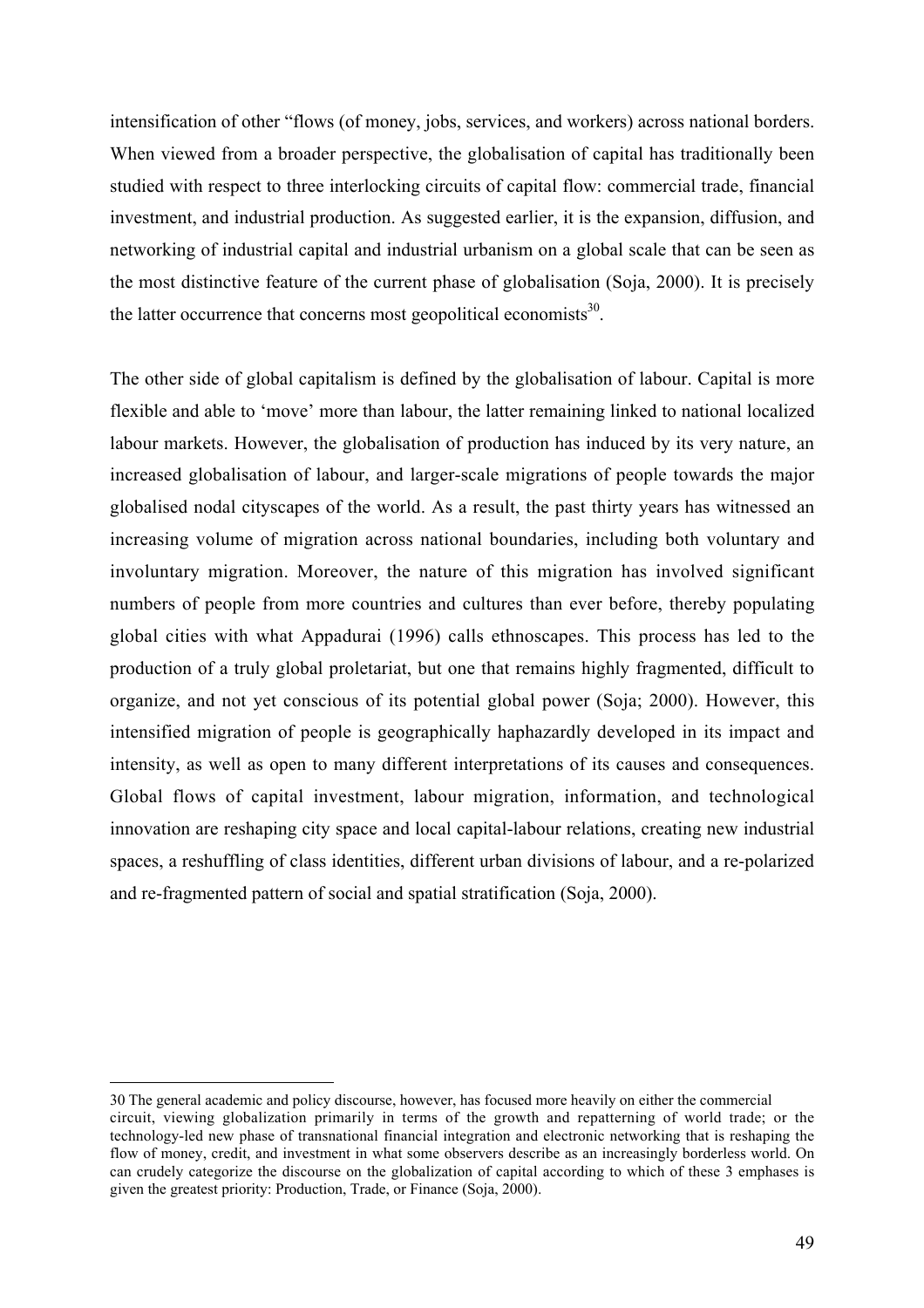intensification of other "flows (of money, jobs, services, and workers) across national borders. When viewed from a broader perspective, the globalisation of capital has traditionally been studied with respect to three interlocking circuits of capital flow: commercial trade, financial investment, and industrial production. As suggested earlier, it is the expansion, diffusion, and networking of industrial capital and industrial urbanism on a global scale that can be seen as the most distinctive feature of the current phase of globalisation (Soja, 2000). It is precisely the latter occurrence that concerns most geopolitical economists[30].

The other side of global capitalism is defined by the globalisation of labour. Capital is more flexible and able to 'move' more than labour, the latter remaining linked to national localized labour markets. However, the globalisation of production has induced by its very nature, an increased globalisation of labour, and larger-scale migrations of people towards the major globalised nodal cityscapes of the world. As a result, the past thirty years has witnessed an increasing volume of migration across national boundaries, including both voluntary and involuntary migration. Moreover, the nature of this migration has involved significant numbers of people from more countries and cultures than ever before, thereby populating global cities with what Appadurai (1996) calls ethnoscapes. This process has led to the production of a truly global proletariat, but one that remains highly fragmented, difficult to organize, and not yet conscious of its potential global power (Soja; 2000). However, this intensified migration of people is geographically haphazardly developed in its impact and intensity, as well as open to many different interpretations of its causes and consequences. Global flows of capital investment, labour migration, information, and technological innovation are reshaping city space and local capital-labour relations, creating new industrial spaces, a reshuffling of class identities, different urban divisions of labour, and a re-polarized and re-fragmented pattern of social and spatial stratification (Soja, 2000).

---

30 The general academic and policy discourse, however, has focused more heavily on either the commercial circuit, viewing globalization primarily in terms of the growth and repatterning of world trade; or the technology-led new phase of transnational financial integration and electronic networking that is reshaping the flow of money, credit, and investment in what some observers describe as an increasingly borderless world. On can crudely categorize the discourse on the globalization of capital according to which of these 3 emphases is given the greatest priority: Production, Trade, or Finance (Soja, 2000).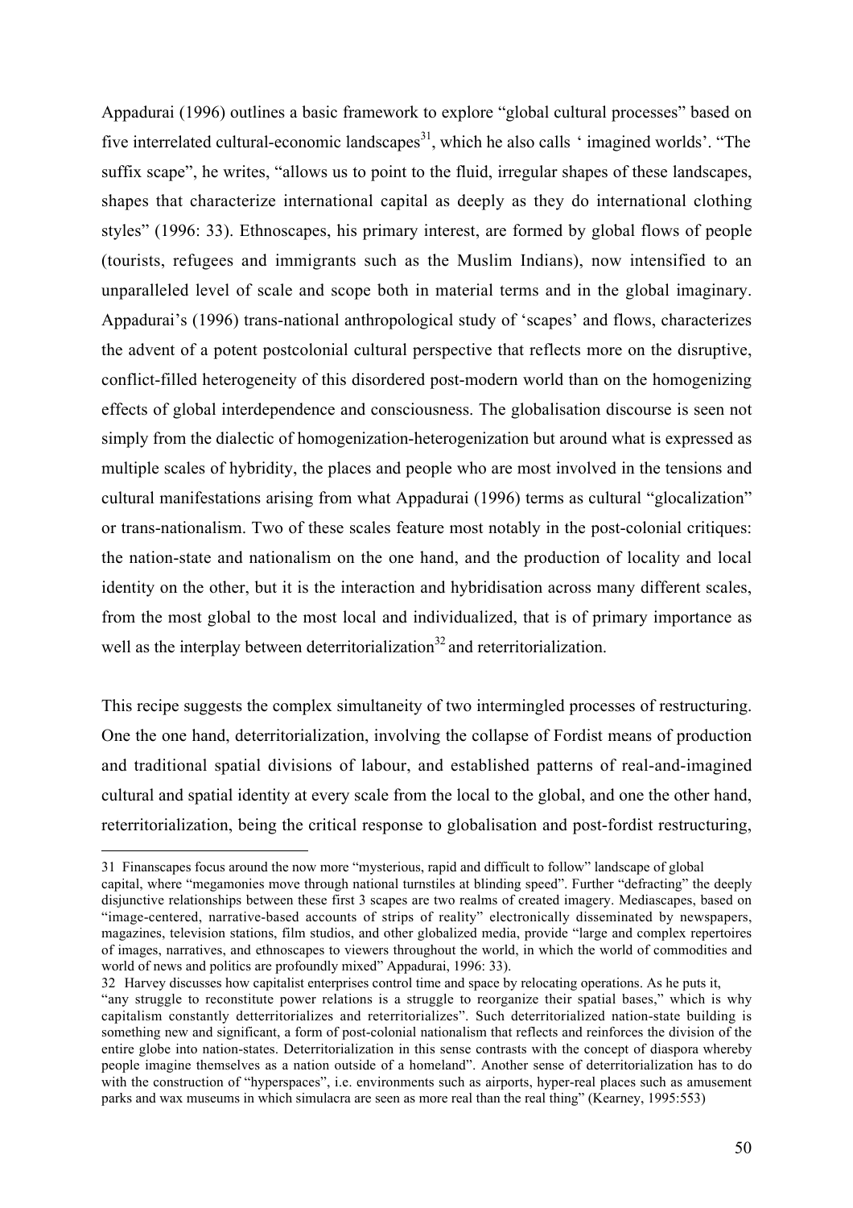Appadurai (1996) outlines a basic framework to explore "global cultural processes" based on five interrelated cultural-economic landscapes[31], which he also calls ' imagined worlds'. "The suffix scape", he writes, "allows us to point to the fluid, irregular shapes of these landscapes, shapes that characterize international capital as deeply as they do international clothing styles" (1996: 33). Ethnoscapes, his primary interest, are formed by global flows of people (tourists, refugees and immigrants such as the Muslim Indians), now intensified to an unparalleled level of scale and scope both in material terms and in the global imaginary. Appadurai's (1996) trans-national anthropological study of 'scapes' and flows, characterizes the advent of a potent postcolonial cultural perspective that reflects more on the disruptive, conflict-filled heterogeneity of this disordered post-modern world than on the homogenizing effects of global interdependence and consciousness. The globalisation discourse is seen not simply from the dialectic of homogenization-heterogenization but around what is expressed as multiple scales of hybridity, the places and people who are most involved in the tensions and cultural manifestations arising from what Appadurai (1996) terms as cultural "glocalization" or trans-nationalism. Two of these scales feature most notably in the post-colonial critiques: the nation-state and nationalism on the one hand, and the production of locality and local identity on the other, but it is the interaction and hybridisation across many different scales, from the most global to the most local and individualized, that is of primary importance as well as the interplay between deterritorialization[32] and reterritorialization.

This recipe suggests the complex simultaneity of two intermingled processes of restructuring. One the one hand, deterritorialization, involving the collapse of Fordist means of production and traditional spatial divisions of labour, and established patterns of real-and-imagined cultural and spatial identity at every scale from the local to the global, and one the other hand, reterritorialization, being the critical response to globalisation and post-fordist restructuring,

---

31 Finanscapes focus around the now more "mysterious, rapid and difficult to follow" landscape of global capital, where "megamonies move through national turnstiles at blinding speed". Further "defracting" the deeply disjunctive relationships between these first 3 scapes are two realms of created imagery. Mediascapes, based on "image-centered, narrative-based accounts of strips of reality" electronically disseminated by newspapers, magazines, television stations, film studios, and other globalized media, provide "large and complex repertoires of images, narratives, and ethnoscapes to viewers throughout the world, in which the world of commodities and world of news and politics are profoundly mixed" Appadurai, 1996: 33).

32 Harvey discusses how capitalist enterprises control time and space by relocating operations. As he puts it, "any struggle to reconstitute power relations is a struggle to reorganize their spatial bases," which is why capitalism constantly detterritorializes and reterritorializes". Such deterritorialized nation-state building is something new and significant, a form of post-colonial nationalism that reflects and reinforces the division of the entire globe into nation-states. Deterritorialization in this sense contrasts with the concept of diaspora whereby people imagine themselves as a nation outside of a homeland". Another sense of deterritorialization has to do with the construction of "hyperspaces", i.e. environments such as airports, hyper-real places such as amusement parks and wax museums in which simulacra are seen as more real than the real thing" (Kearney, 1995:553)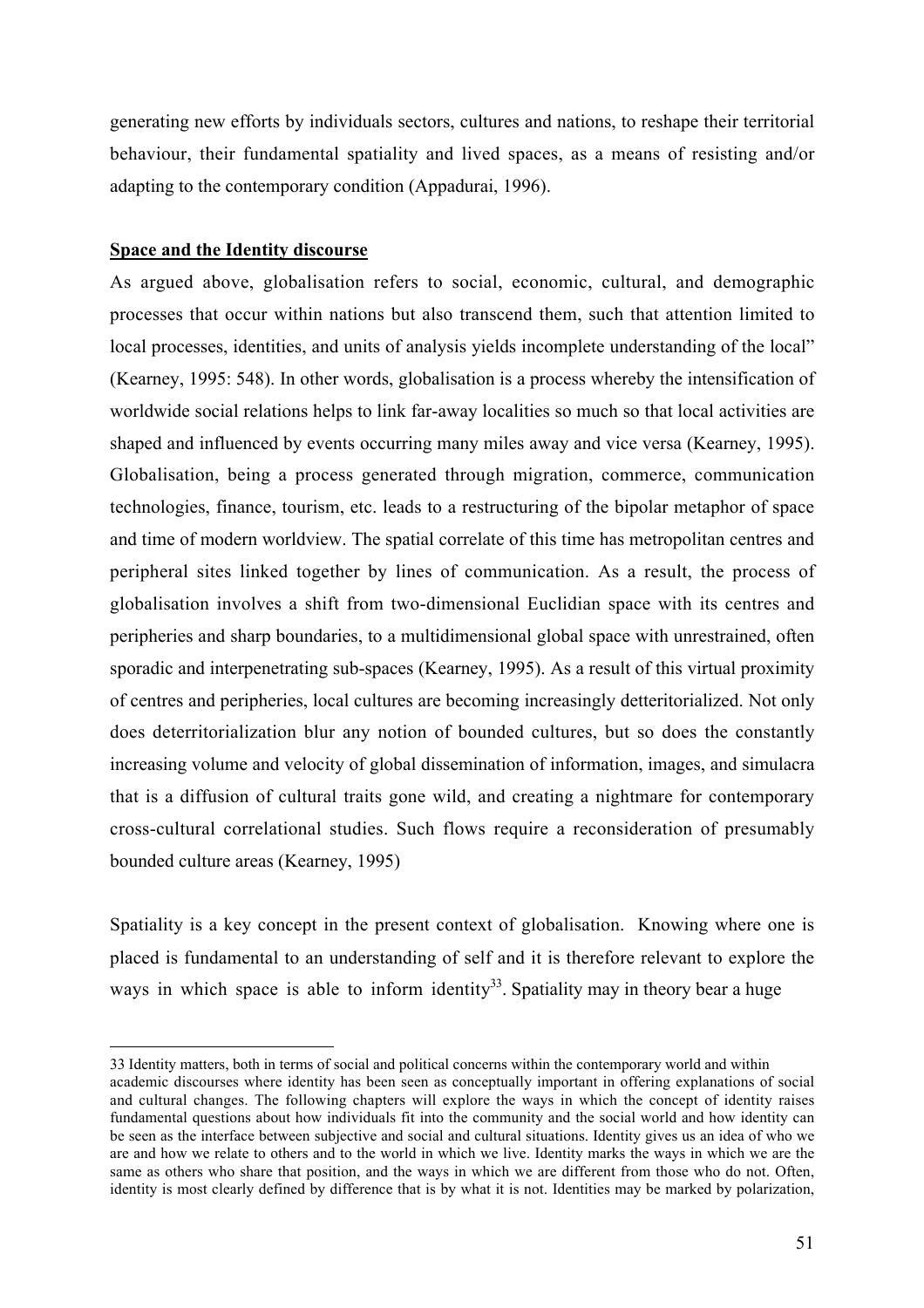generating new efforts by individuals sectors, cultures and nations, to reshape their territorial behaviour, their fundamental spatiality and lived spaces, as a means of resisting and/or adapting to the contemporary condition (Appadurai, 1996).

**Space and the Identity discourse**

As argued above, globalisation refers to social, economic, cultural, and demographic processes that occur within nations but also transcend them, such that attention limited to local processes, identities, and units of analysis yields incomplete understanding of the local" (Kearney, 1995: 548). In other words, globalisation is a process whereby the intensification of worldwide social relations helps to link far-away localities so much so that local activities are shaped and influenced by events occurring many miles away and vice versa (Kearney, 1995). Globalisation, being a process generated through migration, commerce, communication technologies, finance, tourism, etc. leads to a restructuring of the bipolar metaphor of space and time of modern worldview. The spatial correlate of this time has metropolitan centres and peripheral sites linked together by lines of communication. As a result, the process of globalisation involves a shift from two-dimensional Euclidian space with its centres and peripheries and sharp boundaries, to a multidimensional global space with unrestrained, often sporadic and interpenetrating sub-spaces (Kearney, 1995). As a result of this virtual proximity of centres and peripheries, local cultures are becoming increasingly detteritorialized. Not only does deterritorialization blur any notion of bounded cultures, but so does the constantly increasing volume and velocity of global dissemination of information, images, and simulacra that is a diffusion of cultural traits gone wild, and creating a nightmare for contemporary cross-cultural correlational studies. Such flows require a reconsideration of presumably bounded culture areas (Kearney, 1995)

Spatiality is a key concept in the present context of globalisation. Knowing where one is placed is fundamental to an understanding of self and it is therefore relevant to explore the ways in which space is able to inform identity[33]. Spatiality may in theory bear a huge

33 Identity matters, both in terms of social and political concerns within the contemporary world and within academic discourses where identity has been seen as conceptually important in offering explanations of social and cultural changes. The following chapters will explore the ways in which the concept of identity raises fundamental questions about how individuals fit into the community and the social world and how identity can be seen as the interface between subjective and social and cultural situations. Identity gives us an idea of who we are and how we relate to others and to the world in which we live. Identity marks the ways in which we are the same as others who share that position, and the ways in which we are different from those who do not. Often, identity is most clearly defined by difference that is by what it is not. Identities may be marked by polarization,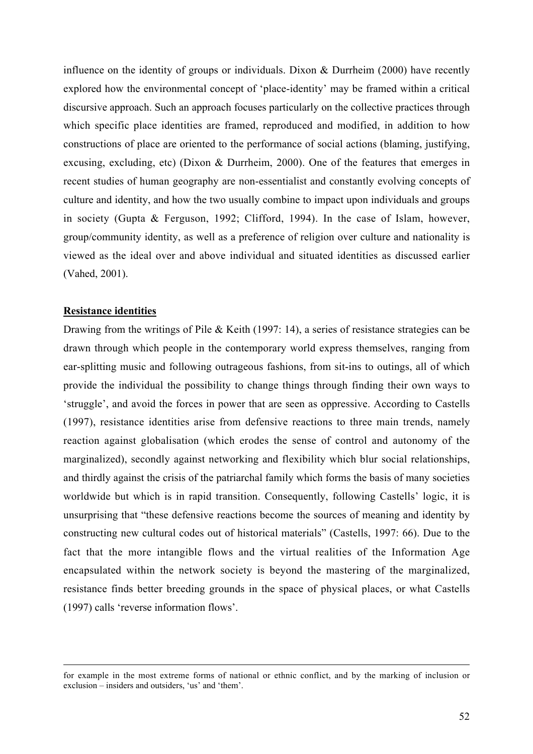influence on the identity of groups or individuals. Dixon & Durrheim (2000) have recently explored how the environmental concept of 'place-identity' may be framed within a critical discursive approach. Such an approach focuses particularly on the collective practices through which specific place identities are framed, reproduced and modified, in addition to how constructions of place are oriented to the performance of social actions (blaming, justifying, excusing, excluding, etc) (Dixon & Durrheim, 2000). One of the features that emerges in recent studies of human geography are non-essentialist and constantly evolving concepts of culture and identity, and how the two usually combine to impact upon individuals and groups in society (Gupta & Ferguson, 1992; Clifford, 1994). In the case of Islam, however, group/community identity, as well as a preference of religion over culture and nationality is viewed as the ideal over and above individual and situated identities as discussed earlier (Vahed, 2001).

**Resistance identities**

Drawing from the writings of Pile & Keith (1997: 14), a series of resistance strategies can be drawn through which people in the contemporary world express themselves, ranging from ear-splitting music and following outrageous fashions, from sit-ins to outings, all of which provide the individual the possibility to change things through finding their own ways to 'struggle', and avoid the forces in power that are seen as oppressive. According to Castells (1997), resistance identities arise from defensive reactions to three main trends, namely reaction against globalisation (which erodes the sense of control and autonomy of the marginalized), secondly against networking and flexibility which blur social relationships, and thirdly against the crisis of the patriarchal family which forms the basis of many societies worldwide but which is in rapid transition. Consequently, following Castells' logic, it is unsurprising that "these defensive reactions become the sources of meaning and identity by constructing new cultural codes out of historical materials" (Castells, 1997: 66). Due to the fact that the more intangible flows and the virtual realities of the Information Age encapsulated within the network society is beyond the mastering of the marginalized, resistance finds better breeding grounds in the space of physical places, or what Castells (1997) calls 'reverse information flows'.

---

for example in the most extreme forms of national or ethnic conflict, and by the marking of inclusion or exclusion – insiders and outsiders, 'us' and 'them'.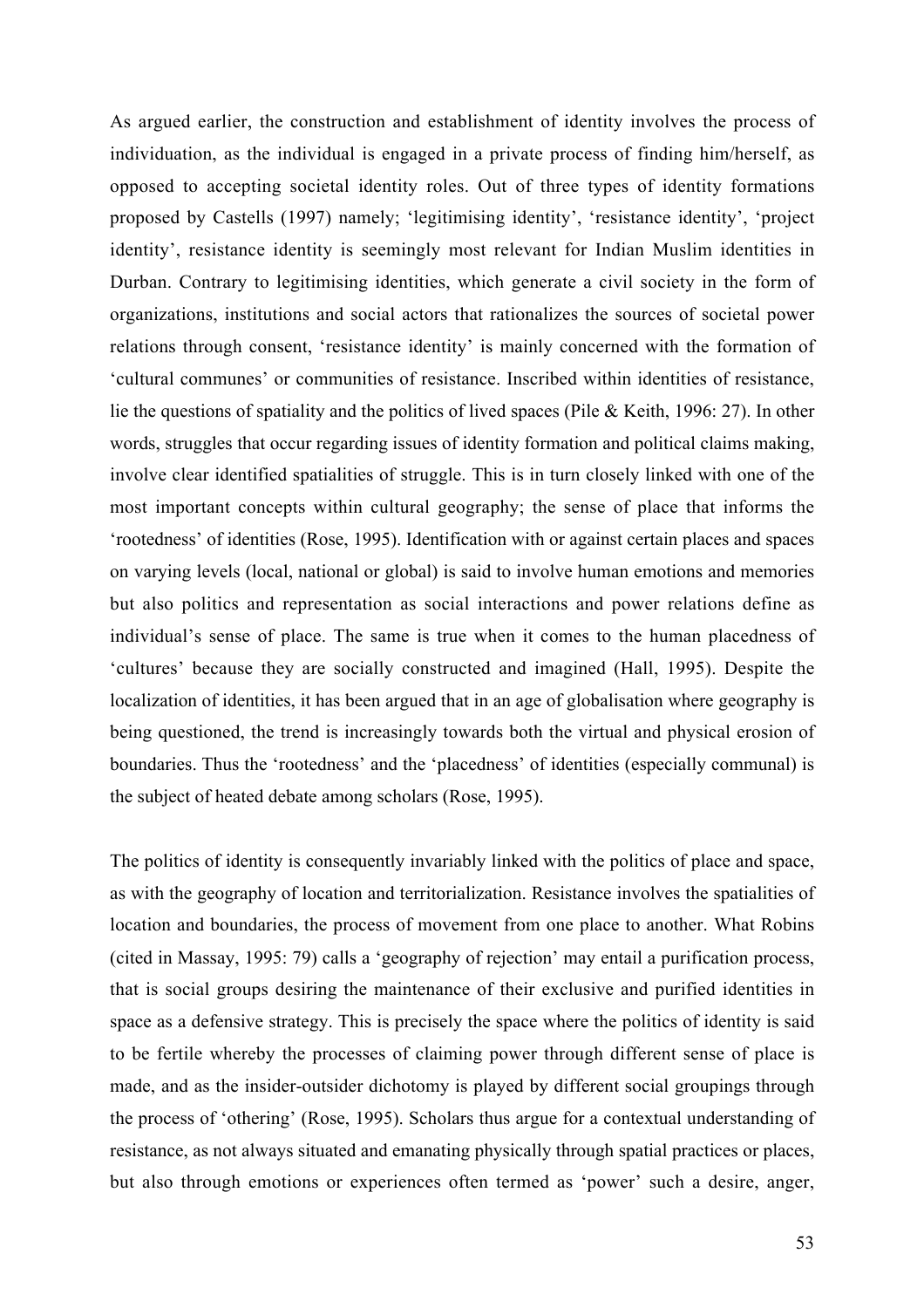As argued earlier, the construction and establishment of identity involves the process of individuation, as the individual is engaged in a private process of finding him/herself, as opposed to accepting societal identity roles. Out of three types of identity formations proposed by Castells (1997) namely; 'legitimising identity', 'resistance identity', 'project identity', resistance identity is seemingly most relevant for Indian Muslim identities in Durban. Contrary to legitimising identities, which generate a civil society in the form of organizations, institutions and social actors that rationalizes the sources of societal power relations through consent, 'resistance identity' is mainly concerned with the formation of 'cultural communes' or communities of resistance. Inscribed within identities of resistance, lie the questions of spatiality and the politics of lived spaces (Pile & Keith, 1996: 27). In other words, struggles that occur regarding issues of identity formation and political claims making, involve clear identified spatialities of struggle. This is in turn closely linked with one of the most important concepts within cultural geography; the sense of place that informs the 'rootedness' of identities (Rose, 1995). Identification with or against certain places and spaces on varying levels (local, national or global) is said to involve human emotions and memories but also politics and representation as social interactions and power relations define as individual's sense of place. The same is true when it comes to the human placedness of 'cultures' because they are socially constructed and imagined (Hall, 1995). Despite the localization of identities, it has been argued that in an age of globalisation where geography is being questioned, the trend is increasingly towards both the virtual and physical erosion of boundaries. Thus the 'rootedness' and the 'placedness' of identities (especially communal) is the subject of heated debate among scholars (Rose, 1995).

The politics of identity is consequently invariably linked with the politics of place and space, as with the geography of location and territorialization. Resistance involves the spatialities of location and boundaries, the process of movement from one place to another. What Robins (cited in Massay, 1995: 79) calls a 'geography of rejection' may entail a purification process, that is social groups desiring the maintenance of their exclusive and purified identities in space as a defensive strategy. This is precisely the space where the politics of identity is said to be fertile whereby the processes of claiming power through different sense of place is made, and as the insider-outsider dichotomy is played by different social groupings through the process of 'othering' (Rose, 1995). Scholars thus argue for a contextual understanding of resistance, as not always situated and emanating physically through spatial practices or places, but also through emotions or experiences often termed as 'power' such a desire, anger,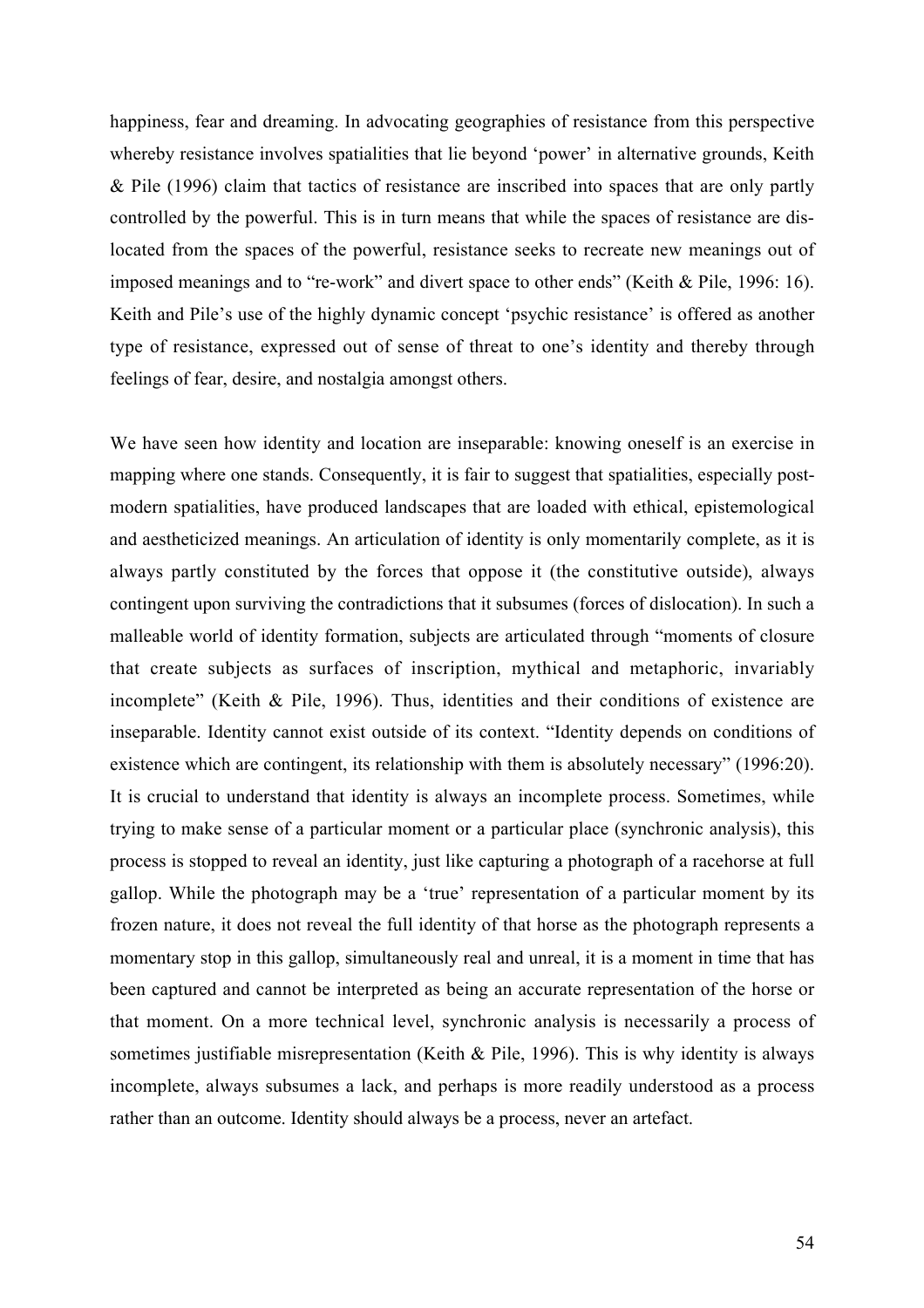happiness, fear and dreaming. In advocating geographies of resistance from this perspective whereby resistance involves spatialities that lie beyond 'power' in alternative grounds, Keith & Pile (1996) claim that tactics of resistance are inscribed into spaces that are only partly controlled by the powerful. This is in turn means that while the spaces of resistance are dis-located from the spaces of the powerful, resistance seeks to recreate new meanings out of imposed meanings and to "re-work" and divert space to other ends" (Keith & Pile, 1996: 16). Keith and Pile's use of the highly dynamic concept 'psychic resistance' is offered as another type of resistance, expressed out of sense of threat to one's identity and thereby through feelings of fear, desire, and nostalgia amongst others.

We have seen how identity and location are inseparable: knowing oneself is an exercise in mapping where one stands. Consequently, it is fair to suggest that spatialities, especially post-modern spatialities, have produced landscapes that are loaded with ethical, epistemological and aestheticized meanings. An articulation of identity is only momentarily complete, as it is always partly constituted by the forces that oppose it (the constitutive outside), always contingent upon surviving the contradictions that it subsumes (forces of dislocation). In such a malleable world of identity formation, subjects are articulated through "moments of closure that create subjects as surfaces of inscription, mythical and metaphoric, invariably incomplete" (Keith & Pile, 1996). Thus, identities and their conditions of existence are inseparable. Identity cannot exist outside of its context. "Identity depends on conditions of existence which are contingent, its relationship with them is absolutely necessary" (1996:20). It is crucial to understand that identity is always an incomplete process. Sometimes, while trying to make sense of a particular moment or a particular place (synchronic analysis), this process is stopped to reveal an identity, just like capturing a photograph of a racehorse at full gallop. While the photograph may be a 'true' representation of a particular moment by its frozen nature, it does not reveal the full identity of that horse as the photograph represents a momentary stop in this gallop, simultaneously real and unreal, it is a moment in time that has been captured and cannot be interpreted as being an accurate representation of the horse or that moment. On a more technical level, synchronic analysis is necessarily a process of sometimes justifiable misrepresentation (Keith & Pile, 1996). This is why identity is always incomplete, always subsumes a lack, and perhaps is more readily understood as a process rather than an outcome. Identity should always be a process, never an artefact.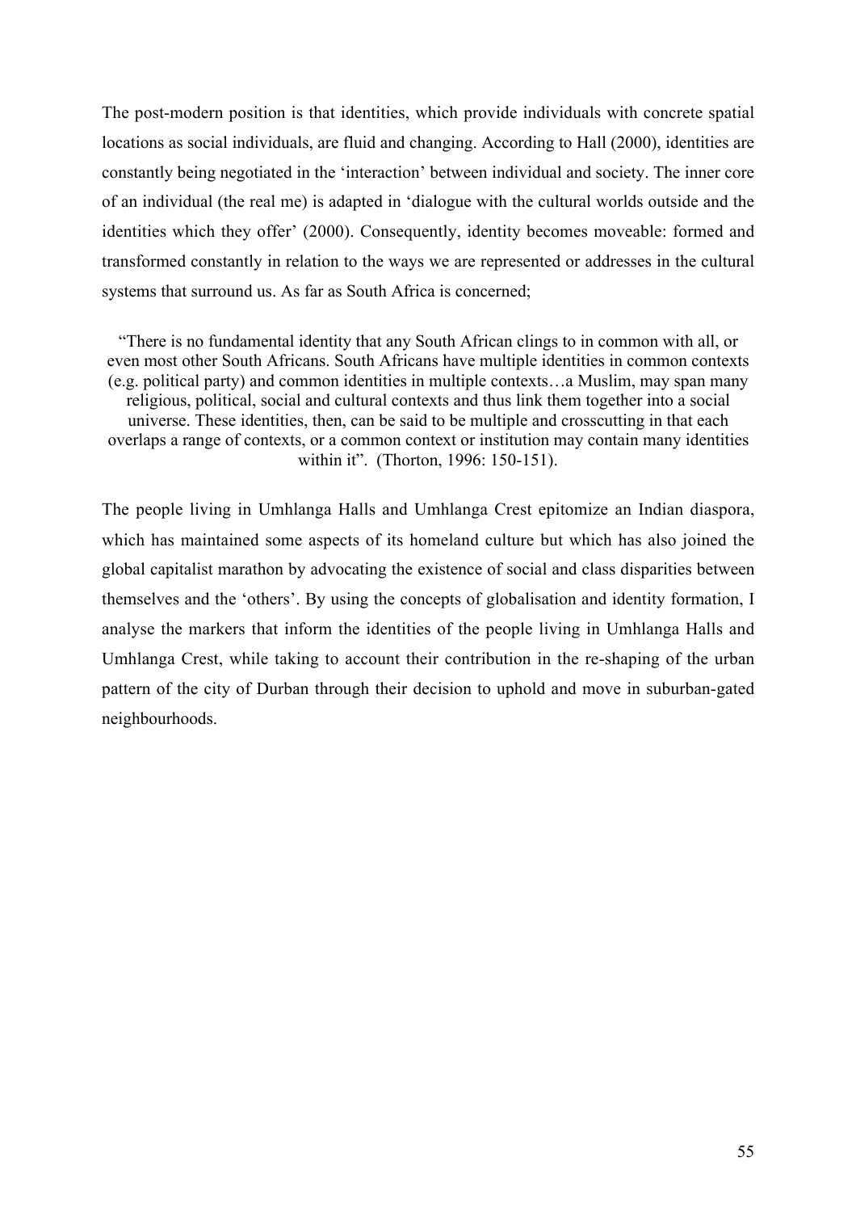The post-modern position is that identities, which provide individuals with concrete spatial locations as social individuals, are fluid and changing. According to Hall (2000), identities are constantly being negotiated in the 'interaction' between individual and society. The inner core of an individual (the real me) is adapted in 'dialogue with the cultural worlds outside and the identities which they offer' (2000). Consequently, identity becomes moveable: formed and transformed constantly in relation to the ways we are represented or addresses in the cultural systems that surround us. As far as South Africa is concerned;

> "There is no fundamental identity that any South African clings to in common with all, or even most other South Africans. South Africans have multiple identities in common contexts (e.g. political party) and common identities in multiple contexts…a Muslim, may span many religious, political, social and cultural contexts and thus link them together into a social universe. These identities, then, can be said to be multiple and crosscutting in that each overlaps a range of contexts, or a common context or institution may contain many identities within it". (Thorton, 1996: 150-151).

The people living in Umhlanga Halls and Umhlanga Crest epitomize an Indian diaspora, which has maintained some aspects of its homeland culture but which has also joined the global capitalist marathon by advocating the existence of social and class disparities between themselves and the 'others'. By using the concepts of globalisation and identity formation, I analyse the markers that inform the identities of the people living in Umhlanga Halls and Umhlanga Crest, while taking to account their contribution in the re-shaping of the urban pattern of the city of Durban through their decision to uphold and move in suburban-gated neighbourhoods.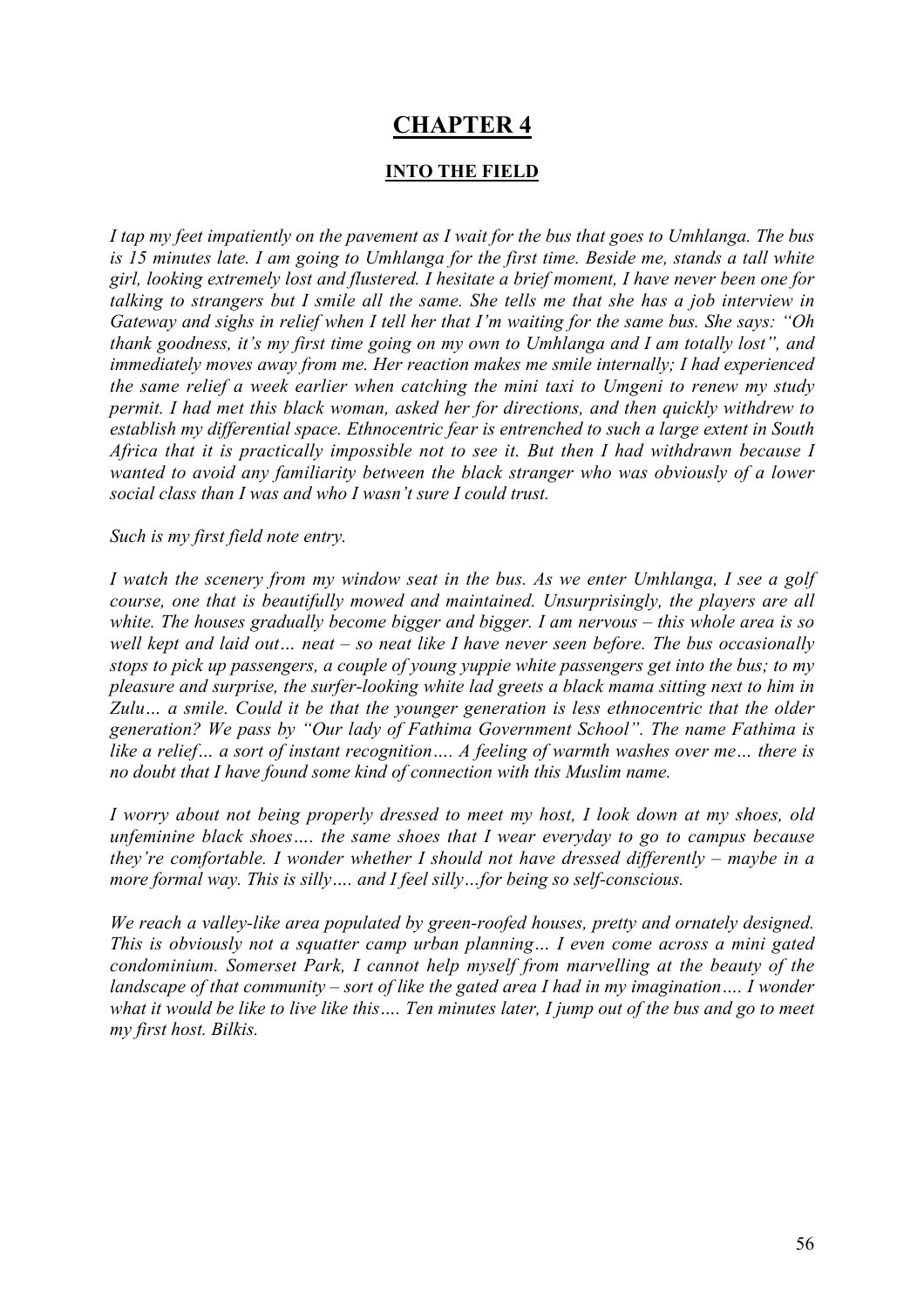# CHAPTER 4

## INTO THE FIELD

*I tap my feet impatiently on the pavement as I wait for the bus that goes to Umhlanga. The bus is 15 minutes late. I am going to Umhlanga for the first time. Beside me, stands a tall white girl, looking extremely lost and flustered. I hesitate a brief moment, I have never been one for talking to strangers but I smile all the same. She tells me that she has a job interview in Gateway and sighs in relief when I tell her that I'm waiting for the same bus. She says: "Oh thank goodness, it's my first time going on my own to Umhlanga and I am totally lost", and immediately moves away from me. Her reaction makes me smile internally; I had experienced the same relief a week earlier when catching the mini taxi to Umgeni to renew my study permit. I had met this black woman, asked her for directions, and then quickly withdrew to establish my differential space. Ethnocentric fear is entrenched to such a large extent in South Africa that it is practically impossible not to see it. But then I had withdrawn because I wanted to avoid any familiarity between the black stranger who was obviously of a lower social class than I was and who I wasn't sure I could trust.*

*Such is my first field note entry.*

*I watch the scenery from my window seat in the bus. As we enter Umhlanga, I see a golf course, one that is beautifully mowed and maintained. Unsurprisingly, the players are all white. The houses gradually become bigger and bigger. I am nervous – this whole area is so well kept and laid out… neat – so neat like I have never seen before. The bus occasionally stops to pick up passengers, a couple of young yuppie white passengers get into the bus; to my pleasure and surprise, the surfer-looking white lad greets a black mama sitting next to him in Zulu… a smile. Could it be that the younger generation is less ethnocentric that the older generation? We pass by "Our lady of Fathima Government School". The name Fathima is like a relief… a sort of instant recognition…. A feeling of warmth washes over me… there is no doubt that I have found some kind of connection with this Muslim name.*

*I worry about not being properly dressed to meet my host, I look down at my shoes, old unfeminine black shoes…. the same shoes that I wear everyday to go to campus because they're comfortable. I wonder whether I should not have dressed differently – maybe in a more formal way. This is silly…. and I feel silly…for being so self-conscious.*

*We reach a valley-like area populated by green-roofed houses, pretty and ornately designed. This is obviously not a squatter camp urban planning… I even come across a mini gated condominium. Somerset Park, I cannot help myself from marvelling at the beauty of the landscape of that community – sort of like the gated area I had in my imagination…. I wonder what it would be like to live like this…. Ten minutes later, I jump out of the bus and go to meet my first host. Bilkis.*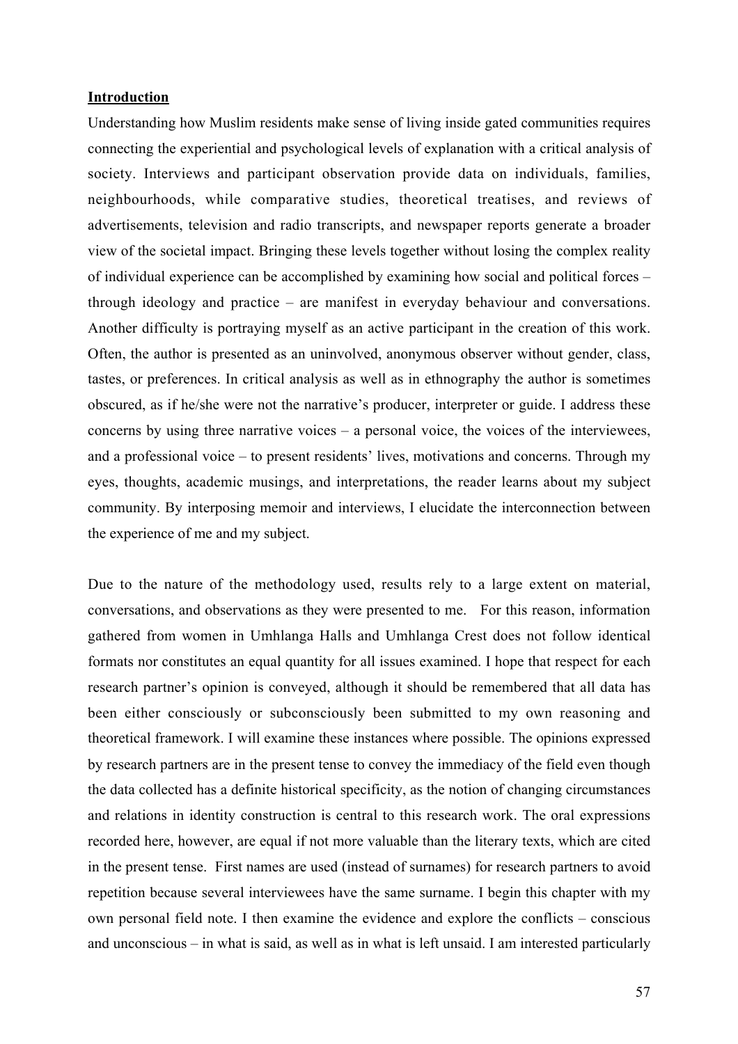**Introduction**

Understanding how Muslim residents make sense of living inside gated communities requires connecting the experiential and psychological levels of explanation with a critical analysis of society. Interviews and participant observation provide data on individuals, families, neighbourhoods, while comparative studies, theoretical treatises, and reviews of advertisements, television and radio transcripts, and newspaper reports generate a broader view of the societal impact. Bringing these levels together without losing the complex reality of individual experience can be accomplished by examining how social and political forces – through ideology and practice – are manifest in everyday behaviour and conversations. Another difficulty is portraying myself as an active participant in the creation of this work. Often, the author is presented as an uninvolved, anonymous observer without gender, class, tastes, or preferences. In critical analysis as well as in ethnography the author is sometimes obscured, as if he/she were not the narrative's producer, interpreter or guide. I address these concerns by using three narrative voices – a personal voice, the voices of the interviewees, and a professional voice – to present residents' lives, motivations and concerns. Through my eyes, thoughts, academic musings, and interpretations, the reader learns about my subject community. By interposing memoir and interviews, I elucidate the interconnection between the experience of me and my subject.

Due to the nature of the methodology used, results rely to a large extent on material, conversations, and observations as they were presented to me. For this reason, information gathered from women in Umhlanga Halls and Umhlanga Crest does not follow identical formats nor constitutes an equal quantity for all issues examined. I hope that respect for each research partner's opinion is conveyed, although it should be remembered that all data has been either consciously or subconsciously been submitted to my own reasoning and theoretical framework. I will examine these instances where possible. The opinions expressed by research partners are in the present tense to convey the immediacy of the field even though the data collected has a definite historical specificity, as the notion of changing circumstances and relations in identity construction is central to this research work. The oral expressions recorded here, however, are equal if not more valuable than the literary texts, which are cited in the present tense. First names are used (instead of surnames) for research partners to avoid repetition because several interviewees have the same surname. I begin this chapter with my own personal field note. I then examine the evidence and explore the conflicts – conscious and unconscious – in what is said, as well as in what is left unsaid. I am interested particularly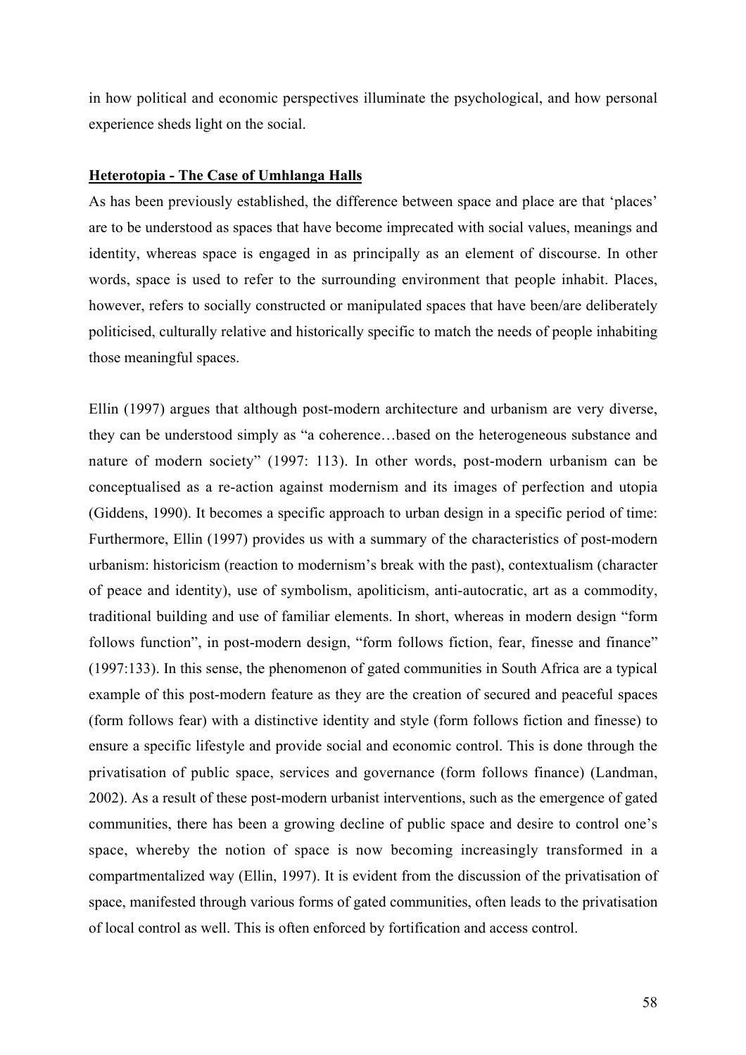in how political and economic perspectives illuminate the psychological, and how personal experience sheds light on the social.

## Heterotopia - The Case of Umhlanga Halls

As has been previously established, the difference between space and place are that 'places' are to be understood as spaces that have become imprecated with social values, meanings and identity, whereas space is engaged in as principally as an element of discourse. In other words, space is used to refer to the surrounding environment that people inhabit. Places, however, refers to socially constructed or manipulated spaces that have been/are deliberately politicised, culturally relative and historically specific to match the needs of people inhabiting those meaningful spaces.

Ellin (1997) argues that although post-modern architecture and urbanism are very diverse, they can be understood simply as "a coherence…based on the heterogeneous substance and nature of modern society" (1997: 113). In other words, post-modern urbanism can be conceptualised as a re-action against modernism and its images of perfection and utopia (Giddens, 1990). It becomes a specific approach to urban design in a specific period of time: Furthermore, Ellin (1997) provides us with a summary of the characteristics of post-modern urbanism: historicism (reaction to modernism's break with the past), contextualism (character of peace and identity), use of symbolism, apoliticism, anti-autocratic, art as a commodity, traditional building and use of familiar elements. In short, whereas in modern design "form follows function", in post-modern design, "form follows fiction, fear, finesse and finance" (1997:133). In this sense, the phenomenon of gated communities in South Africa are a typical example of this post-modern feature as they are the creation of secured and peaceful spaces (form follows fear) with a distinctive identity and style (form follows fiction and finesse) to ensure a specific lifestyle and provide social and economic control. This is done through the privatisation of public space, services and governance (form follows finance) (Landman, 2002). As a result of these post-modern urbanist interventions, such as the emergence of gated communities, there has been a growing decline of public space and desire to control one's space, whereby the notion of space is now becoming increasingly transformed in a compartmentalized way (Ellin, 1997). It is evident from the discussion of the privatisation of space, manifested through various forms of gated communities, often leads to the privatisation of local control as well. This is often enforced by fortification and access control.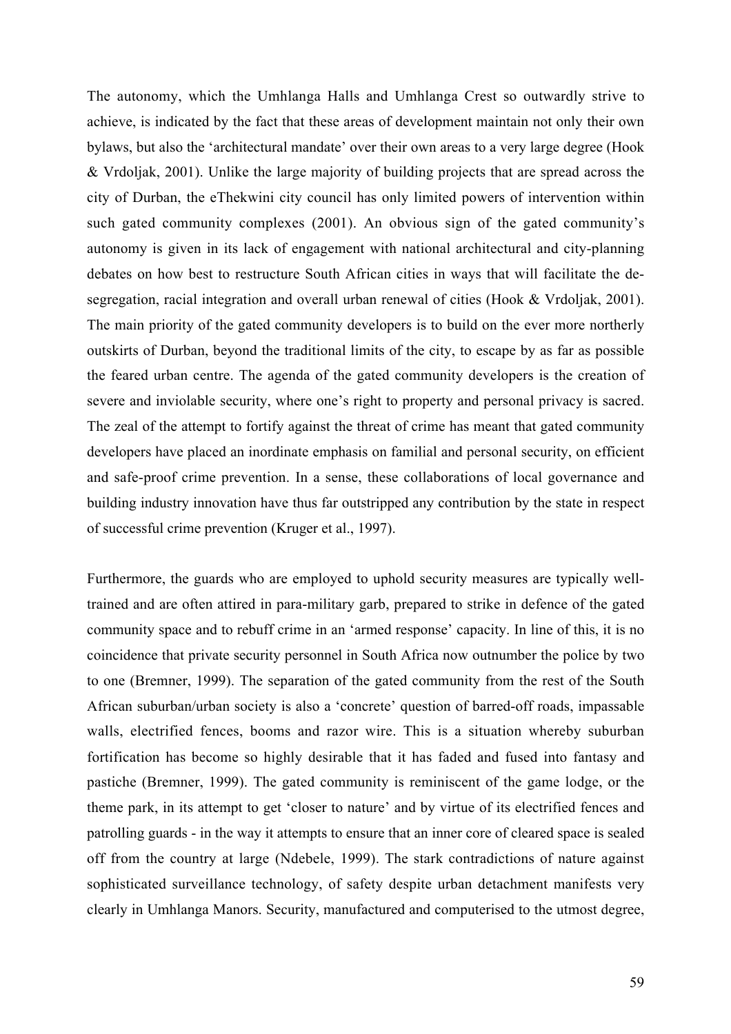The autonomy, which the Umhlanga Halls and Umhlanga Crest so outwardly strive to achieve, is indicated by the fact that these areas of development maintain not only their own bylaws, but also the 'architectural mandate' over their own areas to a very large degree (Hook & Vrdoljak, 2001). Unlike the large majority of building projects that are spread across the city of Durban, the eThekwini city council has only limited powers of intervention within such gated community complexes (2001). An obvious sign of the gated community's autonomy is given in its lack of engagement with national architectural and city-planning debates on how best to restructure South African cities in ways that will facilitate the de-segregation, racial integration and overall urban renewal of cities (Hook & Vrdoljak, 2001). The main priority of the gated community developers is to build on the ever more northerly outskirts of Durban, beyond the traditional limits of the city, to escape by as far as possible the feared urban centre. The agenda of the gated community developers is the creation of severe and inviolable security, where one's right to property and personal privacy is sacred. The zeal of the attempt to fortify against the threat of crime has meant that gated community developers have placed an inordinate emphasis on familial and personal security, on efficient and safe-proof crime prevention. In a sense, these collaborations of local governance and building industry innovation have thus far outstripped any contribution by the state in respect of successful crime prevention (Kruger et al., 1997).

Furthermore, the guards who are employed to uphold security measures are typically well-trained and are often attired in para-military garb, prepared to strike in defence of the gated community space and to rebuff crime in an 'armed response' capacity. In line of this, it is no coincidence that private security personnel in South Africa now outnumber the police by two to one (Bremner, 1999). The separation of the gated community from the rest of the South African suburban/urban society is also a 'concrete' question of barred-off roads, impassable walls, electrified fences, booms and razor wire. This is a situation whereby suburban fortification has become so highly desirable that it has faded and fused into fantasy and pastiche (Bremner, 1999). The gated community is reminiscent of the game lodge, or the theme park, in its attempt to get 'closer to nature' and by virtue of its electrified fences and patrolling guards - in the way it attempts to ensure that an inner core of cleared space is sealed off from the country at large (Ndebele, 1999). The stark contradictions of nature against sophisticated surveillance technology, of safety despite urban detachment manifests very clearly in Umhlanga Manors. Security, manufactured and computerised to the utmost degree,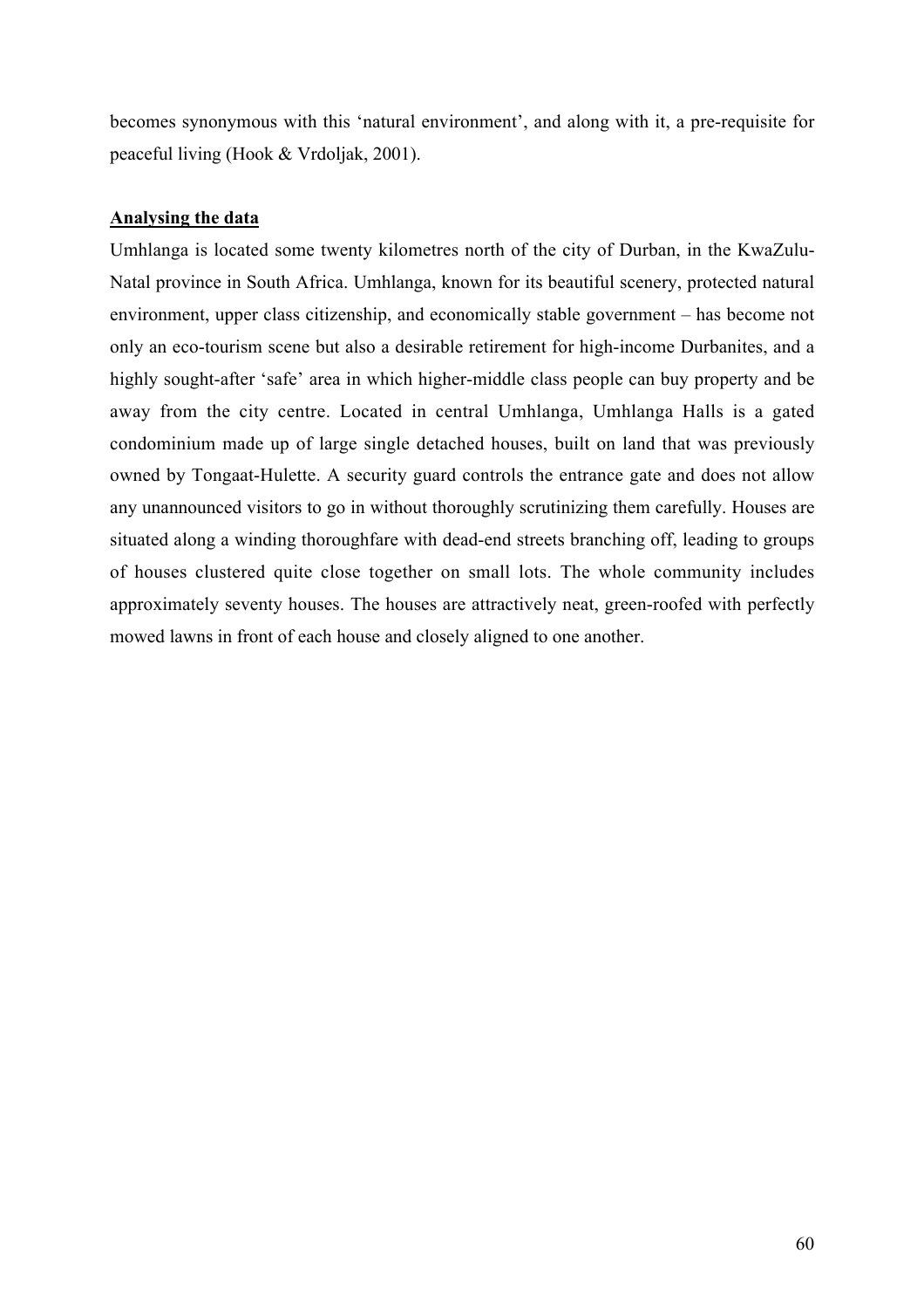becomes synonymous with this 'natural environment', and along with it, a pre-requisite for peaceful living (Hook & Vrdoljak, 2001).

**Analysing the data**

Umhlanga is located some twenty kilometres north of the city of Durban, in the KwaZulu-Natal province in South Africa. Umhlanga, known for its beautiful scenery, protected natural environment, upper class citizenship, and economically stable government – has become not only an eco-tourism scene but also a desirable retirement for high-income Durbanites, and a highly sought-after 'safe' area in which higher-middle class people can buy property and be away from the city centre. Located in central Umhlanga, Umhlanga Halls is a gated condominium made up of large single detached houses, built on land that was previously owned by Tongaat-Hulette. A security guard controls the entrance gate and does not allow any unannounced visitors to go in without thoroughly scrutinizing them carefully. Houses are situated along a winding thoroughfare with dead-end streets branching off, leading to groups of houses clustered quite close together on small lots. The whole community includes approximately seventy houses. The houses are attractively neat, green-roofed with perfectly mowed lawns in front of each house and closely aligned to one another.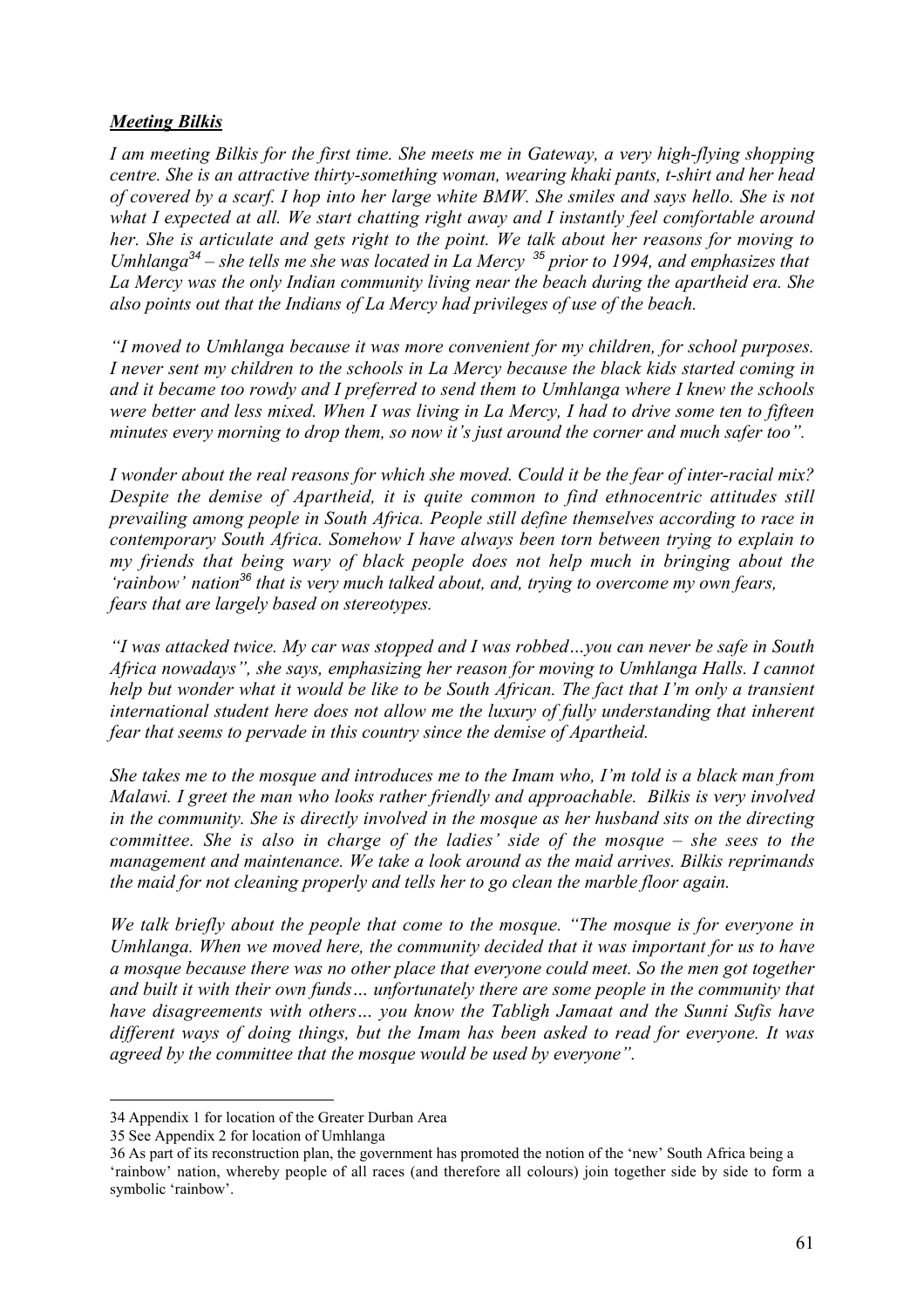***Meeting Bilkis***

*I am meeting Bilkis for the first time. She meets me in Gateway, a very high-flying shopping centre. She is an attractive thirty-something woman, wearing khaki pants, t-shirt and her head of covered by a scarf. I hop into her large white BMW. She smiles and says hello. She is not what I expected at all. We start chatting right away and I instantly feel comfortable around her. She is articulate and gets right to the point. We talk about her reasons for moving to Umhlanga[34] – she tells me she was located in La Mercy [35] prior to 1994, and emphasizes that La Mercy was the only Indian community living near the beach during the apartheid era. She also points out that the Indians of La Mercy had privileges of use of the beach.*

*"I moved to Umhlanga because it was more convenient for my children, for school purposes. I never sent my children to the schools in La Mercy because the black kids started coming in and it became too rowdy and I preferred to send them to Umhlanga where I knew the schools were better and less mixed. When I was living in La Mercy, I had to drive some ten to fifteen minutes every morning to drop them, so now it's just around the corner and much safer too".*

*I wonder about the real reasons for which she moved. Could it be the fear of inter-racial mix? Despite the demise of Apartheid, it is quite common to find ethnocentric attitudes still prevailing among people in South Africa. People still define themselves according to race in contemporary South Africa. Somehow I have always been torn between trying to explain to my friends that being wary of black people does not help much in bringing about the 'rainbow' nation[36] that is very much talked about, and, trying to overcome my own fears, fears that are largely based on stereotypes.*

*"I was attacked twice. My car was stopped and I was robbed…you can never be safe in South Africa nowadays", she says, emphasizing her reason for moving to Umhlanga Halls. I cannot help but wonder what it would be like to be South African. The fact that I'm only a transient international student here does not allow me the luxury of fully understanding that inherent fear that seems to pervade in this country since the demise of Apartheid.*

*She takes me to the mosque and introduces me to the Imam who, I'm told is a black man from Malawi. I greet the man who looks rather friendly and approachable. Bilkis is very involved in the community. She is directly involved in the mosque as her husband sits on the directing committee. She is also in charge of the ladies' side of the mosque – she sees to the management and maintenance. We take a look around as the maid arrives. Bilkis reprimands the maid for not cleaning properly and tells her to go clean the marble floor again.*

*We talk briefly about the people that come to the mosque. "The mosque is for everyone in Umhlanga. When we moved here, the community decided that it was important for us to have a mosque because there was no other place that everyone could meet. So the men got together and built it with their own funds… unfortunately there are some people in the community that have disagreements with others… you know the Tabligh Jamaat and the Sunni Sufis have different ways of doing things, but the Imam has been asked to read for everyone. It was agreed by the committee that the mosque would be used by everyone".*

---

34 Appendix 1 for location of the Greater Durban Area

35 See Appendix 2 for location of Umhlanga

36 As part of its reconstruction plan, the government has promoted the notion of the 'new' South Africa being a 'rainbow' nation, whereby people of all races (and therefore all colours) join together side by side to form a symbolic 'rainbow'.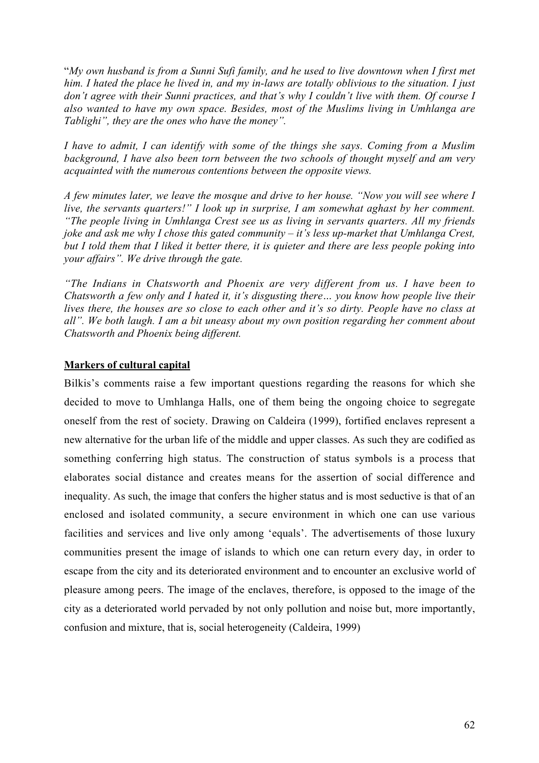"*My own husband is from a Sunni Sufi family, and he used to live downtown when I first met him. I hated the place he lived in, and my in-laws are totally oblivious to the situation. I just don't agree with their Sunni practices, and that's why I couldn't live with them. Of course I also wanted to have my own space. Besides, most of the Muslims living in Umhlanga are Tablighi", they are the ones who have the money".*

*I have to admit, I can identify with some of the things she says. Coming from a Muslim background, I have also been torn between the two schools of thought myself and am very acquainted with the numerous contentions between the opposite views.*

*A few minutes later, we leave the mosque and drive to her house. "Now you will see where I live, the servants quarters!" I look up in surprise, I am somewhat aghast by her comment. "The people living in Umhlanga Crest see us as living in servants quarters. All my friends joke and ask me why I chose this gated community – it's less up-market that Umhlanga Crest, but I told them that I liked it better there, it is quieter and there are less people poking into your affairs". We drive through the gate.*

*"The Indians in Chatsworth and Phoenix are very different from us. I have been to Chatsworth a few only and I hated it, it's disgusting there… you know how people live their lives there, the houses are so close to each other and it's so dirty. People have no class at all". We both laugh. I am a bit uneasy about my own position regarding her comment about Chatsworth and Phoenix being different.*

**Markers of cultural capital**

Bilkis's comments raise a few important questions regarding the reasons for which she decided to move to Umhlanga Halls, one of them being the ongoing choice to segregate oneself from the rest of society. Drawing on Caldeira (1999), fortified enclaves represent a new alternative for the urban life of the middle and upper classes. As such they are codified as something conferring high status. The construction of status symbols is a process that elaborates social distance and creates means for the assertion of social difference and inequality. As such, the image that confers the higher status and is most seductive is that of an enclosed and isolated community, a secure environment in which one can use various facilities and services and live only among 'equals'. The advertisements of those luxury communities present the image of islands to which one can return every day, in order to escape from the city and its deteriorated environment and to encounter an exclusive world of pleasure among peers. The image of the enclaves, therefore, is opposed to the image of the city as a deteriorated world pervaded by not only pollution and noise but, more importantly, confusion and mixture, that is, social heterogeneity (Caldeira, 1999)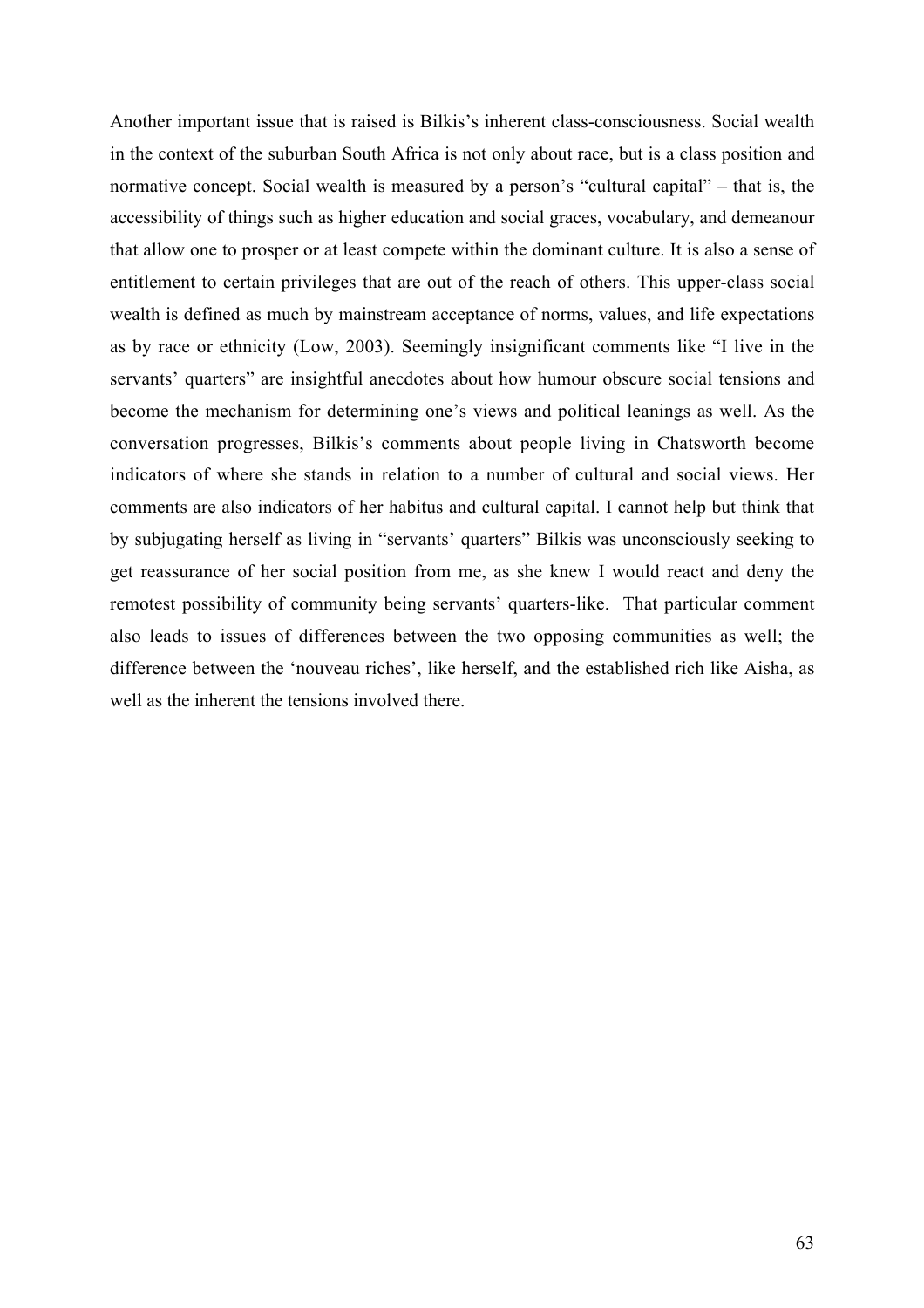Another important issue that is raised is Bilkis's inherent class-consciousness. Social wealth in the context of the suburban South Africa is not only about race, but is a class position and normative concept. Social wealth is measured by a person's "cultural capital" – that is, the accessibility of things such as higher education and social graces, vocabulary, and demeanour that allow one to prosper or at least compete within the dominant culture. It is also a sense of entitlement to certain privileges that are out of the reach of others. This upper-class social wealth is defined as much by mainstream acceptance of norms, values, and life expectations as by race or ethnicity (Low, 2003). Seemingly insignificant comments like "I live in the servants' quarters" are insightful anecdotes about how humour obscure social tensions and become the mechanism for determining one's views and political leanings as well. As the conversation progresses, Bilkis's comments about people living in Chatsworth become indicators of where she stands in relation to a number of cultural and social views. Her comments are also indicators of her habitus and cultural capital. I cannot help but think that by subjugating herself as living in "servants' quarters" Bilkis was unconsciously seeking to get reassurance of her social position from me, as she knew I would react and deny the remotest possibility of community being servants' quarters-like. That particular comment also leads to issues of differences between the two opposing communities as well; the difference between the 'nouveau riches', like herself, and the established rich like Aisha, as well as the inherent the tensions involved there.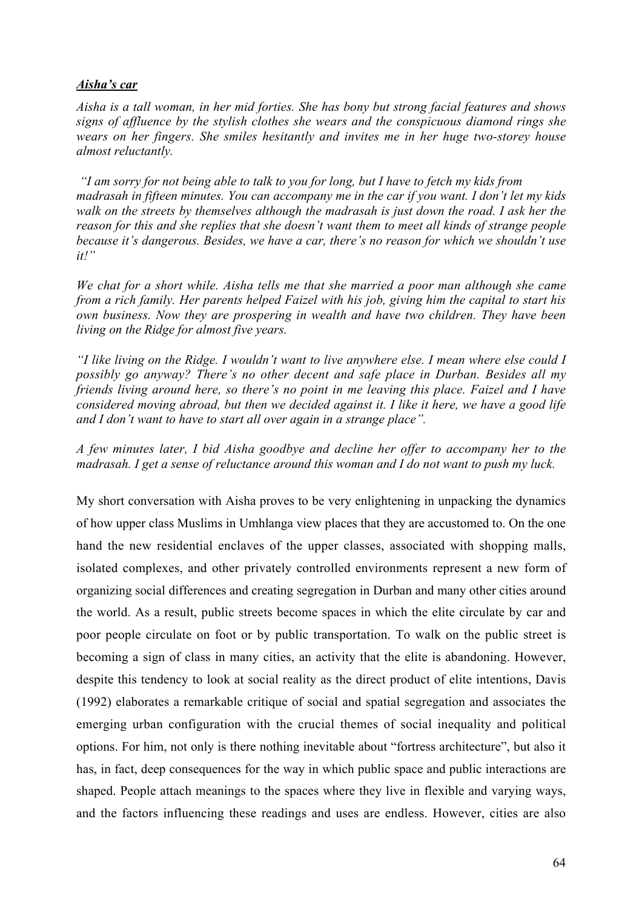***Aisha's car***

*Aisha is a tall woman, in her mid forties. She has bony but strong facial features and shows signs of affluence by the stylish clothes she wears and the conspicuous diamond rings she wears on her fingers. She smiles hesitantly and invites me in her huge two-storey house almost reluctantly.*

*"I am sorry for not being able to talk to you for long, but I have to fetch my kids from madrasah in fifteen minutes. You can accompany me in the car if you want. I don't let my kids walk on the streets by themselves although the madrasah is just down the road. I ask her the reason for this and she replies that she doesn't want them to meet all kinds of strange people because it's dangerous. Besides, we have a car, there's no reason for which we shouldn't use it!"*

*We chat for a short while. Aisha tells me that she married a poor man although she came from a rich family. Her parents helped Faizel with his job, giving him the capital to start his own business. Now they are prospering in wealth and have two children. They have been living on the Ridge for almost five years.*

*"I like living on the Ridge. I wouldn't want to live anywhere else. I mean where else could I possibly go anyway? There's no other decent and safe place in Durban. Besides all my friends living around here, so there's no point in me leaving this place. Faizel and I have considered moving abroad, but then we decided against it. I like it here, we have a good life and I don't want to have to start all over again in a strange place".*

*A few minutes later, I bid Aisha goodbye and decline her offer to accompany her to the madrasah. I get a sense of reluctance around this woman and I do not want to push my luck.*

My short conversation with Aisha proves to be very enlightening in unpacking the dynamics of how upper class Muslims in Umhlanga view places that they are accustomed to. On the one hand the new residential enclaves of the upper classes, associated with shopping malls, isolated complexes, and other privately controlled environments represent a new form of organizing social differences and creating segregation in Durban and many other cities around the world. As a result, public streets become spaces in which the elite circulate by car and poor people circulate on foot or by public transportation. To walk on the public street is becoming a sign of class in many cities, an activity that the elite is abandoning. However, despite this tendency to look at social reality as the direct product of elite intentions, Davis (1992) elaborates a remarkable critique of social and spatial segregation and associates the emerging urban configuration with the crucial themes of social inequality and political options. For him, not only is there nothing inevitable about "fortress architecture", but also it has, in fact, deep consequences for the way in which public space and public interactions are shaped. People attach meanings to the spaces where they live in flexible and varying ways, and the factors influencing these readings and uses are endless. However, cities are also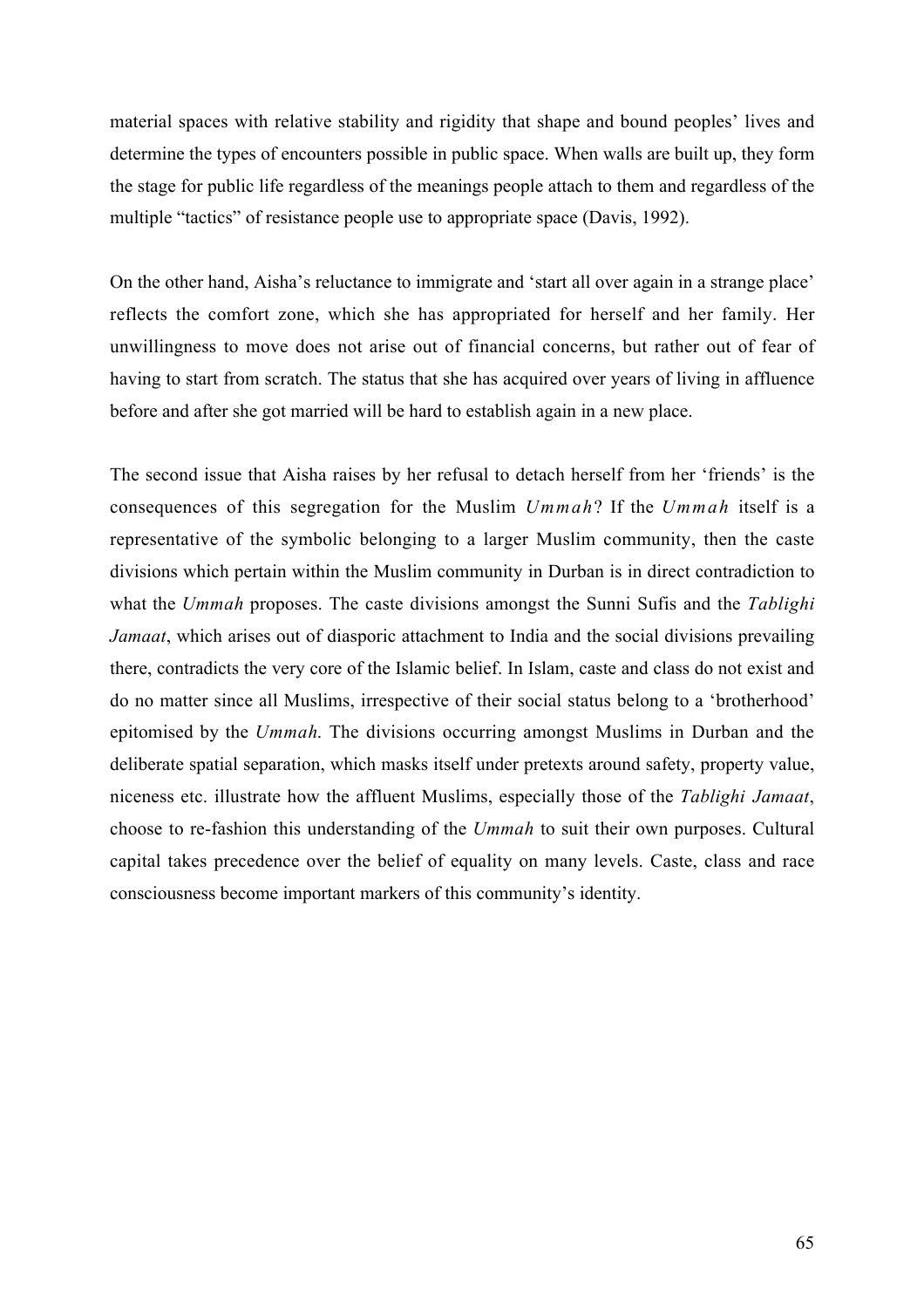material spaces with relative stability and rigidity that shape and bound peoples' lives and determine the types of encounters possible in public space. When walls are built up, they form the stage for public life regardless of the meanings people attach to them and regardless of the multiple "tactics" of resistance people use to appropriate space (Davis, 1992).

On the other hand, Aisha's reluctance to immigrate and 'start all over again in a strange place' reflects the comfort zone, which she has appropriated for herself and her family. Her unwillingness to move does not arise out of financial concerns, but rather out of fear of having to start from scratch. The status that she has acquired over years of living in affluence before and after she got married will be hard to establish again in a new place.

The second issue that Aisha raises by her refusal to detach herself from her 'friends' is the consequences of this segregation for the Muslim *Ummah*? If the *Ummah* itself is a representative of the symbolic belonging to a larger Muslim community, then the caste divisions which pertain within the Muslim community in Durban is in direct contradiction to what the *Ummah* proposes. The caste divisions amongst the Sunni Sufis and the *Tablighi Jamaat*, which arises out of diasporic attachment to India and the social divisions prevailing there, contradicts the very core of the Islamic belief. In Islam, caste and class do not exist and do no matter since all Muslims, irrespective of their social status belong to a 'brotherhood' epitomised by the *Ummah*. The divisions occurring amongst Muslims in Durban and the deliberate spatial separation, which masks itself under pretexts around safety, property value, niceness etc. illustrate how the affluent Muslims, especially those of the *Tablighi Jamaat*, choose to re-fashion this understanding of the *Ummah* to suit their own purposes. Cultural capital takes precedence over the belief of equality on many levels. Caste, class and race consciousness become important markers of this community's identity.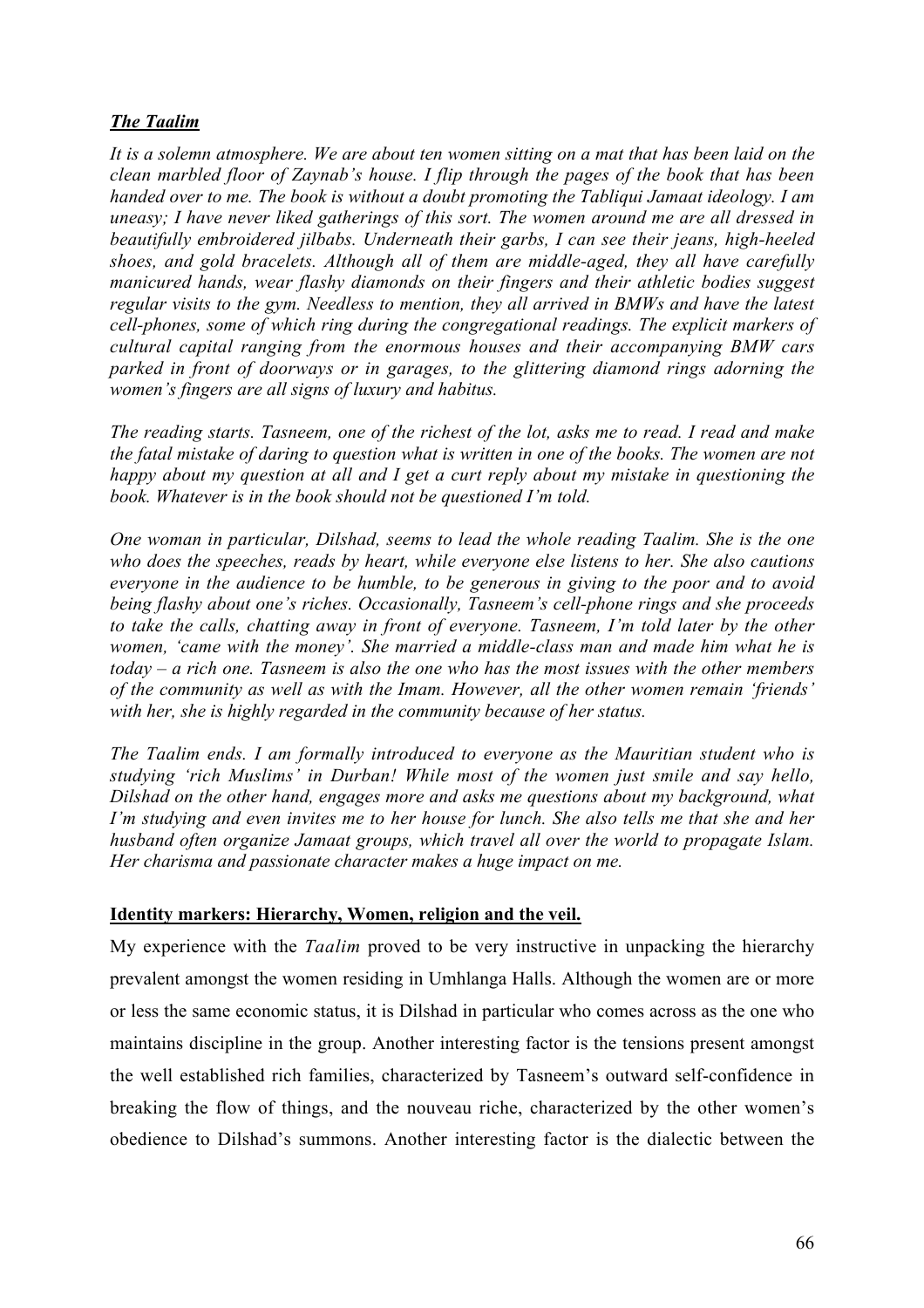***The Taalim***

*It is a solemn atmosphere. We are about ten women sitting on a mat that has been laid on the clean marbled floor of Zaynab's house. I flip through the pages of the book that has been handed over to me. The book is without a doubt promoting the Tabliqui Jamaat ideology. I am uneasy; I have never liked gatherings of this sort. The women around me are all dressed in beautifully embroidered jilbabs. Underneath their garbs, I can see their jeans, high-heeled shoes, and gold bracelets. Although all of them are middle-aged, they all have carefully manicured hands, wear flashy diamonds on their fingers and their athletic bodies suggest regular visits to the gym. Needless to mention, they all arrived in BMWs and have the latest cell-phones, some of which ring during the congregational readings. The explicit markers of cultural capital ranging from the enormous houses and their accompanying BMW cars parked in front of doorways or in garages, to the glittering diamond rings adorning the women's fingers are all signs of luxury and habitus.*

*The reading starts. Tasneem, one of the richest of the lot, asks me to read. I read and make the fatal mistake of daring to question what is written in one of the books. The women are not happy about my question at all and I get a curt reply about my mistake in questioning the book. Whatever is in the book should not be questioned I'm told.*

*One woman in particular, Dilshad, seems to lead the whole reading Taalim. She is the one who does the speeches, reads by heart, while everyone else listens to her. She also cautions everyone in the audience to be humble, to be generous in giving to the poor and to avoid being flashy about one's riches. Occasionally, Tasneem's cell-phone rings and she proceeds to take the calls, chatting away in front of everyone. Tasneem, I'm told later by the other women, 'came with the money'. She married a middle-class man and made him what he is today – a rich one. Tasneem is also the one who has the most issues with the other members of the community as well as with the Imam. However, all the other women remain 'friends' with her, she is highly regarded in the community because of her status.*

*The Taalim ends. I am formally introduced to everyone as the Mauritian student who is studying 'rich Muslims' in Durban! While most of the women just smile and say hello, Dilshad on the other hand, engages more and asks me questions about my background, what I'm studying and even invites me to her house for lunch. She also tells me that she and her husband often organize Jamaat groups, which travel all over the world to propagate Islam. Her charisma and passionate character makes a huge impact on me.*

**Identity markers: Hierarchy, Women, religion and the veil.**

My experience with the *Taalim* proved to be very instructive in unpacking the hierarchy prevalent amongst the women residing in Umhlanga Halls. Although the women are or more or less the same economic status, it is Dilshad in particular who comes across as the one who maintains discipline in the group. Another interesting factor is the tensions present amongst the well established rich families, characterized by Tasneem's outward self-confidence in breaking the flow of things, and the nouveau riche, characterized by the other women's obedience to Dilshad's summons. Another interesting factor is the dialectic between the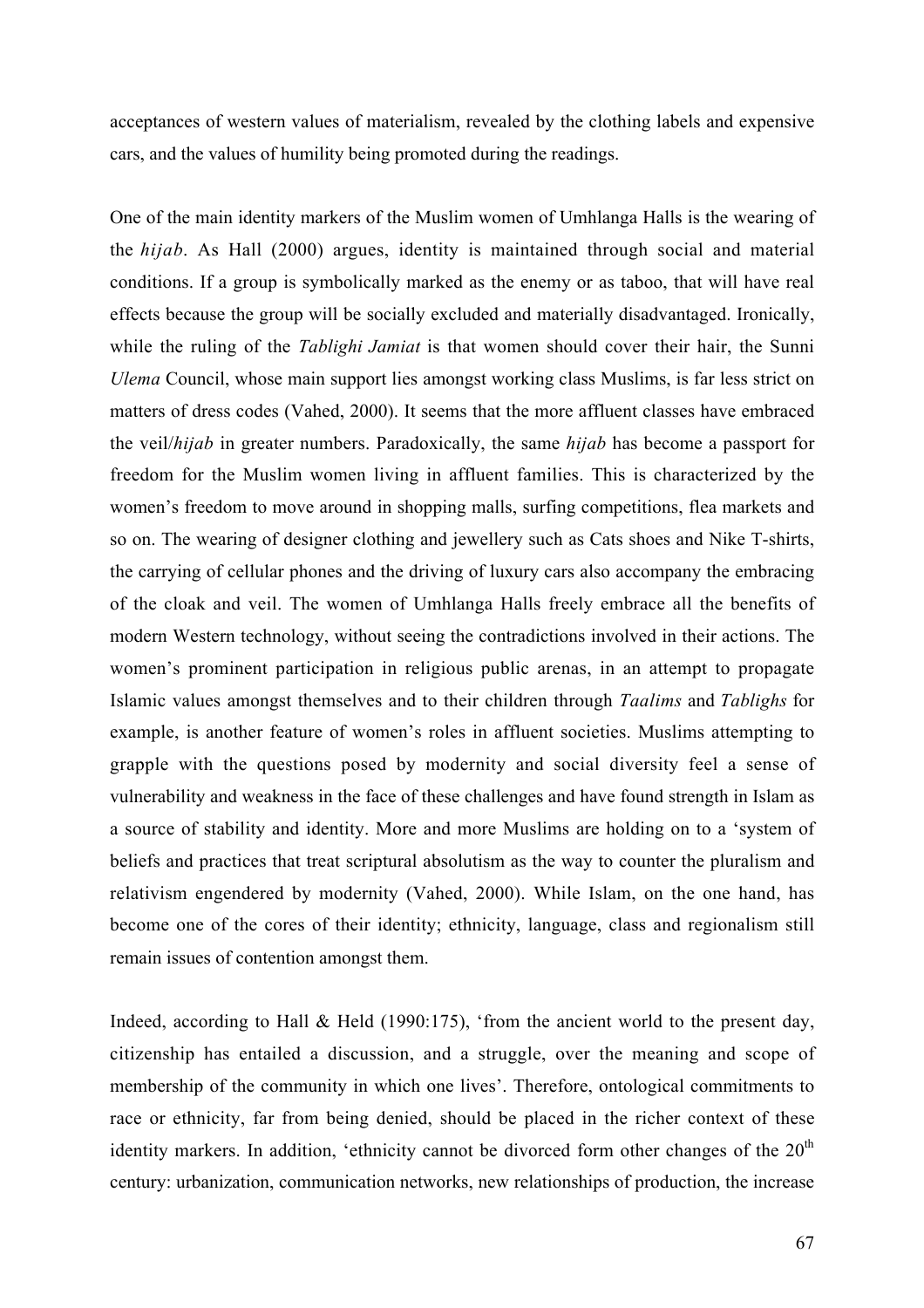acceptances of western values of materialism, revealed by the clothing labels and expensive cars, and the values of humility being promoted during the readings.

One of the main identity markers of the Muslim women of Umhlanga Halls is the wearing of the *hijab*. As Hall (2000) argues, identity is maintained through social and material conditions. If a group is symbolically marked as the enemy or as taboo, that will have real effects because the group will be socially excluded and materially disadvantaged. Ironically, while the ruling of the *Tablighi Jamiat* is that women should cover their hair, the Sunni *Ulema* Council, whose main support lies amongst working class Muslims, is far less strict on matters of dress codes (Vahed, 2000). It seems that the more affluent classes have embraced the veil/*hijab* in greater numbers. Paradoxically, the same *hijab* has become a passport for freedom for the Muslim women living in affluent families. This is characterized by the women's freedom to move around in shopping malls, surfing competitions, flea markets and so on. The wearing of designer clothing and jewellery such as Cats shoes and Nike T-shirts, the carrying of cellular phones and the driving of luxury cars also accompany the embracing of the cloak and veil. The women of Umhlanga Halls freely embrace all the benefits of modern Western technology, without seeing the contradictions involved in their actions. The women's prominent participation in religious public arenas, in an attempt to propagate Islamic values amongst themselves and to their children through *Taalims* and *Tablighs* for example, is another feature of women's roles in affluent societies. Muslims attempting to grapple with the questions posed by modernity and social diversity feel a sense of vulnerability and weakness in the face of these challenges and have found strength in Islam as a source of stability and identity. More and more Muslims are holding on to a 'system of beliefs and practices that treat scriptural absolutism as the way to counter the pluralism and relativism engendered by modernity (Vahed, 2000). While Islam, on the one hand, has become one of the cores of their identity; ethnicity, language, class and regionalism still remain issues of contention amongst them.

Indeed, according to Hall & Held (1990:175), 'from the ancient world to the present day, citizenship has entailed a discussion, and a struggle, over the meaning and scope of membership of the community in which one lives'. Therefore, ontological commitments to race or ethnicity, far from being denied, should be placed in the richer context of these identity markers. In addition, 'ethnicity cannot be divorced form other changes of the 20th century: urbanization, communication networks, new relationships of production, the increase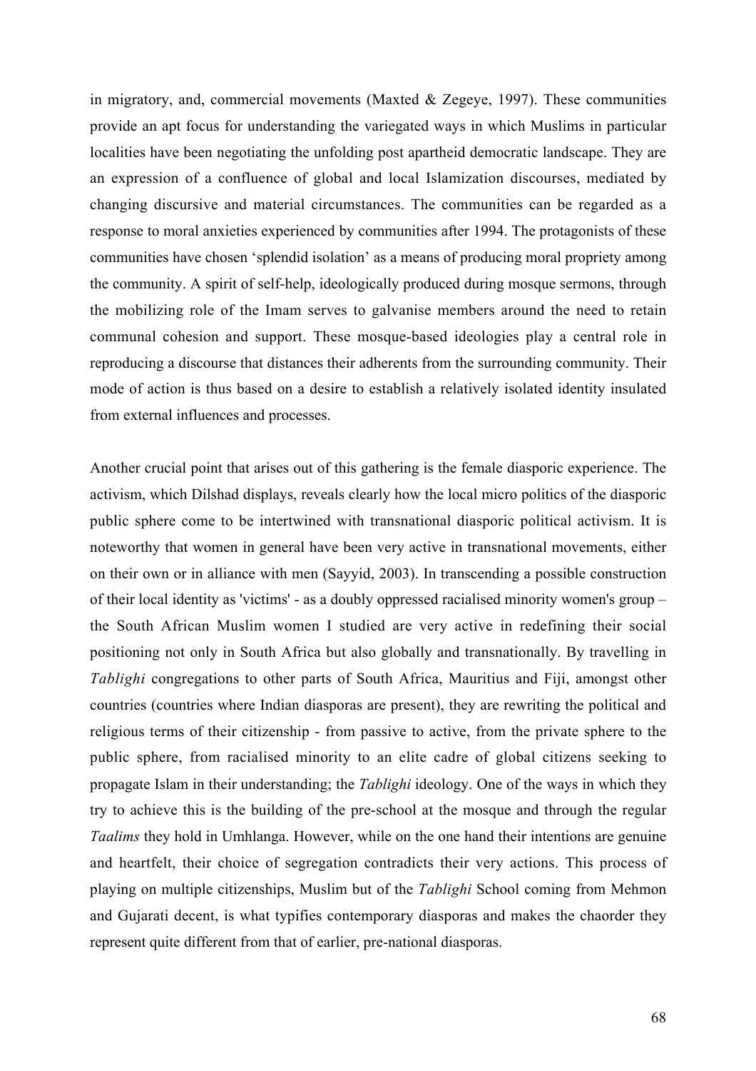in migratory, and, commercial movements (Maxted & Zegeye, 1997). These communities provide an apt focus for understanding the variegated ways in which Muslims in particular localities have been negotiating the unfolding post apartheid democratic landscape. They are an expression of a confluence of global and local Islamization discourses, mediated by changing discursive and material circumstances. The communities can be regarded as a response to moral anxieties experienced by communities after 1994. The protagonists of these communities have chosen 'splendid isolation' as a means of producing moral propriety among the community. A spirit of self-help, ideologically produced during mosque sermons, through the mobilizing role of the Imam serves to galvanise members around the need to retain communal cohesion and support. These mosque-based ideologies play a central role in reproducing a discourse that distances their adherents from the surrounding community. Their mode of action is thus based on a desire to establish a relatively isolated identity insulated from external influences and processes.

Another crucial point that arises out of this gathering is the female diasporic experience. The activism, which Dilshad displays, reveals clearly how the local micro politics of the diasporic public sphere come to be intertwined with transnational diasporic political activism. It is noteworthy that women in general have been very active in transnational movements, either on their own or in alliance with men (Sayyid, 2003). In transcending a possible construction of their local identity as 'victims' - as a doubly oppressed racialised minority women's group – the South African Muslim women I studied are very active in redefining their social positioning not only in South Africa but also globally and transnationally. By travelling in *Tablighi* congregations to other parts of South Africa, Mauritius and Fiji, amongst other countries (countries where Indian diasporas are present), they are rewriting the political and religious terms of their citizenship - from passive to active, from the private sphere to the public sphere, from racialised minority to an elite cadre of global citizens seeking to propagate Islam in their understanding; the *Tablighi* ideology. One of the ways in which they try to achieve this is the building of the pre-school at the mosque and through the regular *Taalims* they hold in Umhlanga. However, while on the one hand their intentions are genuine and heartfelt, their choice of segregation contradicts their very actions. This process of playing on multiple citizenships, Muslim but of the *Tablighi* School coming from Mehmon and Gujarati decent, is what typifies contemporary diasporas and makes the chaorder they represent quite different from that of earlier, pre-national diasporas.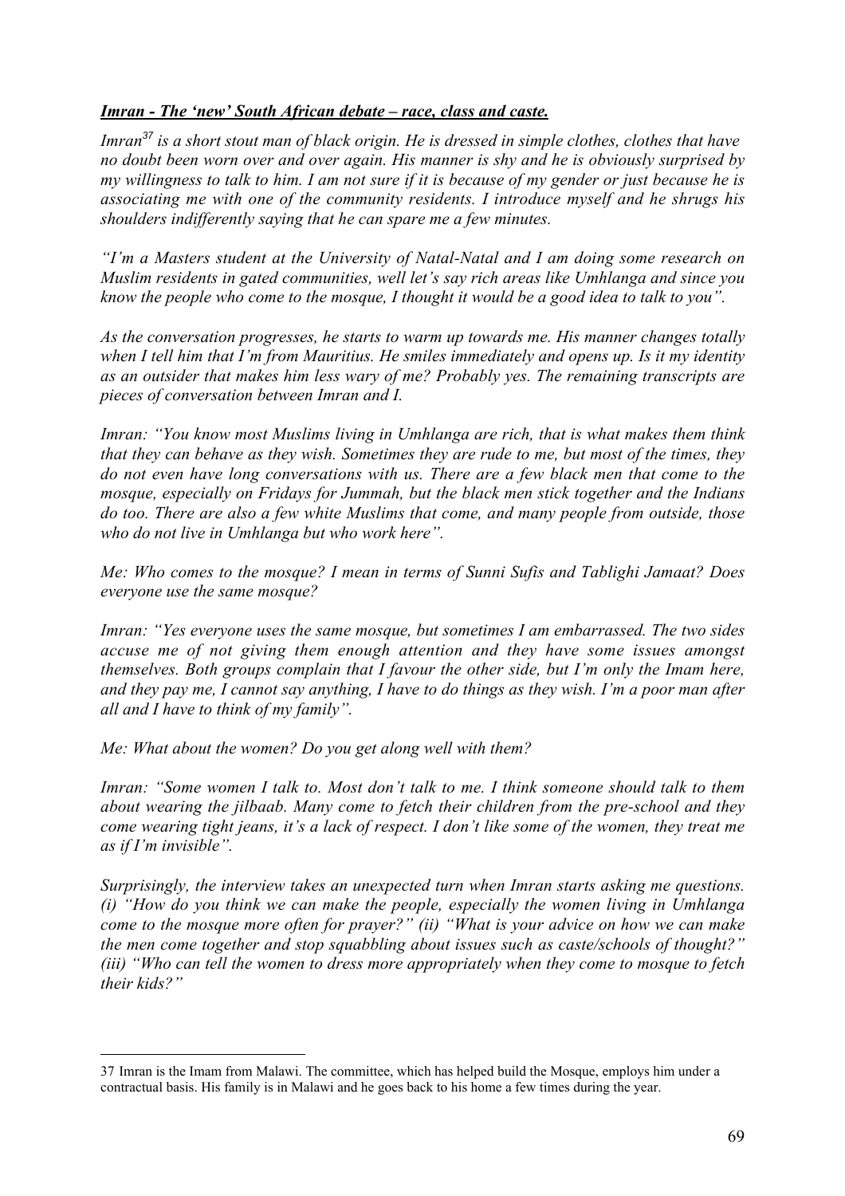***Imran - The 'new' South African debate – race, class and caste.***

*Imran[37] is a short stout man of black origin. He is dressed in simple clothes, clothes that have no doubt been worn over and over again. His manner is shy and he is obviously surprised by my willingness to talk to him. I am not sure if it is because of my gender or just because he is associating me with one of the community residents. I introduce myself and he shrugs his shoulders indifferently saying that he can spare me a few minutes.*

*"I'm a Masters student at the University of Natal-Natal and I am doing some research on Muslim residents in gated communities, well let's say rich areas like Umhlanga and since you know the people who come to the mosque, I thought it would be a good idea to talk to you".*

*As the conversation progresses, he starts to warm up towards me. His manner changes totally when I tell him that I'm from Mauritius. He smiles immediately and opens up. Is it my identity as an outsider that makes him less wary of me? Probably yes. The remaining transcripts are pieces of conversation between Imran and I.*

*Imran: "You know most Muslims living in Umhlanga are rich, that is what makes them think that they can behave as they wish. Sometimes they are rude to me, but most of the times, they do not even have long conversations with us. There are a few black men that come to the mosque, especially on Fridays for Jummah, but the black men stick together and the Indians do too. There are also a few white Muslims that come, and many people from outside, those who do not live in Umhlanga but who work here".*

*Me: Who comes to the mosque? I mean in terms of Sunni Sufis and Tablighi Jamaat? Does everyone use the same mosque?*

*Imran: "Yes everyone uses the same mosque, but sometimes I am embarrassed. The two sides accuse me of not giving them enough attention and they have some issues amongst themselves. Both groups complain that I favour the other side, but I'm only the Imam here, and they pay me, I cannot say anything, I have to do things as they wish. I'm a poor man after all and I have to think of my family".*

*Me: What about the women? Do you get along well with them?*

*Imran: "Some women I talk to. Most don't talk to me. I think someone should talk to them about wearing the jilbaab. Many come to fetch their children from the pre-school and they come wearing tight jeans, it's a lack of respect. I don't like some of the women, they treat me as if I'm invisible".*

*Surprisingly, the interview takes an unexpected turn when Imran starts asking me questions. (i) "How do you think we can make the people, especially the women living in Umhlanga come to the mosque more often for prayer?" (ii) "What is your advice on how we can make the men come together and stop squabbling about issues such as caste/schools of thought?" (iii) "Who can tell the women to dress more appropriately when they come to mosque to fetch their kids?"*

---

37 Imran is the Imam from Malawi. The committee, which has helped build the Mosque, employs him under a contractual basis. His family is in Malawi and he goes back to his home a few times during the year.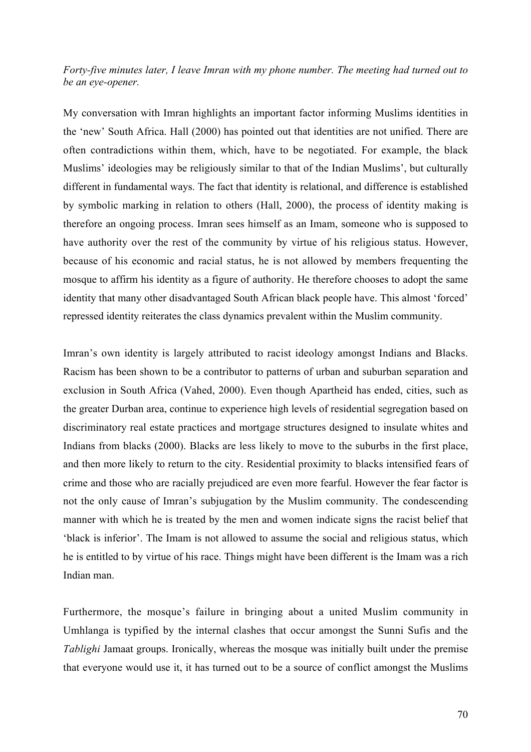*Forty-five minutes later, I leave Imran with my phone number. The meeting had turned out to be an eye-opener.*

My conversation with Imran highlights an important factor informing Muslims identities in the 'new' South Africa. Hall (2000) has pointed out that identities are not unified. There are often contradictions within them, which, have to be negotiated. For example, the black Muslims' ideologies may be religiously similar to that of the Indian Muslims', but culturally different in fundamental ways. The fact that identity is relational, and difference is established by symbolic marking in relation to others (Hall, 2000), the process of identity making is therefore an ongoing process. Imran sees himself as an Imam, someone who is supposed to have authority over the rest of the community by virtue of his religious status. However, because of his economic and racial status, he is not allowed by members frequenting the mosque to affirm his identity as a figure of authority. He therefore chooses to adopt the same identity that many other disadvantaged South African black people have. This almost 'forced' repressed identity reiterates the class dynamics prevalent within the Muslim community.

Imran's own identity is largely attributed to racist ideology amongst Indians and Blacks. Racism has been shown to be a contributor to patterns of urban and suburban separation and exclusion in South Africa (Vahed, 2000). Even though Apartheid has ended, cities, such as the greater Durban area, continue to experience high levels of residential segregation based on discriminatory real estate practices and mortgage structures designed to insulate whites and Indians from blacks (2000). Blacks are less likely to move to the suburbs in the first place, and then more likely to return to the city. Residential proximity to blacks intensified fears of crime and those who are racially prejudiced are even more fearful. However the fear factor is not the only cause of Imran's subjugation by the Muslim community. The condescending manner with which he is treated by the men and women indicate signs the racist belief that 'black is inferior'. The Imam is not allowed to assume the social and religious status, which he is entitled to by virtue of his race. Things might have been different is the Imam was a rich Indian man.

Furthermore, the mosque's failure in bringing about a united Muslim community in Umhlanga is typified by the internal clashes that occur amongst the Sunni Sufis and the *Tablighi* Jamaat groups. Ironically, whereas the mosque was initially built under the premise that everyone would use it, it has turned out to be a source of conflict amongst the Muslims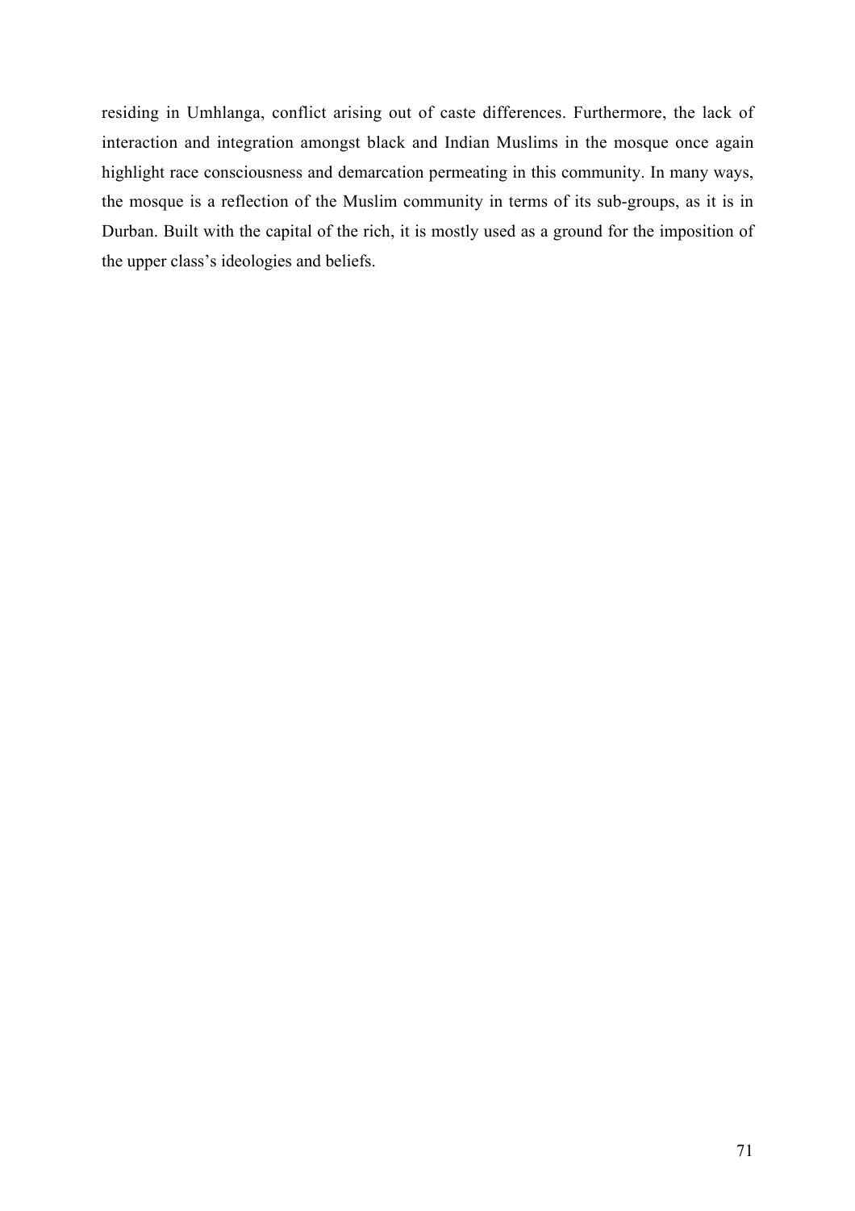residing in Umhlanga, conflict arising out of caste differences. Furthermore, the lack of interaction and integration amongst black and Indian Muslims in the mosque once again highlight race consciousness and demarcation permeating in this community. In many ways, the mosque is a reflection of the Muslim community in terms of its sub-groups, as it is in Durban. Built with the capital of the rich, it is mostly used as a ground for the imposition of the upper class's ideologies and beliefs.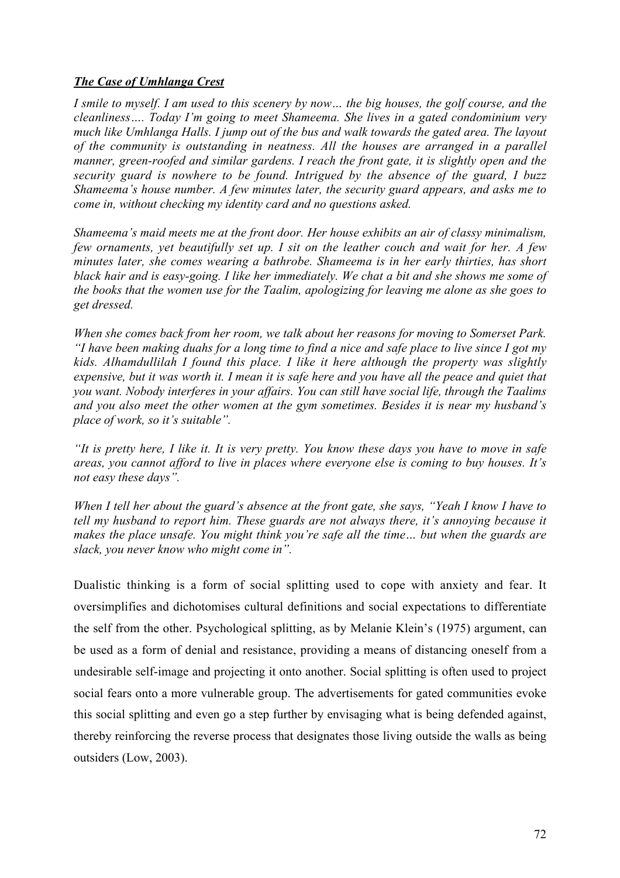***The Case of Umhlanga Crest***

*I smile to myself. I am used to this scenery by now… the big houses, the golf course, and the cleanliness…. Today I'm going to meet Shameema. She lives in a gated condominium very much like Umhlanga Halls. I jump out of the bus and walk towards the gated area. The layout of the community is outstanding in neatness. All the houses are arranged in a parallel manner, green-roofed and similar gardens. I reach the front gate, it is slightly open and the security guard is nowhere to be found. Intrigued by the absence of the guard, I buzz Shameema's house number. A few minutes later, the security guard appears, and asks me to come in, without checking my identity card and no questions asked.*

*Shameema's maid meets me at the front door. Her house exhibits an air of classy minimalism, few ornaments, yet beautifully set up. I sit on the leather couch and wait for her. A few minutes later, she comes wearing a bathrobe. Shameema is in her early thirties, has short black hair and is easy-going. I like her immediately. We chat a bit and she shows me some of the books that the women use for the Taalim, apologizing for leaving me alone as she goes to get dressed.*

*When she comes back from her room, we talk about her reasons for moving to Somerset Park. "I have been making duahs for a long time to find a nice and safe place to live since I got my kids. Alhamdullilah I found this place. I like it here although the property was slightly expensive, but it was worth it. I mean it is safe here and you have all the peace and quiet that you want. Nobody interferes in your affairs. You can still have social life, through the Taalims and you also meet the other women at the gym sometimes. Besides it is near my husband's place of work, so it's suitable".*

*"It is pretty here, I like it. It is very pretty. You know these days you have to move in safe areas, you cannot afford to live in places where everyone else is coming to buy houses. It's not easy these days".*

*When I tell her about the guard's absence at the front gate, she says, "Yeah I know I have to tell my husband to report him. These guards are not always there, it's annoying because it makes the place unsafe. You might think you're safe all the time… but when the guards are slack, you never know who might come in".*

Dualistic thinking is a form of social splitting used to cope with anxiety and fear. It oversimplifies and dichotomises cultural definitions and social expectations to differentiate the self from the other. Psychological splitting, as by Melanie Klein's (1975) argument, can be used as a form of denial and resistance, providing a means of distancing oneself from a undesirable self-image and projecting it onto another. Social splitting is often used to project social fears onto a more vulnerable group. The advertisements for gated communities evoke this social splitting and even go a step further by envisaging what is being defended against, thereby reinforcing the reverse process that designates those living outside the walls as being outsiders (Low, 2003).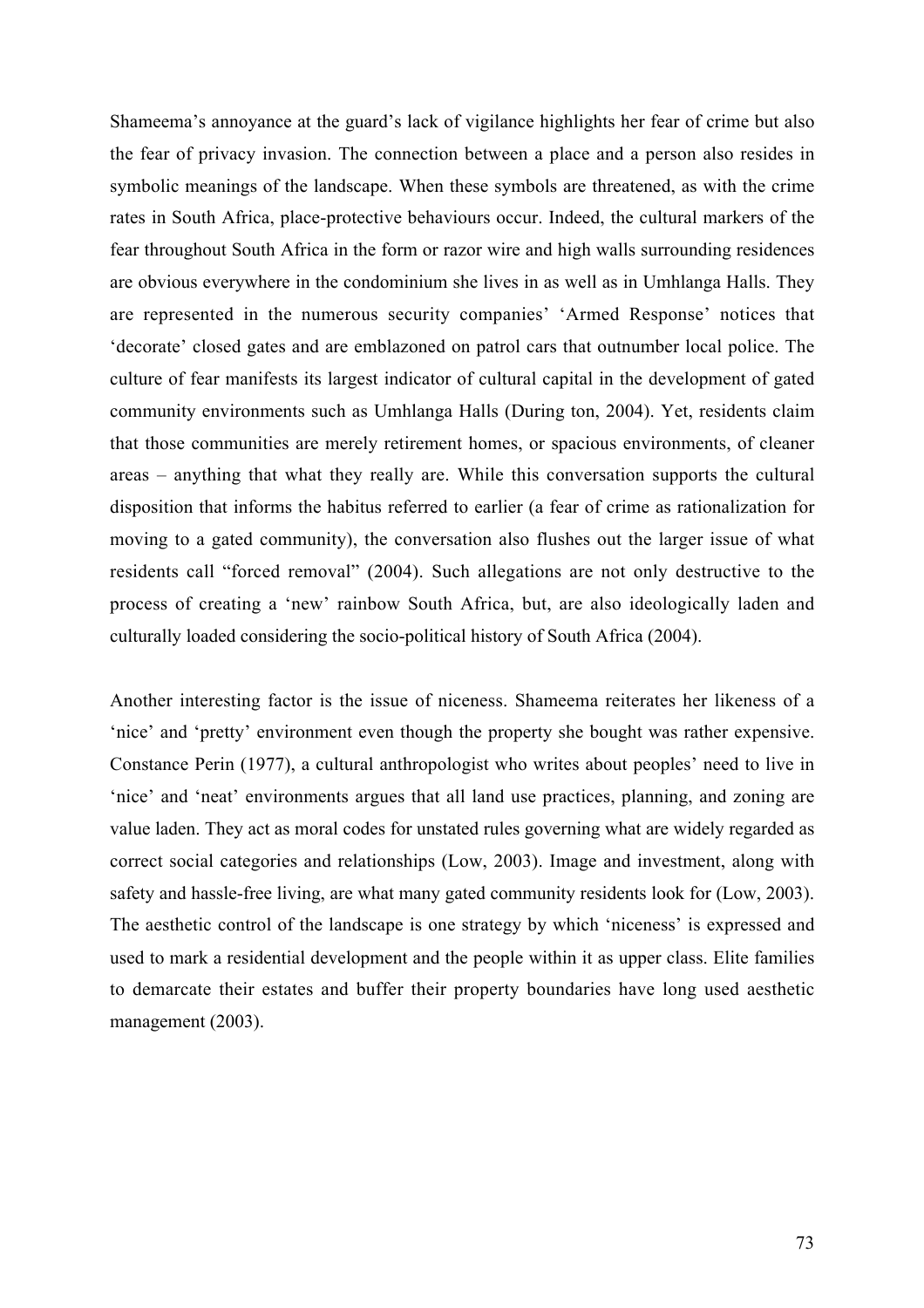Shameema's annoyance at the guard's lack of vigilance highlights her fear of crime but also the fear of privacy invasion. The connection between a place and a person also resides in symbolic meanings of the landscape. When these symbols are threatened, as with the crime rates in South Africa, place-protective behaviours occur. Indeed, the cultural markers of the fear throughout South Africa in the form or razor wire and high walls surrounding residences are obvious everywhere in the condominium she lives in as well as in Umhlanga Halls. They are represented in the numerous security companies' 'Armed Response' notices that 'decorate' closed gates and are emblazoned on patrol cars that outnumber local police. The culture of fear manifests its largest indicator of cultural capital in the development of gated community environments such as Umhlanga Halls (During ton, 2004). Yet, residents claim that those communities are merely retirement homes, or spacious environments, of cleaner areas – anything that what they really are. While this conversation supports the cultural disposition that informs the habitus referred to earlier (a fear of crime as rationalization for moving to a gated community), the conversation also flushes out the larger issue of what residents call "forced removal" (2004). Such allegations are not only destructive to the process of creating a 'new' rainbow South Africa, but, are also ideologically laden and culturally loaded considering the socio-political history of South Africa (2004).

Another interesting factor is the issue of niceness. Shameema reiterates her likeness of a 'nice' and 'pretty' environment even though the property she bought was rather expensive. Constance Perin (1977), a cultural anthropologist who writes about peoples' need to live in 'nice' and 'neat' environments argues that all land use practices, planning, and zoning are value laden. They act as moral codes for unstated rules governing what are widely regarded as correct social categories and relationships (Low, 2003). Image and investment, along with safety and hassle-free living, are what many gated community residents look for (Low, 2003). The aesthetic control of the landscape is one strategy by which 'niceness' is expressed and used to mark a residential development and the people within it as upper class. Elite families to demarcate their estates and buffer their property boundaries have long used aesthetic management (2003).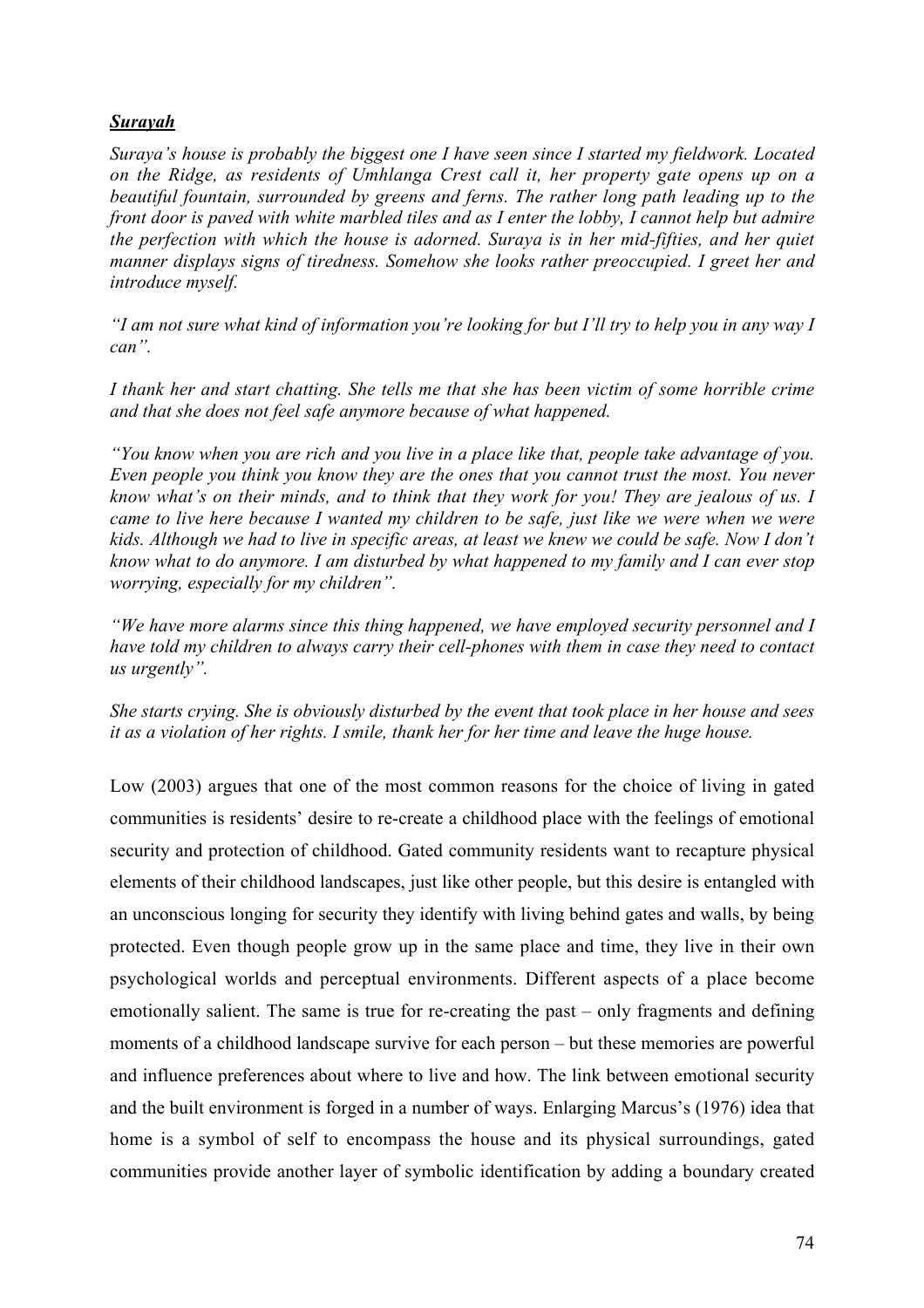***Surayah***

*Suraya's house is probably the biggest one I have seen since I started my fieldwork. Located on the Ridge, as residents of Umhlanga Crest call it, her property gate opens up on a beautiful fountain, surrounded by greens and ferns. The rather long path leading up to the front door is paved with white marbled tiles and as I enter the lobby, I cannot help but admire the perfection with which the house is adorned. Suraya is in her mid-fifties, and her quiet manner displays signs of tiredness. Somehow she looks rather preoccupied. I greet her and introduce myself.*

*"I am not sure what kind of information you're looking for but I'll try to help you in any way I can".*

*I thank her and start chatting. She tells me that she has been victim of some horrible crime and that she does not feel safe anymore because of what happened.*

*"You know when you are rich and you live in a place like that, people take advantage of you. Even people you think you know they are the ones that you cannot trust the most. You never know what's on their minds, and to think that they work for you! They are jealous of us. I came to live here because I wanted my children to be safe, just like we were when we were kids. Although we had to live in specific areas, at least we knew we could be safe. Now I don't know what to do anymore. I am disturbed by what happened to my family and I can ever stop worrying, especially for my children".*

*"We have more alarms since this thing happened, we have employed security personnel and I have told my children to always carry their cell-phones with them in case they need to contact us urgently".*

*She starts crying. She is obviously disturbed by the event that took place in her house and sees it as a violation of her rights. I smile, thank her for her time and leave the huge house.*

Low (2003) argues that one of the most common reasons for the choice of living in gated communities is residents' desire to re-create a childhood place with the feelings of emotional security and protection of childhood. Gated community residents want to recapture physical elements of their childhood landscapes, just like other people, but this desire is entangled with an unconscious longing for security they identify with living behind gates and walls, by being protected. Even though people grow up in the same place and time, they live in their own psychological worlds and perceptual environments. Different aspects of a place become emotionally salient. The same is true for re-creating the past – only fragments and defining moments of a childhood landscape survive for each person – but these memories are powerful and influence preferences about where to live and how. The link between emotional security and the built environment is forged in a number of ways. Enlarging Marcus's (1976) idea that home is a symbol of self to encompass the house and its physical surroundings, gated communities provide another layer of symbolic identification by adding a boundary created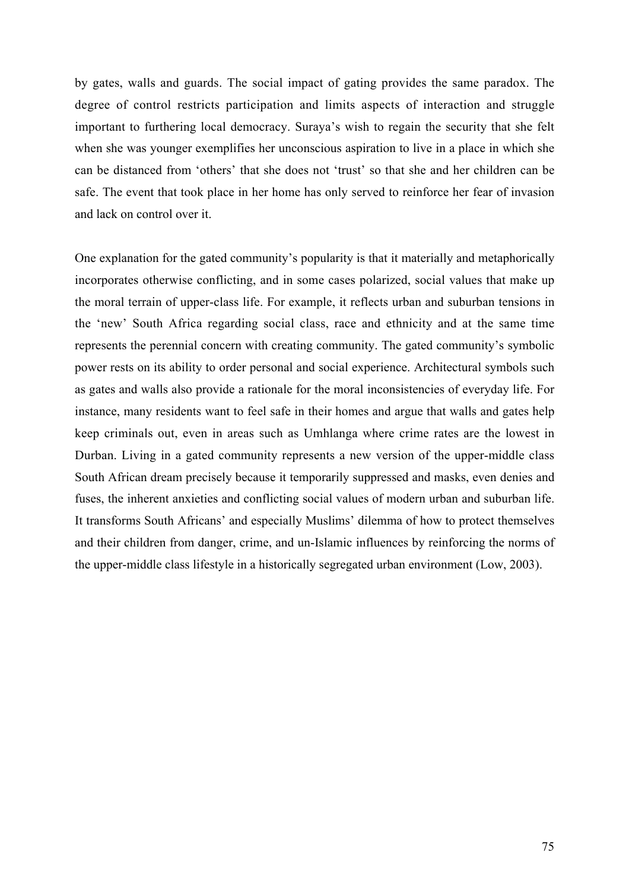by gates, walls and guards. The social impact of gating provides the same paradox. The degree of control restricts participation and limits aspects of interaction and struggle important to furthering local democracy. Suraya's wish to regain the security that she felt when she was younger exemplifies her unconscious aspiration to live in a place in which she can be distanced from 'others' that she does not 'trust' so that she and her children can be safe. The event that took place in her home has only served to reinforce her fear of invasion and lack on control over it.

One explanation for the gated community's popularity is that it materially and metaphorically incorporates otherwise conflicting, and in some cases polarized, social values that make up the moral terrain of upper-class life. For example, it reflects urban and suburban tensions in the 'new' South Africa regarding social class, race and ethnicity and at the same time represents the perennial concern with creating community. The gated community's symbolic power rests on its ability to order personal and social experience. Architectural symbols such as gates and walls also provide a rationale for the moral inconsistencies of everyday life. For instance, many residents want to feel safe in their homes and argue that walls and gates help keep criminals out, even in areas such as Umhlanga where crime rates are the lowest in Durban. Living in a gated community represents a new version of the upper-middle class South African dream precisely because it temporarily suppressed and masks, even denies and fuses, the inherent anxieties and conflicting social values of modern urban and suburban life. It transforms South Africans' and especially Muslims' dilemma of how to protect themselves and their children from danger, crime, and un-Islamic influences by reinforcing the norms of the upper-middle class lifestyle in a historically segregated urban environment (Low, 2003).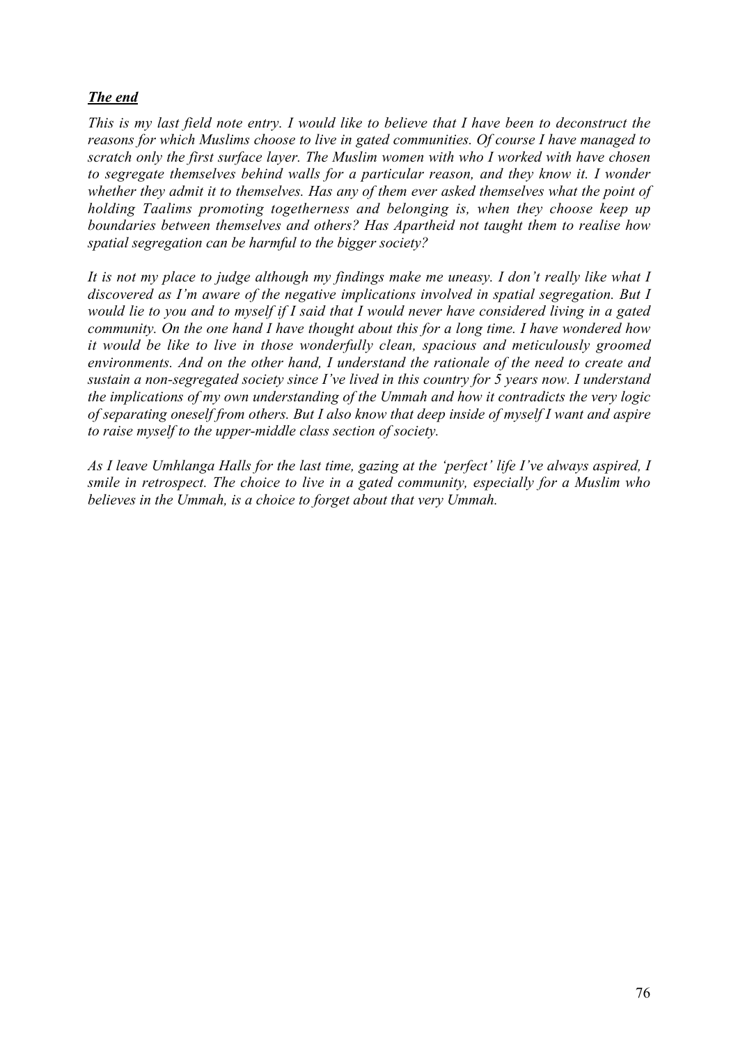***The end***

*This is my last field note entry. I would like to believe that I have been to deconstruct the reasons for which Muslims choose to live in gated communities. Of course I have managed to scratch only the first surface layer. The Muslim women with who I worked with have chosen to segregate themselves behind walls for a particular reason, and they know it. I wonder whether they admit it to themselves. Has any of them ever asked themselves what the point of holding Taalims promoting togetherness and belonging is, when they choose keep up boundaries between themselves and others? Has Apartheid not taught them to realise how spatial segregation can be harmful to the bigger society?*

*It is not my place to judge although my findings make me uneasy. I don't really like what I discovered as I'm aware of the negative implications involved in spatial segregation. But I would lie to you and to myself if I said that I would never have considered living in a gated community. On the one hand I have thought about this for a long time. I have wondered how it would be like to live in those wonderfully clean, spacious and meticulously groomed environments. And on the other hand, I understand the rationale of the need to create and sustain a non-segregated society since I've lived in this country for 5 years now. I understand the implications of my own understanding of the Ummah and how it contradicts the very logic of separating oneself from others. But I also know that deep inside of myself I want and aspire to raise myself to the upper-middle class section of society.*

*As I leave Umhlanga Halls for the last time, gazing at the 'perfect' life I've always aspired, I smile in retrospect. The choice to live in a gated community, especially for a Muslim who believes in the Ummah, is a choice to forget about that very Ummah.*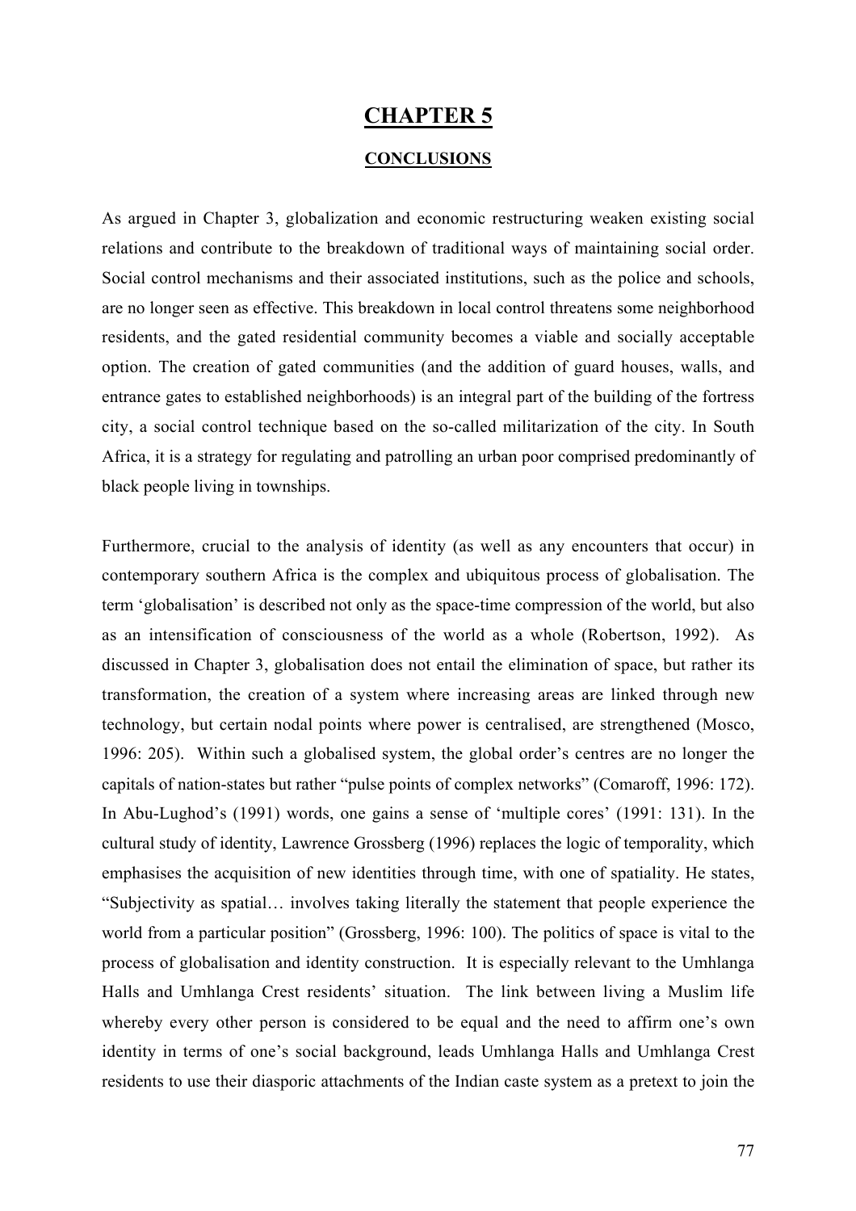# CHAPTER 5

## CONCLUSIONS

As argued in Chapter 3, globalization and economic restructuring weaken existing social relations and contribute to the breakdown of traditional ways of maintaining social order. Social control mechanisms and their associated institutions, such as the police and schools, are no longer seen as effective. This breakdown in local control threatens some neighborhood residents, and the gated residential community becomes a viable and socially acceptable option. The creation of gated communities (and the addition of guard houses, walls, and entrance gates to established neighborhoods) is an integral part of the building of the fortress city, a social control technique based on the so-called militarization of the city. In South Africa, it is a strategy for regulating and patrolling an urban poor comprised predominantly of black people living in townships.

Furthermore, crucial to the analysis of identity (as well as any encounters that occur) in contemporary southern Africa is the complex and ubiquitous process of globalisation. The term 'globalisation' is described not only as the space-time compression of the world, but also as an intensification of consciousness of the world as a whole (Robertson, 1992). As discussed in Chapter 3, globalisation does not entail the elimination of space, but rather its transformation, the creation of a system where increasing areas are linked through new technology, but certain nodal points where power is centralised, are strengthened (Mosco, 1996: 205). Within such a globalised system, the global order's centres are no longer the capitals of nation-states but rather "pulse points of complex networks" (Comaroff, 1996: 172). In Abu-Lughod's (1991) words, one gains a sense of 'multiple cores' (1991: 131). In the cultural study of identity, Lawrence Grossberg (1996) replaces the logic of temporality, which emphasises the acquisition of new identities through time, with one of spatiality. He states, "Subjectivity as spatial… involves taking literally the statement that people experience the world from a particular position" (Grossberg, 1996: 100). The politics of space is vital to the process of globalisation and identity construction. It is especially relevant to the Umhlanga Halls and Umhlanga Crest residents' situation. The link between living a Muslim life whereby every other person is considered to be equal and the need to affirm one's own identity in terms of one's social background, leads Umhlanga Halls and Umhlanga Crest residents to use their diasporic attachments of the Indian caste system as a pretext to join the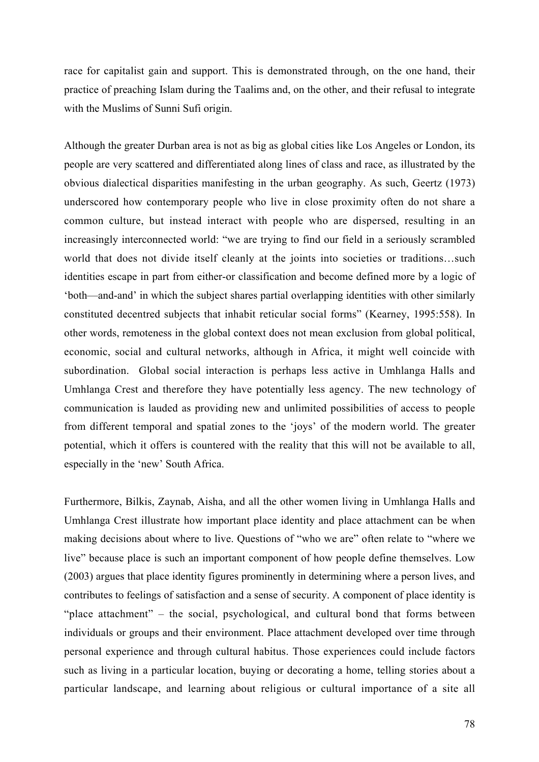race for capitalist gain and support. This is demonstrated through, on the one hand, their practice of preaching Islam during the Taalims and, on the other, and their refusal to integrate with the Muslims of Sunni Sufi origin.

Although the greater Durban area is not as big as global cities like Los Angeles or London, its people are very scattered and differentiated along lines of class and race, as illustrated by the obvious dialectical disparities manifesting in the urban geography. As such, Geertz (1973) underscored how contemporary people who live in close proximity often do not share a common culture, but instead interact with people who are dispersed, resulting in an increasingly interconnected world: "we are trying to find our field in a seriously scrambled world that does not divide itself cleanly at the joints into societies or traditions…such identities escape in part from either-or classification and become defined more by a logic of 'both—and-and' in which the subject shares partial overlapping identities with other similarly constituted decentred subjects that inhabit reticular social forms" (Kearney, 1995:558). In other words, remoteness in the global context does not mean exclusion from global political, economic, social and cultural networks, although in Africa, it might well coincide with subordination. Global social interaction is perhaps less active in Umhlanga Halls and Umhlanga Crest and therefore they have potentially less agency. The new technology of communication is lauded as providing new and unlimited possibilities of access to people from different temporal and spatial zones to the 'joys' of the modern world. The greater potential, which it offers is countered with the reality that this will not be available to all, especially in the 'new' South Africa.

Furthermore, Bilkis, Zaynab, Aisha, and all the other women living in Umhlanga Halls and Umhlanga Crest illustrate how important place identity and place attachment can be when making decisions about where to live. Questions of "who we are" often relate to "where we live" because place is such an important component of how people define themselves. Low (2003) argues that place identity figures prominently in determining where a person lives, and contributes to feelings of satisfaction and a sense of security. A component of place identity is "place attachment" – the social, psychological, and cultural bond that forms between individuals or groups and their environment. Place attachment developed over time through personal experience and through cultural habitus. Those experiences could include factors such as living in a particular location, buying or decorating a home, telling stories about a particular landscape, and learning about religious or cultural importance of a site all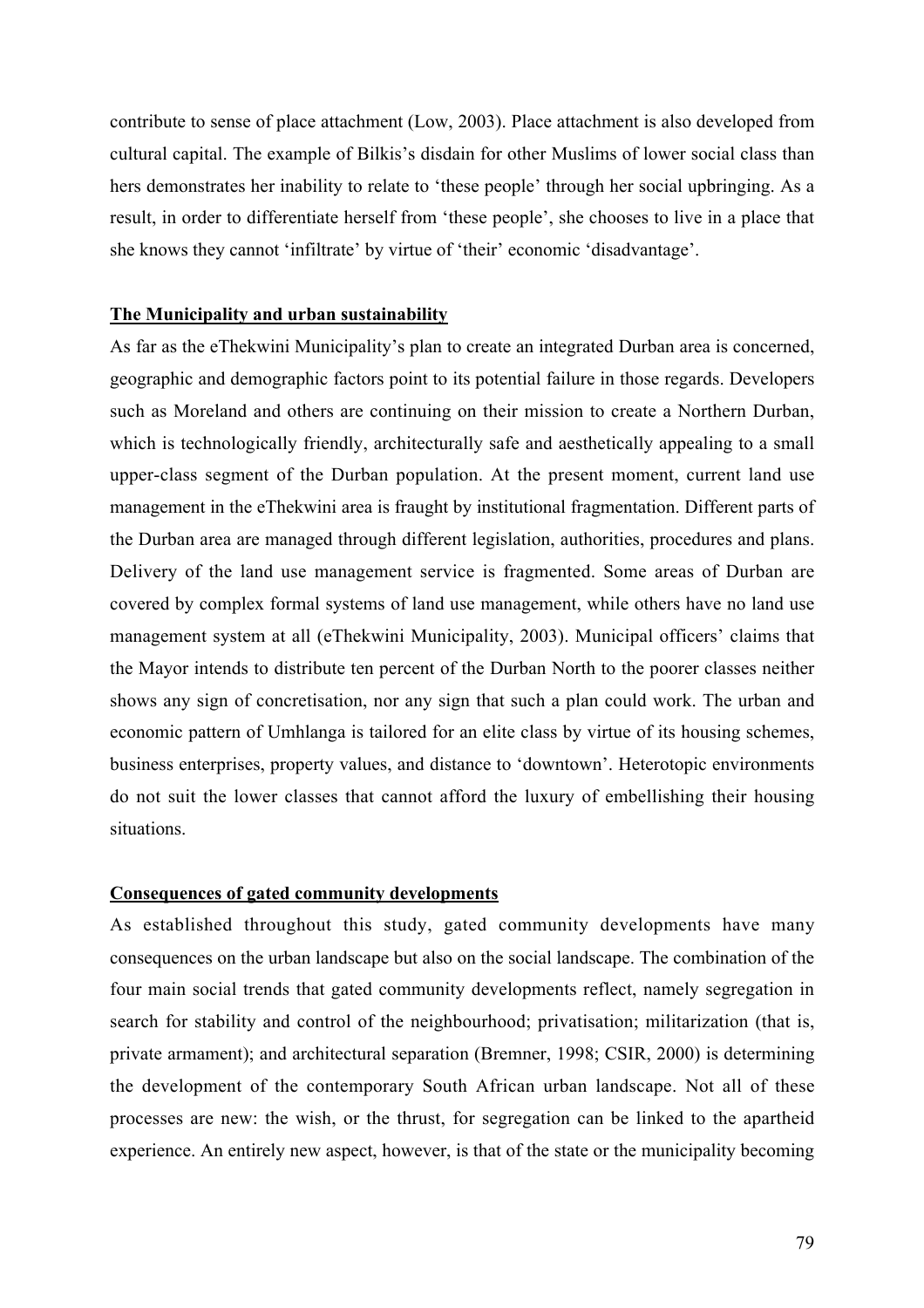contribute to sense of place attachment (Low, 2003). Place attachment is also developed from cultural capital. The example of Bilkis's disdain for other Muslims of lower social class than hers demonstrates her inability to relate to 'these people' through her social upbringing. As a result, in order to differentiate herself from 'these people', she chooses to live in a place that she knows they cannot 'infiltrate' by virtue of 'their' economic 'disadvantage'.

### The Municipality and urban sustainability

As far as the eThekwini Municipality's plan to create an integrated Durban area is concerned, geographic and demographic factors point to its potential failure in those regards. Developers such as Moreland and others are continuing on their mission to create a Northern Durban, which is technologically friendly, architecturally safe and aesthetically appealing to a small upper-class segment of the Durban population. At the present moment, current land use management in the eThekwini area is fraught by institutional fragmentation. Different parts of the Durban area are managed through different legislation, authorities, procedures and plans. Delivery of the land use management service is fragmented. Some areas of Durban are covered by complex formal systems of land use management, while others have no land use management system at all (eThekwini Municipality, 2003). Municipal officers' claims that the Mayor intends to distribute ten percent of the Durban North to the poorer classes neither shows any sign of concretisation, nor any sign that such a plan could work. The urban and economic pattern of Umhlanga is tailored for an elite class by virtue of its housing schemes, business enterprises, property values, and distance to 'downtown'. Heterotopic environments do not suit the lower classes that cannot afford the luxury of embellishing their housing situations.

### Consequences of gated community developments

As established throughout this study, gated community developments have many consequences on the urban landscape but also on the social landscape. The combination of the four main social trends that gated community developments reflect, namely segregation in search for stability and control of the neighbourhood; privatisation; militarization (that is, private armament); and architectural separation (Bremner, 1998; CSIR, 2000) is determining the development of the contemporary South African urban landscape. Not all of these processes are new: the wish, or the thrust, for segregation can be linked to the apartheid experience. An entirely new aspect, however, is that of the state or the municipality becoming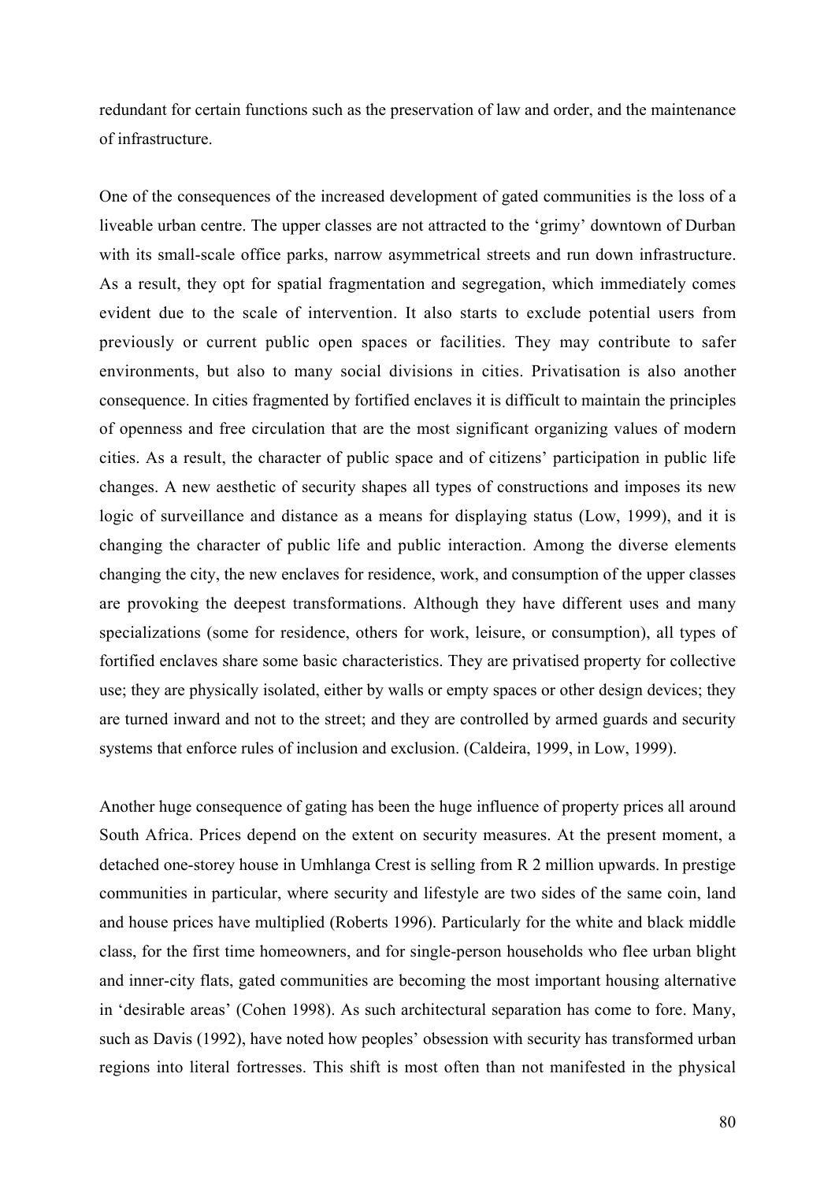redundant for certain functions such as the preservation of law and order, and the maintenance of infrastructure.

One of the consequences of the increased development of gated communities is the loss of a liveable urban centre. The upper classes are not attracted to the 'grimy' downtown of Durban with its small-scale office parks, narrow asymmetrical streets and run down infrastructure. As a result, they opt for spatial fragmentation and segregation, which immediately comes evident due to the scale of intervention. It also starts to exclude potential users from previously or current public open spaces or facilities. They may contribute to safer environments, but also to many social divisions in cities. Privatisation is also another consequence. In cities fragmented by fortified enclaves it is difficult to maintain the principles of openness and free circulation that are the most significant organizing values of modern cities. As a result, the character of public space and of citizens' participation in public life changes. A new aesthetic of security shapes all types of constructions and imposes its new logic of surveillance and distance as a means for displaying status (Low, 1999), and it is changing the character of public life and public interaction. Among the diverse elements changing the city, the new enclaves for residence, work, and consumption of the upper classes are provoking the deepest transformations. Although they have different uses and many specializations (some for residence, others for work, leisure, or consumption), all types of fortified enclaves share some basic characteristics. They are privatised property for collective use; they are physically isolated, either by walls or empty spaces or other design devices; they are turned inward and not to the street; and they are controlled by armed guards and security systems that enforce rules of inclusion and exclusion. (Caldeira, 1999, in Low, 1999).

Another huge consequence of gating has been the huge influence of property prices all around South Africa. Prices depend on the extent on security measures. At the present moment, a detached one-storey house in Umhlanga Crest is selling from R 2 million upwards. In prestige communities in particular, where security and lifestyle are two sides of the same coin, land and house prices have multiplied (Roberts 1996). Particularly for the white and black middle class, for the first time homeowners, and for single-person households who flee urban blight and inner-city flats, gated communities are becoming the most important housing alternative in 'desirable areas' (Cohen 1998). As such architectural separation has come to fore. Many, such as Davis (1992), have noted how peoples' obsession with security has transformed urban regions into literal fortresses. This shift is most often than not manifested in the physical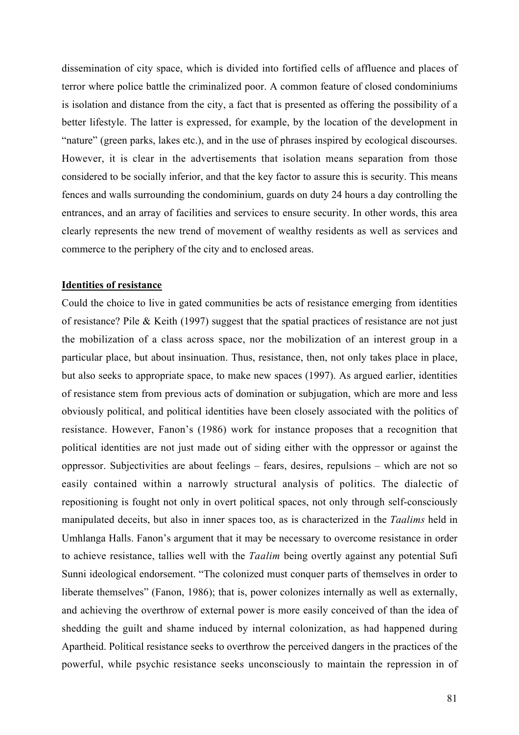dissemination of city space, which is divided into fortified cells of affluence and places of terror where police battle the criminalized poor. A common feature of closed condominiums is isolation and distance from the city, a fact that is presented as offering the possibility of a better lifestyle. The latter is expressed, for example, by the location of the development in "nature" (green parks, lakes etc.), and in the use of phrases inspired by ecological discourses. However, it is clear in the advertisements that isolation means separation from those considered to be socially inferior, and that the key factor to assure this is security. This means fences and walls surrounding the condominium, guards on duty 24 hours a day controlling the entrances, and an array of facilities and services to ensure security. In other words, this area clearly represents the new trend of movement of wealthy residents as well as services and commerce to the periphery of the city and to enclosed areas.

**<u>Identities of resistance</u>**

Could the choice to live in gated communities be acts of resistance emerging from identities of resistance? Pile & Keith (1997) suggest that the spatial practices of resistance are not just the mobilization of a class across space, nor the mobilization of an interest group in a particular place, but about insinuation. Thus, resistance, then, not only takes place in place, but also seeks to appropriate space, to make new spaces (1997). As argued earlier, identities of resistance stem from previous acts of domination or subjugation, which are more and less obviously political, and political identities have been closely associated with the politics of resistance. However, Fanon's (1986) work for instance proposes that a recognition that political identities are not just made out of siding either with the oppressor or against the oppressor. Subjectivities are about feelings – fears, desires, repulsions – which are not so easily contained within a narrowly structural analysis of politics. The dialectic of repositioning is fought not only in overt political spaces, not only through self-consciously manipulated deceits, but also in inner spaces too, as is characterized in the *Taalims* held in Umhlanga Halls. Fanon's argument that it may be necessary to overcome resistance in order to achieve resistance, tallies well with the *Taalim* being overtly against any potential Sufi Sunni ideological endorsement. "The colonized must conquer parts of themselves in order to liberate themselves" (Fanon, 1986); that is, power colonizes internally as well as externally, and achieving the overthrow of external power is more easily conceived of than the idea of shedding the guilt and shame induced by internal colonization, as had happened during Apartheid. Political resistance seeks to overthrow the perceived dangers in the practices of the powerful, while psychic resistance seeks unconsciously to maintain the repression in of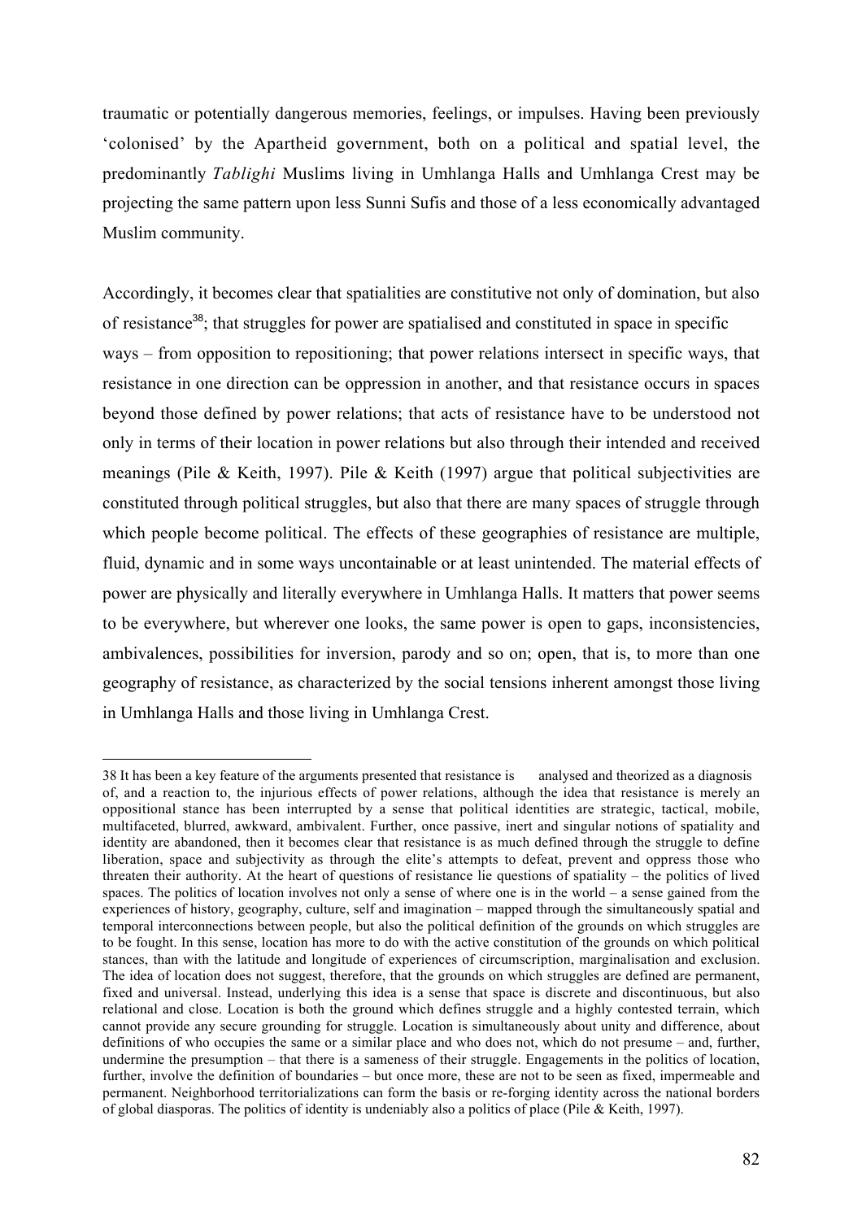traumatic or potentially dangerous memories, feelings, or impulses. Having been previously 'colonised' by the Apartheid government, both on a political and spatial level, the predominantly *Tablighi* Muslims living in Umhlanga Halls and Umhlanga Crest may be projecting the same pattern upon less Sunni Sufis and those of a less economically advantaged Muslim community.

Accordingly, it becomes clear that spatialities are constitutive not only of domination, but also of resistance[38]; that struggles for power are spatialised and constituted in space in specific ways – from opposition to repositioning; that power relations intersect in specific ways, that resistance in one direction can be oppression in another, and that resistance occurs in spaces beyond those defined by power relations; that acts of resistance have to be understood not only in terms of their location in power relations but also through their intended and received meanings (Pile & Keith, 1997). Pile & Keith (1997) argue that political subjectivities are constituted through political struggles, but also that there are many spaces of struggle through which people become political. The effects of these geographies of resistance are multiple, fluid, dynamic and in some ways uncontainable or at least unintended. The material effects of power are physically and literally everywhere in Umhlanga Halls. It matters that power seems to be everywhere, but wherever one looks, the same power is open to gaps, inconsistencies, ambivalences, possibilities for inversion, parody and so on; open, that is, to more than one geography of resistance, as characterized by the social tensions inherent amongst those living in Umhlanga Halls and those living in Umhlanga Crest.

---

38 It has been a key feature of the arguments presented that resistance is analysed and theorized as a diagnosis of, and a reaction to, the injurious effects of power relations, although the idea that resistance is merely an oppositional stance has been interrupted by a sense that political identities are strategic, tactical, mobile, multifaceted, blurred, awkward, ambivalent. Further, once passive, inert and singular notions of spatiality and identity are abandoned, then it becomes clear that resistance is as much defined through the struggle to define liberation, space and subjectivity as through the elite's attempts to defeat, prevent and oppress those who threaten their authority. At the heart of questions of resistance lie questions of spatiality – the politics of lived spaces. The politics of location involves not only a sense of where one is in the world – a sense gained from the experiences of history, geography, culture, self and imagination – mapped through the simultaneously spatial and temporal interconnections between people, but also the political definition of the grounds on which struggles are to be fought. In this sense, location has more to do with the active constitution of the grounds on which political stances, than with the latitude and longitude of experiences of circumscription, marginalisation and exclusion. The idea of location does not suggest, therefore, that the grounds on which struggles are defined are permanent, fixed and universal. Instead, underlying this idea is a sense that space is discrete and discontinuous, but also relational and close. Location is both the ground which defines struggle and a highly contested terrain, which cannot provide any secure grounding for struggle. Location is simultaneously about unity and difference, about definitions of who occupies the same or a similar place and who does not, which do not presume – and, further, undermine the presumption – that there is a sameness of their struggle. Engagements in the politics of location, further, involve the definition of boundaries – but once more, these are not to be seen as fixed, impermeable and permanent. Neighborhood territorializations can form the basis or re-forging identity across the national borders of global diasporas. The politics of identity is undeniably also a politics of place (Pile & Keith, 1997).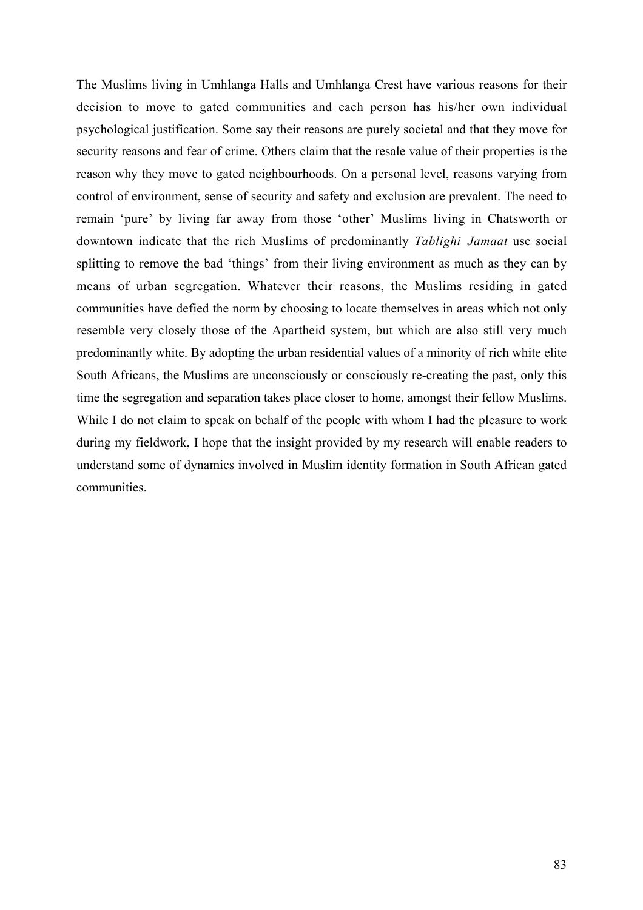The Muslims living in Umhlanga Halls and Umhlanga Crest have various reasons for their decision to move to gated communities and each person has his/her own individual psychological justification. Some say their reasons are purely societal and that they move for security reasons and fear of crime. Others claim that the resale value of their properties is the reason why they move to gated neighbourhoods. On a personal level, reasons varying from control of environment, sense of security and safety and exclusion are prevalent. The need to remain 'pure' by living far away from those 'other' Muslims living in Chatsworth or downtown indicate that the rich Muslims of predominantly *Tablighi Jamaat* use social splitting to remove the bad 'things' from their living environment as much as they can by means of urban segregation. Whatever their reasons, the Muslims residing in gated communities have defied the norm by choosing to locate themselves in areas which not only resemble very closely those of the Apartheid system, but which are also still very much predominantly white. By adopting the urban residential values of a minority of rich white elite South Africans, the Muslims are unconsciously or consciously re-creating the past, only this time the segregation and separation takes place closer to home, amongst their fellow Muslims. While I do not claim to speak on behalf of the people with whom I had the pleasure to work during my fieldwork, I hope that the insight provided by my research will enable readers to understand some of dynamics involved in Muslim identity formation in South African gated communities.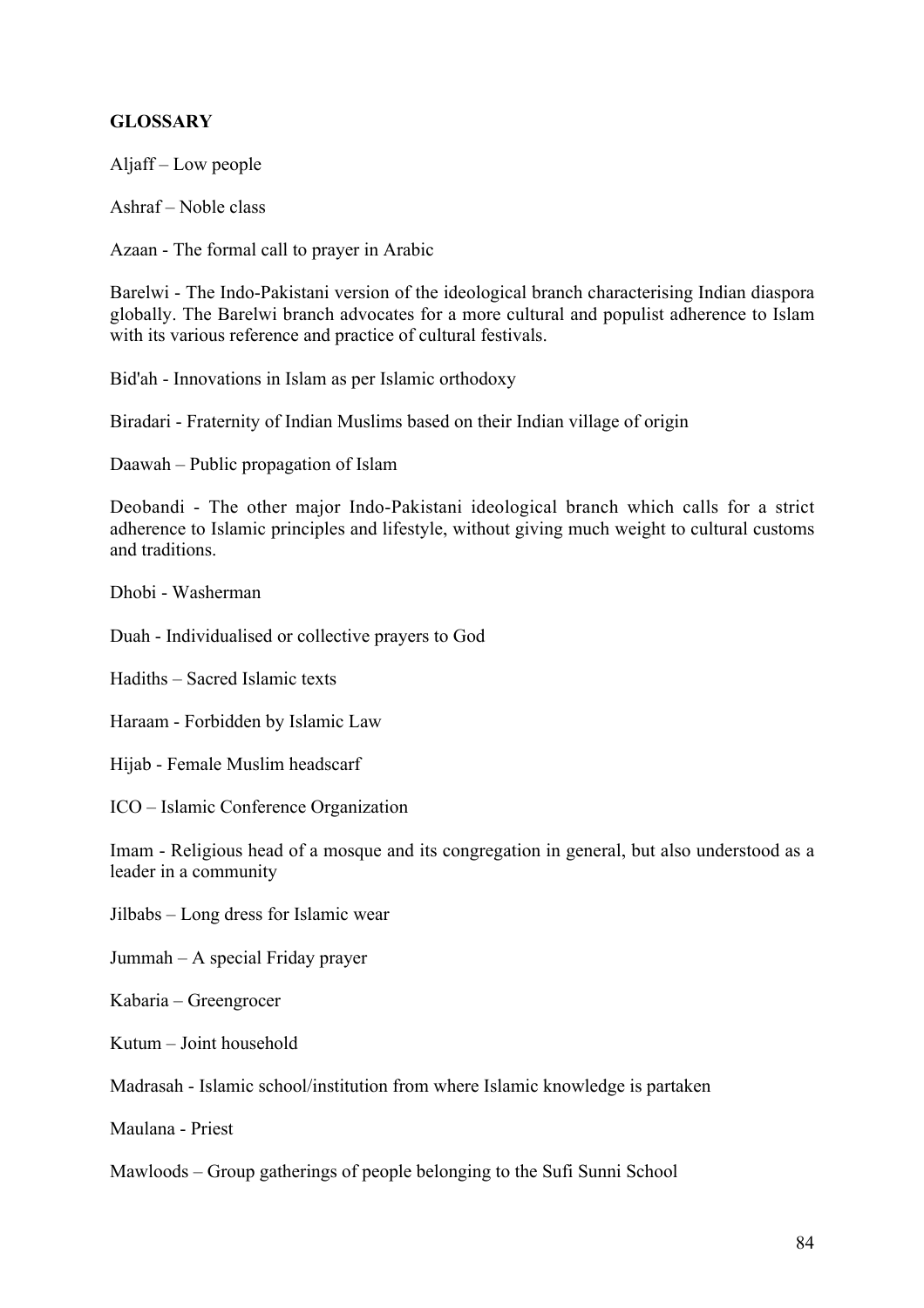**GLOSSARY**

Aljaff – Low people

Ashraf – Noble class

Azaan - The formal call to prayer in Arabic

Barelwi - The Indo-Pakistani version of the ideological branch characterising Indian diaspora globally. The Barelwi branch advocates for a more cultural and populist adherence to Islam with its various reference and practice of cultural festivals.

Bid'ah - Innovations in Islam as per Islamic orthodoxy

Biradari - Fraternity of Indian Muslims based on their Indian village of origin

Daawah – Public propagation of Islam

Deobandi - The other major Indo-Pakistani ideological branch which calls for a strict adherence to Islamic principles and lifestyle, without giving much weight to cultural customs and traditions.

Dhobi - Washerman

Duah - Individualised or collective prayers to God

Hadiths – Sacred Islamic texts

Haraam - Forbidden by Islamic Law

Hijab - Female Muslim headscarf

ICO – Islamic Conference Organization

Imam - Religious head of a mosque and its congregation in general, but also understood as a leader in a community

Jilbabs – Long dress for Islamic wear

Jummah – A special Friday prayer

Kabaria – Greengrocer

Kutum – Joint household

Madrasah - Islamic school/institution from where Islamic knowledge is partaken

Maulana - Priest

Mawloods – Group gatherings of people belonging to the Sufi Sunni School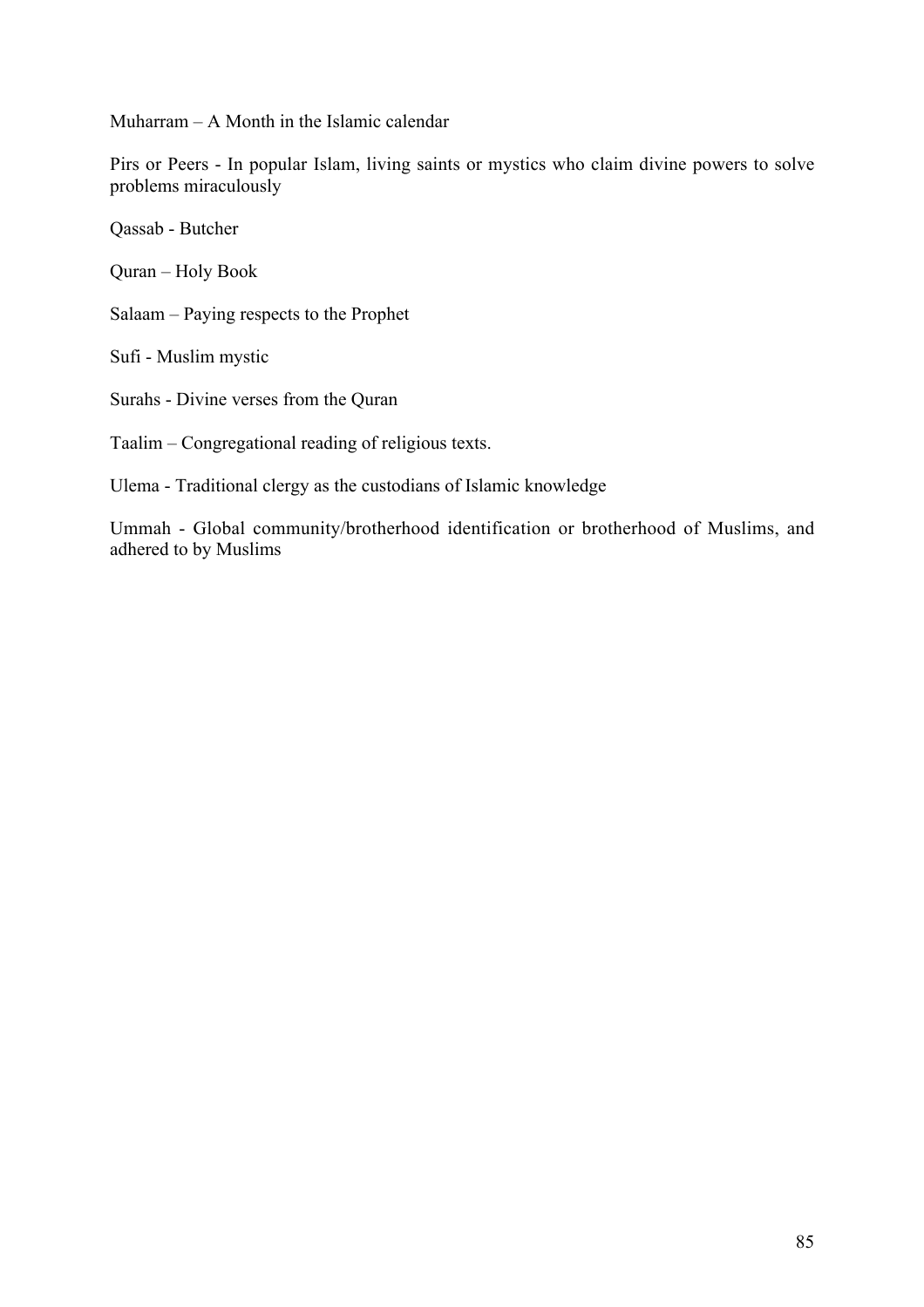Muharram – A Month in the Islamic calendar

Pirs or Peers - In popular Islam, living saints or mystics who claim divine powers to solve problems miraculously

Qassab - Butcher

Quran – Holy Book

Salaam – Paying respects to the Prophet

Sufi - Muslim mystic

Surahs - Divine verses from the Quran

Taalim – Congregational reading of religious texts.

Ulema - Traditional clergy as the custodians of Islamic knowledge

Ummah - Global community/brotherhood identification or brotherhood of Muslims, and adhered to by Muslims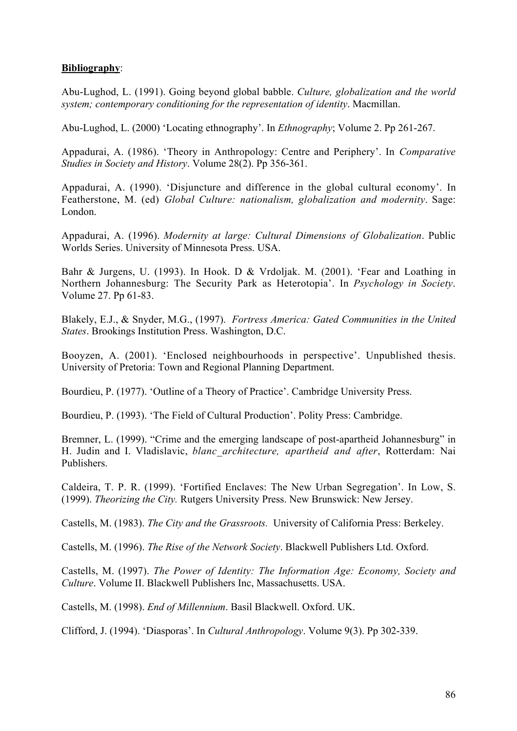**Bibliography**:

Abu-Lughod, L. (1991). Going beyond global babble. *Culture, globalization and the world system; contemporary conditioning for the representation of identity*. Macmillan.

Abu-Lughod, L. (2000) 'Locating ethnography'. In *Ethnography*; Volume 2. Pp 261-267.

Appadurai, A. (1986). 'Theory in Anthropology: Centre and Periphery'. In *Comparative Studies in Society and History*. Volume 28(2). Pp 356-361.

Appadurai, A. (1990). 'Disjuncture and difference in the global cultural economy'. In Featherstone, M. (ed) *Global Culture: nationalism, globalization and modernity*. Sage: London.

Appadurai, A. (1996). *Modernity at large: Cultural Dimensions of Globalization*. Public Worlds Series. University of Minnesota Press. USA.

Bahr & Jurgens, U. (1993). In Hook. D & Vrdoljak. M. (2001). 'Fear and Loathing in Northern Johannesburg: The Security Park as Heterotopia'. In *Psychology in Society*. Volume 27. Pp 61-83.

Blakely, E.J., & Snyder, M.G., (1997). *Fortress America: Gated Communities in the United States*. Brookings Institution Press. Washington, D.C.

Booyzen, A. (2001). 'Enclosed neighbourhoods in perspective'. Unpublished thesis. University of Pretoria: Town and Regional Planning Department.

Bourdieu, P. (1977). 'Outline of a Theory of Practice'. Cambridge University Press.

Bourdieu, P. (1993). 'The Field of Cultural Production'. Polity Press: Cambridge.

Bremner, L. (1999). "Crime and the emerging landscape of post-apartheid Johannesburg" in H. Judin and I. Vladislavic, *blanc_architecture, apartheid and after*, Rotterdam: Nai Publishers.

Caldeira, T. P. R. (1999). 'Fortified Enclaves: The New Urban Segregation'. In Low, S. (1999). *Theorizing the City.* Rutgers University Press. New Brunswick: New Jersey.

Castells, M. (1983). *The City and the Grassroots.* University of California Press: Berkeley.

Castells, M. (1996). *The Rise of the Network Society*. Blackwell Publishers Ltd. Oxford.

Castells, M. (1997). *The Power of Identity: The Information Age: Economy, Society and Culture*. Volume II. Blackwell Publishers Inc, Massachusetts. USA.

Castells, M. (1998). *End of Millennium*. Basil Blackwell. Oxford. UK.

Clifford, J. (1994). 'Diasporas'. In *Cultural Anthropology*. Volume 9(3). Pp 302-339.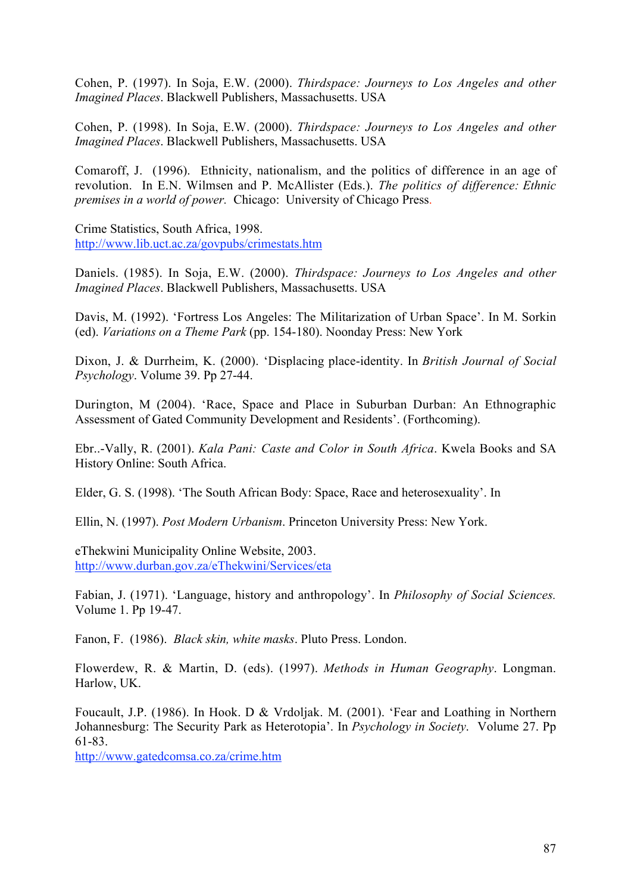Cohen, P. (1997). In Soja, E.W. (2000). *Thirdspace: Journeys to Los Angeles and other Imagined Places*. Blackwell Publishers, Massachusetts. USA

Cohen, P. (1998). In Soja, E.W. (2000). *Thirdspace: Journeys to Los Angeles and other Imagined Places*. Blackwell Publishers, Massachusetts. USA

Comaroff, J. (1996). Ethnicity, nationalism, and the politics of difference in an age of revolution. In E.N. Wilmsen and P. McAllister (Eds.). *The politics of difference: Ethnic premises in a world of power.* Chicago: University of Chicago Press.

Crime Statistics, South Africa, 1998.
http://www.lib.uct.ac.za/govpubs/crimestats.htm

Daniels. (1985). In Soja, E.W. (2000). *Thirdspace: Journeys to Los Angeles and other Imagined Places*. Blackwell Publishers, Massachusetts. USA

Davis, M. (1992). 'Fortress Los Angeles: The Militarization of Urban Space'. In M. Sorkin (ed). *Variations on a Theme Park* (pp. 154-180). Noonday Press: New York

Dixon, J. & Durrheim, K. (2000). 'Displacing place-identity. In *British Journal of Social Psychology*. Volume 39. Pp 27-44.

Durington, M (2004). 'Race, Space and Place in Suburban Durban: An Ethnographic Assessment of Gated Community Development and Residents'. (Forthcoming).

Ebr..-Vally, R. (2001). *Kala Pani: Caste and Color in South Africa*. Kwela Books and SA History Online: South Africa.

Elder, G. S. (1998). 'The South African Body: Space, Race and heterosexuality'. In

Ellin, N. (1997). *Post Modern Urbanism*. Princeton University Press: New York.

eThekwini Municipality Online Website, 2003.
http://www.durban.gov.za/eThekwini/Services/eta

Fabian, J. (1971). 'Language, history and anthropology'. In *Philosophy of Social Sciences.* Volume 1. Pp 19-47.

Fanon, F. (1986). *Black skin, white masks*. Pluto Press. London.

Flowerdew, R. & Martin, D. (eds). (1997). *Methods in Human Geography*. Longman. Harlow, UK.

Foucault, J.P. (1986). In Hook. D & Vrdoljak. M. (2001). 'Fear and Loathing in Northern Johannesburg: The Security Park as Heterotopia'. In *Psychology in Society*. Volume 27. Pp 61-83.
http://www.gatedcomsa.co.za/crime.htm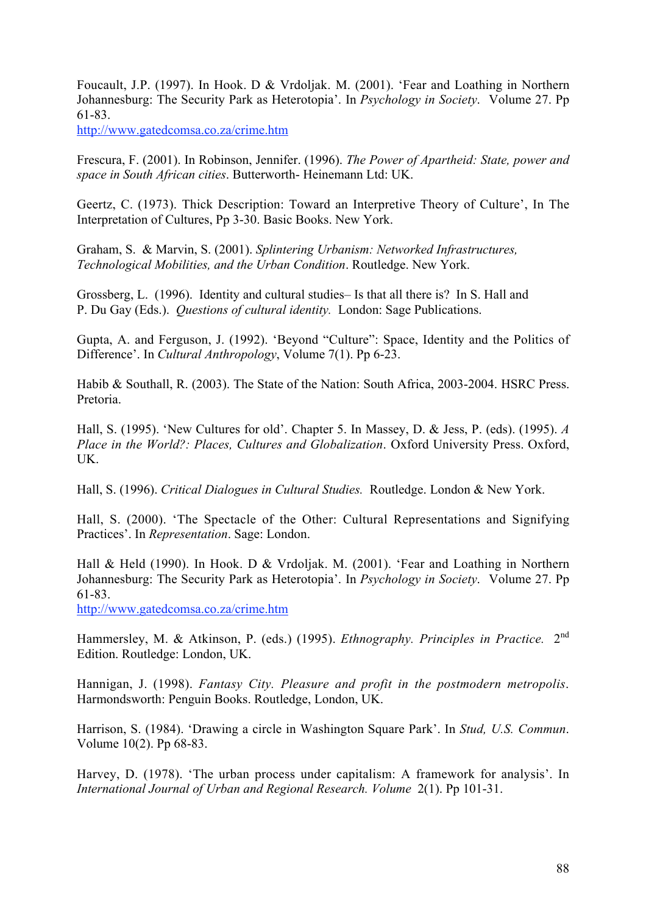Foucault, J.P. (1997). In Hook. D & Vrdoljak. M. (2001). 'Fear and Loathing in Northern Johannesburg: The Security Park as Heterotopia'. In *Psychology in Society*. Volume 27. Pp 61-83.
http://www.gatedcomsa.co.za/crime.htm

Frescura, F. (2001). In Robinson, Jennifer. (1996). *The Power of Apartheid: State, power and space in South African cities*. Butterworth- Heinemann Ltd: UK.

Geertz, C. (1973). Thick Description: Toward an Interpretive Theory of Culture', In The Interpretation of Cultures, Pp 3-30. Basic Books. New York.

Graham, S. & Marvin, S. (2001). *Splintering Urbanism: Networked Infrastructures, Technological Mobilities, and the Urban Condition*. Routledge. New York.

Grossberg, L. (1996). Identity and cultural studies– Is that all there is? In S. Hall and P. Du Gay (Eds.). *Questions of cultural identity.* London: Sage Publications.

Gupta, A. and Ferguson, J. (1992). 'Beyond "Culture": Space, Identity and the Politics of Difference'. In *Cultural Anthropology*, Volume 7(1). Pp 6-23.

Habib & Southall, R. (2003). The State of the Nation: South Africa, 2003-2004. HSRC Press. Pretoria.

Hall, S. (1995). 'New Cultures for old'. Chapter 5. In Massey, D. & Jess, P. (eds). (1995). *A Place in the World?: Places, Cultures and Globalization*. Oxford University Press. Oxford, UK.

Hall, S. (1996). *Critical Dialogues in Cultural Studies.* Routledge. London & New York.

Hall, S. (2000). 'The Spectacle of the Other: Cultural Representations and Signifying Practices'. In *Representation*. Sage: London.

Hall & Held (1990). In Hook. D & Vrdoljak. M. (2001). 'Fear and Loathing in Northern Johannesburg: The Security Park as Heterotopia'. In *Psychology in Society*. Volume 27. Pp 61-83.
http://www.gatedcomsa.co.za/crime.htm

Hammersley, M. & Atkinson, P. (eds.) (1995). *Ethnography. Principles in Practice.* 2nd Edition. Routledge: London, UK.

Hannigan, J. (1998). *Fantasy City. Pleasure and profit in the postmodern metropolis*. Harmondsworth: Penguin Books. Routledge, London, UK.

Harrison, S. (1984). 'Drawing a circle in Washington Square Park'. In *Stud, U.S. Commun*. Volume 10(2). Pp 68-83.

Harvey, D. (1978). 'The urban process under capitalism: A framework for analysis'. In *International Journal of Urban and Regional Research. Volume* 2(1). Pp 101-31.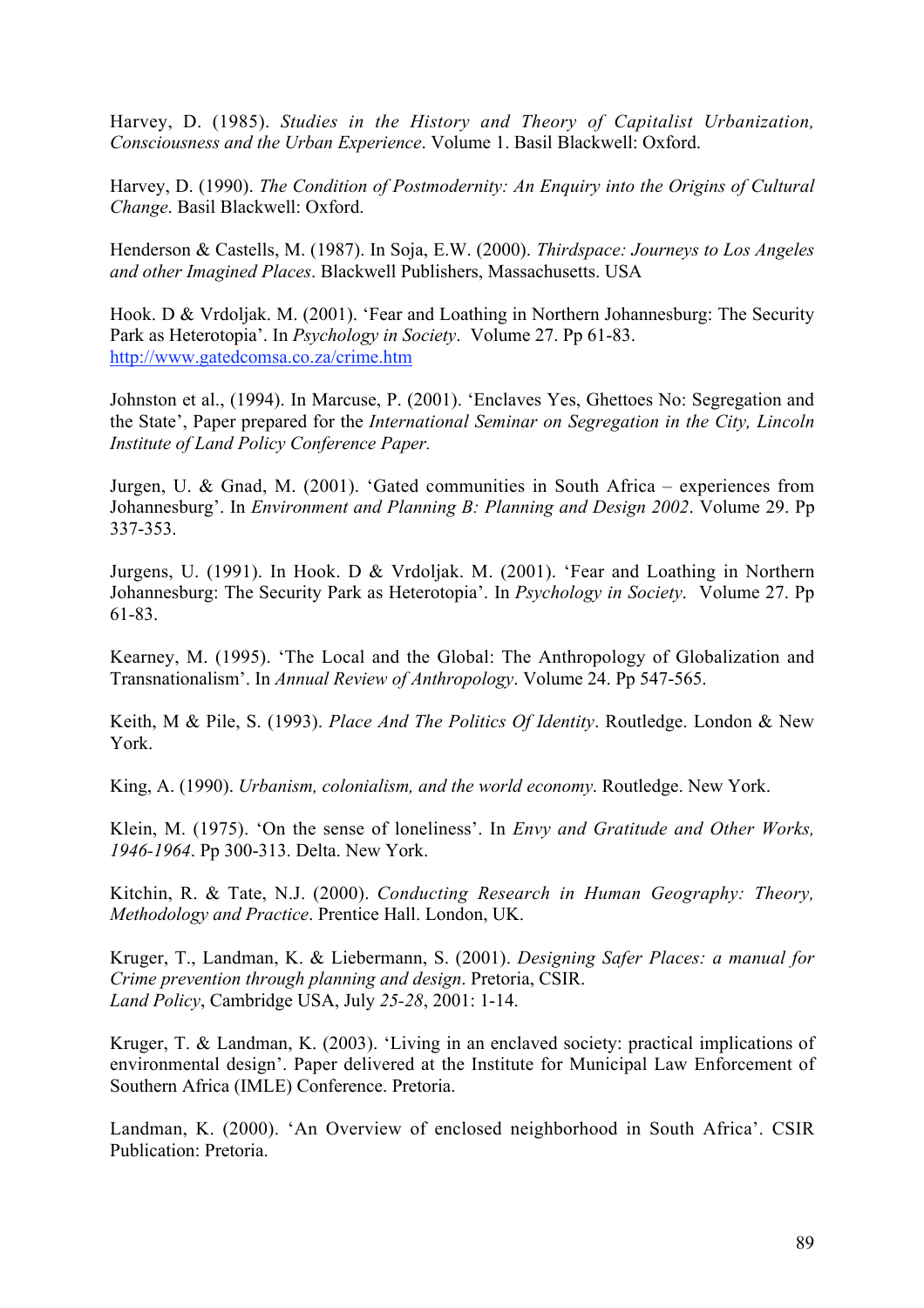Harvey, D. (1985). *Studies in the History and Theory of Capitalist Urbanization, Consciousness and the Urban Experience*. Volume 1. Basil Blackwell: Oxford.

Harvey, D. (1990). *The Condition of Postmodernity: An Enquiry into the Origins of Cultural Change*. Basil Blackwell: Oxford.

Henderson & Castells, M. (1987). In Soja, E.W. (2000). *Thirdspace: Journeys to Los Angeles and other Imagined Places*. Blackwell Publishers, Massachusetts. USA

Hook. D & Vrdoljak. M. (2001). 'Fear and Loathing in Northern Johannesburg: The Security Park as Heterotopia'. In *Psychology in Society*. Volume 27. Pp 61-83. http://www.gatedcomsa.co.za/crime.htm

Johnston et al., (1994). In Marcuse, P. (2001). 'Enclaves Yes, Ghettoes No: Segregation and the State', Paper prepared for the *International Seminar on Segregation in the City, Lincoln Institute of Land Policy Conference Paper.*

Jurgen, U. & Gnad, M. (2001). 'Gated communities in South Africa – experiences from Johannesburg'. In *Environment and Planning B: Planning and Design 2002*. Volume 29. Pp 337-353.

Jurgens, U. (1991). In Hook. D & Vrdoljak. M. (2001). 'Fear and Loathing in Northern Johannesburg: The Security Park as Heterotopia'. In *Psychology in Society*. Volume 27. Pp 61-83.

Kearney, M. (1995). 'The Local and the Global: The Anthropology of Globalization and Transnationalism'. In *Annual Review of Anthropology*. Volume 24. Pp 547-565.

Keith, M & Pile, S. (1993). *Place And The Politics Of Identity*. Routledge. London & New York.

King, A. (1990). *Urbanism, colonialism, and the world economy*. Routledge. New York.

Klein, M. (1975). 'On the sense of loneliness'. In *Envy and Gratitude and Other Works, 1946-1964*. Pp 300-313. Delta. New York.

Kitchin, R. & Tate, N.J. (2000). *Conducting Research in Human Geography: Theory, Methodology and Practice*. Prentice Hall. London, UK.

Kruger, T., Landman, K. & Liebermann, S. (2001). *Designing Safer Places: a manual for Crime prevention through planning and design*. Pretoria, CSIR.
*Land Policy*, Cambridge USA, July *25-28*, 2001: 1-14.

Kruger, T. & Landman, K. (2003). 'Living in an enclaved society: practical implications of environmental design'. Paper delivered at the Institute for Municipal Law Enforcement of Southern Africa (IMLE) Conference. Pretoria.

Landman, K. (2000). 'An Overview of enclosed neighborhood in South Africa'. CSIR Publication: Pretoria.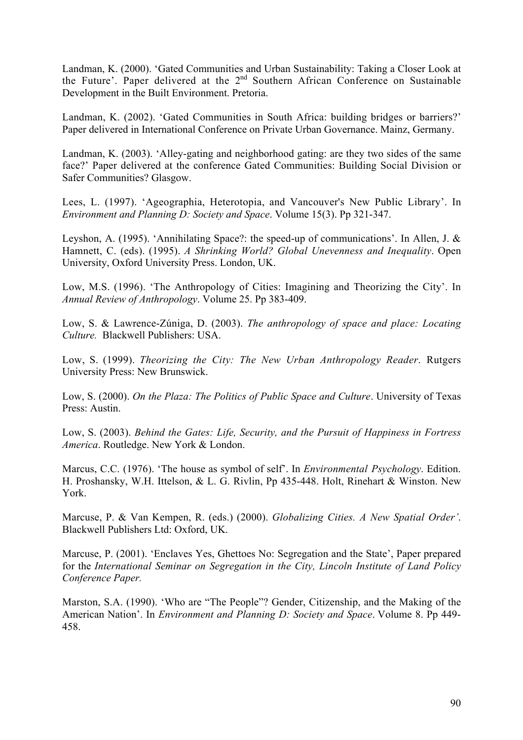Landman, K. (2000). 'Gated Communities and Urban Sustainability: Taking a Closer Look at the Future'. Paper delivered at the 2nd Southern African Conference on Sustainable Development in the Built Environment. Pretoria.

Landman, K. (2002). 'Gated Communities in South Africa: building bridges or barriers?' Paper delivered in International Conference on Private Urban Governance. Mainz, Germany.

Landman, K. (2003). 'Alley-gating and neighborhood gating: are they two sides of the same face?' Paper delivered at the conference Gated Communities: Building Social Division or Safer Communities? Glasgow.

Lees, L. (1997). 'Ageographia, Heterotopia, and Vancouver's New Public Library'. In *Environment and Planning D: Society and Space*. Volume 15(3). Pp 321-347.

Leyshon, A. (1995). 'Annihilating Space?: the speed-up of communications'. In Allen, J. & Hamnett, C. (eds). (1995). *A Shrinking World? Global Unevenness and Inequality*. Open University, Oxford University Press. London, UK.

Low, M.S. (1996). 'The Anthropology of Cities: Imagining and Theorizing the City'. In *Annual Review of Anthropology*. Volume 25. Pp 383-409.

Low, S. & Lawrence-Zúniga, D. (2003). *The anthropology of space and place: Locating Culture.* Blackwell Publishers: USA.

Low, S. (1999). *Theorizing the City: The New Urban Anthropology Reader*. Rutgers University Press: New Brunswick.

Low, S. (2000). *On the Plaza: The Politics of Public Space and Culture*. University of Texas Press: Austin.

Low, S. (2003). *Behind the Gates: Life, Security, and the Pursuit of Happiness in Fortress America*. Routledge. New York & London.

Marcus, C.C. (1976). 'The house as symbol of self'. In *Environmental Psychology*. Edition. H. Proshansky, W.H. Ittelson, & L. G. Rivlin, Pp 435-448. Holt, Rinehart & Winston. New York.

Marcuse, P. & Van Kempen, R. (eds.) (2000). *Globalizing Cities. A New Spatial Order'*. Blackwell Publishers Ltd: Oxford, UK.

Marcuse, P. (2001). 'Enclaves Yes, Ghettoes No: Segregation and the State', Paper prepared for the *International Seminar on Segregation in the City, Lincoln Institute of Land Policy Conference Paper.*

Marston, S.A. (1990). 'Who are "The People"? Gender, Citizenship, and the Making of the American Nation'. In *Environment and Planning D: Society and Space*. Volume 8. Pp 449-458.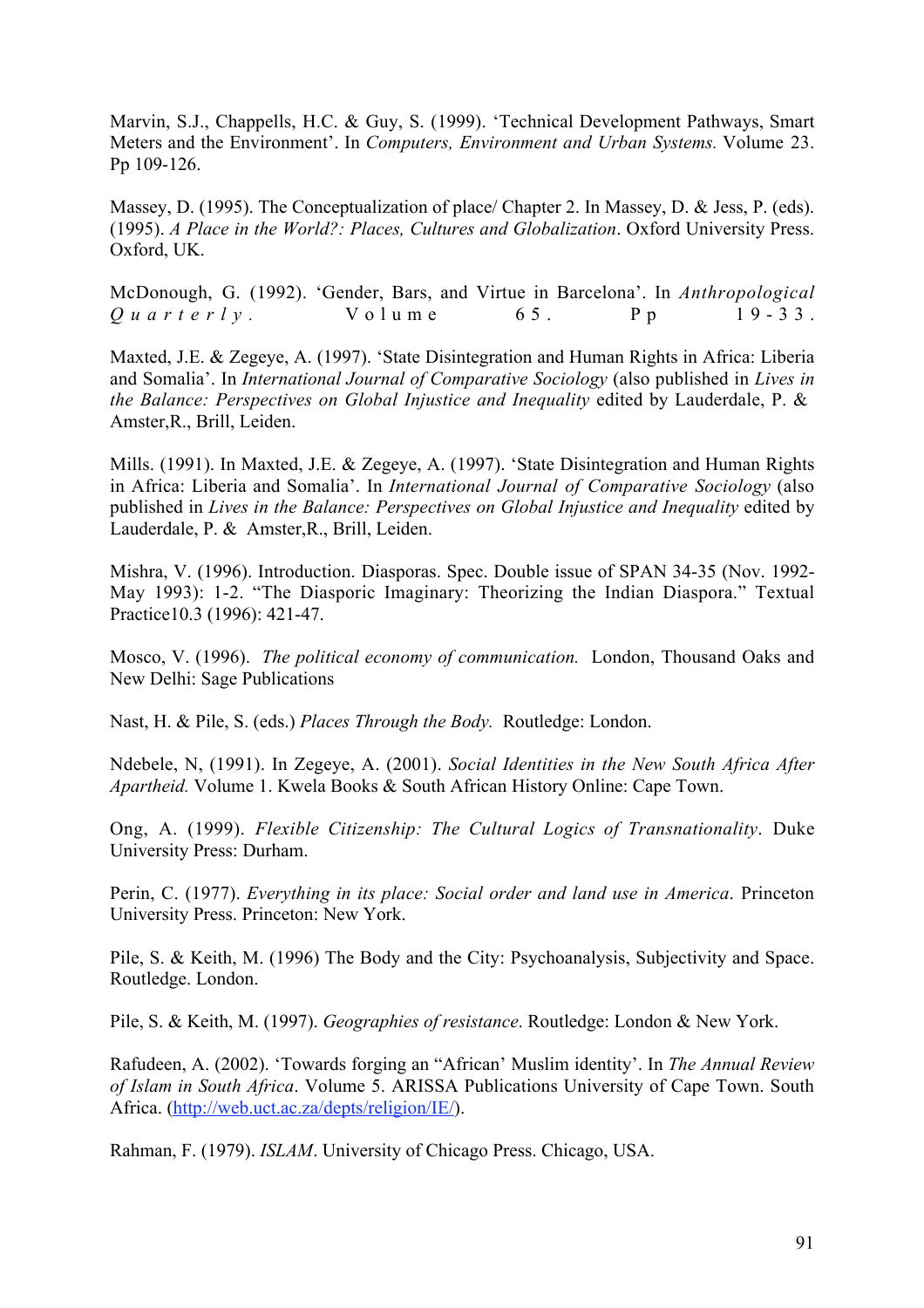Marvin, S.J., Chappells, H.C. & Guy, S. (1999). 'Technical Development Pathways, Smart Meters and the Environment'. In *Computers, Environment and Urban Systems.* Volume 23. Pp 109-126.

Massey, D. (1995). The Conceptualization of place/ Chapter 2. In Massey, D. & Jess, P. (eds). (1995). *A Place in the World?: Places, Cultures and Globalization*. Oxford University Press. Oxford, UK.

McDonough, G. (1992). 'Gender, Bars, and Virtue in Barcelona'. In *Anthropological Quarterly.* Volume 65. Pp 19-33.

Maxted, J.E. & Zegeye, A. (1997). 'State Disintegration and Human Rights in Africa: Liberia and Somalia'. In *International Journal of Comparative Sociology* (also published in *Lives in the Balance: Perspectives on Global Injustice and Inequality* edited by Lauderdale, P. & Amster,R., Brill, Leiden.

Mills. (1991). In Maxted, J.E. & Zegeye, A. (1997). 'State Disintegration and Human Rights in Africa: Liberia and Somalia'. In *International Journal of Comparative Sociology* (also published in *Lives in the Balance: Perspectives on Global Injustice and Inequality* edited by Lauderdale, P. & Amster,R., Brill, Leiden.

Mishra, V. (1996). Introduction. Diasporas. Spec. Double issue of SPAN 34-35 (Nov. 1992-May 1993): 1-2. "The Diasporic Imaginary: Theorizing the Indian Diaspora." Textual Practice10.3 (1996): 421-47.

Mosco, V. (1996). *The political economy of communication.* London, Thousand Oaks and New Delhi: Sage Publications

Nast, H. & Pile, S. (eds.) *Places Through the Body.* Routledge: London.

Ndebele, N, (1991). In Zegeye, A. (2001). *Social Identities in the New South Africa After Apartheid.* Volume 1. Kwela Books & South African History Online: Cape Town.

Ong, A. (1999). *Flexible Citizenship: The Cultural Logics of Transnationality*. Duke University Press: Durham.

Perin, C. (1977). *Everything in its place: Social order and land use in America*. Princeton University Press. Princeton: New York.

Pile, S. & Keith, M. (1996) The Body and the City: Psychoanalysis, Subjectivity and Space. Routledge. London.

Pile, S. & Keith, M. (1997). *Geographies of resistance*. Routledge: London & New York.

Rafudeen, A. (2002). 'Towards forging an "African' Muslim identity'. In *The Annual Review of Islam in South Africa*. Volume 5. ARISSA Publications University of Cape Town. South Africa. (http://web.uct.ac.za/depts/religion/IE/).

Rahman, F. (1979). *ISLAM*. University of Chicago Press. Chicago, USA.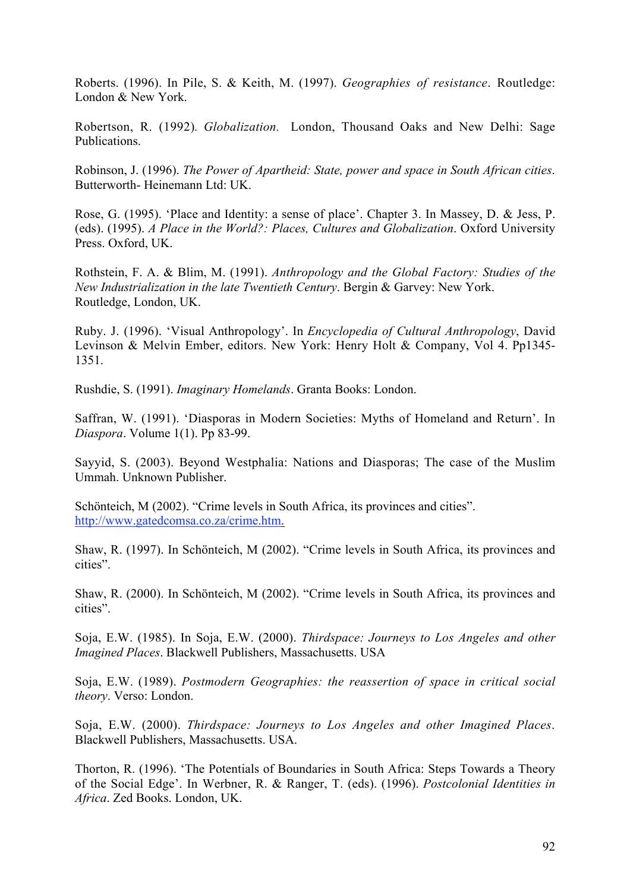Roberts. (1996). In Pile, S. & Keith, M. (1997). *Geographies of resistance*. Routledge: London & New York.

Robertson, R. (1992). *Globalization.* London, Thousand Oaks and New Delhi: Sage Publications.

Robinson, J. (1996). *The Power of Apartheid: State, power and space in South African cities*. Butterworth- Heinemann Ltd: UK.

Rose, G. (1995). 'Place and Identity: a sense of place'. Chapter 3. In Massey, D. & Jess, P. (eds). (1995). *A Place in the World?: Places, Cultures and Globalization*. Oxford University Press. Oxford, UK.

Rothstein, F. A. & Blim, M. (1991). *Anthropology and the Global Factory: Studies of the New Industrialization in the late Twentieth Century*. Bergin & Garvey: New York. Routledge, London, UK.

Ruby. J. (1996). 'Visual Anthropology'. In *Encyclopedia of Cultural Anthropology*, David Levinson & Melvin Ember, editors. New York: Henry Holt & Company, Vol 4. Pp1345-1351.

Rushdie, S. (1991). *Imaginary Homelands*. Granta Books: London.

Saffran, W. (1991). 'Diasporas in Modern Societies: Myths of Homeland and Return'. In *Diaspora*. Volume 1(1). Pp 83-99.

Sayyid, S. (2003). Beyond Westphalia: Nations and Diasporas; The case of the Muslim Ummah. Unknown Publisher.

Schönteich, M (2002). "Crime levels in South Africa, its provinces and cities". http://www.gatedcomsa.co.za/crime.htm.

Shaw, R. (1997). In Schönteich, M (2002). "Crime levels in South Africa, its provinces and cities".

Shaw, R. (2000). In Schönteich, M (2002). "Crime levels in South Africa, its provinces and cities".

Soja, E.W. (1985). In Soja, E.W. (2000). *Thirdspace: Journeys to Los Angeles and other Imagined Places*. Blackwell Publishers, Massachusetts. USA

Soja, E.W. (1989). *Postmodern Geographies: the reassertion of space in critical social theory*. Verso: London.

Soja, E.W. (2000). *Thirdspace: Journeys to Los Angeles and other Imagined Places*. Blackwell Publishers, Massachusetts. USA.

Thorton, R. (1996). 'The Potentials of Boundaries in South Africa: Steps Towards a Theory of the Social Edge'. In Werbner, R. & Ranger, T. (eds). (1996). *Postcolonial Identities in Africa*. Zed Books. London, UK.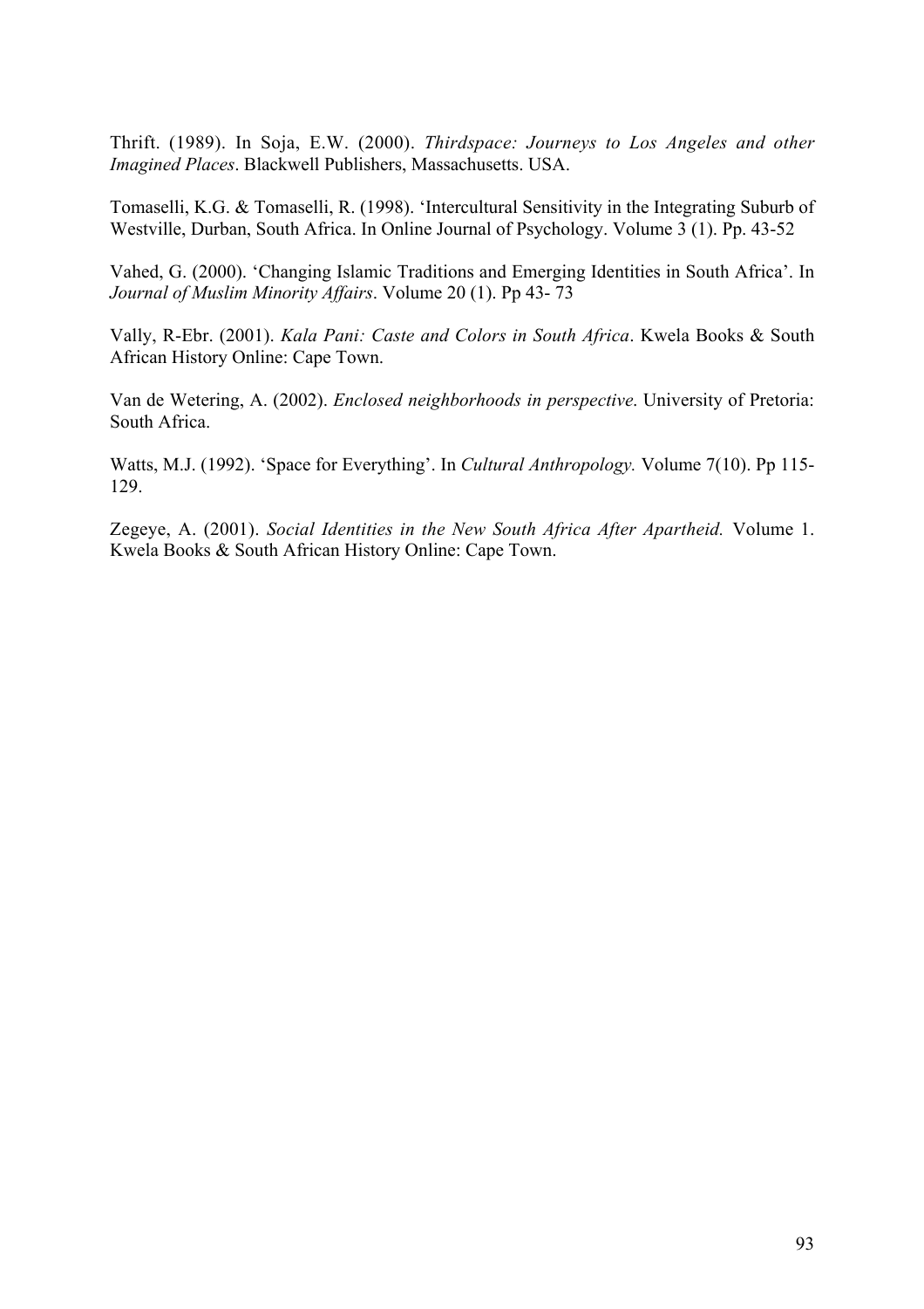Thrift. (1989). In Soja, E.W. (2000). *Thirdspace: Journeys to Los Angeles and other Imagined Places*. Blackwell Publishers, Massachusetts. USA.

Tomaselli, K.G. & Tomaselli, R. (1998). 'Intercultural Sensitivity in the Integrating Suburb of Westville, Durban, South Africa. In Online Journal of Psychology. Volume 3 (1). Pp. 43-52

Vahed, G. (2000). 'Changing Islamic Traditions and Emerging Identities in South Africa'. In *Journal of Muslim Minority Affairs*. Volume 20 (1). Pp 43- 73

Vally, R-Ebr. (2001). *Kala Pani: Caste and Colors in South Africa*. Kwela Books & South African History Online: Cape Town.

Van de Wetering, A. (2002). *Enclosed neighborhoods in perspective*. University of Pretoria: South Africa.

Watts, M.J. (1992). 'Space for Everything'. In *Cultural Anthropology.* Volume 7(10). Pp 115-129.

Zegeye, A. (2001). *Social Identities in the New South Africa After Apartheid.* Volume 1. Kwela Books & South African History Online: Cape Town.